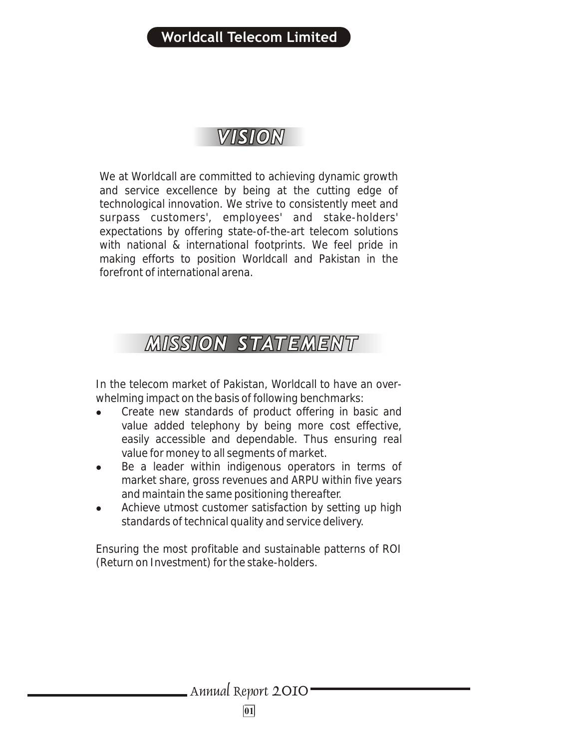# VISION

We at Worldcall are committed to achieving dynamic growth and service excellence by being at the cutting edge of technological innovation. We strive to consistently meet and surpass customers', employees' and stake-holders' expectations by offering state-of-the-art telecom solutions with national & international footprints. We feel pride in making efforts to position Worldcall and Pakistan in the forefront of international arena.

# MISSION STATEMENT

In the telecom market of Pakistan, Worldcall to have an over-whelming impact on the basis of following benchmarks:

- Create new standards of product offering in basic and value added telephony by being more cost effective, easily accessible and dependable. Thus ensuring real value for money to all segments of market.
- Be a leader within indigenous operators in terms of market share, gross revenues and ARPU within five years and maintain the same positioning thereafter.
- Achieve utmost customer satisfaction by setting up high standards of technical quality and service delivery.

Ensuring the most profitable and sustainable patterns of ROI (Return on Investment) for the stake-holders.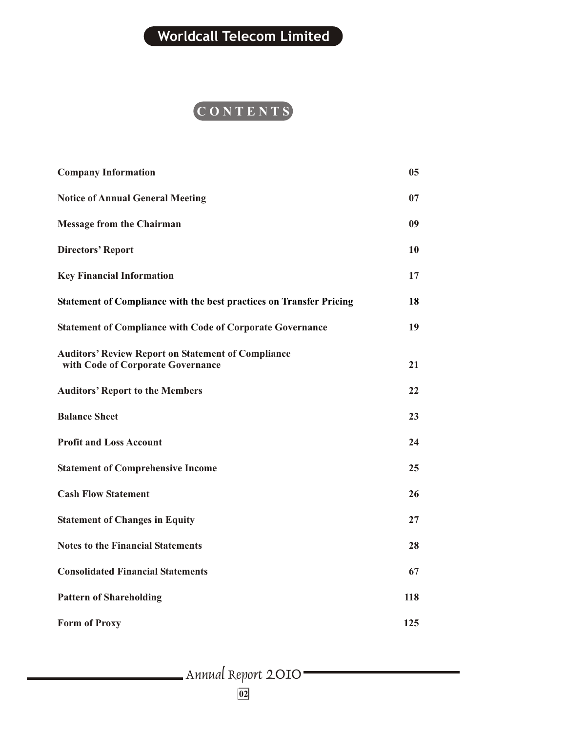# CONTENTS

| | |
|---|---|
| **Company Information** | **05** |
| **Notice of Annual General Meeting** | **07** |
| **Message from the Chairman** | **09** |
| **Directors' Report** | **10** |
| **Key Financial Information** | **17** |
| **Statement of Compliance with the best practices on Transfer Pricing** | **18** |
| **Statement of Compliance with Code of Corporate Governance** | **19** |
| **Auditors' Review Report on Statement of Compliance with Code of Corporate Governance** | **21** |
| **Auditors' Report to the Members** | **22** |
| **Balance Sheet** | **23** |
| **Profit and Loss Account** | **24** |
| **Statement of Comprehensive Income** | **25** |
| **Cash Flow Statement** | **26** |
| **Statement of Changes in Equity** | **27** |
| **Notes to the Financial Statements** | **28** |
| **Consolidated Financial Statements** | **67** |
| **Pattern of Shareholding** | **118** |
| **Form of Proxy** | **125** |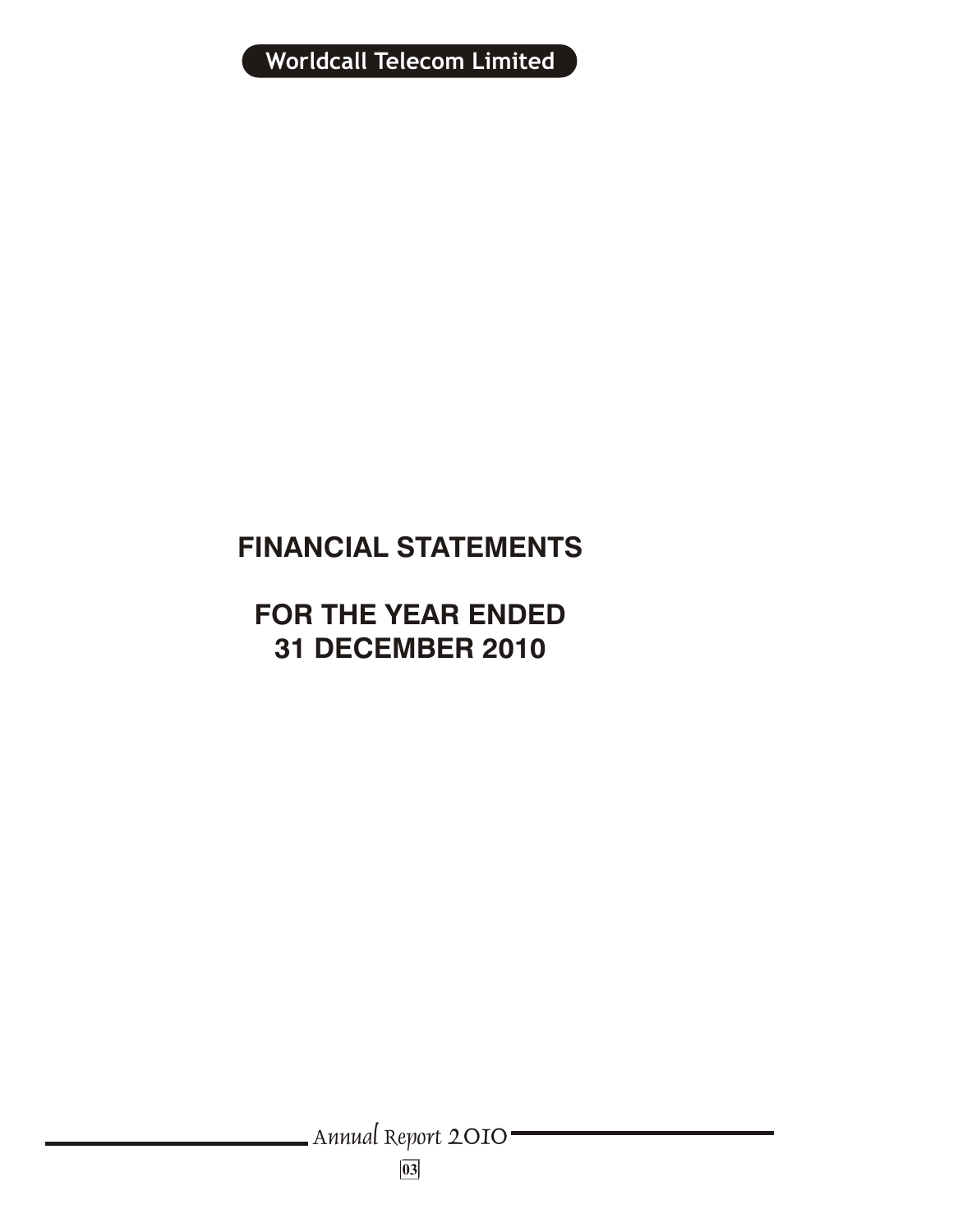# FINANCIAL STATEMENTS

## FOR THE YEAR ENDED 31 DECEMBER 2010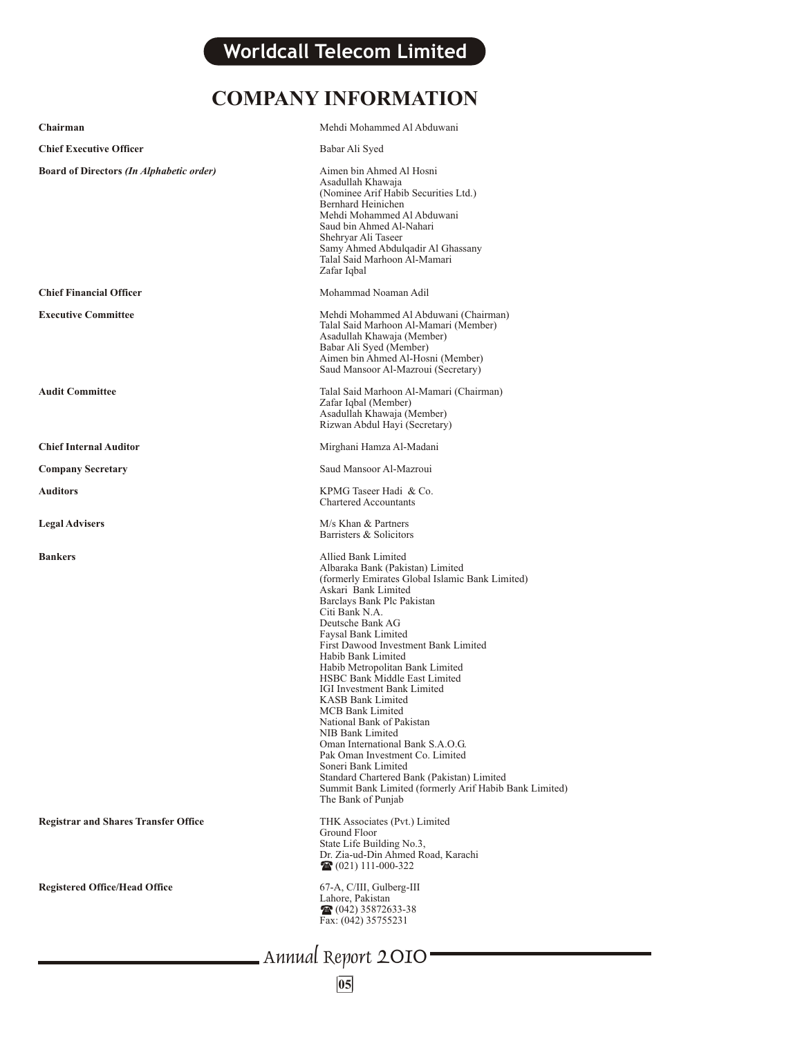# COMPANY INFORMATION

**Chairman**
Mehdi Mohammed Al Abduwani

**Chief Executive Officer**
Babar Ali Syed

**Board of Directors *(In Alphabetic order)***
Aimen bin Ahmed Al Hosni
Asadullah Khawaja
(Nominee Arif Habib Securities Ltd.)
Bernhard Heinichen
Mehdi Mohammed Al Abduwani
Saud bin Ahmed Al-Nahari
Shehryar Ali Taseer
Samy Ahmed Abdulqadir Al Ghassany
Talal Said Marhoon Al-Mamari
Zafar Iqbal

**Chief Financial Officer**
Mohammad Noaman Adil

**Executive Committee**
Mehdi Mohammed Al Abduwani (Chairman)
Talal Said Marhoon Al-Mamari (Member)
Asadullah Khawaja (Member)
Babar Ali Syed (Member)
Aimen bin Ahmed Al-Hosni (Member)
Saud Mansoor Al-Mazroui (Secretary)

**Audit Committee**
Talal Said Marhoon Al-Mamari (Chairman)
Zafar Iqbal (Member)
Asadullah Khawaja (Member)
Rizwan Abdul Hayi (Secretary)

**Chief Internal Auditor**
Mirghani Hamza Al-Madani

**Company Secretary**
Saud Mansoor Al-Mazroui

**Auditors**
KPMG Taseer Hadi & Co.
Chartered Accountants

**Legal Advisers**
M/s Khan & Partners
Barristers & Solicitors

**Bankers**
Allied Bank Limited
Albaraka Bank (Pakistan) Limited
(formerly Emirates Global Islamic Bank Limited)
Askari Bank Limited
Barclays Bank Plc Pakistan
Citi Bank N.A.
Deutsche Bank AG
Faysal Bank Limited
First Dawood Investment Bank Limited
Habib Bank Limited
Habib Metropolitan Bank Limited
HSBC Bank Middle East Limited
IGI Investment Bank Limited
KASB Bank Limited
MCB Bank Limited
National Bank of Pakistan
NIB Bank Limited
Oman International Bank S.A.O.G.
Pak Oman Investment Co. Limited
Soneri Bank Limited
Standard Chartered Bank (Pakistan) Limited
Summit Bank Limited (formerly Arif Habib Bank Limited)
The Bank of Punjab

**Registrar and Shares Transfer Office**
THK Associates (Pvt.) Limited
Ground Floor
State Life Building No.3,
Dr. Zia-ud-Din Ahmed Road, Karachi
☎ (021) 111-000-322

**Registered Office/Head Office**
67-A, C/III, Gulberg-III
Lahore, Pakistan
☎ (042) 35872633-38
Fax: (042) 35755231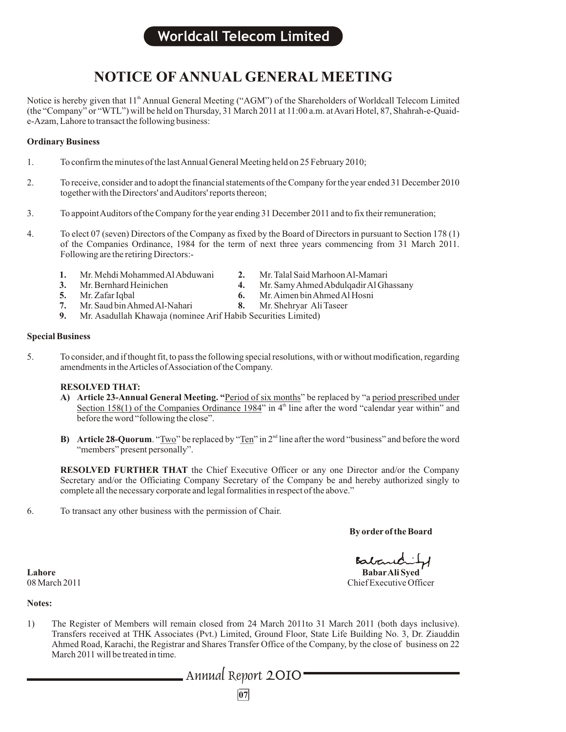# NOTICE OF ANNUAL GENERAL MEETING

Notice is hereby given that 11th Annual General Meeting ("AGM") of the Shareholders of Worldcall Telecom Limited (the "Company" or "WTL") will be held on Thursday, 31 March 2011 at 11:00 a.m. at Avari Hotel, 87, Shahrah-e-Quaid-e-Azam, Lahore to transact the following business:

**Ordinary Business**

1. To confirm the minutes of the last Annual General Meeting held on 25 February 2010;

2. To receive, consider and to adopt the financial statements of the Company for the year ended 31 December 2010 together with the Directors' and Auditors' reports thereon;

3. To appoint Auditors of the Company for the year ending 31 December 2011 and to fix their remuneration;

4. To elect 07 (seven) Directors of the Company as fixed by the Board of Directors in pursuant to Section 178 (1) of the Companies Ordinance, 1984 for the term of next three years commencing from 31 March 2011. Following are the retiring Directors:-

   **1.** Mr. Mehdi Mohammed Al Abduwani
   **2.** Mr. Talal Said Marhoon Al-Mamari
   **3.** Mr. Bernhard Heinichen
   **4.** Mr. Samy Ahmed Abdulqadir Al Ghassany
   **5.** Mr. Zafar Iqbal
   **6.** Mr. Aimen bin Ahmed Al Hosni
   **7.** Mr. Saud bin Ahmed Al-Nahari
   **8.** Mr. Shehryar Ali Taseer
   **9.** Mr. Asadullah Khawaja (nominee Arif Habib Securities Limited)

**Special Business**

5. To consider, and if thought fit, to pass the following special resolutions, with or without modification, regarding amendments in the Articles of Association of the Company.

   **RESOLVED THAT:**

   **A) Article 23-Annual General Meeting.** "Period of six months" be replaced by "a period prescribed under Section 158(1) of the Companies Ordinance 1984" in 4th line after the word "calendar year within" and before the word "following the close".

   **B) Article 28-Quorum**. "Two" be replaced by "Ten" in 2nd line after the word "business" and before the word "members" present personally".

   **RESOLVED FURTHER THAT** the Chief Executive Officer or any one Director and/or the Company Secretary and/or the Officiating Company Secretary of the Company be and hereby authorized singly to complete all the necessary corporate and legal formalities in respect of the above."

6. To transact any other business with the permission of Chair.

**By order of the Board**

**Babar Ali Syed**
Chief Executive Officer

**Lahore**
08 March 2011

**Notes:**

1) The Register of Members will remain closed from 24 March 2011to 31 March 2011 (both days inclusive). Transfers received at THK Associates (Pvt.) Limited, Ground Floor, State Life Building No. 3, Dr. Ziauddin Ahmed Road, Karachi, the Registrar and Shares Transfer Office of the Company, by the close of business on 22 March 2011 will be treated in time.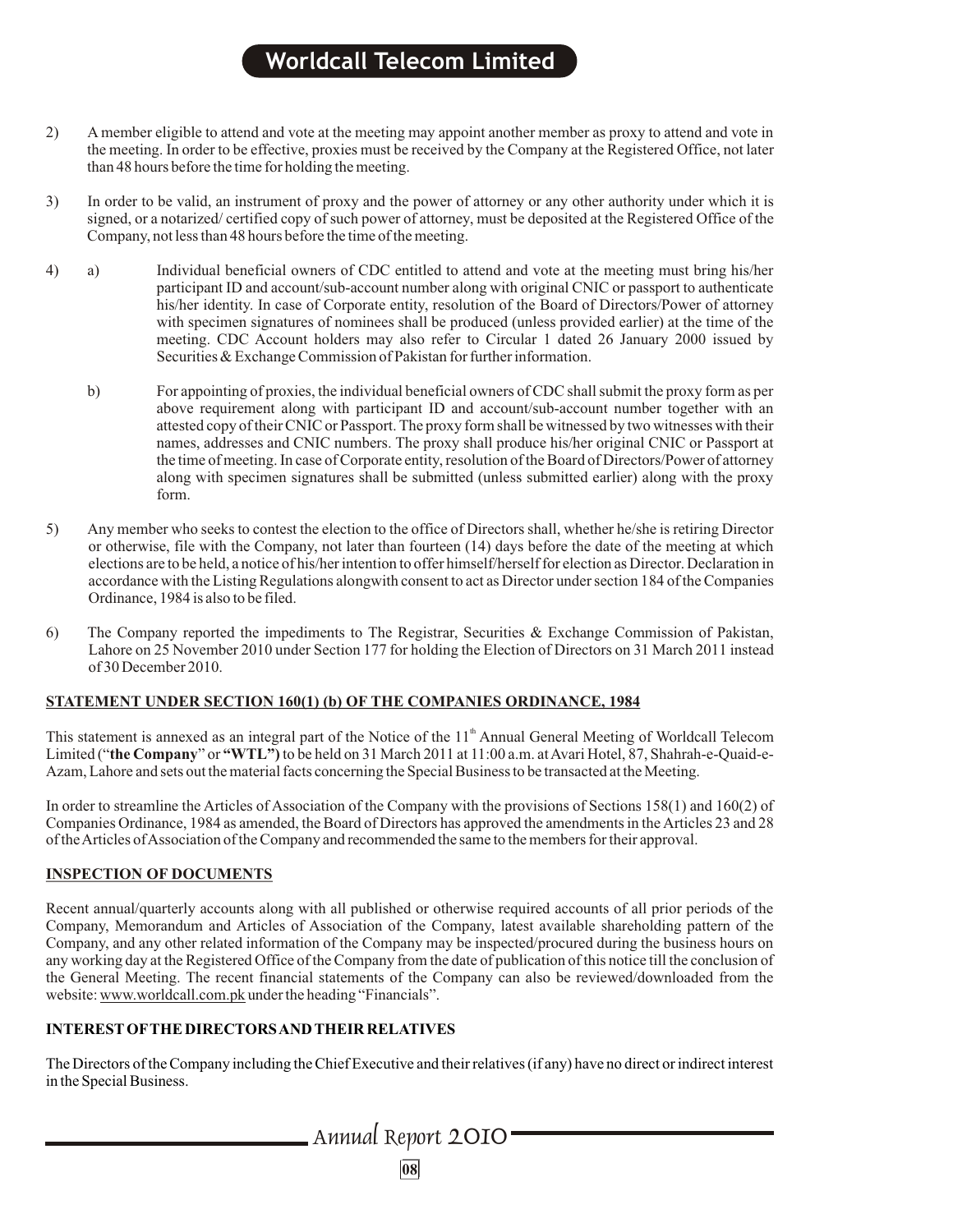2) A member eligible to attend and vote at the meeting may appoint another member as proxy to attend and vote in the meeting. In order to be effective, proxies must be received by the Company at the Registered Office, not later than 48 hours before the time for holding the meeting.

3) In order to be valid, an instrument of proxy and the power of attorney or any other authority under which it is signed, or a notarized/ certified copy of such power of attorney, must be deposited at the Registered Office of the Company, not less than 48 hours before the time of the meeting.

4) a) Individual beneficial owners of CDC entitled to attend and vote at the meeting must bring his/her participant ID and account/sub-account number along with original CNIC or passport to authenticate his/her identity. In case of Corporate entity, resolution of the Board of Directors/Power of attorney with specimen signatures of nominees shall be produced (unless provided earlier) at the time of the meeting. CDC Account holders may also refer to Circular 1 dated 26 January 2000 issued by Securities & Exchange Commission of Pakistan for further information.

   b) For appointing of proxies, the individual beneficial owners of CDC shall submit the proxy form as per above requirement along with participant ID and account/sub-account number together with an attested copy of their CNIC or Passport. The proxy form shall be witnessed by two witnesses with their names, addresses and CNIC numbers. The proxy shall produce his/her original CNIC or Passport at the time of meeting. In case of Corporate entity, resolution of the Board of Directors/Power of attorney along with specimen signatures shall be submitted (unless submitted earlier) along with the proxy form.

5) Any member who seeks to contest the election to the office of Directors shall, whether he/she is retiring Director or otherwise, file with the Company, not later than fourteen (14) days before the date of the meeting at which elections are to be held, a notice of his/her intention to offer himself/herself for election as Director. Declaration in accordance with the Listing Regulations alongwith consent to act as Director under section 184 of the Companies Ordinance, 1984 is also to be filed.

6) The Company reported the impediments to The Registrar, Securities & Exchange Commission of Pakistan, Lahore on 25 November 2010 under Section 177 for holding the Election of Directors on 31 March 2011 instead of 30 December 2010.

## STATEMENT UNDER SECTION 160(1) (b) OF THE COMPANIES ORDINANCE, 1984

This statement is annexed as an integral part of the Notice of the 11th Annual General Meeting of Worldcall Telecom Limited ("**the Company**" or **"WTL")** to be held on 31 March 2011 at 11:00 a.m. at Avari Hotel, 87, Shahrah-e-Quaid-e-Azam, Lahore and sets out the material facts concerning the Special Business to be transacted at the Meeting.

In order to streamline the Articles of Association of the Company with the provisions of Sections 158(1) and 160(2) of Companies Ordinance, 1984 as amended, the Board of Directors has approved the amendments in the Articles 23 and 28 of the Articles of Association of the Company and recommended the same to the members for their approval.

## INSPECTION OF DOCUMENTS

Recent annual/quarterly accounts along with all published or otherwise required accounts of all prior periods of the Company, Memorandum and Articles of Association of the Company, latest available shareholding pattern of the Company, and any other related information of the Company may be inspected/procured during the business hours on any working day at the Registered Office of the Company from the date of publication of this notice till the conclusion of the General Meeting. The recent financial statements of the Company can also be reviewed/downloaded from the website: www.worldcall.com.pk under the heading "Financials".

## INTEREST OF THE DIRECTORS AND THEIR RELATIVES

The Directors of the Company including the Chief Executive and their relatives (if any) have no direct or indirect interest in the Special Business.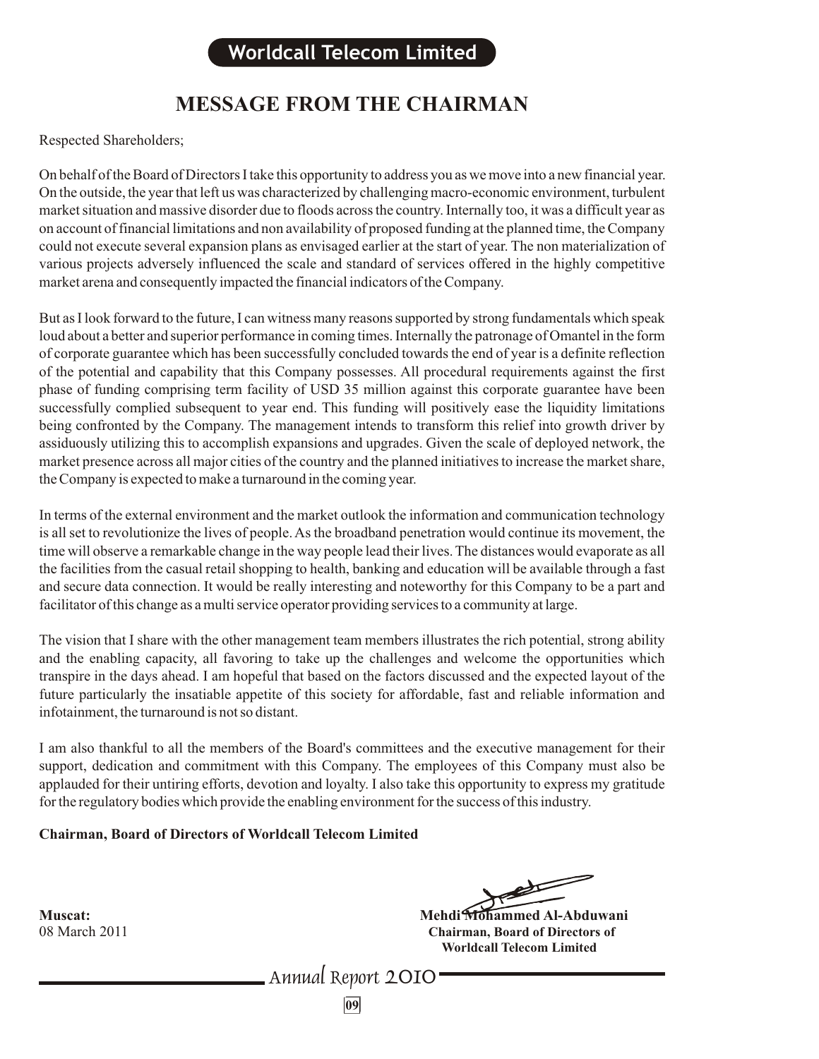# MESSAGE FROM THE CHAIRMAN

Respected Shareholders;

On behalf of the Board of Directors I take this opportunity to address you as we move into a new financial year. On the outside, the year that left us was characterized by challenging macro-economic environment, turbulent market situation and massive disorder due to floods across the country. Internally too, it was a difficult year as on account of financial limitations and non availability of proposed funding at the planned time, the Company could not execute several expansion plans as envisaged earlier at the start of year. The non materialization of various projects adversely influenced the scale and standard of services offered in the highly competitive market arena and consequently impacted the financial indicators of the Company.

But as I look forward to the future, I can witness many reasons supported by strong fundamentals which speak loud about a better and superior performance in coming times. Internally the patronage of Omantel in the form of corporate guarantee which has been successfully concluded towards the end of year is a definite reflection of the potential and capability that this Company possesses. All procedural requirements against the first phase of funding comprising term facility of USD 35 million against this corporate guarantee have been successfully complied subsequent to year end. This funding will positively ease the liquidity limitations being confronted by the Company. The management intends to transform this relief into growth driver by assiduously utilizing this to accomplish expansions and upgrades. Given the scale of deployed network, the market presence across all major cities of the country and the planned initiatives to increase the market share, the Company is expected to make a turnaround in the coming year.

In terms of the external environment and the market outlook the information and communication technology is all set to revolutionize the lives of people. As the broadband penetration would continue its movement, the time will observe a remarkable change in the way people lead their lives. The distances would evaporate as all the facilities from the casual retail shopping to health, banking and education will be available through a fast and secure data connection. It would be really interesting and noteworthy for this Company to be a part and facilitator of this change as a multi service operator providing services to a community at large.

The vision that I share with the other management team members illustrates the rich potential, strong ability and the enabling capacity, all favoring to take up the challenges and welcome the opportunities which transpire in the days ahead. I am hopeful that based on the factors discussed and the expected layout of the future particularly the insatiable appetite of this society for affordable, fast and reliable information and infotainment, the turnaround is not so distant.

I am also thankful to all the members of the Board's committees and the executive management for their support, dedication and commitment with this Company. The employees of this Company must also be applauded for their untiring efforts, devotion and loyalty. I also take this opportunity to express my gratitude for the regulatory bodies which provide the enabling environment for the success of this industry.

**Chairman, Board of Directors of Worldcall Telecom Limited**

**Muscat:**
08 March 2011

**Mehdi Mohammed Al-Abduwani**
**Chairman, Board of Directors of Worldcall Telecom Limited**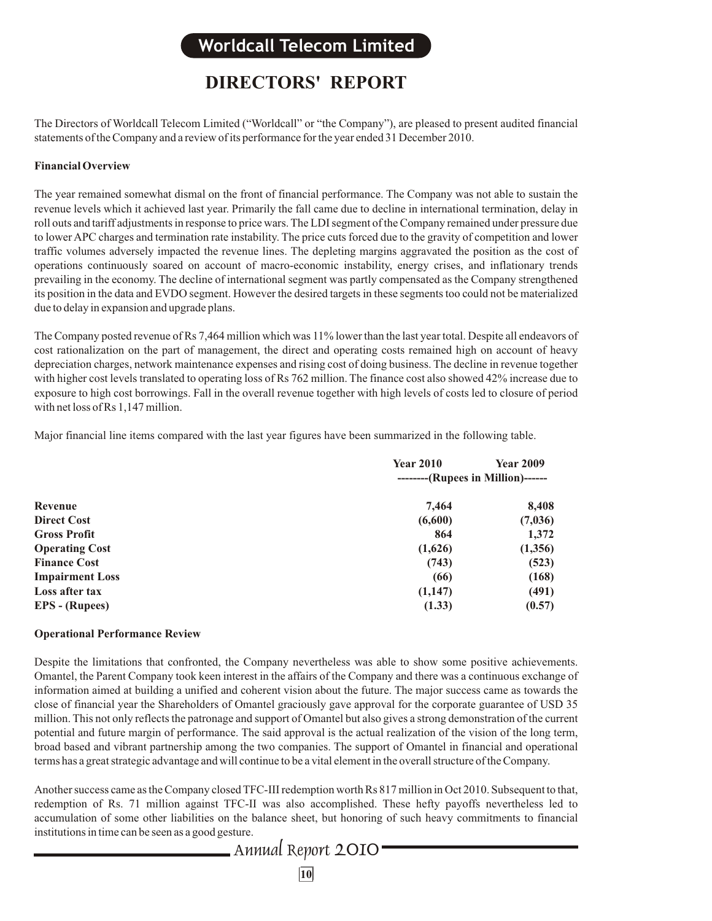# DIRECTORS' REPORT

The Directors of Worldcall Telecom Limited ("Worldcall" or "the Company"), are pleased to present audited financial statements of the Company and a review of its performance for the year ended 31 December 2010.

**Financial Overview**

The year remained somewhat dismal on the front of financial performance. The Company was not able to sustain the revenue levels which it achieved last year. Primarily the fall came due to decline in international termination, delay in roll outs and tariff adjustments in response to price wars. The LDI segment of the Company remained under pressure due to lower APC charges and termination rate instability. The price cuts forced due to the gravity of competition and lower traffic volumes adversely impacted the revenue lines. The depleting margins aggravated the position as the cost of operations continuously soared on account of macro-economic instability, energy crises, and inflationary trends prevailing in the economy. The decline of international segment was partly compensated as the Company strengthened its position in the data and EVDO segment. However the desired targets in these segments too could not be materialized due to delay in expansion and upgrade plans.

The Company posted revenue of Rs 7,464 million which was 11% lower than the last year total. Despite all endeavors of cost rationalization on the part of management, the direct and operating costs remained high on account of heavy depreciation charges, network maintenance expenses and rising cost of doing business. The decline in revenue together with higher cost levels translated to operating loss of Rs 762 million. The finance cost also showed 42% increase due to exposure to high cost borrowings. Fall in the overall revenue together with high levels of costs led to closure of period with net loss of Rs 1,147 million.

Major financial line items compared with the last year figures have been summarized in the following table.

| | Year 2010 | Year 2009 |
|---|---|---|
| | --------(Rupees in Million)------ | |
| **Revenue** | **7,464** | **8,408** |
| **Direct Cost** | **(6,600)** | **(7,036)** |
| **Gross Profit** | **864** | **1,372** |
| **Operating Cost** | **(1,626)** | **(1,356)** |
| **Finance Cost** | **(743)** | **(523)** |
| **Impairment Loss** | **(66)** | **(168)** |
| **Loss after tax** | **(1,147)** | **(491)** |
| **EPS - (Rupees)** | **(1.33)** | **(0.57)** |

**Operational Performance Review**

Despite the limitations that confronted, the Company nevertheless was able to show some positive achievements. Omantel, the Parent Company took keen interest in the affairs of the Company and there was a continuous exchange of information aimed at building a unified and coherent vision about the future. The major success came as towards the close of financial year the Shareholders of Omantel graciously gave approval for the corporate guarantee of USD 35 million. This not only reflects the patronage and support of Omantel but also gives a strong demonstration of the current potential and future margin of performance. The said approval is the actual realization of the vision of the long term, broad based and vibrant partnership among the two companies. The support of Omantel in financial and operational terms has a great strategic advantage and will continue to be a vital element in the overall structure of the Company.

Another success came as the Company closed TFC-III redemption worth Rs 817 million in Oct 2010. Subsequent to that, redemption of Rs. 71 million against TFC-II was also accomplished. These hefty payoffs nevertheless led to accumulation of some other liabilities on the balance sheet, but honoring of such heavy commitments to financial institutions in time can be seen as a good gesture.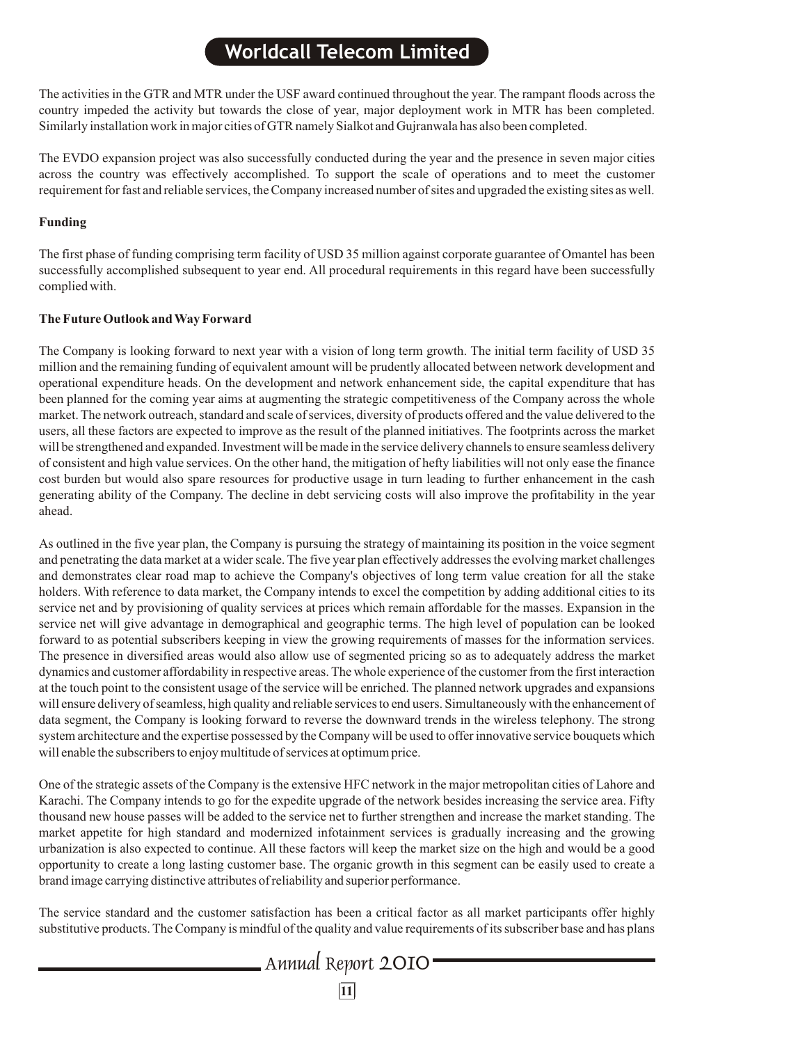The activities in the GTR and MTR under the USF award continued throughout the year. The rampant floods across the country impeded the activity but towards the close of year, major deployment work in MTR has been completed. Similarly installation work in major cities of GTR namely Sialkot and Gujranwala has also been completed.

The EVDO expansion project was also successfully conducted during the year and the presence in seven major cities across the country was effectively accomplished. To support the scale of operations and to meet the customer requirement for fast and reliable services, the Company increased number of sites and upgraded the existing sites as well.

**Funding**

The first phase of funding comprising term facility of USD 35 million against corporate guarantee of Omantel has been successfully accomplished subsequent to year end. All procedural requirements in this regard have been successfully complied with.

**The Future Outlook and Way Forward**

The Company is looking forward to next year with a vision of long term growth. The initial term facility of USD 35 million and the remaining funding of equivalent amount will be prudently allocated between network development and operational expenditure heads. On the development and network enhancement side, the capital expenditure that has been planned for the coming year aims at augmenting the strategic competitiveness of the Company across the whole market. The network outreach, standard and scale of services, diversity of products offered and the value delivered to the users, all these factors are expected to improve as the result of the planned initiatives. The footprints across the market will be strengthened and expanded. Investment will be made in the service delivery channels to ensure seamless delivery of consistent and high value services. On the other hand, the mitigation of hefty liabilities will not only ease the finance cost burden but would also spare resources for productive usage in turn leading to further enhancement in the cash generating ability of the Company. The decline in debt servicing costs will also improve the profitability in the year ahead.

As outlined in the five year plan, the Company is pursuing the strategy of maintaining its position in the voice segment and penetrating the data market at a wider scale. The five year plan effectively addresses the evolving market challenges and demonstrates clear road map to achieve the Company's objectives of long term value creation for all the stake holders. With reference to data market, the Company intends to excel the competition by adding additional cities to its service net and by provisioning of quality services at prices which remain affordable for the masses. Expansion in the service net will give advantage in demographical and geographic terms. The high level of population can be looked forward to as potential subscribers keeping in view the growing requirements of masses for the information services. The presence in diversified areas would also allow use of segmented pricing so as to adequately address the market dynamics and customer affordability in respective areas. The whole experience of the customer from the first interaction at the touch point to the consistent usage of the service will be enriched. The planned network upgrades and expansions will ensure delivery of seamless, high quality and reliable services to end users. Simultaneously with the enhancement of data segment, the Company is looking forward to reverse the downward trends in the wireless telephony. The strong system architecture and the expertise possessed by the Company will be used to offer innovative service bouquets which will enable the subscribers to enjoy multitude of services at optimum price.

One of the strategic assets of the Company is the extensive HFC network in the major metropolitan cities of Lahore and Karachi. The Company intends to go for the expedite upgrade of the network besides increasing the service area. Fifty thousand new house passes will be added to the service net to further strengthen and increase the market standing. The market appetite for high standard and modernized infotainment services is gradually increasing and the growing urbanization is also expected to continue. All these factors will keep the market size on the high and would be a good opportunity to create a long lasting customer base. The organic growth in this segment can be easily used to create a brand image carrying distinctive attributes of reliability and superior performance.

The service standard and the customer satisfaction has been a critical factor as all market participants offer highly substitutive products. The Company is mindful of the quality and value requirements of its subscriber base and has plans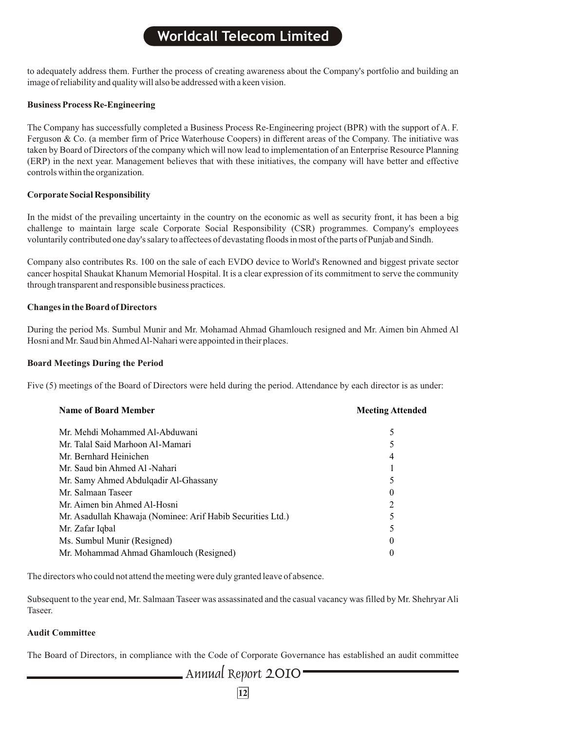to adequately address them. Further the process of creating awareness about the Company's portfolio and building an image of reliability and quality will also be addressed with a keen vision.

**Business Process Re-Engineering**

The Company has successfully completed a Business Process Re-Engineering project (BPR) with the support of A. F. Ferguson & Co. (a member firm of Price Waterhouse Coopers) in different areas of the Company. The initiative was taken by Board of Directors of the company which will now lead to implementation of an Enterprise Resource Planning (ERP) in the next year. Management believes that with these initiatives, the company will have better and effective controls within the organization.

**Corporate Social Responsibility**

In the midst of the prevailing uncertainty in the country on the economic as well as security front, it has been a big challenge to maintain large scale Corporate Social Responsibility (CSR) programmes. Company's employees voluntarily contributed one day's salary to affectees of devastating floods in most of the parts of Punjab and Sindh.

Company also contributes Rs. 100 on the sale of each EVDO device to World's Renowned and biggest private sector cancer hospital Shaukat Khanum Memorial Hospital. It is a clear expression of its commitment to serve the community through transparent and responsible business practices.

**Changes in the Board of Directors**

During the period Ms. Sumbul Munir and Mr. Mohamad Ahmad Ghamlouch resigned and Mr. Aimen bin Ahmed Al Hosni and Mr. Saud bin Ahmed Al-Nahari were appointed in their places.

**Board Meetings During the Period**

Five (5) meetings of the Board of Directors were held during the period. Attendance by each director is as under:

| Name of Board Member | Meeting Attended |
|---|---|
| Mr. Mehdi Mohammed Al-Abduwani | 5 |
| Mr. Talal Said Marhoon Al-Mamari | 5 |
| Mr. Bernhard Heinichen | 4 |
| Mr. Saud bin Ahmed Al -Nahari | 1 |
| Mr. Samy Ahmed Abdulqadir Al-Ghassany | 5 |
| Mr. Salmaan Taseer | 0 |
| Mr. Aimen bin Ahmed Al-Hosni | 2 |
| Mr. Asadullah Khawaja (Nominee: Arif Habib Securities Ltd.) | 5 |
| Mr. Zafar Iqbal | 5 |
| Ms. Sumbul Munir (Resigned) | 0 |
| Mr. Mohammad Ahmad Ghamlouch (Resigned) | 0 |

The directors who could not attend the meeting were duly granted leave of absence.

Subsequent to the year end, Mr. Salmaan Taseer was assassinated and the casual vacancy was filled by Mr. Shehryar Ali Taseer.

**Audit Committee**

The Board of Directors, in compliance with the Code of Corporate Governance has established an audit committee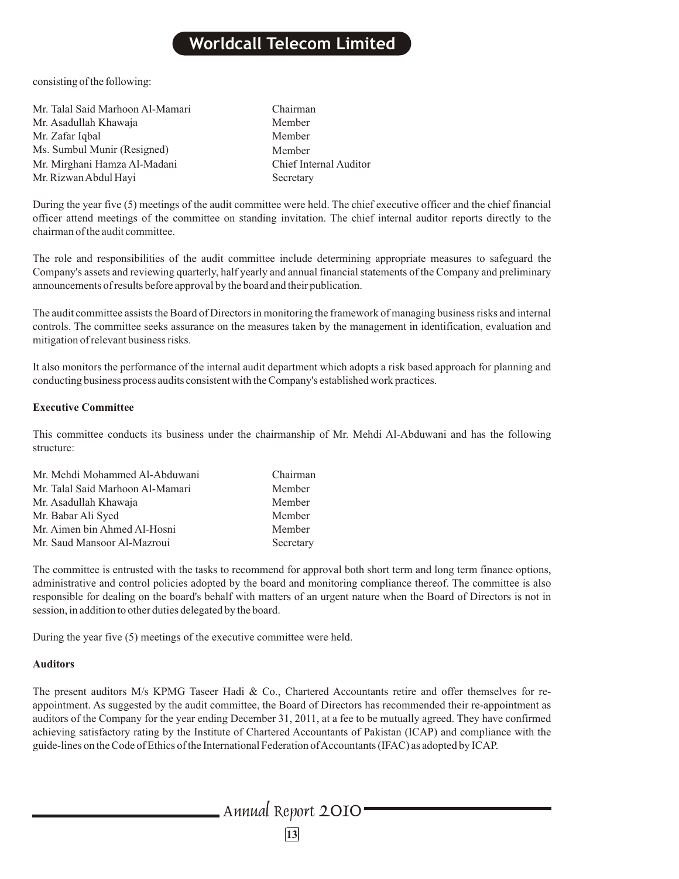consisting of the following:

| | |
|---|---|
| Mr. Talal Said Marhoon Al-Mamari | Chairman |
| Mr. Asadullah Khawaja | Member |
| Mr. Zafar Iqbal | Member |
| Ms. Sumbul Munir (Resigned) | Member |
| Mr. Mirghani Hamza Al-Madani | Chief Internal Auditor |
| Mr. Rizwan Abdul Hayi | Secretary |

During the year five (5) meetings of the audit committee were held. The chief executive officer and the chief financial officer attend meetings of the committee on standing invitation. The chief internal auditor reports directly to the chairman of the audit committee.

The role and responsibilities of the audit committee include determining appropriate measures to safeguard the Company's assets and reviewing quarterly, half yearly and annual financial statements of the Company and preliminary announcements of results before approval by the board and their publication.

The audit committee assists the Board of Directors in monitoring the framework of managing business risks and internal controls. The committee seeks assurance on the measures taken by the management in identification, evaluation and mitigation of relevant business risks.

It also monitors the performance of the internal audit department which adopts a risk based approach for planning and conducting business process audits consistent with the Company's established work practices.

**Executive Committee**

This committee conducts its business under the chairmanship of Mr. Mehdi Al-Abduwani and has the following structure:

| | |
|---|---|
| Mr. Mehdi Mohammed Al-Abduwani | Chairman |
| Mr. Talal Said Marhoon Al-Mamari | Member |
| Mr. Asadullah Khawaja | Member |
| Mr. Babar Ali Syed | Member |
| Mr. Aimen bin Ahmed Al-Hosni | Member |
| Mr. Saud Mansoor Al-Mazroui | Secretary |

The committee is entrusted with the tasks to recommend for approval both short term and long term finance options, administrative and control policies adopted by the board and monitoring compliance thereof. The committee is also responsible for dealing on the board's behalf with matters of an urgent nature when the Board of Directors is not in session, in addition to other duties delegated by the board.

During the year five (5) meetings of the executive committee were held.

**Auditors**

The present auditors M/s KPMG Taseer Hadi & Co., Chartered Accountants retire and offer themselves for re-appointment. As suggested by the audit committee, the Board of Directors has recommended their re-appointment as auditors of the Company for the year ending December 31, 2011, at a fee to be mutually agreed. They have confirmed achieving satisfactory rating by the Institute of Chartered Accountants of Pakistan (ICAP) and compliance with the guide-lines on the Code of Ethics of the International Federation of Accountants (IFAC) as adopted by ICAP.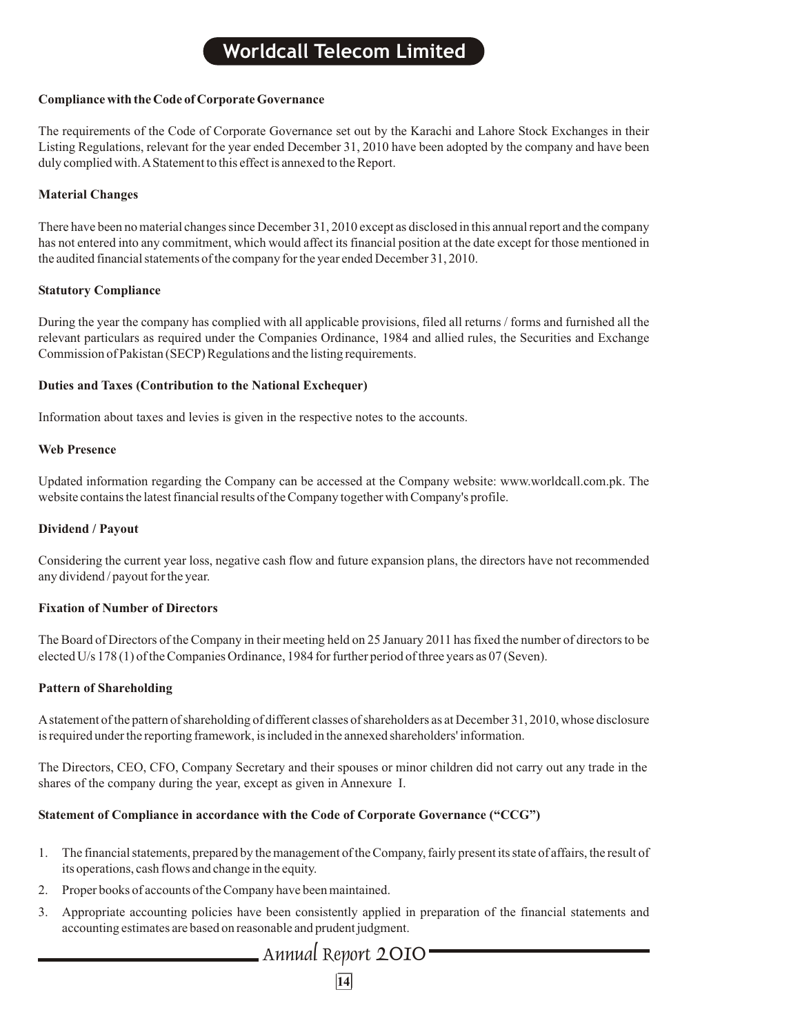### Compliance with the Code of Corporate Governance

The requirements of the Code of Corporate Governance set out by the Karachi and Lahore Stock Exchanges in their Listing Regulations, relevant for the year ended December 31, 2010 have been adopted by the company and have been duly complied with. A Statement to this effect is annexed to the Report.

### Material Changes

There have been no material changes since December 31, 2010 except as disclosed in this annual report and the company has not entered into any commitment, which would affect its financial position at the date except for those mentioned in the audited financial statements of the company for the year ended December 31, 2010.

### Statutory Compliance

During the year the company has complied with all applicable provisions, filed all returns / forms and furnished all the relevant particulars as required under the Companies Ordinance, 1984 and allied rules, the Securities and Exchange Commission of Pakistan (SECP) Regulations and the listing requirements.

### Duties and Taxes (Contribution to the National Exchequer)

Information about taxes and levies is given in the respective notes to the accounts.

### Web Presence

Updated information regarding the Company can be accessed at the Company website: www.worldcall.com.pk. The website contains the latest financial results of the Company together with Company's profile.

### Dividend / Payout

Considering the current year loss, negative cash flow and future expansion plans, the directors have not recommended any dividend / payout for the year.

### Fixation of Number of Directors

The Board of Directors of the Company in their meeting held on 25 January 2011 has fixed the number of directors to be elected U/s 178 (1) of the Companies Ordinance, 1984 for further period of three years as 07 (Seven).

### Pattern of Shareholding

A statement of the pattern of shareholding of different classes of shareholders as at December 31, 2010, whose disclosure is required under the reporting framework, is included in the annexed shareholders' information.

The Directors, CEO, CFO, Company Secretary and their spouses or minor children did not carry out any trade in the shares of the company during the year, except as given in Annexure I.

### Statement of Compliance in accordance with the Code of Corporate Governance ("CCG")

1. The financial statements, prepared by the management of the Company, fairly present its state of affairs, the result of its operations, cash flows and change in the equity.
2. Proper books of accounts of the Company have been maintained.
3. Appropriate accounting policies have been consistently applied in preparation of the financial statements and accounting estimates are based on reasonable and prudent judgment.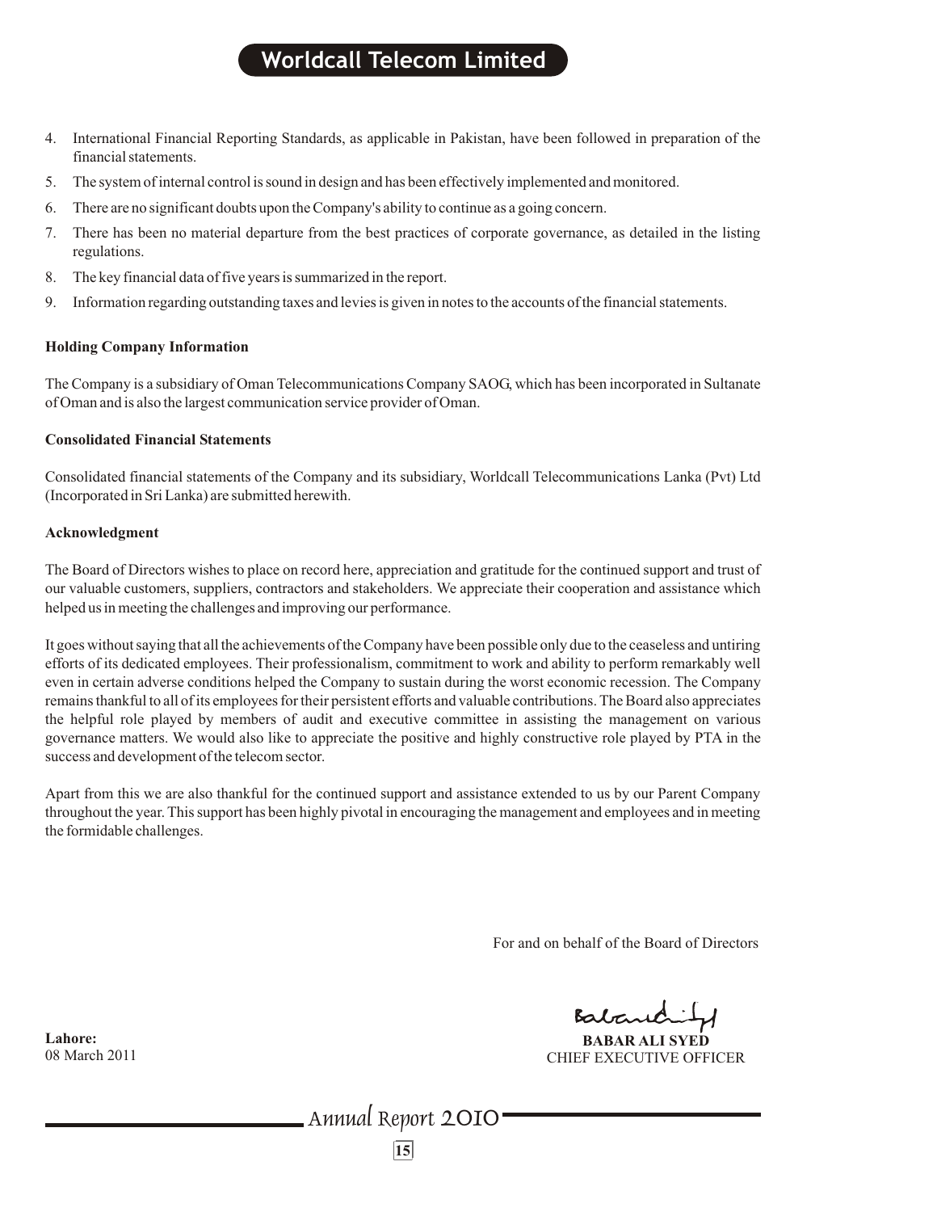4. International Financial Reporting Standards, as applicable in Pakistan, have been followed in preparation of the financial statements.
5. The system of internal control is sound in design and has been effectively implemented and monitored.
6. There are no significant doubts upon the Company's ability to continue as a going concern.
7. There has been no material departure from the best practices of corporate governance, as detailed in the listing regulations.
8. The key financial data of five years is summarized in the report.
9. Information regarding outstanding taxes and levies is given in notes to the accounts of the financial statements.

**Holding Company Information**

The Company is a subsidiary of Oman Telecommunications Company SAOG, which has been incorporated in Sultanate of Oman and is also the largest communication service provider of Oman.

**Consolidated Financial Statements**

Consolidated financial statements of the Company and its subsidiary, Worldcall Telecommunications Lanka (Pvt) Ltd (Incorporated in Sri Lanka) are submitted herewith.

**Acknowledgment**

The Board of Directors wishes to place on record here, appreciation and gratitude for the continued support and trust of our valuable customers, suppliers, contractors and stakeholders. We appreciate their cooperation and assistance which helped us in meeting the challenges and improving our performance.

It goes without saying that all the achievements of the Company have been possible only due to the ceaseless and untiring efforts of its dedicated employees. Their professionalism, commitment to work and ability to perform remarkably well even in certain adverse conditions helped the Company to sustain during the worst economic recession. The Company remains thankful to all of its employees for their persistent efforts and valuable contributions. The Board also appreciates the helpful role played by members of audit and executive committee in assisting the management on various governance matters. We would also like to appreciate the positive and highly constructive role played by PTA in the success and development of the telecom sector.

Apart from this we are also thankful for the continued support and assistance extended to us by our Parent Company throughout the year. This support has been highly pivotal in encouraging the management and employees and in meeting the formidable challenges.

For and on behalf of the Board of Directors

**BABAR ALI SYED**
CHIEF EXECUTIVE OFFICER

**Lahore:**
08 March 2011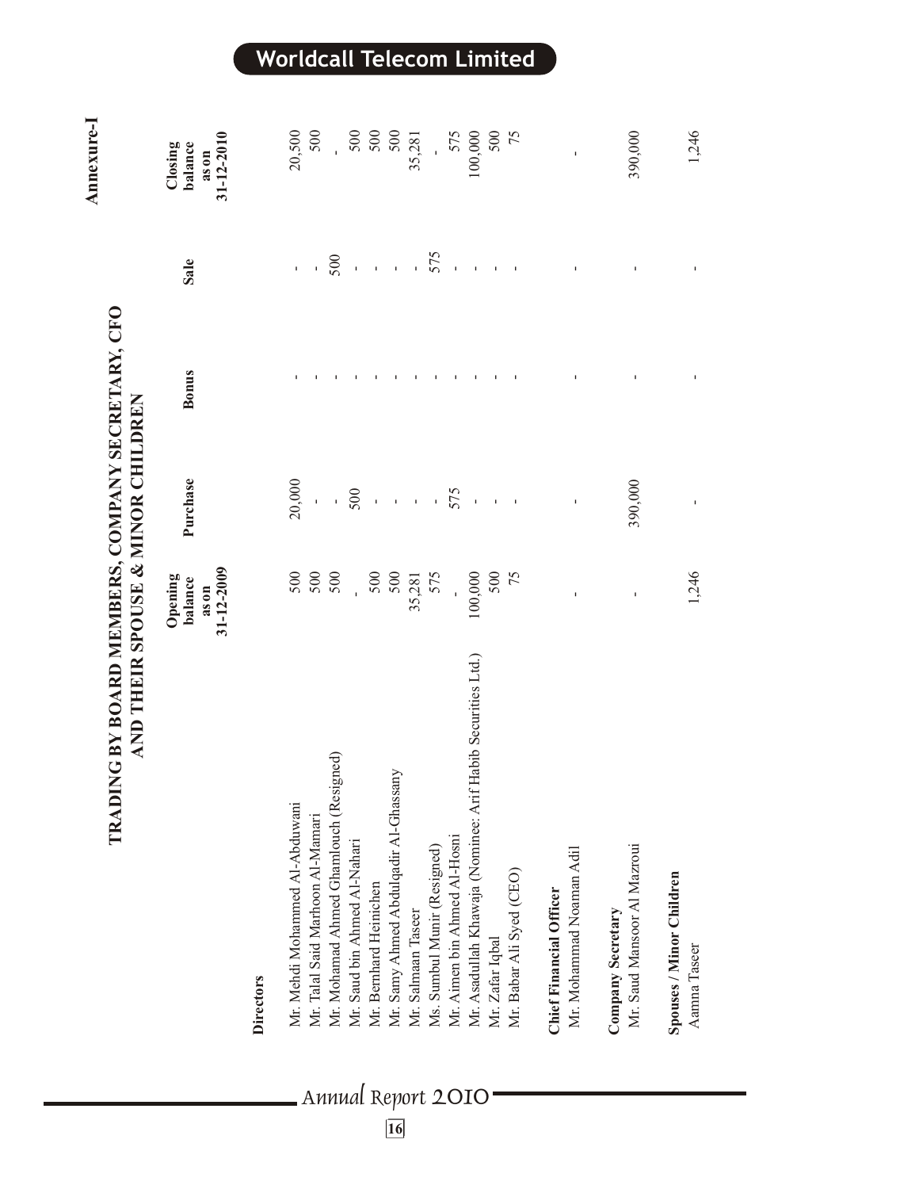## Annexure-I

# TRADING BY BOARD MEMBERS, COMPANY SECRETARY, CFO AND THEIR SPOUSE & MINOR CHILDREN

| | Opening balance as on 31-12-2009 | Purchase | Bonus | Sale | Closing balance as on 31-12-2010 |
|---|---|---|---|---|---|
| **Directors** | | | | | |
| Mr. Mehdi Mohammed Al-Abduwani | 500 | 20,000 | - | - | 20,500 |
| Mr. Talal Said Marhoon Al-Mamari | 500 | - | - | - | 500 |
| Mr. Mohamad Ahmed Ghamlouch (Resigned) | 500 | - | - | 500 | - |
| Mr. Saud bin Ahmed Al-Nahari | - | 500 | - | - | 500 |
| Mr. Bernhard Heinichen | 500 | - | - | - | 500 |
| Mr. Samy Ahmed Abdulqadir Al-Ghassany | 500 | - | - | - | 500 |
| Mr. Salmaan Taseer | 35,281 | - | - | - | 35,281 |
| Ms. Sumbul Munir (Resigned) | 575 | - | - | 575 | - |
| Mr. Aimen bin Ahmed Al-Hosni | - | 575 | - | - | 575 |
| Mr. Asadullah Khawaja (Nominee: Arif Habib Securities Ltd.) | 100,000 | - | - | - | 100,000 |
| Mr. Zafar Iqbal | 500 | - | - | - | 500 |
| Mr. Babar Ali Syed (CEO) | 75 | - | - | - | 75 |
| **Chief Financial Officer** | | | | | |
| Mr. Mohammad Noaman Adil | - | - | - | - | - |
| **Company Secretary** | | | | | |
| Mr. Saud Mansoor Al Mazroui | - | 390,000 | - | - | 390,000 |
| **Spouses / Minor Children** | | | | | |
| Aamna Taseer | 1,246 | - | - | - | 1,246 |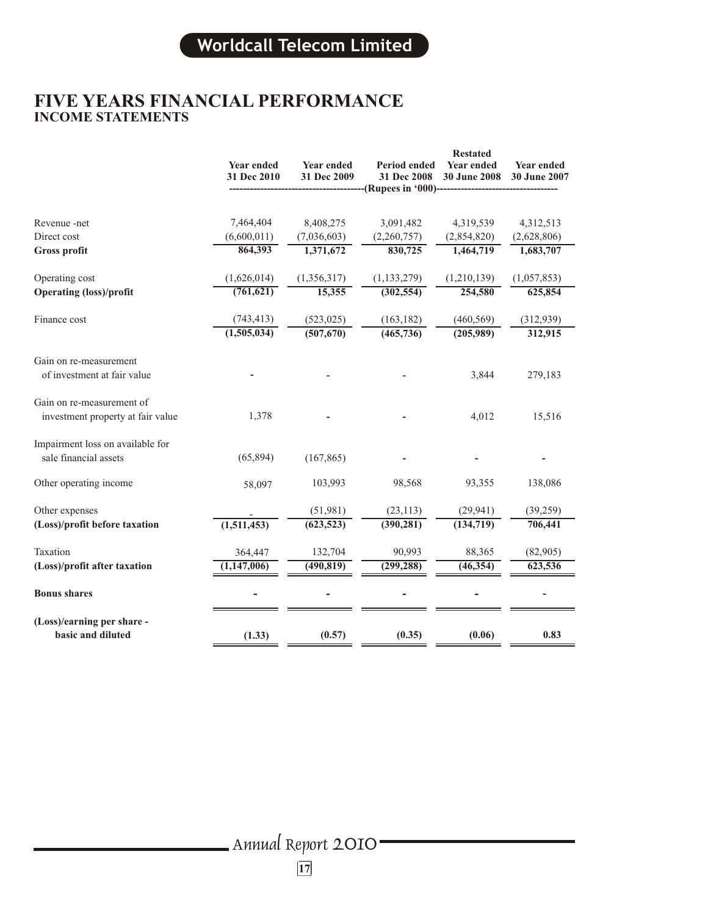# FIVE YEARS FINANCIAL PERFORMANCE
## INCOME STATEMENTS

| | Year ended 31 Dec 2010 | Year ended 31 Dec 2009 | Period ended 31 Dec 2008 | Restated Year ended 30 June 2008 | Year ended 30 June 2007 |
|---|---|---|---|---|---|
| | -------------------- | -------------------- | (Rupees in '000) | -------------------- | -------------------- |
| Revenue -net | 7,464,404 | 8,408,275 | 3,091,482 | 4,319,539 | 4,312,513 |
| Direct cost | (6,600,011) | (7,036,603) | (2,260,757) | (2,854,820) | (2,628,806) |
| **Gross profit** | **864,393** | **1,371,672** | **830,725** | **1,464,719** | **1,683,707** |
| Operating cost | (1,626,014) | (1,356,317) | (1,133,279) | (1,210,139) | (1,057,853) |
| **Operating (loss)/profit** | **(761,621)** | **15,355** | **(302,554)** | **254,580** | **625,854** |
| Finance cost | (743,413) | (523,025) | (163,182) | (460,569) | (312,939) |
| | **(1,505,034)** | **(507,670)** | **(465,736)** | **(205,989)** | **312,915** |
| Gain on re-measurement of investment at fair value | - | - | - | 3,844 | 279,183 |
| Gain on re-measurement of investment property at fair value | 1,378 | - | - | 4,012 | 15,516 |
| Impairment loss on available for sale financial assets | (65,894) | (167,865) | - | - | - |
| Other operating income | 58,097 | 103,993 | 98,568 | 93,355 | 138,086 |
| Other expenses | - | (51,981) | (23,113) | (29,941) | (39,259) |
| **(Loss)/profit before taxation** | **(1,511,453)** | **(623,523)** | **(390,281)** | **(134,719)** | **706,441** |
| Taxation | 364,447 | 132,704 | 90,993 | 88,365 | (82,905) |
| **(Loss)/profit after taxation** | **(1,147,006)** | **(490,819)** | **(299,288)** | **(46,354)** | **623,536** |
| **Bonus shares** | - | - | - | - | - |
| **(Loss)/earning per share - basic and diluted** | **(1.33)** | **(0.57)** | **(0.35)** | **(0.06)** | **0.83** |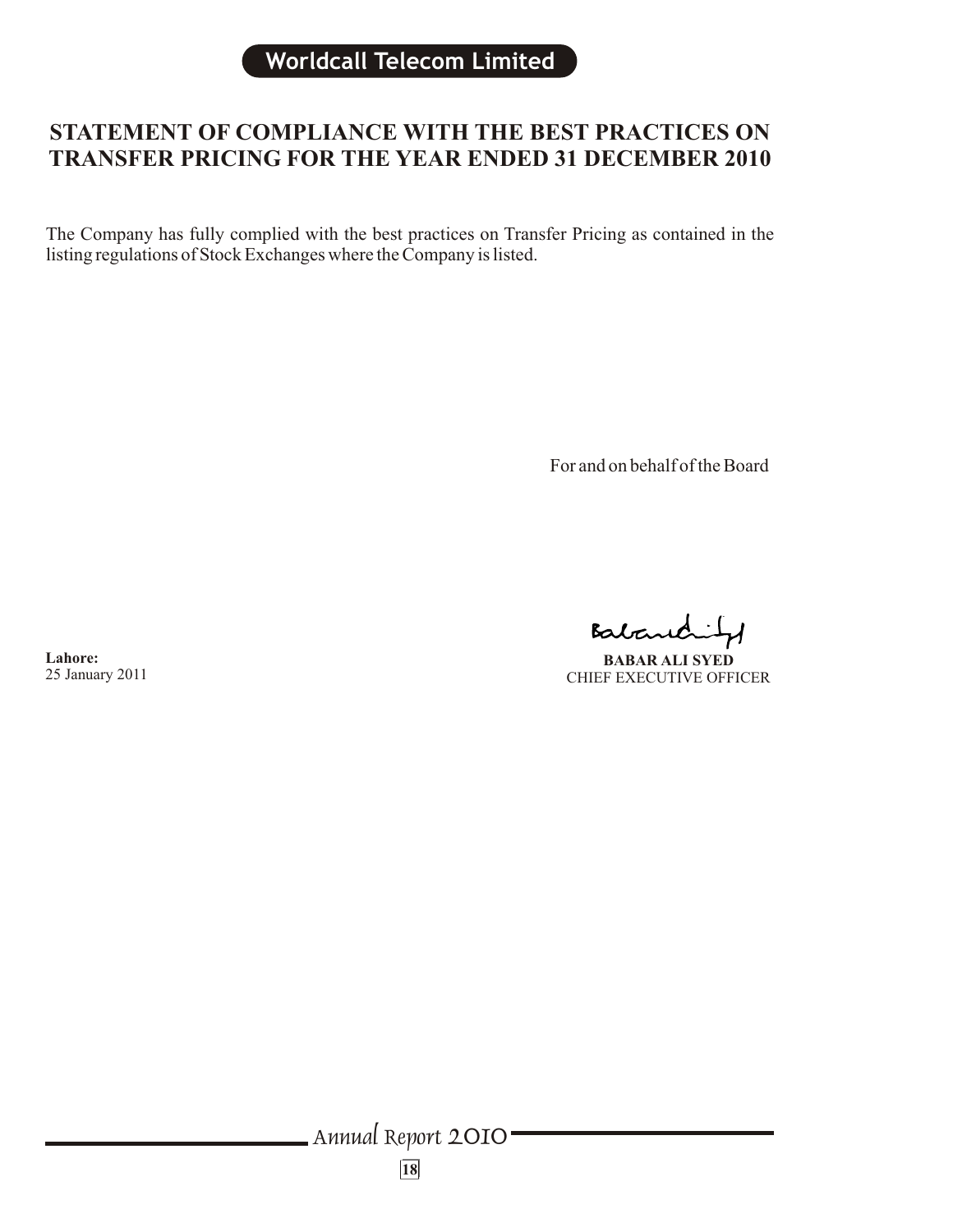# STATEMENT OF COMPLIANCE WITH THE BEST PRACTICES ON TRANSFER PRICING FOR THE YEAR ENDED 31 DECEMBER 2010

The Company has fully complied with the best practices on Transfer Pricing as contained in the listing regulations of Stock Exchanges where the Company is listed.

For and on behalf of the Board

**BABAR ALI SYED**
CHIEF EXECUTIVE OFFICER

**Lahore:**
25 January 2011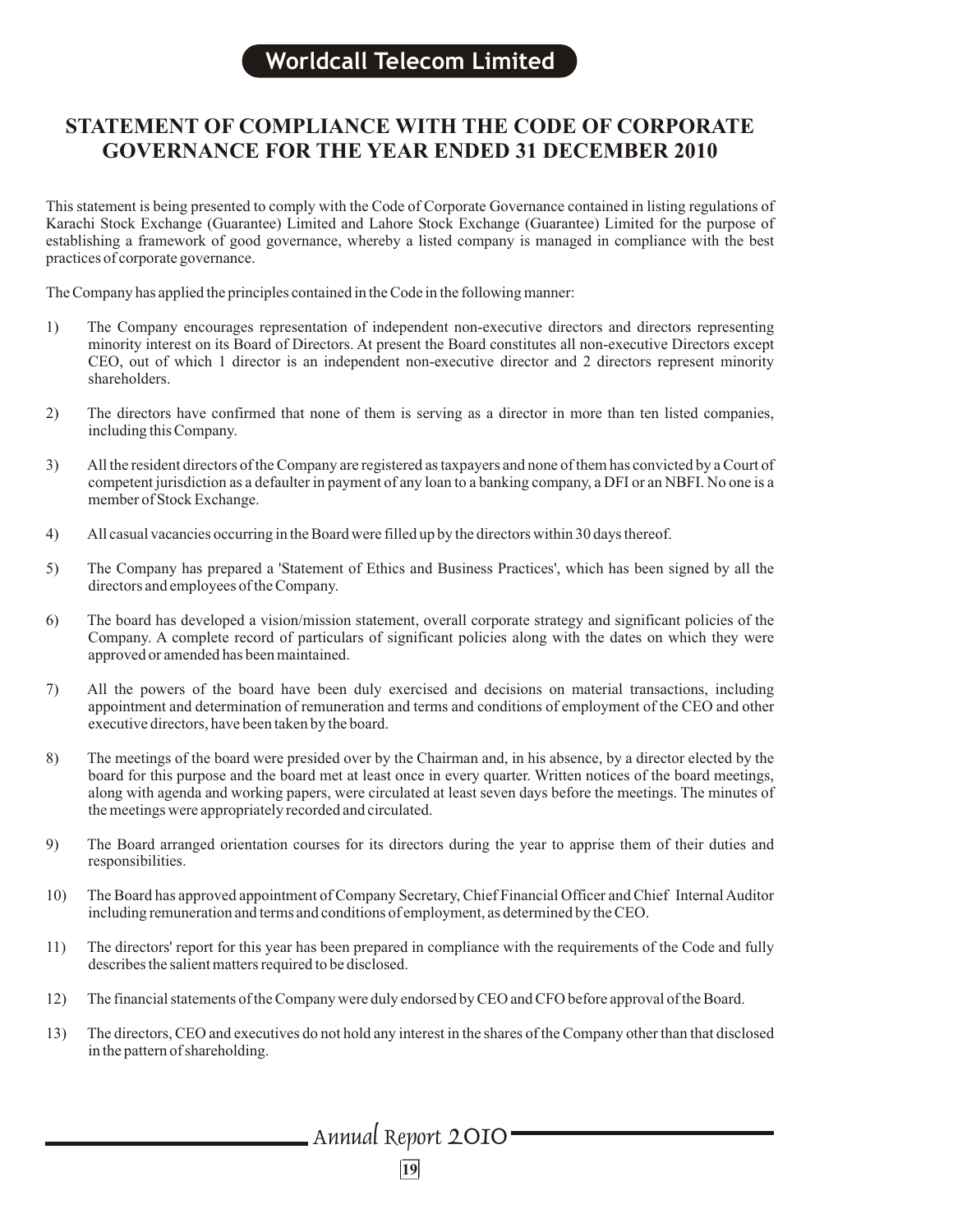## STATEMENT OF COMPLIANCE WITH THE CODE OF CORPORATE GOVERNANCE FOR THE YEAR ENDED 31 DECEMBER 2010

This statement is being presented to comply with the Code of Corporate Governance contained in listing regulations of Karachi Stock Exchange (Guarantee) Limited and Lahore Stock Exchange (Guarantee) Limited for the purpose of establishing a framework of good governance, whereby a listed company is managed in compliance with the best practices of corporate governance.

The Company has applied the principles contained in the Code in the following manner:

1) The Company encourages representation of independent non-executive directors and directors representing minority interest on its Board of Directors. At present the Board constitutes all non-executive Directors except CEO, out of which 1 director is an independent non-executive director and 2 directors represent minority shareholders.

2) The directors have confirmed that none of them is serving as a director in more than ten listed companies, including this Company.

3) All the resident directors of the Company are registered as taxpayers and none of them has convicted by a Court of competent jurisdiction as a defaulter in payment of any loan to a banking company, a DFI or an NBFI. No one is a member of Stock Exchange.

4) All casual vacancies occurring in the Board were filled up by the directors within 30 days thereof.

5) The Company has prepared a 'Statement of Ethics and Business Practices', which has been signed by all the directors and employees of the Company.

6) The board has developed a vision/mission statement, overall corporate strategy and significant policies of the Company. A complete record of particulars of significant policies along with the dates on which they were approved or amended has been maintained.

7) All the powers of the board have been duly exercised and decisions on material transactions, including appointment and determination of remuneration and terms and conditions of employment of the CEO and other executive directors, have been taken by the board.

8) The meetings of the board were presided over by the Chairman and, in his absence, by a director elected by the board for this purpose and the board met at least once in every quarter. Written notices of the board meetings, along with agenda and working papers, were circulated at least seven days before the meetings. The minutes of the meetings were appropriately recorded and circulated.

9) The Board arranged orientation courses for its directors during the year to apprise them of their duties and responsibilities.

10) The Board has approved appointment of Company Secretary, Chief Financial Officer and Chief Internal Auditor including remuneration and terms and conditions of employment, as determined by the CEO.

11) The directors' report for this year has been prepared in compliance with the requirements of the Code and fully describes the salient matters required to be disclosed.

12) The financial statements of the Company were duly endorsed by CEO and CFO before approval of the Board.

13) The directors, CEO and executives do not hold any interest in the shares of the Company other than that disclosed in the pattern of shareholding.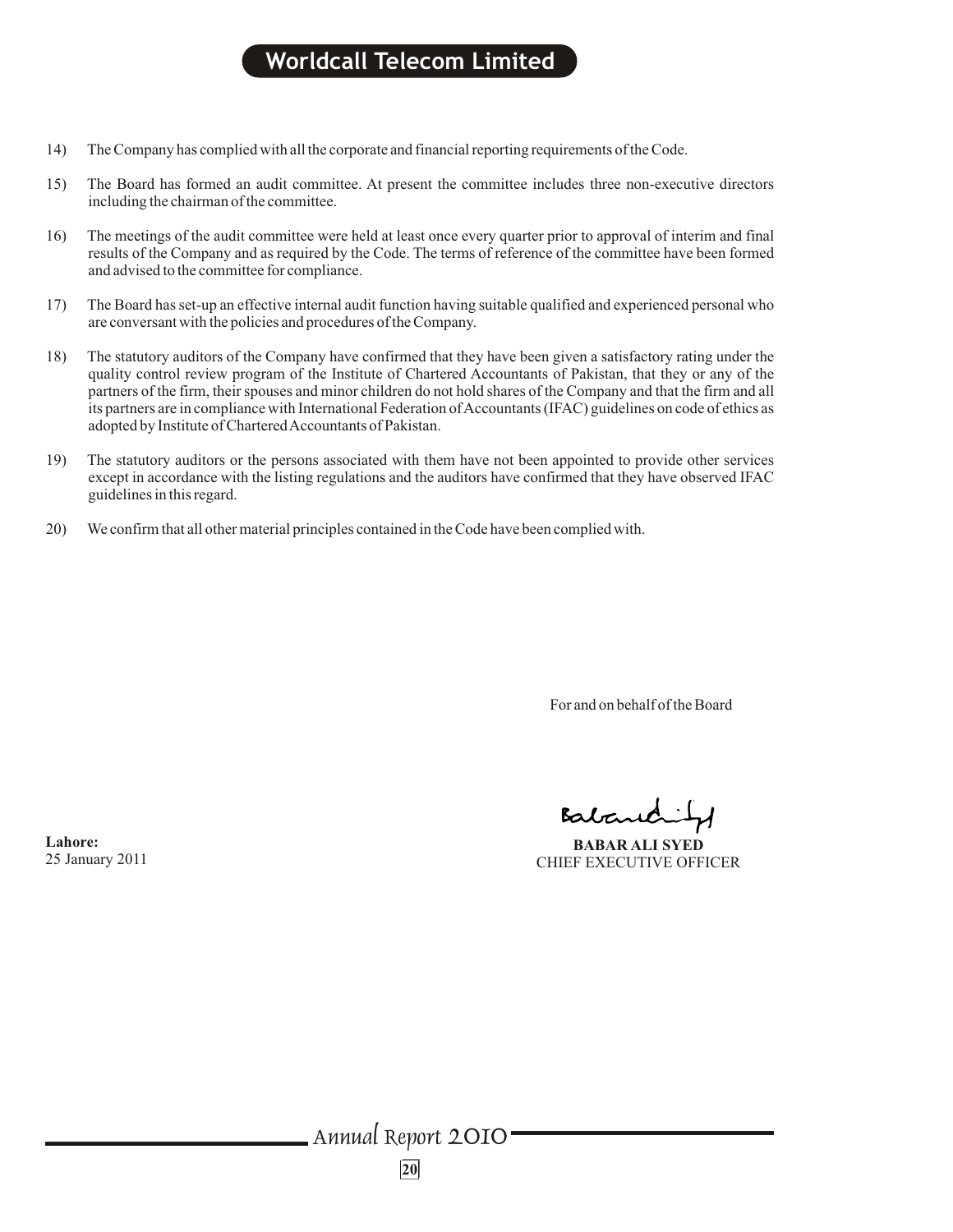14) The Company has complied with all the corporate and financial reporting requirements of the Code.

15) The Board has formed an audit committee. At present the committee includes three non-executive directors including the chairman of the committee.

16) The meetings of the audit committee were held at least once every quarter prior to approval of interim and final results of the Company and as required by the Code. The terms of reference of the committee have been formed and advised to the committee for compliance.

17) The Board has set-up an effective internal audit function having suitable qualified and experienced personal who are conversant with the policies and procedures of the Company.

18) The statutory auditors of the Company have confirmed that they have been given a satisfactory rating under the quality control review program of the Institute of Chartered Accountants of Pakistan, that they or any of the partners of the firm, their spouses and minor children do not hold shares of the Company and that the firm and all its partners are in compliance with International Federation of Accountants (IFAC) guidelines on code of ethics as adopted by Institute of Chartered Accountants of Pakistan.

19) The statutory auditors or the persons associated with them have not been appointed to provide other services except in accordance with the listing regulations and the auditors have confirmed that they have observed IFAC guidelines in this regard.

20) We confirm that all other material principles contained in the Code have been complied with.

For and on behalf of the Board

**BABAR ALI SYED**
CHIEF EXECUTIVE OFFICER

**Lahore:**
25 January 2011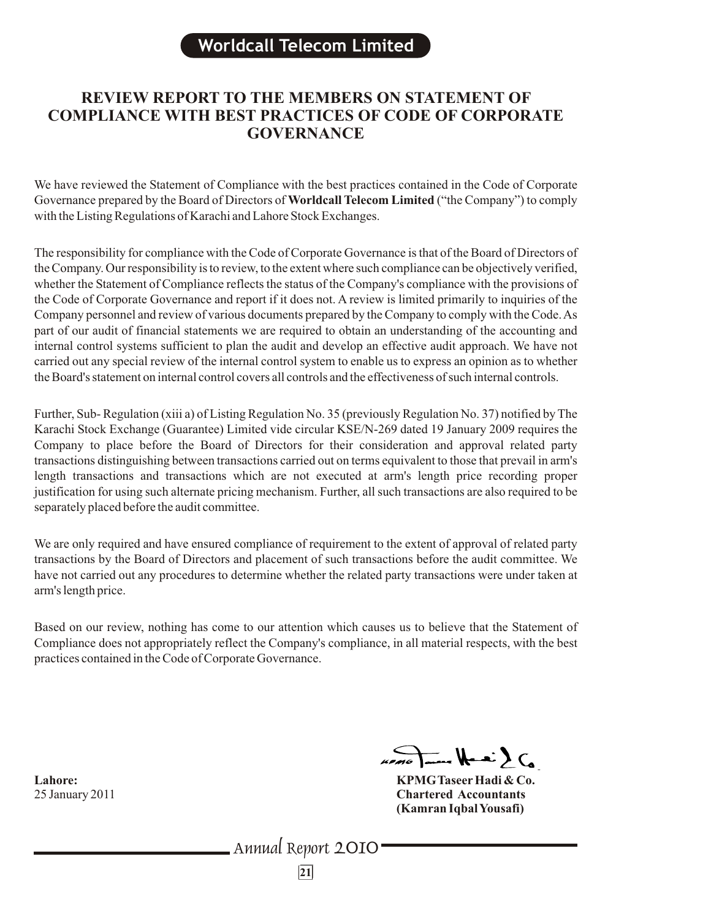# REVIEW REPORT TO THE MEMBERS ON STATEMENT OF COMPLIANCE WITH BEST PRACTICES OF CODE OF CORPORATE GOVERNANCE

We have reviewed the Statement of Compliance with the best practices contained in the Code of Corporate Governance prepared by the Board of Directors of **Worldcall Telecom Limited** ("the Company") to comply with the Listing Regulations of Karachi and Lahore Stock Exchanges.

The responsibility for compliance with the Code of Corporate Governance is that of the Board of Directors of the Company. Our responsibility is to review, to the extent where such compliance can be objectively verified, whether the Statement of Compliance reflects the status of the Company's compliance with the provisions of the Code of Corporate Governance and report if it does not. A review is limited primarily to inquiries of the Company personnel and review of various documents prepared by the Company to comply with the Code. As part of our audit of financial statements we are required to obtain an understanding of the accounting and internal control systems sufficient to plan the audit and develop an effective audit approach. We have not carried out any special review of the internal control system to enable us to express an opinion as to whether the Board's statement on internal control covers all controls and the effectiveness of such internal controls.

Further, Sub- Regulation (xiii a) of Listing Regulation No. 35 (previously Regulation No. 37) notified by The Karachi Stock Exchange (Guarantee) Limited vide circular KSE/N-269 dated 19 January 2009 requires the Company to place before the Board of Directors for their consideration and approval related party transactions distinguishing between transactions carried out on terms equivalent to those that prevail in arm's length transactions and transactions which are not executed at arm's length price recording proper justification for using such alternate pricing mechanism. Further, all such transactions are also required to be separately placed before the audit committee.

We are only required and have ensured compliance of requirement to the extent of approval of related party transactions by the Board of Directors and placement of such transactions before the audit committee. We have not carried out any procedures to determine whether the related party transactions were under taken at arm's length price.

Based on our review, nothing has come to our attention which causes us to believe that the Statement of Compliance does not appropriately reflect the Company's compliance, in all material respects, with the best practices contained in the Code of Corporate Governance.

**Lahore:**
25 January 2011

**KPMG Taseer Hadi & Co.**
**Chartered Accountants**
**(Kamran Iqbal Yousafi)**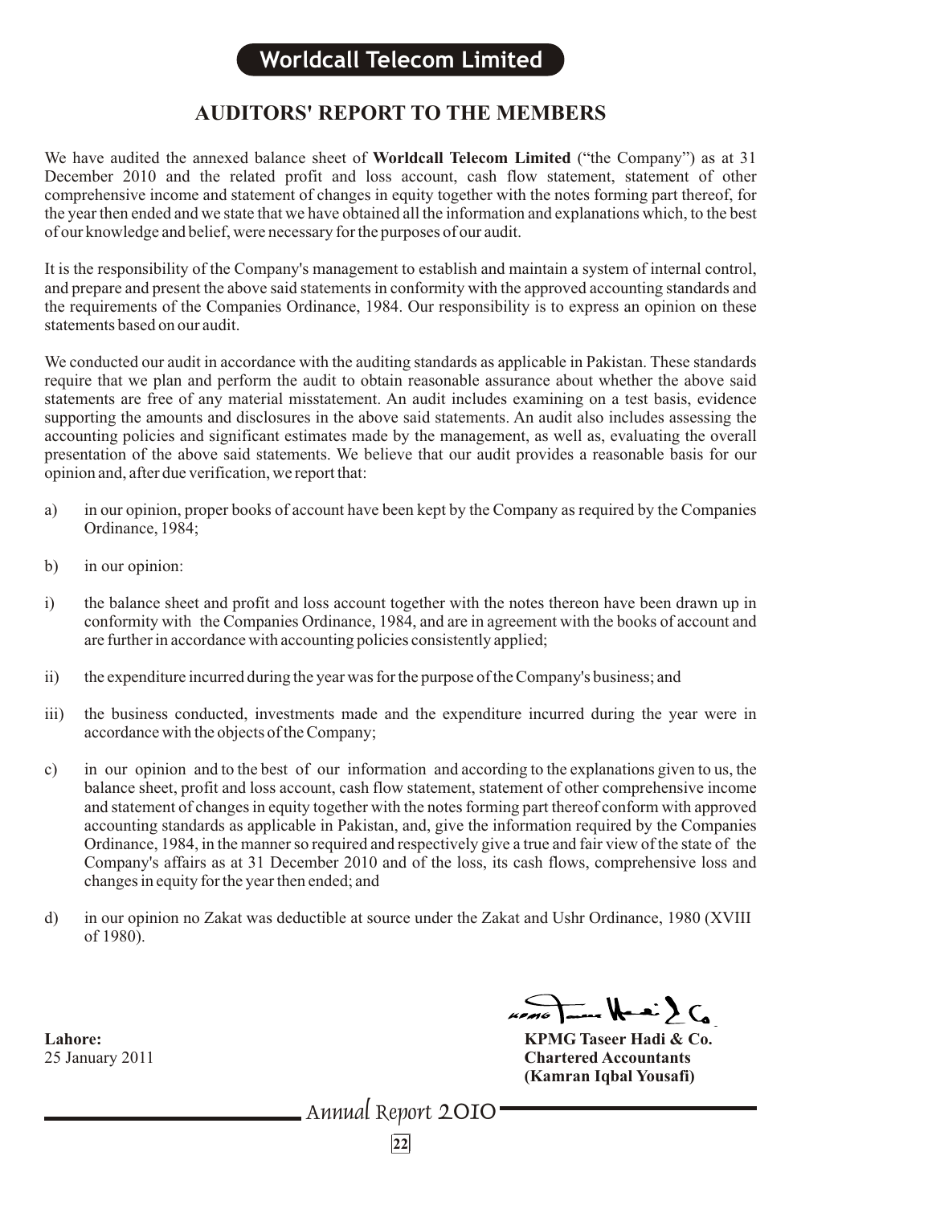# AUDITORS' REPORT TO THE MEMBERS

We have audited the annexed balance sheet of **Worldcall Telecom Limited** ("the Company") as at 31 December 2010 and the related profit and loss account, cash flow statement, statement of other comprehensive income and statement of changes in equity together with the notes forming part thereof, for the year then ended and we state that we have obtained all the information and explanations which, to the best of our knowledge and belief, were necessary for the purposes of our audit.

It is the responsibility of the Company's management to establish and maintain a system of internal control, and prepare and present the above said statements in conformity with the approved accounting standards and the requirements of the Companies Ordinance, 1984. Our responsibility is to express an opinion on these statements based on our audit.

We conducted our audit in accordance with the auditing standards as applicable in Pakistan. These standards require that we plan and perform the audit to obtain reasonable assurance about whether the above said statements are free of any material misstatement. An audit includes examining on a test basis, evidence supporting the amounts and disclosures in the above said statements. An audit also includes assessing the accounting policies and significant estimates made by the management, as well as, evaluating the overall presentation of the above said statements. We believe that our audit provides a reasonable basis for our opinion and, after due verification, we report that:

a) in our opinion, proper books of account have been kept by the Company as required by the Companies Ordinance, 1984;

b) in our opinion:

i) the balance sheet and profit and loss account together with the notes thereon have been drawn up in conformity with the Companies Ordinance, 1984, and are in agreement with the books of account and are further in accordance with accounting policies consistently applied;

ii) the expenditure incurred during the year was for the purpose of the Company's business; and

iii) the business conducted, investments made and the expenditure incurred during the year were in accordance with the objects of the Company;

c) in our opinion and to the best of our information and according to the explanations given to us, the balance sheet, profit and loss account, cash flow statement, statement of other comprehensive income and statement of changes in equity together with the notes forming part thereof conform with approved accounting standards as applicable in Pakistan, and, give the information required by the Companies Ordinance, 1984, in the manner so required and respectively give a true and fair view of the state of the Company's affairs as at 31 December 2010 and of the loss, its cash flows, comprehensive loss and changes in equity for the year then ended; and

d) in our opinion no Zakat was deductible at source under the Zakat and Ushr Ordinance, 1980 (XVIII of 1980).

**Lahore:**
25 January 2011

**KPMG Taseer Hadi & Co.**
**Chartered Accountants**
**(Kamran Iqbal Yousafi)**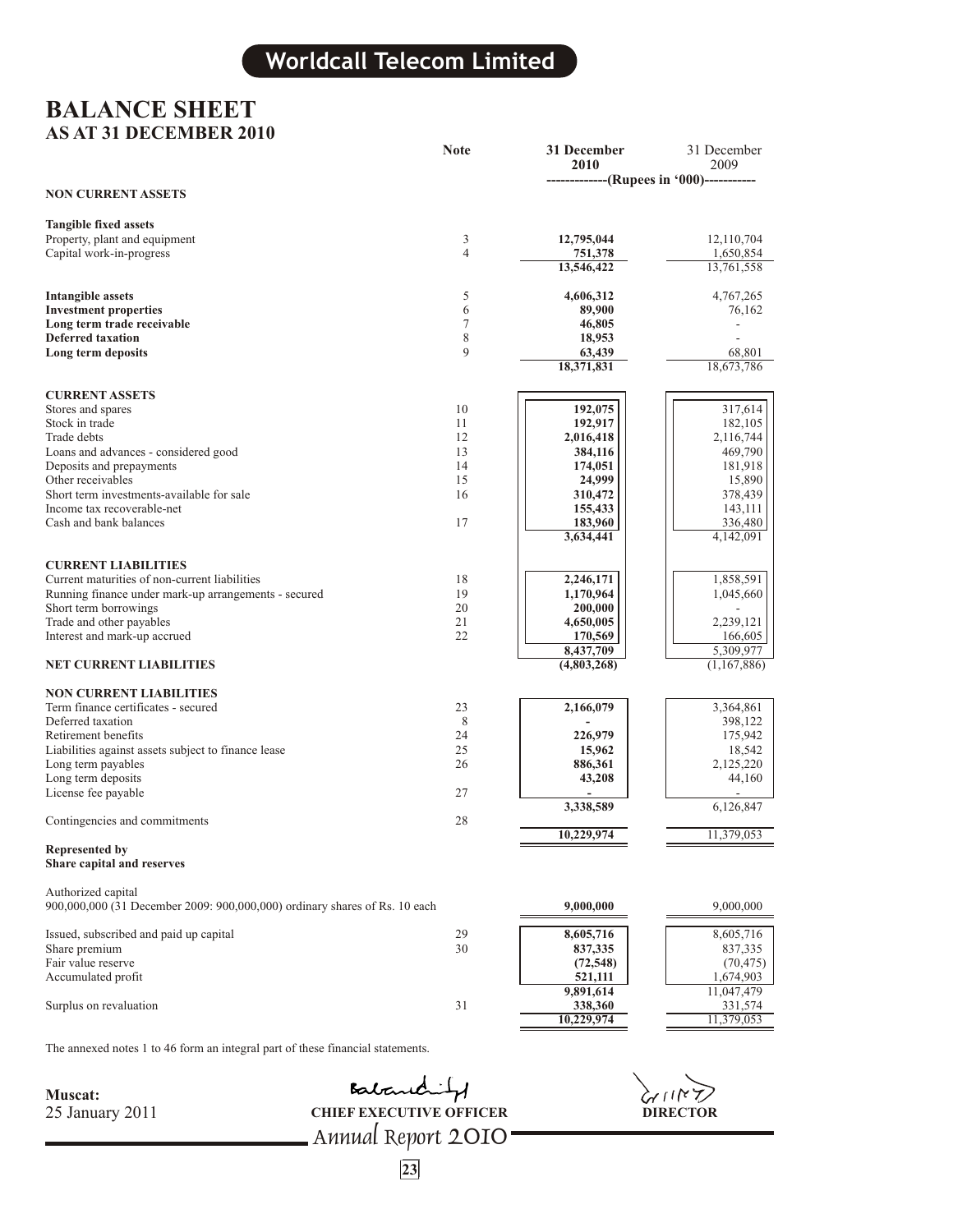## Worldcall Telecom Limited

# BALANCE SHEET
## AS AT 31 DECEMBER 2010

| | Note | 31 December 2010 | 31 December 2009 |
|---|---|---|---|
| | | -------------(Rupees in '000)----------- | |
| **NON CURRENT ASSETS** | | | |
| **Tangible fixed assets** | | | |
| Property, plant and equipment | 3 | **12,795,044** | 12,110,704 |
| Capital work-in-progress | 4 | **751,378** | 1,650,854 |
| | | **13,546,422** | 13,761,558 |
| **Intangible assets** | 5 | **4,606,312** | 4,767,265 |
| **Investment properties** | 6 | **89,900** | 76,162 |
| **Long term trade receivable** | 7 | **46,805** | - |
| **Deferred taxation** | 8 | **18,953** | - |
| **Long term deposits** | 9 | **63,439** | 68,801 |
| | | **18,371,831** | 18,673,786 |
| **CURRENT ASSETS** | | | |
| Stores and spares | 10 | **192,075** | 317,614 |
| Stock in trade | 11 | **192,917** | 182,105 |
| Trade debts | 12 | **2,016,418** | 2,116,744 |
| Loans and advances - considered good | 13 | **384,116** | 469,790 |
| Deposits and prepayments | 14 | **174,051** | 181,918 |
| Other receivables | 15 | **24,999** | 15,890 |
| Short term investments-available for sale | 16 | **310,472** | 378,439 |
| Income tax recoverable-net | | **155,433** | 143,111 |
| Cash and bank balances | 17 | **183,960** | 336,480 |
| | | **3,634,441** | 4,142,091 |
| **CURRENT LIABILITIES** | | | |
| Current maturities of non-current liabilities | 18 | **2,246,171** | 1,858,591 |
| Running finance under mark-up arrangements - secured | 19 | **1,170,964** | 1,045,660 |
| Short term borrowings | 20 | **200,000** | - |
| Trade and other payables | 21 | **4,650,005** | 2,239,121 |
| Interest and mark-up accrued | 22 | **170,569** | 166,605 |
| | | **8,437,709** | 5,309,977 |
| **NET CURRENT LIABILITIES** | | **(4,803,268)** | (1,167,886) |
| **NON CURRENT LIABILITIES** | | | |
| Term finance certificates - secured | 23 | **2,166,079** | 3,364,861 |
| Deferred taxation | 8 | **-** | 398,122 |
| Retirement benefits | 24 | **226,979** | 175,942 |
| Liabilities against assets subject to finance lease | 25 | **15,962** | 18,542 |
| Long term payables | 26 | **886,361** | 2,125,220 |
| Long term deposits | | **43,208** | 44,160 |
| License fee payable | 27 | **-** | - |
| | | **3,338,589** | 6,126,847 |
| Contingencies and commitments | 28 | | |
| | | **10,229,974** | 11,379,053 |
| **Represented by** | | | |
| **Share capital and reserves** | | | |
| Authorized capital | | | |
| 900,000,000 (31 December 2009: 900,000,000) ordinary shares of Rs. 10 each | | **9,000,000** | 9,000,000 |
| Issued, subscribed and paid up capital | 29 | **8,605,716** | 8,605,716 |
| Share premium | 30 | **837,335** | 837,335 |
| Fair value reserve | | **(72,548)** | (70,475) |
| Accumulated profit | | **521,111** | 1,674,903 |
| | | **9,891,614** | 11,047,479 |
| Surplus on revaluation | 31 | **338,360** | 331,574 |
| | | **10,229,974** | 11,379,053 |

The annexed notes 1 to 46 form an integral part of these financial statements.

**Muscat:**
25 January 2011

**CHIEF EXECUTIVE OFFICER** **DIRECTOR**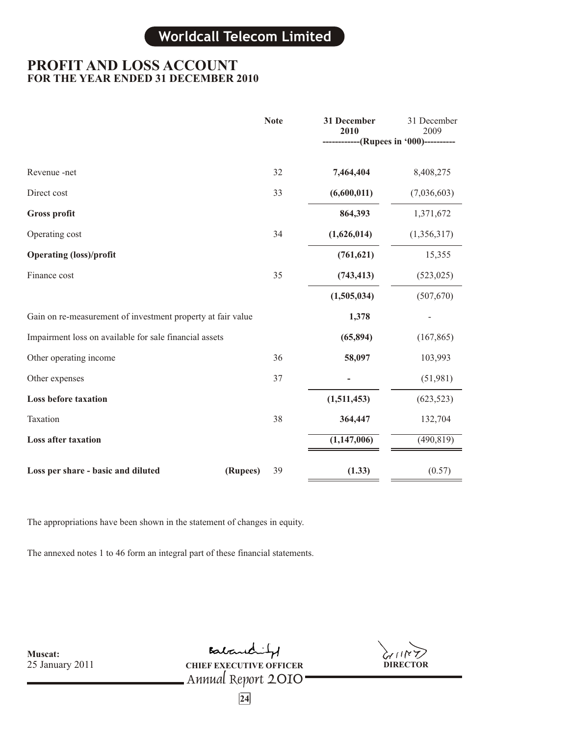# PROFIT AND LOSS ACCOUNT
## FOR THE YEAR ENDED 31 DECEMBER 2010

| | Note | 31 December 2010 | 31 December 2009 |
|---|---|---|---|
| | | ------------(Rupees in '000)---------- | |
| Revenue -net | 32 | **7,464,404** | 8,408,275 |
| Direct cost | 33 | **(6,600,011)** | (7,036,603) |
| **Gross profit** | | **864,393** | 1,371,672 |
| Operating cost | 34 | **(1,626,014)** | (1,356,317) |
| **Operating (loss)/profit** | | **(761,621)** | 15,355 |
| Finance cost | 35 | **(743,413)** | (523,025) |
| | | **(1,505,034)** | (507,670) |
| Gain on re-measurement of investment property at fair value | | **1,378** | - |
| Impairment loss on available for sale financial assets | | **(65,894)** | (167,865) |
| Other operating income | 36 | **58,097** | 103,993 |
| Other expenses | 37 | **-** | (51,981) |
| **Loss before taxation** | | **(1,511,453)** | (623,523) |
| Taxation | 38 | **364,447** | 132,704 |
| **Loss after taxation** | | **(1,147,006)** | (490,819) |
| **Loss per share - basic and diluted** (Rupees) | 39 | **(1.33)** | (0.57) |

The appropriations have been shown in the statement of changes in equity.

The annexed notes 1 to 46 form an integral part of these financial statements.

**Muscat:**
25 January 2011

**CHIEF EXECUTIVE OFFICER** **DIRECTOR**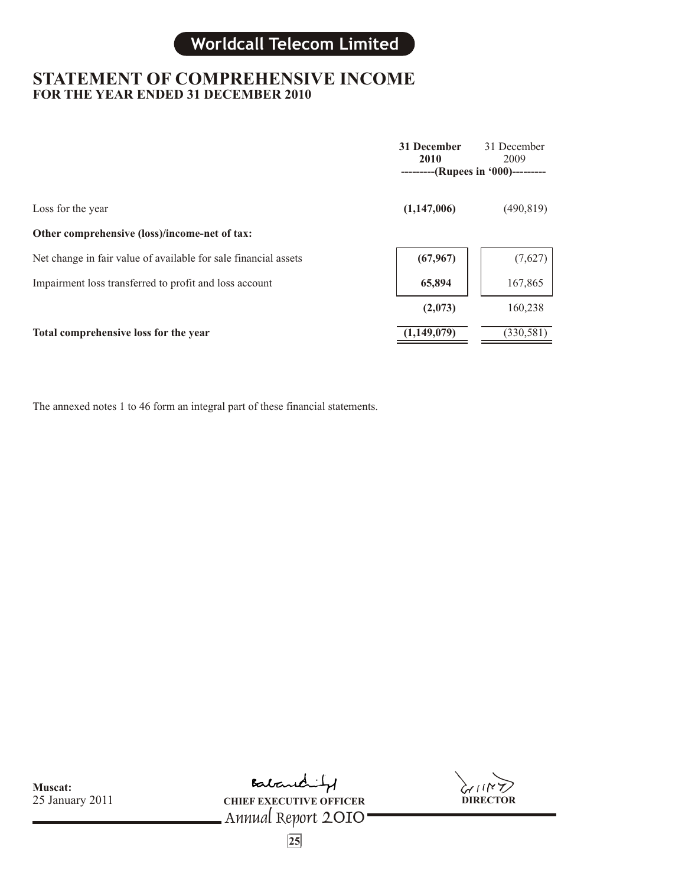# STATEMENT OF COMPREHENSIVE INCOME
## FOR THE YEAR ENDED 31 DECEMBER 2010

| | **31 December 2010** | 31 December 2009 |
|---|---|---|
| | ---------(Rupees in '000)--------- | |
| Loss for the year | **(1,147,006)** | (490,819) |
| **Other comprehensive (loss)/income-net of tax:** | | |
| Net change in fair value of available for sale financial assets | **(67,967)** | (7,627) |
| Impairment loss transferred to profit and loss account | **65,894** | 167,865 |
| | **(2,073)** | 160,238 |
| **Total comprehensive loss for the year** | **(1,149,079)** | (330,581) |

The annexed notes 1 to 46 form an integral part of these financial statements.

**Muscat:**
25 January 2011

**CHIEF EXECUTIVE OFFICER** **DIRECTOR**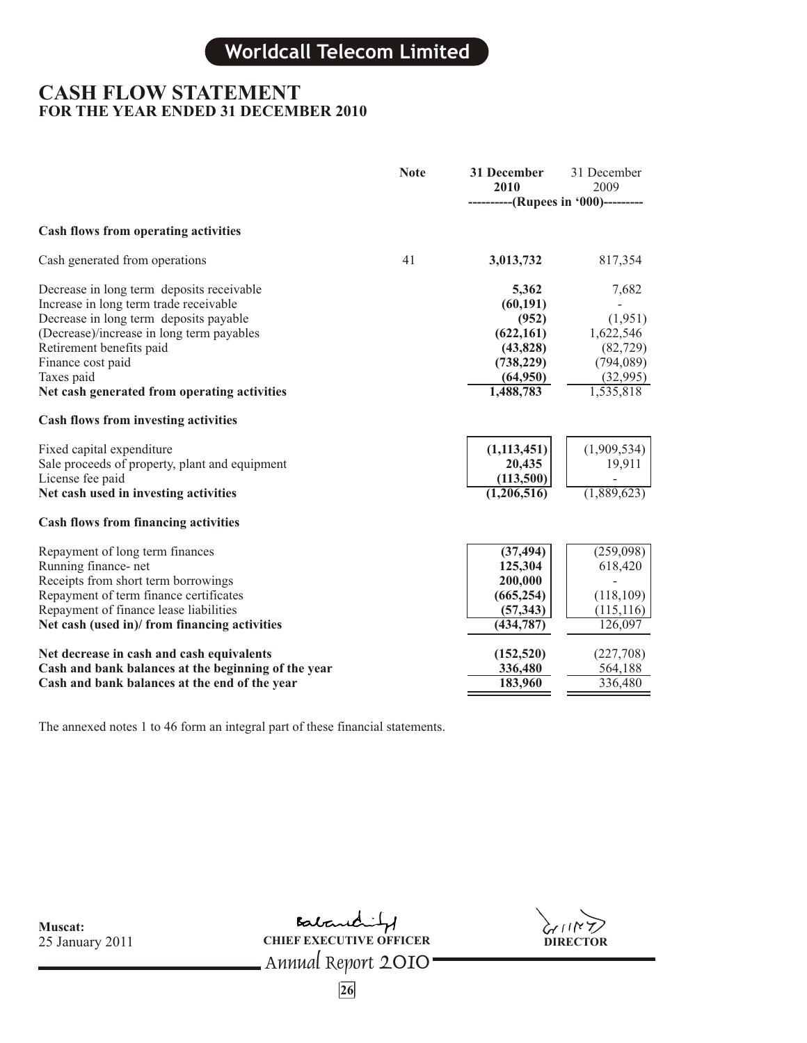# CASH FLOW STATEMENT
## FOR THE YEAR ENDED 31 DECEMBER 2010

| | Note | 31 December 2010 | 31 December 2009 |
|---|---|---|---|
| | | ----------(Rupees in '000)--------- | |
| **Cash flows from operating activities** | | | |
| Cash generated from operations | 41 | **3,013,732** | 817,354 |
| Decrease in long term deposits receivable | | **5,362** | 7,682 |
| Increase in long term trade receivable | | **(60,191)** | - |
| Decrease in long term deposits payable | | **(952)** | (1,951) |
| (Decrease)/increase in long term payables | | **(622,161)** | 1,622,546 |
| Retirement benefits paid | | **(43,828)** | (82,729) |
| Finance cost paid | | **(738,229)** | (794,089) |
| Taxes paid | | **(64,950)** | (32,995) |
| **Net cash generated from operating activities** | | **1,488,783** | 1,535,818 |
| **Cash flows from investing activities** | | | |
| Fixed capital expenditure | | **(1,113,451)** | (1,909,534) |
| Sale proceeds of property, plant and equipment | | **20,435** | 19,911 |
| License fee paid | | **(113,500)** | - |
| **Net cash used in investing activities** | | **(1,206,516)** | (1,889,623) |
| **Cash flows from financing activities** | | | |
| Repayment of long term finances | | **(37,494)** | (259,098) |
| Running finance- net | | **125,304** | 618,420 |
| Receipts from short term borrowings | | **200,000** | - |
| Repayment of term finance certificates | | **(665,254)** | (118,109) |
| Repayment of finance lease liabilities | | **(57,343)** | (115,116) |
| **Net cash (used in)/ from financing activities** | | **(434,787)** | 126,097 |
| **Net decrease in cash and cash equivalents** | | **(152,520)** | (227,708) |
| **Cash and bank balances at the beginning of the year** | | **336,480** | 564,188 |
| **Cash and bank balances at the end of the year** | | **183,960** | 336,480 |

The annexed notes 1 to 46 form an integral part of these financial statements.

**Muscat:**
25 January 2011

**CHIEF EXECUTIVE OFFICER**

**DIRECTOR**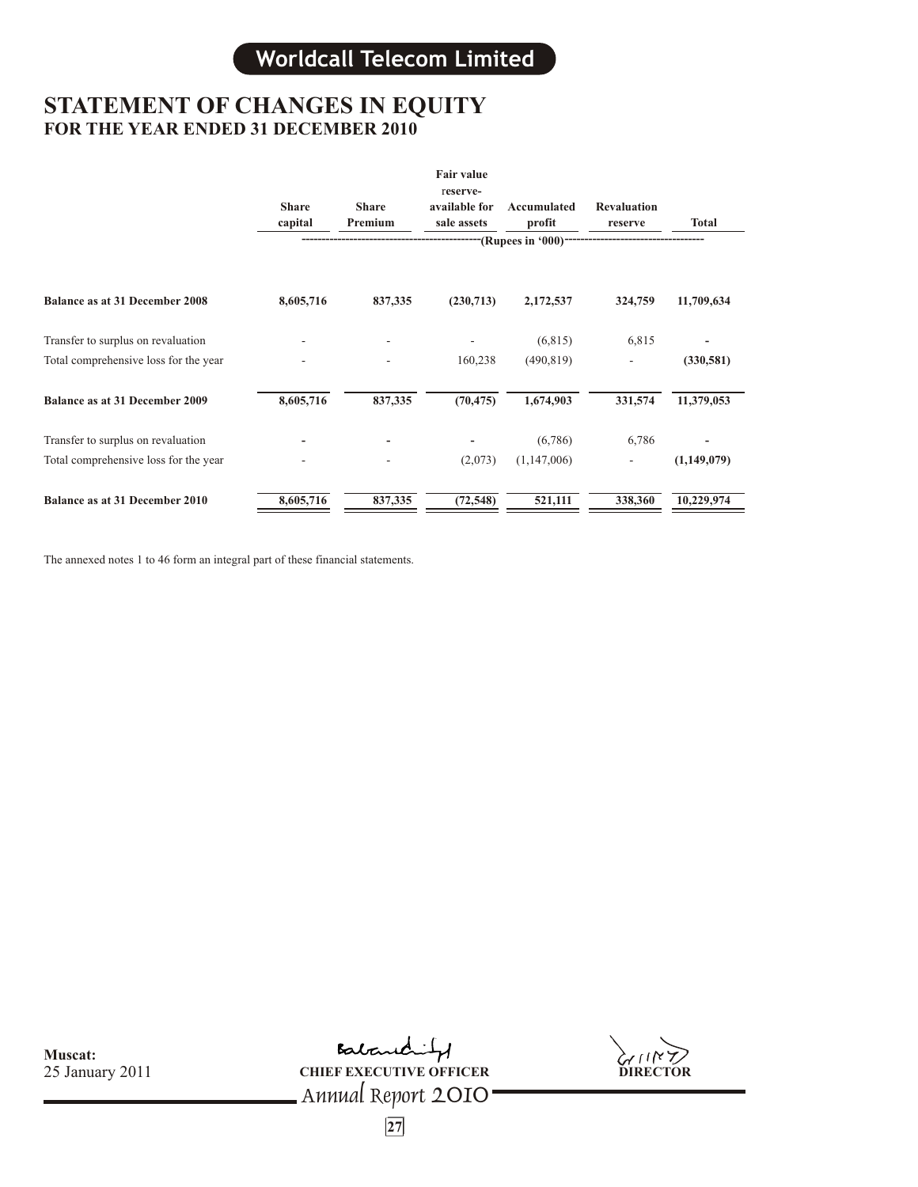## STATEMENT OF CHANGES IN EQUITY
### FOR THE YEAR ENDED 31 DECEMBER 2010

| | Share capital | Share Premium | Fair value reserve- available for sale assets | Accumulated profit | Revaluation reserve | Total |
|---|---|---|---|---|---|---|
| | ----------------------------------------------------------(Rupees in '000)---------------------------------------------------------- | | | | | |
| **Balance as at 31 December 2008** | **8,605,716** | **837,335** | **(230,713)** | **2,172,537** | **324,759** | **11,709,634** |
| Transfer to surplus on revaluation | - | - | - | (6,815) | 6,815 | - |
| Total comprehensive loss for the year | - | - | 160,238 | (490,819) | - | **(330,581)** |
| **Balance as at 31 December 2009** | **8,605,716** | **837,335** | **(70,475)** | **1,674,903** | **331,574** | **11,379,053** |
| Transfer to surplus on revaluation | - | - | - | (6,786) | 6,786 | - |
| Total comprehensive loss for the year | - | - | (2,073) | (1,147,006) | - | **(1,149,079)** |
| **Balance as at 31 December 2010** | **8,605,716** | **837,335** | **(72,548)** | **521,111** | **338,360** | **10,229,974** |

The annexed notes 1 to 46 form an integral part of these financial statements.

**Muscat:**
25 January 2011

**CHIEF EXECUTIVE OFFICER** **DIRECTOR**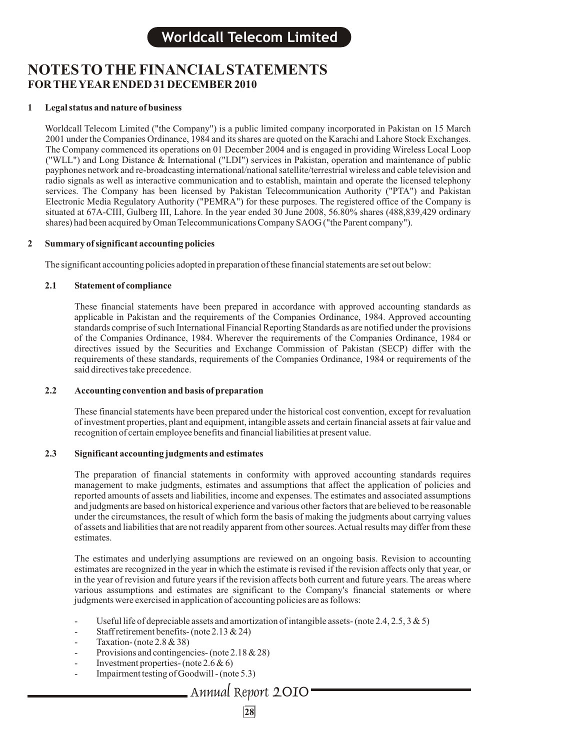# NOTES TO THE FINANCIAL STATEMENTS
## FOR THE YEAR ENDED 31 DECEMBER 2010

### 1 Legal status and nature of business

Worldcall Telecom Limited ("the Company") is a public limited company incorporated in Pakistan on 15 March 2001 under the Companies Ordinance, 1984 and its shares are quoted on the Karachi and Lahore Stock Exchanges. The Company commenced its operations on 01 December 2004 and is engaged in providing Wireless Local Loop ("WLL") and Long Distance & International ("LDI") services in Pakistan, operation and maintenance of public payphones network and re-broadcasting international/national satellite/terrestrial wireless and cable television and radio signals as well as interactive communication and to establish, maintain and operate the licensed telephony services. The Company has been licensed by Pakistan Telecommunication Authority ("PTA") and Pakistan Electronic Media Regulatory Authority ("PEMRA") for these purposes. The registered office of the Company is situated at 67A-CIII, Gulberg III, Lahore. In the year ended 30 June 2008, 56.80% shares (488,839,429 ordinary shares) had been acquired by Oman Telecommunications Company SAOG ("the Parent company").

### 2 Summary of significant accounting policies

The significant accounting policies adopted in preparation of these financial statements are set out below:

#### 2.1 Statement of compliance

These financial statements have been prepared in accordance with approved accounting standards as applicable in Pakistan and the requirements of the Companies Ordinance, 1984. Approved accounting standards comprise of such International Financial Reporting Standards as are notified under the provisions of the Companies Ordinance, 1984. Wherever the requirements of the Companies Ordinance, 1984 or directives issued by the Securities and Exchange Commission of Pakistan (SECP) differ with the requirements of these standards, requirements of the Companies Ordinance, 1984 or requirements of the said directives take precedence.

#### 2.2 Accounting convention and basis of preparation

These financial statements have been prepared under the historical cost convention, except for revaluation of investment properties, plant and equipment, intangible assets and certain financial assets at fair value and recognition of certain employee benefits and financial liabilities at present value.

#### 2.3 Significant accounting judgments and estimates

The preparation of financial statements in conformity with approved accounting standards requires management to make judgments, estimates and assumptions that affect the application of policies and reported amounts of assets and liabilities, income and expenses. The estimates and associated assumptions and judgments are based on historical experience and various other factors that are believed to be reasonable under the circumstances, the result of which form the basis of making the judgments about carrying values of assets and liabilities that are not readily apparent from other sources. Actual results may differ from these estimates.

The estimates and underlying assumptions are reviewed on an ongoing basis. Revision to accounting estimates are recognized in the year in which the estimate is revised if the revision affects only that year, or in the year of revision and future years if the revision affects both current and future years. The areas where various assumptions and estimates are significant to the Company's financial statements or where judgments were exercised in application of accounting policies are as follows:

- Useful life of depreciable assets and amortization of intangible assets- (note 2.4, 2.5, 3 & 5)
- Staff retirement benefits- (note 2.13 & 24)
- Taxation- (note 2.8 & 38)
- Provisions and contingencies- (note 2.18 & 28)
- Investment properties- (note 2.6 & 6)
- Impairment testing of Goodwill - (note 5.3)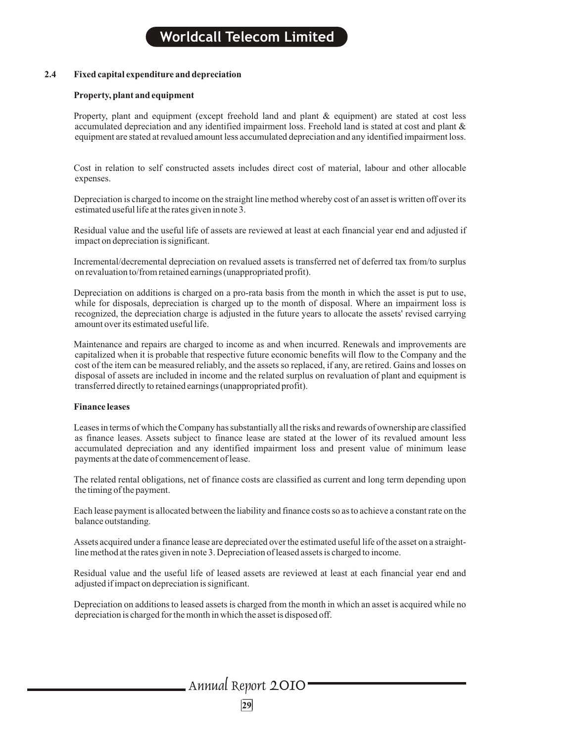## 2.4 Fixed capital expenditure and depreciation

### Property, plant and equipment

Property, plant and equipment (except freehold land and plant & equipment) are stated at cost less accumulated depreciation and any identified impairment loss. Freehold land is stated at cost and plant & equipment are stated at revalued amount less accumulated depreciation and any identified impairment loss.

Cost in relation to self constructed assets includes direct cost of material, labour and other allocable expenses.

Depreciation is charged to income on the straight line method whereby cost of an asset is written off over its estimated useful life at the rates given in note 3.

Residual value and the useful life of assets are reviewed at least at each financial year end and adjusted if impact on depreciation is significant.

Incremental/decremental depreciation on revalued assets is transferred net of deferred tax from/to surplus on revaluation to/from retained earnings (unappropriated profit).

Depreciation on additions is charged on a pro-rata basis from the month in which the asset is put to use, while for disposals, depreciation is charged up to the month of disposal. Where an impairment loss is recognized, the depreciation charge is adjusted in the future years to allocate the assets' revised carrying amount over its estimated useful life.

Maintenance and repairs are charged to income as and when incurred. Renewals and improvements are capitalized when it is probable that respective future economic benefits will flow to the Company and the cost of the item can be measured reliably, and the assets so replaced, if any, are retired. Gains and losses on disposal of assets are included in income and the related surplus on revaluation of plant and equipment is transferred directly to retained earnings (unappropriated profit).

### Finance leases

Leases in terms of which the Company has substantially all the risks and rewards of ownership are classified as finance leases. Assets subject to finance lease are stated at the lower of its revalued amount less accumulated depreciation and any identified impairment loss and present value of minimum lease payments at the date of commencement of lease.

The related rental obligations, net of finance costs are classified as current and long term depending upon the timing of the payment.

Each lease payment is allocated between the liability and finance costs so as to achieve a constant rate on the balance outstanding.

Assets acquired under a finance lease are depreciated over the estimated useful life of the asset on a straight-line method at the rates given in note 3. Depreciation of leased assets is charged to income.

Residual value and the useful life of leased assets are reviewed at least at each financial year end and adjusted if impact on depreciation is significant.

Depreciation on additions to leased assets is charged from the month in which an asset is acquired while no depreciation is charged for the month in which the asset is disposed off.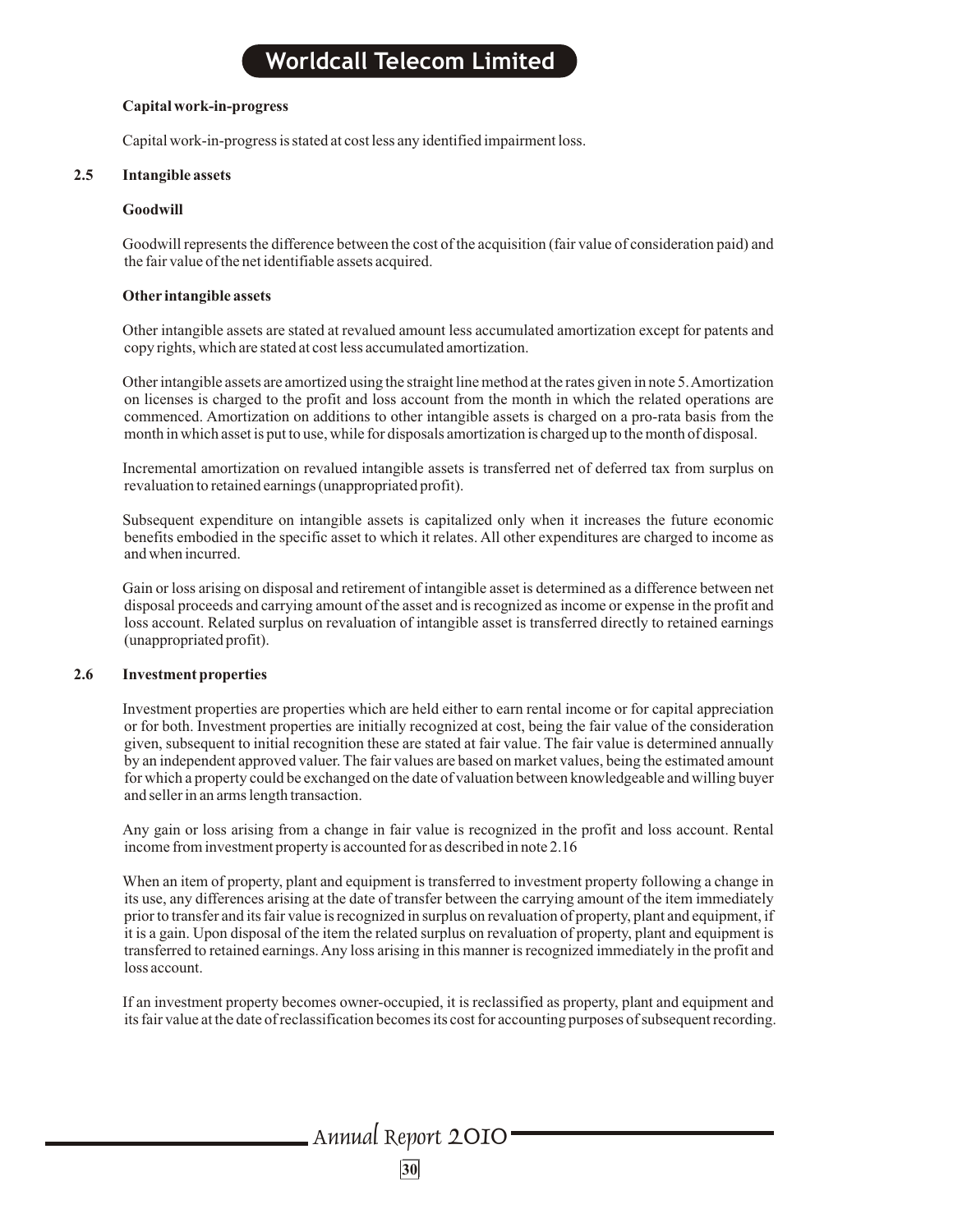**Capital work-in-progress**

Capital work-in-progress is stated at cost less any identified impairment loss.

## 2.5 Intangible assets

**Goodwill**

Goodwill represents the difference between the cost of the acquisition (fair value of consideration paid) and the fair value of the net identifiable assets acquired.

**Other intangible assets**

Other intangible assets are stated at revalued amount less accumulated amortization except for patents and copy rights, which are stated at cost less accumulated amortization.

Other intangible assets are amortized using the straight line method at the rates given in note 5. Amortization on licenses is charged to the profit and loss account from the month in which the related operations are commenced. Amortization on additions to other intangible assets is charged on a pro-rata basis from the month in which asset is put to use, while for disposals amortization is charged up to the month of disposal.

Incremental amortization on revalued intangible assets is transferred net of deferred tax from surplus on revaluation to retained earnings (unappropriated profit).

Subsequent expenditure on intangible assets is capitalized only when it increases the future economic benefits embodied in the specific asset to which it relates. All other expenditures are charged to income as and when incurred.

Gain or loss arising on disposal and retirement of intangible asset is determined as a difference between net disposal proceeds and carrying amount of the asset and is recognized as income or expense in the profit and loss account. Related surplus on revaluation of intangible asset is transferred directly to retained earnings (unappropriated profit).

## 2.6 Investment properties

Investment properties are properties which are held either to earn rental income or for capital appreciation or for both. Investment properties are initially recognized at cost, being the fair value of the consideration given, subsequent to initial recognition these are stated at fair value. The fair value is determined annually by an independent approved valuer. The fair values are based on market values, being the estimated amount for which a property could be exchanged on the date of valuation between knowledgeable and willing buyer and seller in an arms length transaction.

Any gain or loss arising from a change in fair value is recognized in the profit and loss account. Rental income from investment property is accounted for as described in note 2.16

When an item of property, plant and equipment is transferred to investment property following a change in its use, any differences arising at the date of transfer between the carrying amount of the item immediately prior to transfer and its fair value is recognized in surplus on revaluation of property, plant and equipment, if it is a gain. Upon disposal of the item the related surplus on revaluation of property, plant and equipment is transferred to retained earnings. Any loss arising in this manner is recognized immediately in the profit and loss account.

If an investment property becomes owner-occupied, it is reclassified as property, plant and equipment and its fair value at the date of reclassification becomes its cost for accounting purposes of subsequent recording.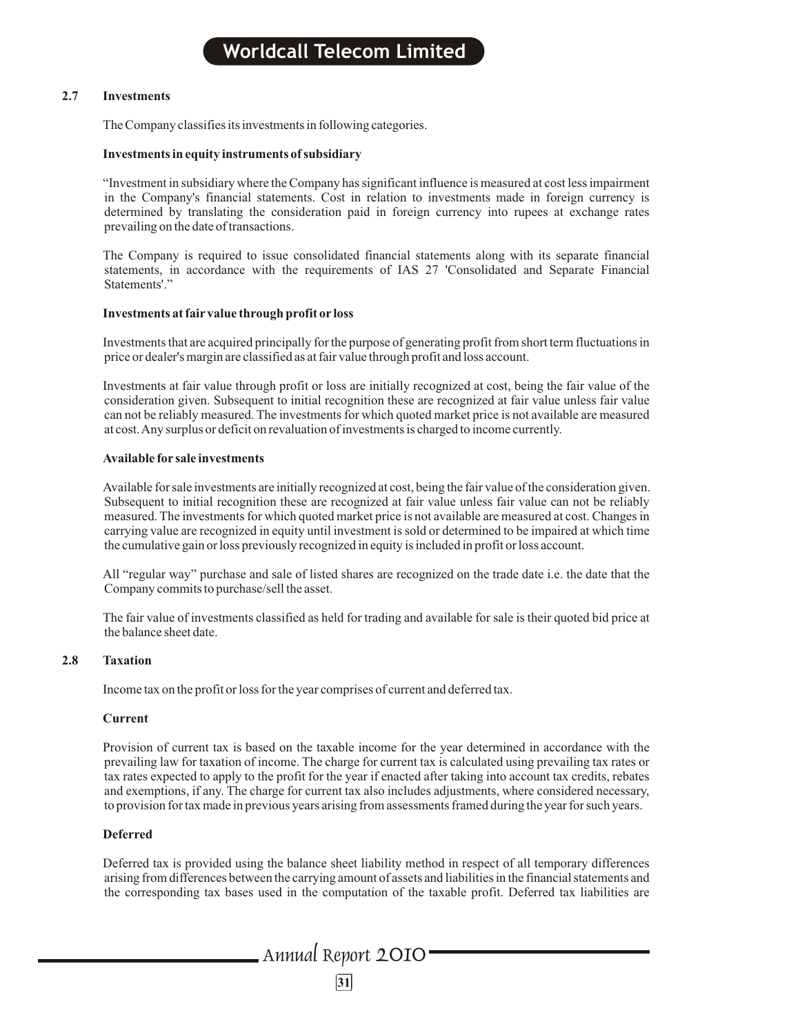### 2.7 Investments

The Company classifies its investments in following categories.

**Investments in equity instruments of subsidiary**

"Investment in subsidiary where the Company has significant influence is measured at cost less impairment in the Company's financial statements. Cost in relation to investments made in foreign currency is determined by translating the consideration paid in foreign currency into rupees at exchange rates prevailing on the date of transactions.

The Company is required to issue consolidated financial statements along with its separate financial statements, in accordance with the requirements of IAS 27 'Consolidated and Separate Financial Statements'."

**Investments at fair value through profit or loss**

Investments that are acquired principally for the purpose of generating profit from short term fluctuations in price or dealer's margin are classified as at fair value through profit and loss account.

Investments at fair value through profit or loss are initially recognized at cost, being the fair value of the consideration given. Subsequent to initial recognition these are recognized at fair value unless fair value can not be reliably measured. The investments for which quoted market price is not available are measured at cost. Any surplus or deficit on revaluation of investments is charged to income currently.

**Available for sale investments**

Available for sale investments are initially recognized at cost, being the fair value of the consideration given. Subsequent to initial recognition these are recognized at fair value unless fair value can not be reliably measured. The investments for which quoted market price is not available are measured at cost. Changes in carrying value are recognized in equity until investment is sold or determined to be impaired at which time the cumulative gain or loss previously recognized in equity is included in profit or loss account.

All "regular way" purchase and sale of listed shares are recognized on the trade date i.e. the date that the Company commits to purchase/sell the asset.

The fair value of investments classified as held for trading and available for sale is their quoted bid price at the balance sheet date.

### 2.8 Taxation

Income tax on the profit or loss for the year comprises of current and deferred tax.

**Current**

Provision of current tax is based on the taxable income for the year determined in accordance with the prevailing law for taxation of income. The charge for current tax is calculated using prevailing tax rates or tax rates expected to apply to the profit for the year if enacted after taking into account tax credits, rebates and exemptions, if any. The charge for current tax also includes adjustments, where considered necessary, to provision for tax made in previous years arising from assessments framed during the year for such years.

**Deferred**

Deferred tax is provided using the balance sheet liability method in respect of all temporary differences arising from differences between the carrying amount of assets and liabilities in the financial statements and the corresponding tax bases used in the computation of the taxable profit. Deferred tax liabilities are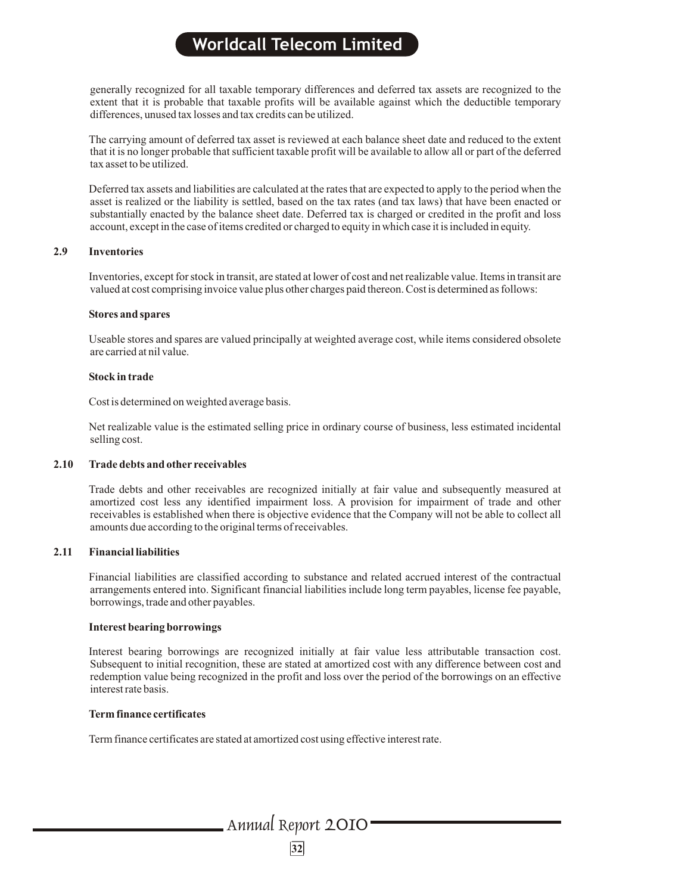generally recognized for all taxable temporary differences and deferred tax assets are recognized to the extent that it is probable that taxable profits will be available against which the deductible temporary differences, unused tax losses and tax credits can be utilized.

The carrying amount of deferred tax asset is reviewed at each balance sheet date and reduced to the extent that it is no longer probable that sufficient taxable profit will be available to allow all or part of the deferred tax asset to be utilized.

Deferred tax assets and liabilities are calculated at the rates that are expected to apply to the period when the asset is realized or the liability is settled, based on the tax rates (and tax laws) that have been enacted or substantially enacted by the balance sheet date. Deferred tax is charged or credited in the profit and loss account, except in the case of items credited or charged to equity in which case it is included in equity.

### 2.9 Inventories

Inventories, except for stock in transit, are stated at lower of cost and net realizable value. Items in transit are valued at cost comprising invoice value plus other charges paid thereon. Cost is determined as follows:

**Stores and spares**

Useable stores and spares are valued principally at weighted average cost, while items considered obsolete are carried at nil value.

**Stock in trade**

Cost is determined on weighted average basis.

Net realizable value is the estimated selling price in ordinary course of business, less estimated incidental selling cost.

### 2.10 Trade debts and other receivables

Trade debts and other receivables are recognized initially at fair value and subsequently measured at amortized cost less any identified impairment loss. A provision for impairment of trade and other receivables is established when there is objective evidence that the Company will not be able to collect all amounts due according to the original terms of receivables.

### 2.11 Financial liabilities

Financial liabilities are classified according to substance and related accrued interest of the contractual arrangements entered into. Significant financial liabilities include long term payables, license fee payable, borrowings, trade and other payables.

**Interest bearing borrowings**

Interest bearing borrowings are recognized initially at fair value less attributable transaction cost. Subsequent to initial recognition, these are stated at amortized cost with any difference between cost and redemption value being recognized in the profit and loss over the period of the borrowings on an effective interest rate basis.

**Term finance certificates**

Term finance certificates are stated at amortized cost using effective interest rate.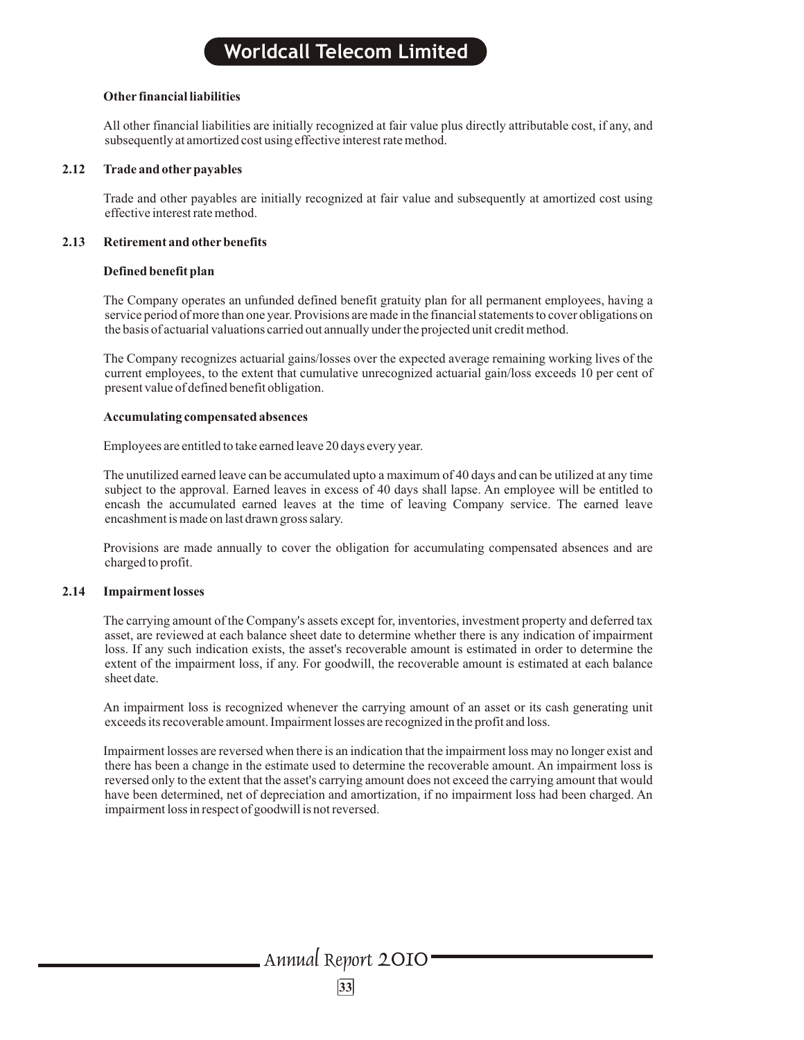**Other financial liabilities**

All other financial liabilities are initially recognized at fair value plus directly attributable cost, if any, and subsequently at amortized cost using effective interest rate method.

## 2.12 Trade and other payables

Trade and other payables are initially recognized at fair value and subsequently at amortized cost using effective interest rate method.

## 2.13 Retirement and other benefits

**Defined benefit plan**

The Company operates an unfunded defined benefit gratuity plan for all permanent employees, having a service period of more than one year. Provisions are made in the financial statements to cover obligations on the basis of actuarial valuations carried out annually under the projected unit credit method.

The Company recognizes actuarial gains/losses over the expected average remaining working lives of the current employees, to the extent that cumulative unrecognized actuarial gain/loss exceeds 10 per cent of present value of defined benefit obligation.

**Accumulating compensated absences**

Employees are entitled to take earned leave 20 days every year.

The unutilized earned leave can be accumulated upto a maximum of 40 days and can be utilized at any time subject to the approval. Earned leaves in excess of 40 days shall lapse. An employee will be entitled to encash the accumulated earned leaves at the time of leaving Company service. The earned leave encashment is made on last drawn gross salary.

Provisions are made annually to cover the obligation for accumulating compensated absences and are charged to profit.

## 2.14 Impairment losses

The carrying amount of the Company's assets except for, inventories, investment property and deferred tax asset, are reviewed at each balance sheet date to determine whether there is any indication of impairment loss. If any such indication exists, the asset's recoverable amount is estimated in order to determine the extent of the impairment loss, if any. For goodwill, the recoverable amount is estimated at each balance sheet date.

An impairment loss is recognized whenever the carrying amount of an asset or its cash generating unit exceeds its recoverable amount. Impairment losses are recognized in the profit and loss.

Impairment losses are reversed when there is an indication that the impairment loss may no longer exist and there has been a change in the estimate used to determine the recoverable amount. An impairment loss is reversed only to the extent that the asset's carrying amount does not exceed the carrying amount that would have been determined, net of depreciation and amortization, if no impairment loss had been charged. An impairment loss in respect of goodwill is not reversed.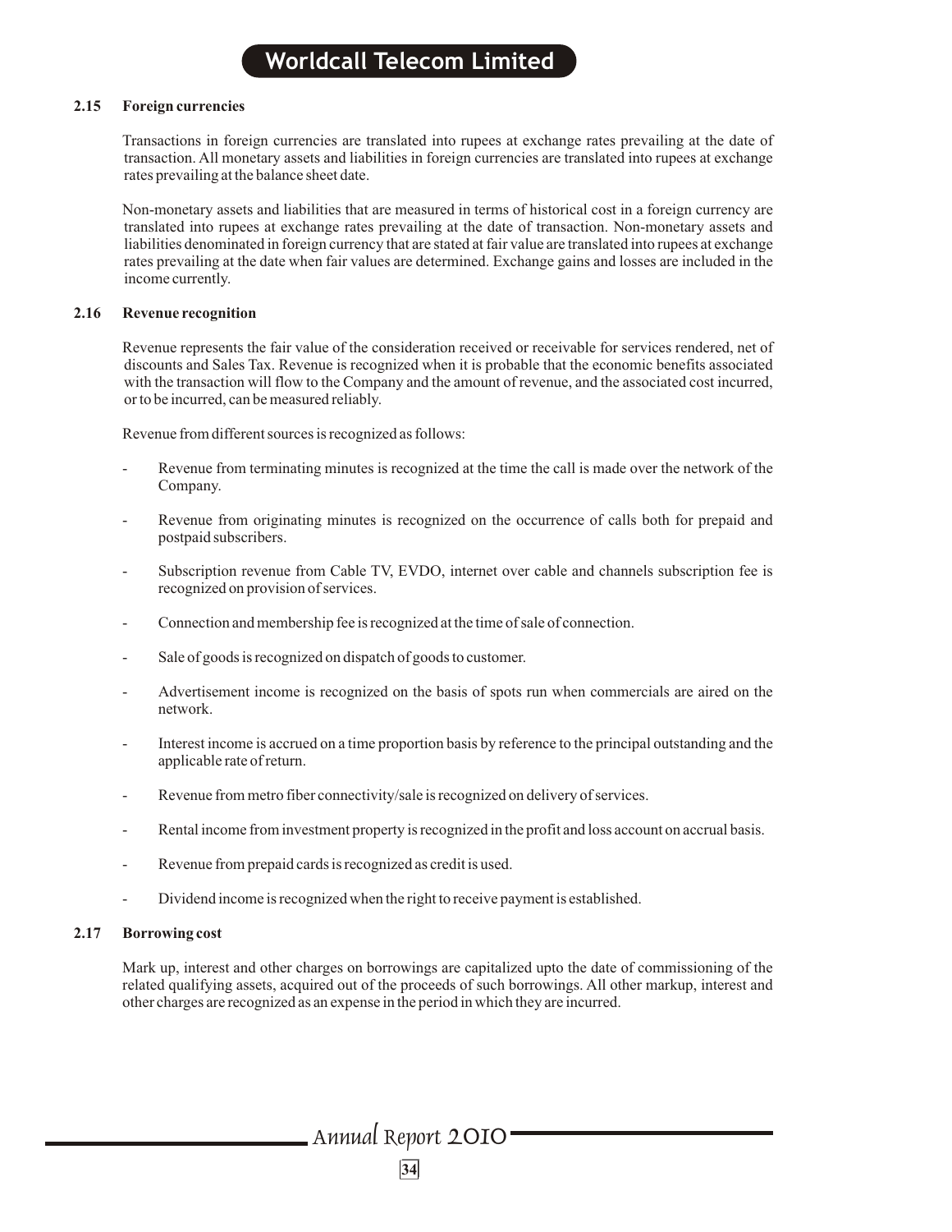### 2.15 Foreign currencies

Transactions in foreign currencies are translated into rupees at exchange rates prevailing at the date of transaction. All monetary assets and liabilities in foreign currencies are translated into rupees at exchange rates prevailing at the balance sheet date.

Non-monetary assets and liabilities that are measured in terms of historical cost in a foreign currency are translated into rupees at exchange rates prevailing at the date of transaction. Non-monetary assets and liabilities denominated in foreign currency that are stated at fair value are translated into rupees at exchange rates prevailing at the date when fair values are determined. Exchange gains and losses are included in the income currently.

### 2.16 Revenue recognition

Revenue represents the fair value of the consideration received or receivable for services rendered, net of discounts and Sales Tax. Revenue is recognized when it is probable that the economic benefits associated with the transaction will flow to the Company and the amount of revenue, and the associated cost incurred, or to be incurred, can be measured reliably.

Revenue from different sources is recognized as follows:

- Revenue from terminating minutes is recognized at the time the call is made over the network of the Company.
- Revenue from originating minutes is recognized on the occurrence of calls both for prepaid and postpaid subscribers.
- Subscription revenue from Cable TV, EVDO, internet over cable and channels subscription fee is recognized on provision of services.
- Connection and membership fee is recognized at the time of sale of connection.
- Sale of goods is recognized on dispatch of goods to customer.
- Advertisement income is recognized on the basis of spots run when commercials are aired on the network.
- Interest income is accrued on a time proportion basis by reference to the principal outstanding and the applicable rate of return.
- Revenue from metro fiber connectivity/sale is recognized on delivery of services.
- Rental income from investment property is recognized in the profit and loss account on accrual basis.
- Revenue from prepaid cards is recognized as credit is used.
- Dividend income is recognized when the right to receive payment is established.

### 2.17 Borrowing cost

Mark up, interest and other charges on borrowings are capitalized upto the date of commissioning of the related qualifying assets, acquired out of the proceeds of such borrowings. All other markup, interest and other charges are recognized as an expense in the period in which they are incurred.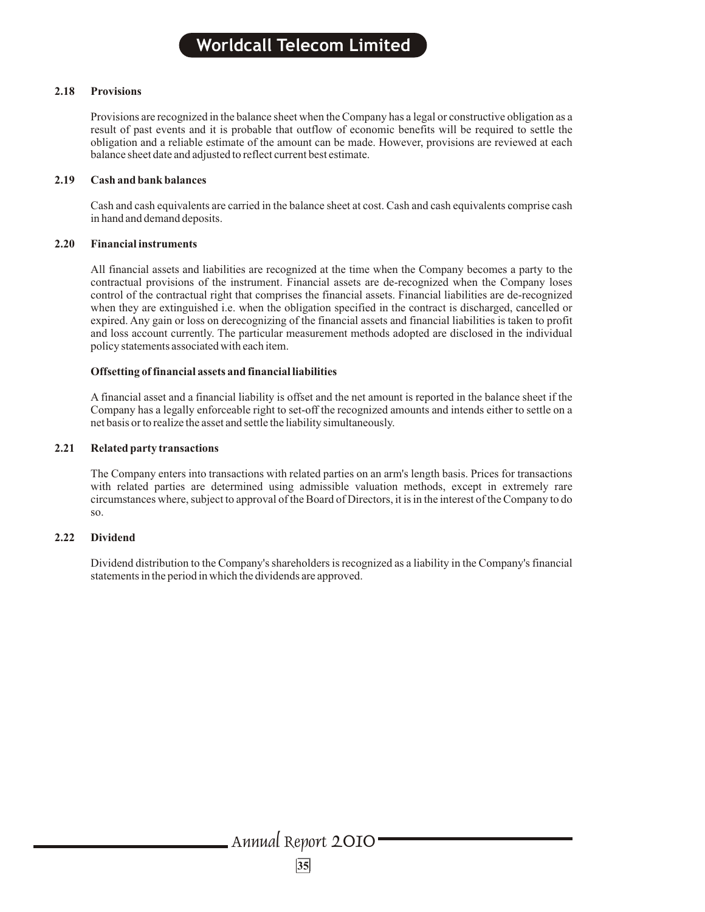### 2.18 Provisions

Provisions are recognized in the balance sheet when the Company has a legal or constructive obligation as a result of past events and it is probable that outflow of economic benefits will be required to settle the obligation and a reliable estimate of the amount can be made. However, provisions are reviewed at each balance sheet date and adjusted to reflect current best estimate.

### 2.19 Cash and bank balances

Cash and cash equivalents are carried in the balance sheet at cost. Cash and cash equivalents comprise cash in hand and demand deposits.

### 2.20 Financial instruments

All financial assets and liabilities are recognized at the time when the Company becomes a party to the contractual provisions of the instrument. Financial assets are de-recognized when the Company loses control of the contractual right that comprises the financial assets. Financial liabilities are de-recognized when they are extinguished i.e. when the obligation specified in the contract is discharged, cancelled or expired. Any gain or loss on derecognizing of the financial assets and financial liabilities is taken to profit and loss account currently. The particular measurement methods adopted are disclosed in the individual policy statements associated with each item.

**Offsetting of financial assets and financial liabilities**

A financial asset and a financial liability is offset and the net amount is reported in the balance sheet if the Company has a legally enforceable right to set-off the recognized amounts and intends either to settle on a net basis or to realize the asset and settle the liability simultaneously.

### 2.21 Related party transactions

The Company enters into transactions with related parties on an arm's length basis. Prices for transactions with related parties are determined using admissible valuation methods, except in extremely rare circumstances where, subject to approval of the Board of Directors, it is in the interest of the Company to do so.

### 2.22 Dividend

Dividend distribution to the Company's shareholders is recognized as a liability in the Company's financial statements in the period in which the dividends are approved.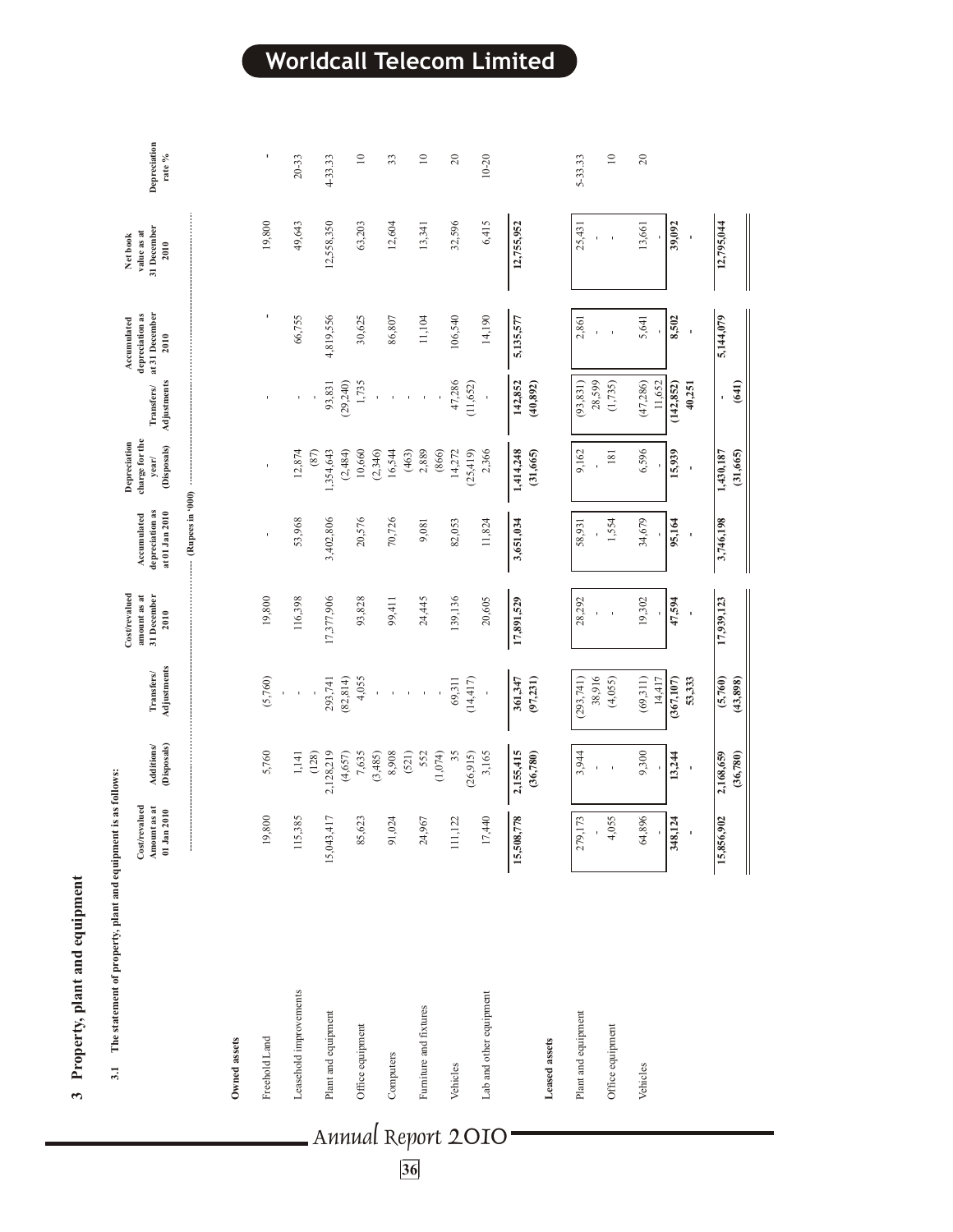## 3 Property, plant and equipment

### 3.1 The statement of property, plant and equipment is as follows:

| | Cost/revalued Amount as at 01 Jan 2010 | Additions/ (Disposals) | Transfers/ Adjustments | Cost/revalued amount as at 31 December 2010 | Accumulated depreciation as at 01 Jan 2010 | Depreciation charge for the year/ (Disposals) | Transfers/ Adjustments | Accumulated depreciation as at 31 December 2010 | Net book value as at 31 December 2010 | Depreciation rate % |
|---|---|---|---|---|---|---|---|---|---|---|
| | (Rupees in '000) | | | | | | | | | |
| **Owned assets** | | | | | | | | | | |
| Freehold Land | 19,800 | 5,760 | (5,760) | 19,800 | - | - | - | - | 19,800 | - |
| | | | - | | | | | | | |
| Leasehold improvements | 115,385 | 1,141 | - | 116,398 | 53,968 | 12,874 | - | 66,755 | 49,643 | 20-33 |
| | | (128) | - | | | (87) | - | | | |
| Plant and equipment | 15,043,417 | 2,128,219 | 293,741 | 17,377,906 | 3,402,806 | 1,354,643 | 93,831 | 4,819,556 | 12,558,350 | 4-33.33 |
| | | (4,657) | (82,814) | | | (2,484) | (29,240) | | | |
| Office equipment | 85,623 | 7,635 | 4,055 | 93,828 | 20,576 | 10,660 | 1,735 | 30,625 | 63,203 | 10 |
| | | (3,485) | - | | | (2,346) | - | | | |
| Computers | 91,024 | 8,908 | - | 99,411 | 70,726 | 16,544 | - | 86,807 | 12,604 | 33 |
| | | (521) | - | | | (463) | - | | | |
| Furniture and fixtures | 24,967 | 552 | - | 24,445 | 9,081 | 2,889 | - | 11,104 | 13,341 | 10 |
| | | (1,074) | - | | | (866) | - | | | |
| Vehicles | 111,122 | 35 | 69,311 | 139,136 | 82,053 | 14,272 | 47,286 | 106,540 | 32,596 | 20 |
| | | (26,915) | (14,417) | | | (25,419) | (11,652) | | | |
| Lab and other equipment | 17,440 | 3,165 | - | 20,605 | 11,824 | 2,366 | - | 14,190 | 6,415 | 10-20 |
| | **15,508,778** | **2,155,415** | **361,347** | **17,891,529** | **3,651,034** | **1,414,248** | **142,852** | **5,135,577** | **12,755,952** | |
| | | **(36,780)** | **(97,231)** | | | **(31,665)** | **(40,892)** | | | |
| **Leased assets** | | | | | | | | | | |
| Plant and equipment | 279,173 | 3,944 | (293,741) | 28,292 | 58,931 | 9,162 | (93,831) | 2,861 | 25,431 | 5-33.33 |
| | - | - | 38,916 | - | - | - | 28,599 | - | - | |
| Office equipment | 4,055 | - | (4,055) | - | 1,554 | 181 | (1,735) | - | - | 10 |
| Vehicles | 64,896 | 9,300 | (69,311) | 19,302 | 34,679 | 6,596 | (47,286) | 5,641 | 13,661 | 20 |
| | - | - | 14,417 | - | - | - | 11,652 | - | - | |
| | **348,124** | **13,244** | **(367,107)** | **47,594** | **95,164** | **15,939** | **(142,852)** | **8,502** | **39,092** | |
| | **-** | **-** | **53,333** | **-** | **-** | **-** | **40,251** | **-** | **-** | |
| | **15,856,902** | **2,168,659** | **(5,760)** | **17,939,123** | **3,746,198** | **1,430,187** | **-** | **5,144,079** | **12,795,044** | |
| | | **(36,780)** | **(43,898)** | | | **(31,665)** | **(641)** | | | |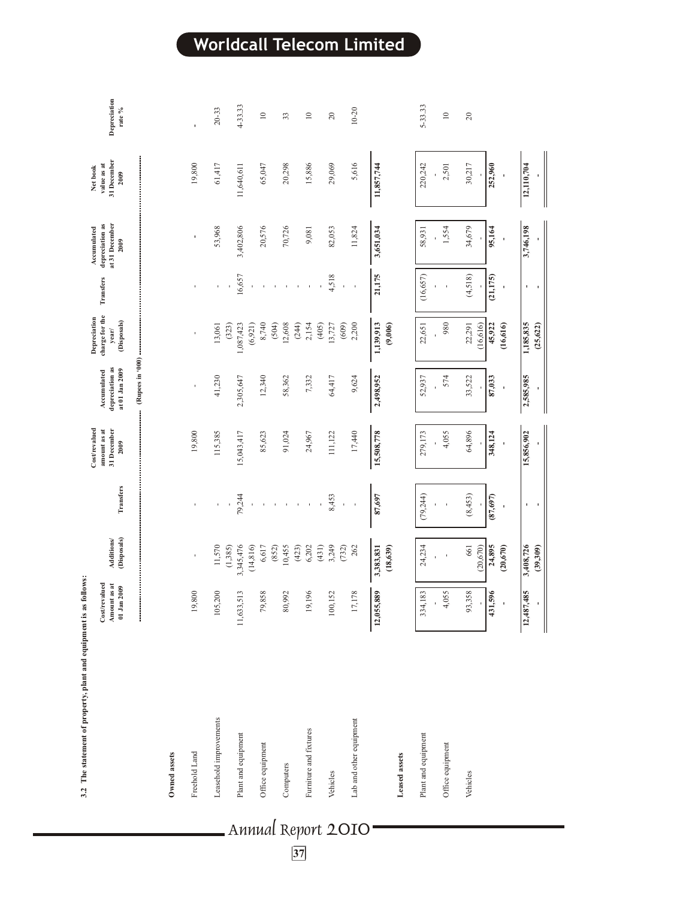3.2 The statement of property, plant and equipment is as follows:

| | Cost/revalued Amount as at 01 Jan 2009 | Additions/ (Disposals) | Transfers | Cost/revalued amount as at 31 December 2009 | Accumulated depreciation as at 01 Jan 2009 | Depreciation charge for the year/ (Disposals) | Transfers | Accumulated depreciation as at 31 December 2009 | Net book value as at 31 December 2009 | Depreciation rate % |
|---|---|---|---|---|---|---|---|---|---|---|
| | (Rupees in '000) | | | | | | | | | |
| **Owned assets** | | | | | | | | | | |
| Freehold Land | 19,800 | - | - | 19,800 | - | - | - | - | 19,800 | - |
| Leasehold improvements | 105,200 | 11,570 | - | 115,385 | 41,230 | 13,061 | - | 53,968 | 61,417 | 20-33 |
| | | (1,385) | - | | | (323) | - | | | |
| Plant and equipment | 11,633,513 | 3,345,476 | 79,244 | 15,043,417 | 2,305,647 | 1,087,423 | 16,657 | 3,402,806 | 11,640,611 | 4-33.33 |
| | | (14,816) | - | | | (6,921) | - | | | |
| Office equipment | 79,858 | 6,617 | - | 85,623 | 12,340 | 8,740 | - | 20,576 | 65,047 | 10 |
| | | (852) | - | | | (504) | - | | | |
| Computers | 80,992 | 10,455 | - | 91,024 | 58,362 | 12,608 | - | 70,726 | 20,298 | 33 |
| | | (423) | - | | | (244) | - | | | |
| Furniture and fixtures | 19,196 | 6,202 | - | 24,967 | 7,332 | 2,154 | - | 9,081 | 15,886 | 10 |
| | | (431) | - | | | (405) | - | | | |
| Vehicles | 100,152 | 3,249 | 8,453 | 111,122 | 64,417 | 13,727 | 4,518 | 82,053 | 29,069 | 20 |
| | | (732) | - | | | (609) | - | | | |
| Lab and other equipment | 17,178 | 262 | - | 17,440 | 9,624 | 2,200 | - | 11,824 | 5,616 | 10-20 |
| | **12,055,889** | **3,383,831** | **87,697** | **15,508,778** | **2,498,952** | **1,139,913** | **21,175** | **3,651,034** | **11,857,744** | |
| | | **(18,639)** | | | | **(9,006)** | | | | |
| **Leased assets** | | | | | | | | | | |
| Plant and equipment | 334,183 | 24,234 | (79,244) | 279,173 | 52,937 | 22,651 | (16,657) | 58,931 | 220,242 | 5-33.33 |
| | - | - | - | - | - | - | - | - | - | |
| Office equipment | 4,055 | - | - | 4,055 | 574 | 980 | - | 1,554 | 2,501 | 10 |
| Vehicles | 93,358 | 661 | (8,453) | 64,896 | 33,522 | 22,291 | (4,518) | 34,679 | 30,217 | 20 |
| | - | (20,670) | - | - | - | (16,616) | - | - | - | |
| | **431,596** | **24,895** | **(87,697)** | **348,124** | **87,033** | **45,922** | **(21,175)** | **95,164** | **252,960** | |
| | **-** | **(20,670)** | **-** | **-** | **-** | **(16,616)** | **-** | **-** | **-** | |
| | **12,487,485** | **3,408,726** | **-** | **15,856,902** | **2,585,985** | **1,185,835** | **-** | **3,746,198** | **12,110,704** | |
| | **-** | **(39,309)** | **-** | **-** | **-** | **(25,622)** | **-** | **-** | **-** | |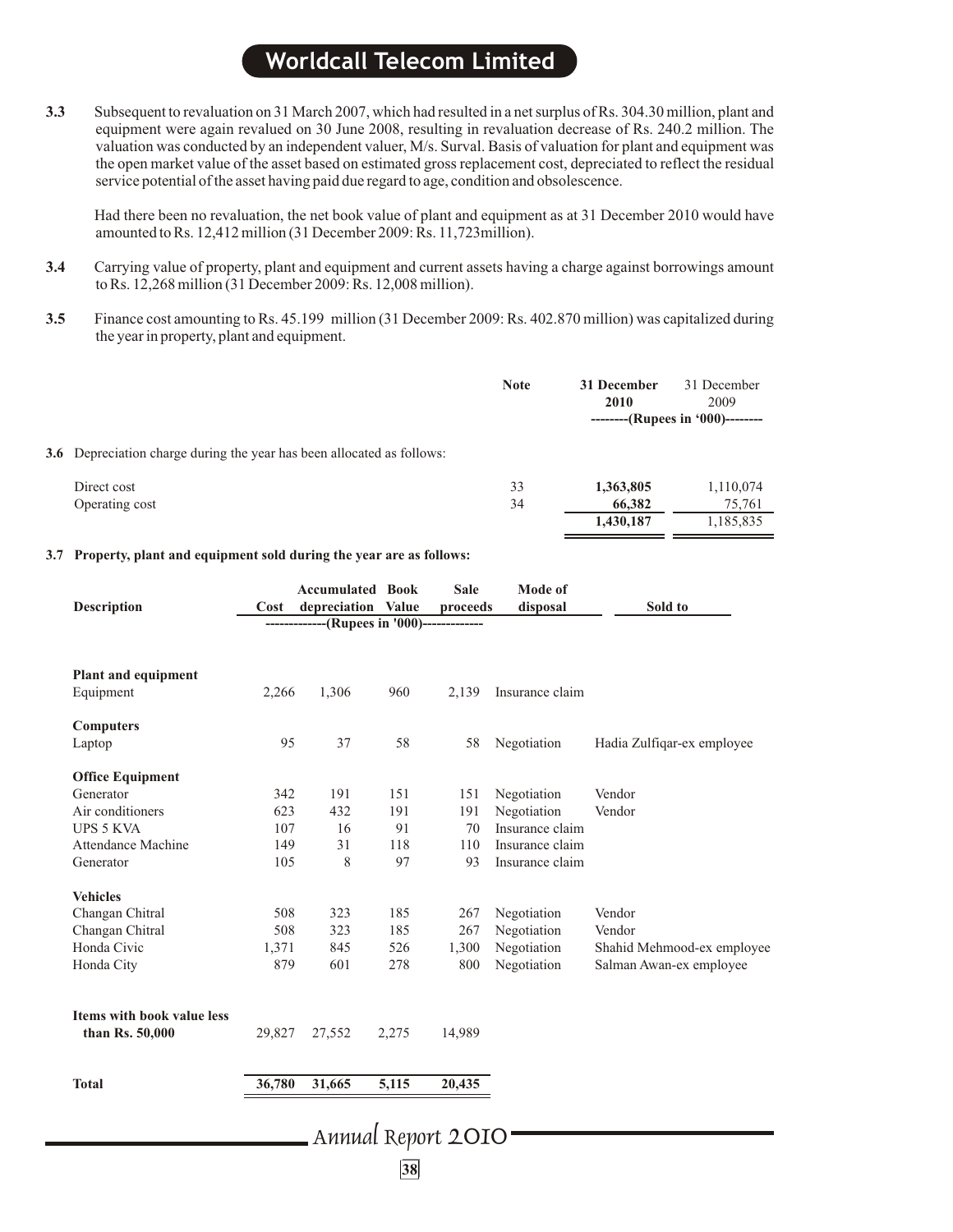**3.3** Subsequent to revaluation on 31 March 2007, which had resulted in a net surplus of Rs. 304.30 million, plant and equipment were again revalued on 30 June 2008, resulting in revaluation decrease of Rs. 240.2 million. The valuation was conducted by an independent valuer, M/s. Surval. Basis of valuation for plant and equipment was the open market value of the asset based on estimated gross replacement cost, depreciated to reflect the residual service potential of the asset having paid due regard to age, condition and obsolescence.

Had there been no revaluation, the net book value of plant and equipment as at 31 December 2010 would have amounted to Rs. 12,412 million (31 December 2009: Rs. 11,723million).

**3.4** Carrying value of property, plant and equipment and current assets having a charge against borrowings amount to Rs. 12,268 million (31 December 2009: Rs. 12,008 million).

**3.5** Finance cost amounting to Rs. 45.199 million (31 December 2009: Rs. 402.870 million) was capitalized during the year in property, plant and equipment.

| | Note | 31 December 2010 | 31 December 2009 |
|---|---|---|---|
| | | (Rupees in '000) | |
| **3.6** Depreciation charge during the year has been allocated as follows: | | | |
| Direct cost | 33 | **1,363,805** | 1,110,074 |
| Operating cost | 34 | **66,382** | 75,761 |
| | | **1,430,187** | 1,185,835 |

**3.7 Property, plant and equipment sold during the year are as follows:**

| Description | Cost | Accumulated depreciation | Book Value | Sale proceeds | Mode of disposal | Sold to |
|---|---|---|---|---|---|---|
| | (Rupees in '000) | | | | | |
| **Plant and equipment** | | | | | | |
| Equipment | 2,266 | 1,306 | 960 | 2,139 | Insurance claim | |
| **Computers** | | | | | | |
| Laptop | 95 | 37 | 58 | 58 | Negotiation | Hadia Zulfiqar-ex employee |
| **Office Equipment** | | | | | | |
| Generator | 342 | 191 | 151 | 151 | Negotiation | Vendor |
| Air conditioners | 623 | 432 | 191 | 191 | Negotiation | Vendor |
| UPS 5 KVA | 107 | 16 | 91 | 70 | Insurance claim | |
| Attendance Machine | 149 | 31 | 118 | 110 | Insurance claim | |
| Generator | 105 | 8 | 97 | 93 | Insurance claim | |
| **Vehicles** | | | | | | |
| Changan Chitral | 508 | 323 | 185 | 267 | Negotiation | Vendor |
| Changan Chitral | 508 | 323 | 185 | 267 | Negotiation | Vendor |
| Honda Civic | 1,371 | 845 | 526 | 1,300 | Negotiation | Shahid Mehmood-ex employee |
| Honda City | 879 | 601 | 278 | 800 | Negotiation | Salman Awan-ex employee |
| **Items with book value less than Rs. 50,000** | 29,827 | 27,552 | 2,275 | 14,989 | | |
| **Total** | **36,780** | **31,665** | **5,115** | **20,435** | | |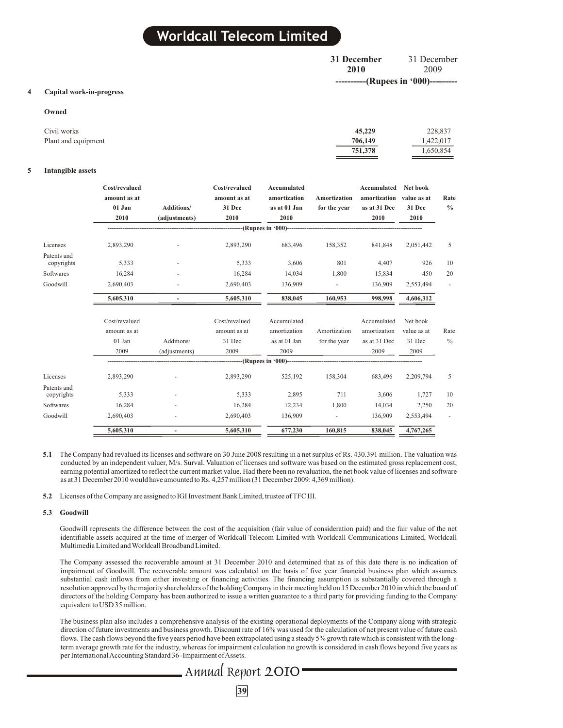| | 31 December 2010 | 31 December 2009 |
|---|---|---|
| | ----------(Rupees in '000)--------- | |

**4 Capital work-in-progress**

**Owned**

| | 31 December 2010 | 31 December 2009 |
|---|---|---|
| Civil works | **45,229** | 228,837 |
| Plant and equipment | **706,149** | 1,422,017 |
| | **751,378** | 1,650,854 |

**5 Intangible assets**

| | **Cost/revalued amount as at 01 Jan 2010** | **Additions/ (adjustments)** | **Cost/revalued amount as at 31 Dec 2010** | **Accumulated amortization as at 01 Jan 2010** | **Amortization for the year** | **Accumulated amortization as at 31 Dec 2010** | **Net book value as at 31 Dec 2010** | **Rate %** |
|---|---|---|---|---|---|---|---|---|
| | ---------(Rupees in '000)--------- | | | | | | | |
| Licenses | 2,893,290 | - | 2,893,290 | 683,496 | 158,352 | 841,848 | 2,051,442 | 5 |
| Patents and copyrights | 5,333 | - | 5,333 | 3,606 | 801 | 4,407 | 926 | 10 |
| Softwares | 16,284 | - | 16,284 | 14,034 | 1,800 | 15,834 | 450 | 20 |
| Goodwill | 2,690,403 | - | 2,690,403 | 136,909 | - | 136,909 | 2,553,494 | - |
| | **5,605,310** | **-** | **5,605,310** | **838,045** | **160,953** | **998,998** | **4,606,312** | |

| | Cost/revalued amount as at 01 Jan 2009 | Additions/ (adjustments) | Cost/revalued amount as at 31 Dec 2009 | Accumulated amortization as at 01 Jan 2009 | Amortization for the year | Accumulated amortization as at 31 Dec 2009 | Net book value as at 31 Dec 2009 | Rate % |
|---|---|---|---|---|---|---|---|---|
| | ---------(Rupees in '000)--------- | | | | | | | |
| Licenses | 2,893,290 | - | 2,893,290 | 525,192 | 158,304 | 683,496 | 2,209,794 | 5 |
| Patents and copyrights | 5,333 | - | 5,333 | 2,895 | 711 | 3,606 | 1,727 | 10 |
| Softwares | 16,284 | - | 16,284 | 12,234 | 1,800 | 14,034 | 2,250 | 20 |
| Goodwill | 2,690,403 | - | 2,690,403 | 136,909 | - | 136,909 | 2,553,494 | - |
| | 5,605,310 | - | 5,605,310 | 677,230 | 160,815 | 838,045 | 4,767,265 | |

**5.1** The Company had revalued its licenses and software on 30 June 2008 resulting in a net surplus of Rs. 430.391 million. The valuation was conducted by an independent valuer, M/s. Surval. Valuation of licenses and software was based on the estimated gross replacement cost, earning potential amortized to reflect the current market value. Had there been no revaluation, the net book value of licenses and software as at 31 December 2010 would have amounted to Rs. 4,257 million (31 December 2009: 4,369 million).

**5.2** Licenses of the Company are assigned to IGI Investment Bank Limited, trustee of TFC III.

**5.3 Goodwill**

Goodwill represents the difference between the cost of the acquisition (fair value of consideration paid) and the fair value of the net identifiable assets acquired at the time of merger of Worldcall Telecom Limited with Worldcall Communications Limited, Worldcall Multimedia Limited and Worldcall Broadband Limited.

The Company assessed the recoverable amount at 31 December 2010 and determined that as of this date there is no indication of impairment of Goodwill. The recoverable amount was calculated on the basis of five year financial business plan which assumes substantial cash inflows from either investing or financing activities. The financing assumption is substantially covered through a resolution approved by the majority shareholders of the holding Company in their meeting held on 15 December 2010 in which the board of directors of the holding Company has been authorized to issue a written guarantee to a third party for providing funding to the Company equivalent to USD 35 million.

The business plan also includes a comprehensive analysis of the existing operational deployments of the Company along with strategic direction of future investments and business growth. Discount rate of 16% was used for the calculation of net present value of future cash flows. The cash flows beyond the five years period have been extrapolated using a steady 5% growth rate which is consistent with the long-term average growth rate for the industry, whereas for impairment calculation no growth is considered in cash flows beyond five years as per International Accounting Standard 36 -Impairment of Assets.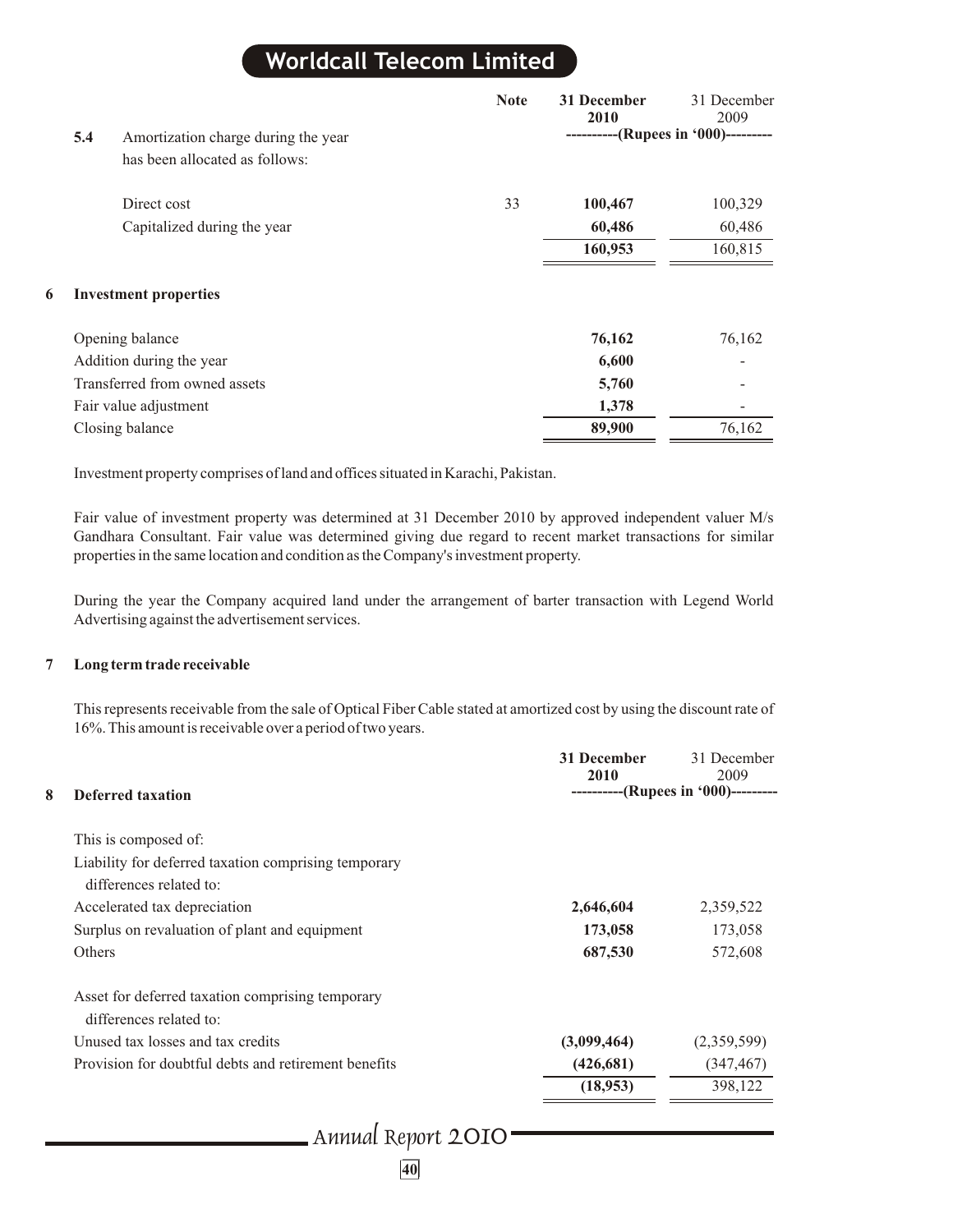| | | Note | 31 December 2010 | 31 December 2009 |
|---|---|---|---|---|
| | | | ----------(Rupees in '000)--------- | |
| **5.4** | Amortization charge during the year has been allocated as follows: | | | |
| | Direct cost | 33 | **100,467** | 100,329 |
| | Capitalized during the year | | **60,486** | 60,486 |
| | | | **160,953** | 160,815 |

## 6 Investment properties

| | 31 December 2010 | 31 December 2009 |
|---|---|---|
| Opening balance | **76,162** | 76,162 |
| Addition during the year | **6,600** | - |
| Transferred from owned assets | **5,760** | - |
| Fair value adjustment | **1,378** | - |
| Closing balance | **89,900** | 76,162 |

Investment property comprises of land and offices situated in Karachi, Pakistan.

Fair value of investment property was determined at 31 December 2010 by approved independent valuer M/s Gandhara Consultant. Fair value was determined giving due regard to recent market transactions for similar properties in the same location and condition as the Company's investment property.

During the year the Company acquired land under the arrangement of barter transaction with Legend World Advertising against the advertisement services.

## 7 Long term trade receivable

This represents receivable from the sale of Optical Fiber Cable stated at amortized cost by using the discount rate of 16%. This amount is receivable over a period of two years.

## 8 Deferred taxation

| | 31 December 2010 | 31 December 2009 |
|---|---|---|
| | ----------(Rupees in '000)--------- | |
| This is composed of: | | |
| Liability for deferred taxation comprising temporary differences related to: | | |
| Accelerated tax depreciation | **2,646,604** | 2,359,522 |
| Surplus on revaluation of plant and equipment | **173,058** | 173,058 |
| Others | **687,530** | 572,608 |
| Asset for deferred taxation comprising temporary differences related to: | | |
| Unused tax losses and tax credits | **(3,099,464)** | (2,359,599) |
| Provision for doubtful debts and retirement benefits | **(426,681)** | (347,467) |
| | **(18,953)** | 398,122 |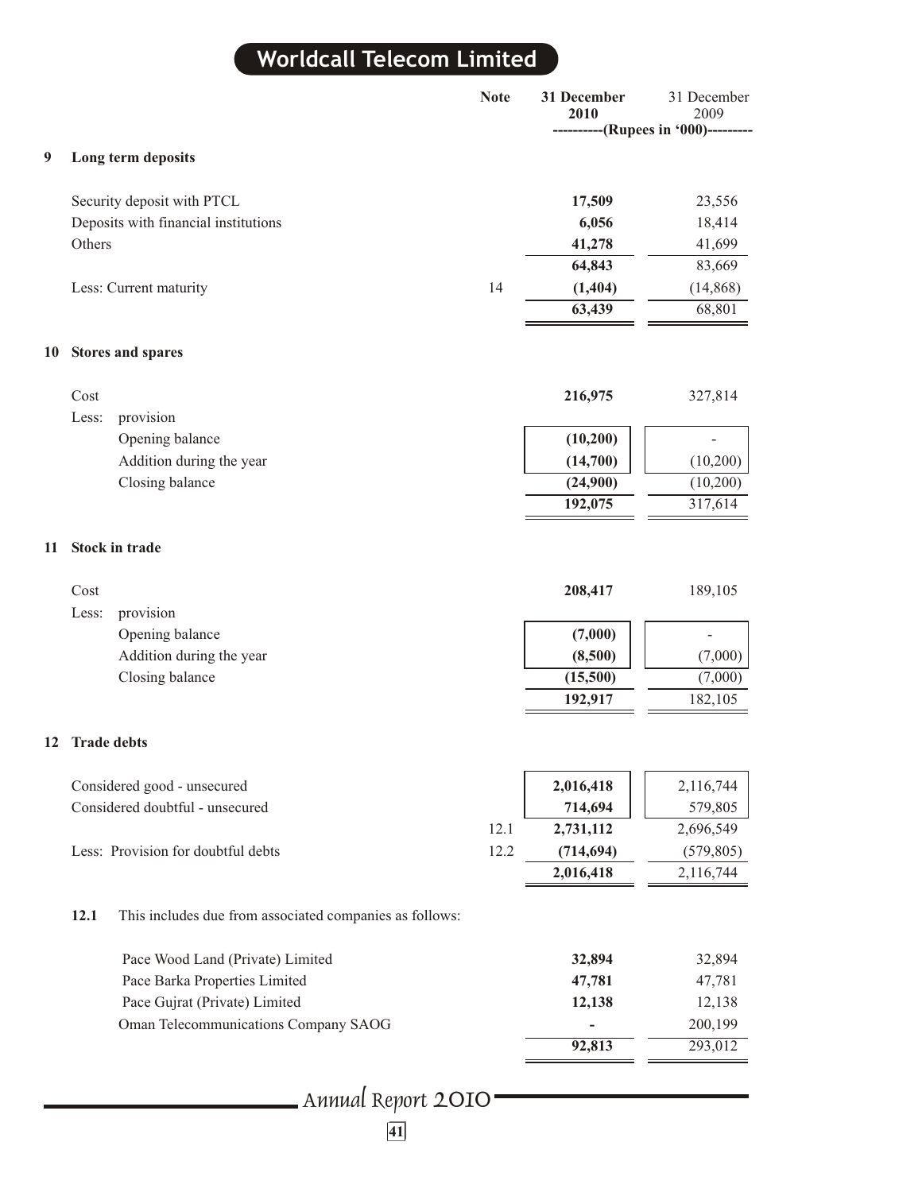| | Note | 31 December 2010 | 31 December 2009 |
|---|---|---|---|
| | | ----------(Rupees in '000)--------- | |

## 9 Long term deposits

| | Note | 31 December 2010 | 31 December 2009 |
|---|---|---|---|
| Security deposit with PTCL | | **17,509** | 23,556 |
| Deposits with financial institutions | | **6,056** | 18,414 |
| Others | | **41,278** | 41,699 |
| | | **64,843** | 83,669 |
| Less: Current maturity | 14 | **(1,404)** | (14,868) |
| | | **63,439** | 68,801 |

## 10 Stores and spares

| | Note | 31 December 2010 | 31 December 2009 |
|---|---|---|---|
| Cost | | **216,975** | 327,814 |
| Less: provision | | | |
| Opening balance | | **(10,200)** | - |
| Addition during the year | | **(14,700)** | (10,200) |
| Closing balance | | **(24,900)** | (10,200) |
| | | **192,075** | 317,614 |

## 11 Stock in trade

| | Note | 31 December 2010 | 31 December 2009 |
|---|---|---|---|
| Cost | | **208,417** | 189,105 |
| Less: provision | | | |
| Opening balance | | **(7,000)** | - |
| Addition during the year | | **(8,500)** | (7,000) |
| Closing balance | | **(15,500)** | (7,000) |
| | | **192,917** | 182,105 |

## 12 Trade debts

| | Note | 31 December 2010 | 31 December 2009 |
|---|---|---|---|
| Considered good - unsecured | | **2,016,418** | 2,116,744 |
| Considered doubtful - unsecured | | **714,694** | 579,805 |
| | 12.1 | **2,731,112** | 2,696,549 |
| Less: Provision for doubtful debts | 12.2 | **(714,694)** | (579,805) |
| | | **2,016,418** | 2,116,744 |

**12.1** This includes due from associated companies as follows:

| | 31 December 2010 | 31 December 2009 |
|---|---|---|
| Pace Wood Land (Private) Limited | **32,894** | 32,894 |
| Pace Barka Properties Limited | **47,781** | 47,781 |
| Pace Gujrat (Private) Limited | **12,138** | 12,138 |
| Oman Telecommunications Company SAOG | **-** | 200,199 |
| | **92,813** | 293,012 |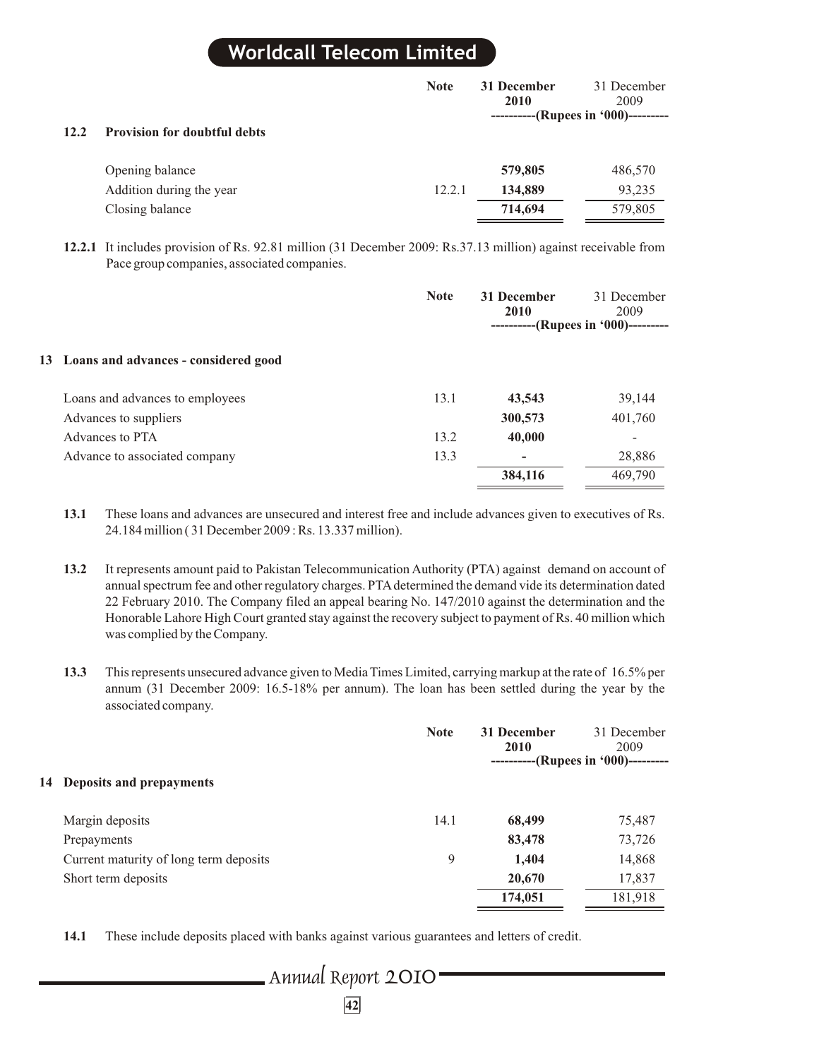### 12.2 Provision for doubtful debts

| | Note | 31 December 2010 | 31 December 2009 |
|---|---|---|---|
| | | (Rupees in '000) | |
| Opening balance | | **579,805** | 486,570 |
| Addition during the year | 12.2.1 | **134,889** | 93,235 |
| Closing balance | | **714,694** | 579,805 |

**12.2.1** It includes provision of Rs. 92.81 million (31 December 2009: Rs.37.13 million) against receivable from Pace group companies, associated companies.

## 13 Loans and advances - considered good

| | Note | 31 December 2010 | 31 December 2009 |
|---|---|---|---|
| | | (Rupees in '000) | |
| Loans and advances to employees | 13.1 | **43,543** | 39,144 |
| Advances to suppliers | | **300,573** | 401,760 |
| Advances to PTA | 13.2 | **40,000** | - |
| Advance to associated company | 13.3 | **-** | 28,886 |
| | | **384,116** | 469,790 |

**13.1** These loans and advances are unsecured and interest free and include advances given to executives of Rs. 24.184 million ( 31 December 2009 : Rs. 13.337 million).

**13.2** It represents amount paid to Pakistan Telecommunication Authority (PTA) against demand on account of annual spectrum fee and other regulatory charges. PTA determined the demand vide its determination dated 22 February 2010. The Company filed an appeal bearing No. 147/2010 against the determination and the Honorable Lahore High Court granted stay against the recovery subject to payment of Rs. 40 million which was complied by the Company.

**13.3** This represents unsecured advance given to Media Times Limited, carrying markup at the rate of 16.5% per annum (31 December 2009: 16.5-18% per annum). The loan has been settled during the year by the associated company.

## 14 Deposits and prepayments

| | Note | 31 December 2010 | 31 December 2009 |
|---|---|---|---|
| | | (Rupees in '000) | |
| Margin deposits | 14.1 | **68,499** | 75,487 |
| Prepayments | | **83,478** | 73,726 |
| Current maturity of long term deposits | 9 | **1,404** | 14,868 |
| Short term deposits | | **20,670** | 17,837 |
| | | **174,051** | 181,918 |

**14.1** These include deposits placed with banks against various guarantees and letters of credit.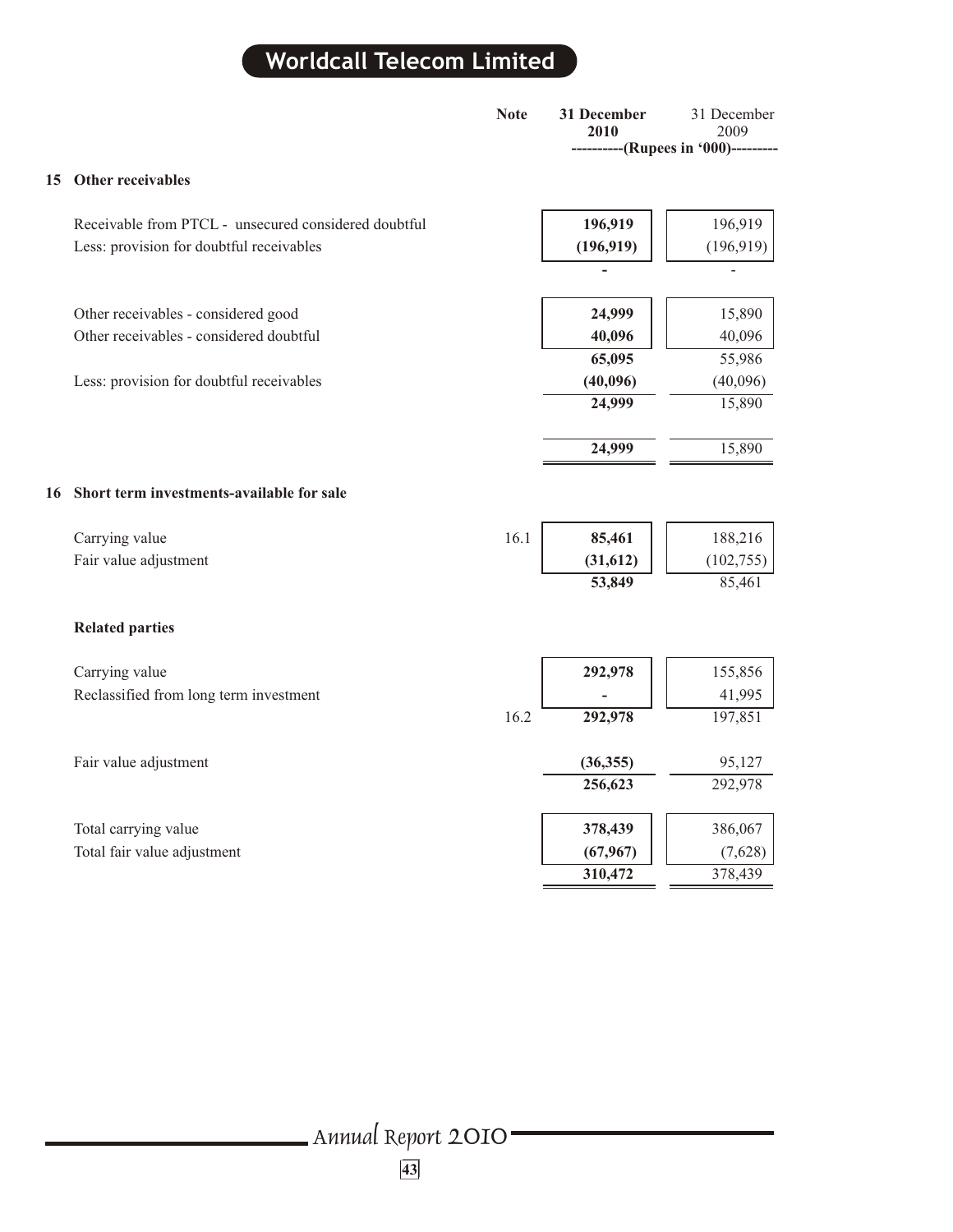| | Note | 31 December 2010 | 31 December 2009 |
|---|---|---|---|
| | | ----------(Rupees in '000)--------- | |
| **15 Other receivables** | | | |
| Receivable from PTCL - unsecured considered doubtful | | **196,919** | 196,919 |
| Less: provision for doubtful receivables | | **(196,919)** | (196,919) |
| | | **-** | - |
| Other receivables - considered good | | **24,999** | 15,890 |
| Other receivables - considered doubtful | | **40,096** | 40,096 |
| | | **65,095** | 55,986 |
| Less: provision for doubtful receivables | | **(40,096)** | (40,096) |
| | | **24,999** | 15,890 |
| | | **24,999** | 15,890 |
| **16 Short term investments-available for sale** | | | |
| Carrying value | 16.1 | **85,461** | 188,216 |
| Fair value adjustment | | **(31,612)** | (102,755) |
| | | **53,849** | 85,461 |
| **Related parties** | | | |
| Carrying value | | **292,978** | 155,856 |
| Reclassified from long term investment | | **-** | 41,995 |
| | 16.2 | **292,978** | 197,851 |
| Fair value adjustment | | **(36,355)** | 95,127 |
| | | **256,623** | 292,978 |
| Total carrying value | | **378,439** | 386,067 |
| Total fair value adjustment | | **(67,967)** | (7,628) |
| | | **310,472** | 378,439 |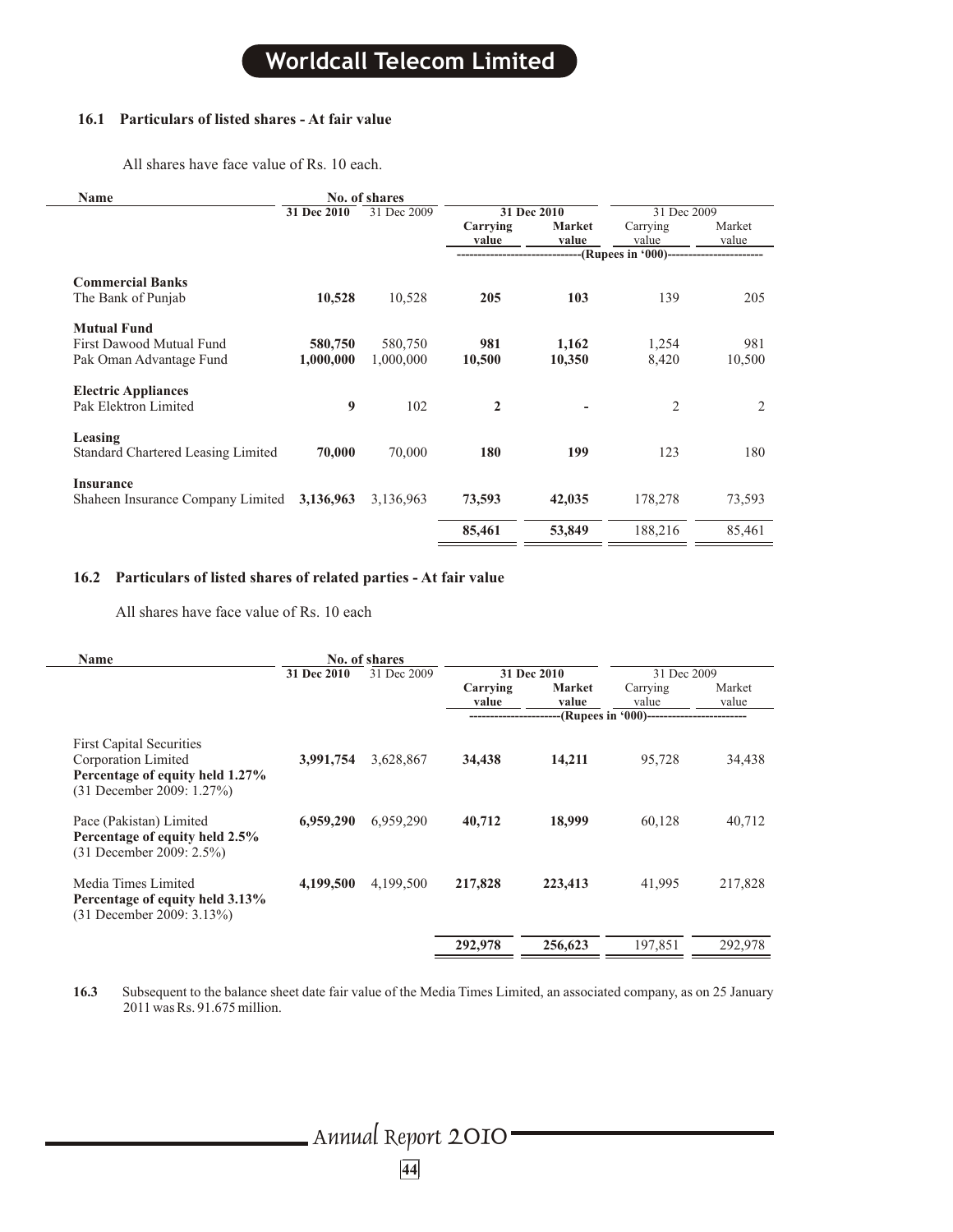#### 16.1 Particulars of listed shares - At fair value

All shares have face value of Rs. 10 each.

| Name | No. of shares | | 31 Dec 2010 | | 31 Dec 2009 | |
|---|---|---|---|---|---|---|
| | **31 Dec 2010** | 31 Dec 2009 | **Carrying value** | **Market value** | Carrying value | Market value |
| | | | -(Rupees in '000)- | | | |
| **Commercial Banks** | | | | | | |
| The Bank of Punjab | **10,528** | 10,528 | **205** | **103** | 139 | 205 |
| **Mutual Fund** | | | | | | |
| First Dawood Mutual Fund | **580,750** | 580,750 | **981** | **1,162** | 1,254 | 981 |
| Pak Oman Advantage Fund | **1,000,000** | 1,000,000 | **10,500** | **10,350** | 8,420 | 10,500 |
| **Electric Appliances** | | | | | | |
| Pak Elektron Limited | **9** | 102 | **2** | **-** | 2 | 2 |
| **Leasing** | | | | | | |
| Standard Chartered Leasing Limited | **70,000** | 70,000 | **180** | **199** | 123 | 180 |
| **Insurance** | | | | | | |
| Shaheen Insurance Company Limited | **3,136,963** | 3,136,963 | **73,593** | **42,035** | 178,278 | 73,593 |
| | | | **85,461** | **53,849** | 188,216 | 85,461 |

#### 16.2 Particulars of listed shares of related parties - At fair value

All shares have face value of Rs. 10 each

| Name | No. of shares | | 31 Dec 2010 | | 31 Dec 2009 | |
|---|---|---|---|---|---|---|
| | **31 Dec 2010** | 31 Dec 2009 | **Carrying value** | **Market value** | Carrying value | Market value |
| | | | -(Rupees in '000)- | | | |
| First Capital Securities Corporation Limited<br>**Percentage of equity held 1.27%**<br>(31 December 2009: 1.27%) | **3,991,754** | 3,628,867 | **34,438** | **14,211** | 95,728 | 34,438 |
| Pace (Pakistan) Limited<br>**Percentage of equity held 2.5%**<br>(31 December 2009: 2.5%) | **6,959,290** | 6,959,290 | **40,712** | **18,999** | 60,128 | 40,712 |
| Media Times Limited<br>**Percentage of equity held 3.13%**<br>(31 December 2009: 3.13%) | **4,199,500** | 4,199,500 | **217,828** | **223,413** | 41,995 | 217,828 |
| | | | **292,978** | **256,623** | 197,851 | 292,978 |

**16.3** Subsequent to the balance sheet date fair value of the Media Times Limited, an associated company, as on 25 January 2011 was Rs. 91.675 million.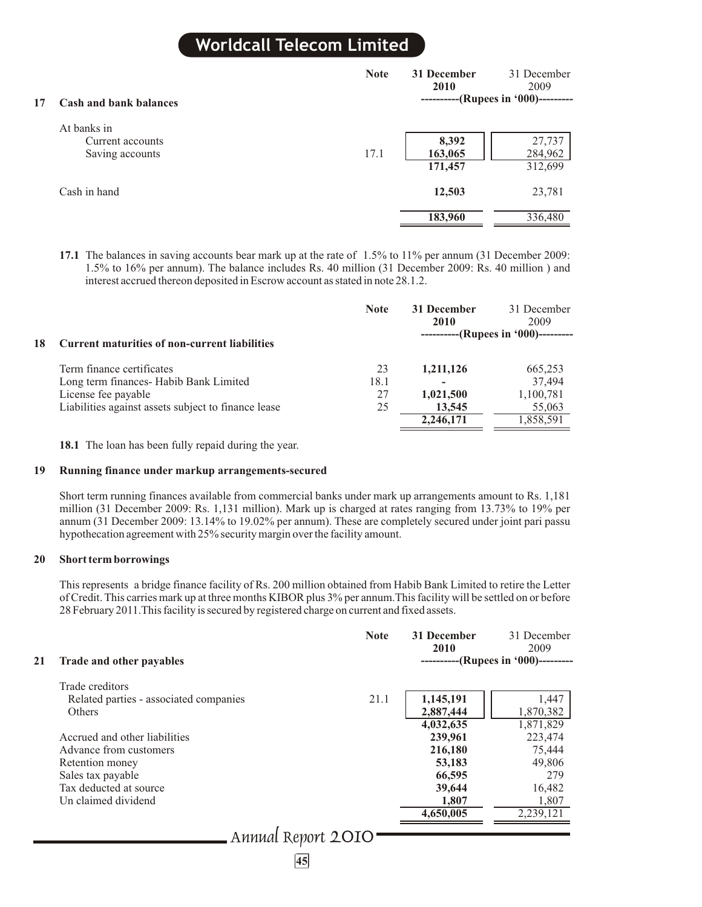## 17 Cash and bank balances

| | Note | 31 December 2010 | 31 December 2009 |
|---|---|---|---|
| | | ----------(Rupees in '000)--------- | |
| At banks in | | | |
| Current accounts | | **8,392** | 27,737 |
| Saving accounts | 17.1 | **163,065** | 284,962 |
| | | **171,457** | 312,699 |
| Cash in hand | | **12,503** | 23,781 |
| | | **183,960** | 336,480 |

**17.1** The balances in saving accounts bear mark up at the rate of 1.5% to 11% per annum (31 December 2009: 1.5% to 16% per annum). The balance includes Rs. 40 million (31 December 2009: Rs. 40 million ) and interest accrued thereon deposited in Escrow account as stated in note 28.1.2.

## 18 Current maturities of non-current liabilities

| | Note | 31 December 2010 | 31 December 2009 |
|---|---|---|---|
| | | ----------(Rupees in '000)--------- | |
| Term finance certificates | 23 | **1,211,126** | 665,253 |
| Long term finances- Habib Bank Limited | 18.1 | **-** | 37,494 |
| License fee payable | 27 | **1,021,500** | 1,100,781 |
| Liabilities against assets subject to finance lease | 25 | **13,545** | 55,063 |
| | | **2,246,171** | 1,858,591 |

**18.1** The loan has been fully repaid during the year.

## 19 Running finance under markup arrangements-secured

Short term running finances available from commercial banks under mark up arrangements amount to Rs. 1,181 million (31 December 2009: Rs. 1,131 million). Mark up is charged at rates ranging from 13.73% to 19% per annum (31 December 2009: 13.14% to 19.02% per annum). These are completely secured under joint pari passu hypothecation agreement with 25% security margin over the facility amount.

## 20 Short term borrowings

This represents a bridge finance facility of Rs. 200 million obtained from Habib Bank Limited to retire the Letter of Credit. This carries mark up at three months KIBOR plus 3% per annum.This facility will be settled on or before 28 February 2011.This facility is secured by registered charge on current and fixed assets.

## 21 Trade and other payables

| | Note | 31 December 2010 | 31 December 2009 |
|---|---|---|---|
| | | ----------(Rupees in '000)--------- | |
| Trade creditors | | | |
| Related parties - associated companies | 21.1 | **1,145,191** | 1,447 |
| Others | | **2,887,444** | 1,870,382 |
| | | **4,032,635** | 1,871,829 |
| Accrued and other liabilities | | **239,961** | 223,474 |
| Advance from customers | | **216,180** | 75,444 |
| Retention money | | **53,183** | 49,806 |
| Sales tax payable | | **66,595** | 279 |
| Tax deducted at source | | **39,644** | 16,482 |
| Un claimed dividend | | **1,807** | 1,807 |
| | | **4,650,005** | 2,239,121 |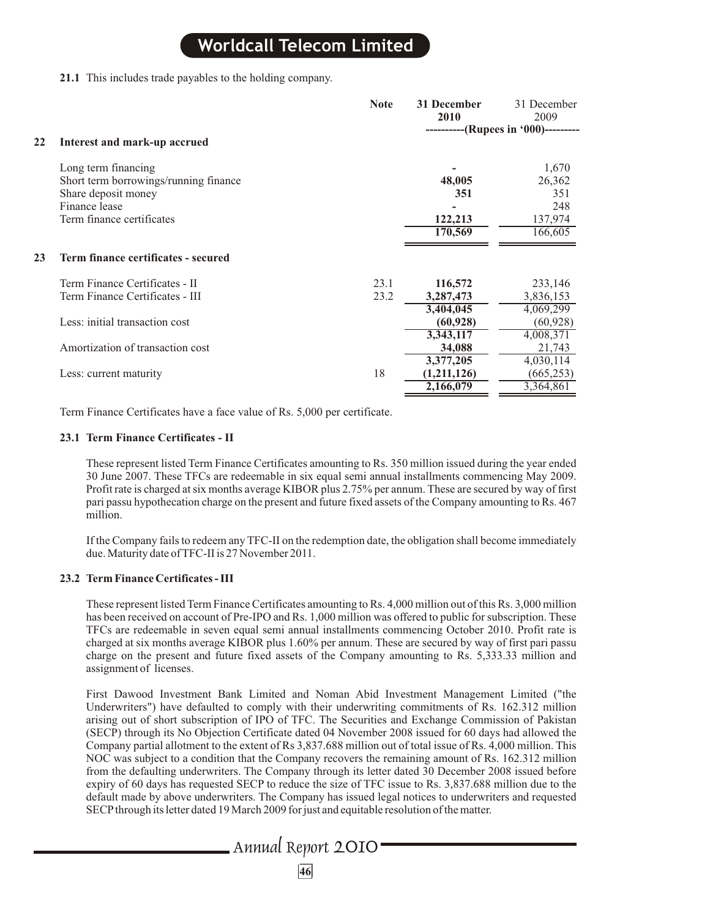21.1 This includes trade payables to the holding company.

| | | Note | 31 December 2010 | 31 December 2009 |
|---|---|---|---|---|
| | | | ----------(Rupees in '000)--------- | |
| **22** | **Interest and mark-up accrued** | | | |
| | Long term financing | | - | 1,670 |
| | Short term borrowings/running finance | | **48,005** | 26,362 |
| | Share deposit money | | **351** | 351 |
| | Finance lease | | - | 248 |
| | Term finance certificates | | **122,213** | 137,974 |
| | | | **170,569** | 166,605 |
| **23** | **Term finance certificates - secured** | | | |
| | Term Finance Certificates - II | 23.1 | **116,572** | 233,146 |
| | Term Finance Certificates - III | 23.2 | **3,287,473** | 3,836,153 |
| | | | **3,404,045** | 4,069,299 |
| | Less: initial transaction cost | | **(60,928)** | (60,928) |
| | | | **3,343,117** | 4,008,371 |
| | Amortization of transaction cost | | **34,088** | 21,743 |
| | | | **3,377,205** | 4,030,114 |
| | Less: current maturity | 18 | **(1,211,126)** | (665,253) |
| | | | **2,166,079** | 3,364,861 |

Term Finance Certificates have a face value of Rs. 5,000 per certificate.

### 23.1 Term Finance Certificates - II

These represent listed Term Finance Certificates amounting to Rs. 350 million issued during the year ended 30 June 2007. These TFCs are redeemable in six equal semi annual installments commencing May 2009. Profit rate is charged at six months average KIBOR plus 2.75% per annum. These are secured by way of first pari passu hypothecation charge on the present and future fixed assets of the Company amounting to Rs. 467 million.

If the Company fails to redeem any TFC-II on the redemption date, the obligation shall become immediately due. Maturity date of TFC-II is 27 November 2011.

### 23.2 Term Finance Certificates - III

These represent listed Term Finance Certificates amounting to Rs. 4,000 million out of this Rs. 3,000 million has been received on account of Pre-IPO and Rs. 1,000 million was offered to public for subscription. These TFCs are redeemable in seven equal semi annual installments commencing October 2010. Profit rate is charged at six months average KIBOR plus 1.60% per annum. These are secured by way of first pari passu charge on the present and future fixed assets of the Company amounting to Rs. 5,333.33 million and assignment of licenses.

First Dawood Investment Bank Limited and Noman Abid Investment Management Limited ("the Underwriters") have defaulted to comply with their underwriting commitments of Rs. 162.312 million arising out of short subscription of IPO of TFC. The Securities and Exchange Commission of Pakistan (SECP) through its No Objection Certificate dated 04 November 2008 issued for 60 days had allowed the Company partial allotment to the extent of Rs 3,837.688 million out of total issue of Rs. 4,000 million. This NOC was subject to a condition that the Company recovers the remaining amount of Rs. 162.312 million from the defaulting underwriters. The Company through its letter dated 30 December 2008 issued before expiry of 60 days has requested SECP to reduce the size of TFC issue to Rs. 3,837.688 million due to the default made by above underwriters. The Company has issued legal notices to underwriters and requested SECP through its letter dated 19 March 2009 for just and equitable resolution of the matter.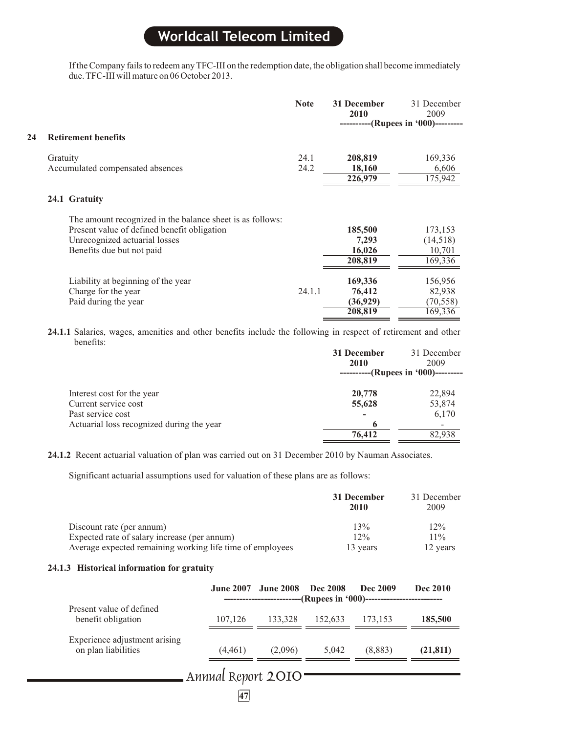If the Company fails to redeem any TFC-III on the redemption date, the obligation shall become immediately due. TFC-III will mature on 06 October 2013.

| | Note | 31 December 2010 | 31 December 2009 |
|---|---|---|---|
| | | ----------(Rupees in '000)--------- | |

## 24 Retirement benefits

| | Note | 31 December 2010 | 31 December 2009 |
|---|---|---|---|
| Gratuity | 24.1 | **208,819** | 169,336 |
| Accumulated compensated absences | 24.2 | **18,160** | 6,606 |
| | | **226,979** | 175,942 |

### 24.1 Gratuity

The amount recognized in the balance sheet is as follows:

| | Note | 31 December 2010 | 31 December 2009 |
|---|---|---|---|
| Present value of defined benefit obligation | | **185,500** | 173,153 |
| Unrecognized actuarial losses | | **7,293** | (14,518) |
| Benefits due but not paid | | **16,026** | 10,701 |
| | | **208,819** | 169,336 |
| Liability at beginning of the year | | **169,336** | 156,956 |
| Charge for the year | 24.1.1 | **76,412** | 82,938 |
| Paid during the year | | **(36,929)** | (70,558) |
| | | **208,819** | 169,336 |

**24.1.1** Salaries, wages, amenities and other benefits include the following in respect of retirement and other benefits:

| | 31 December 2010 | 31 December 2009 |
|---|---|---|
| | ----------(Rupees in '000)--------- | |
| Interest cost for the year | **20,778** | 22,894 |
| Current service cost | **55,628** | 53,874 |
| Past service cost | **-** | 6,170 |
| Actuarial loss recognized during the year | **6** | - |
| | **76,412** | 82,938 |

**24.1.2** Recent actuarial valuation of plan was carried out on 31 December 2010 by Nauman Associates.

Significant actuarial assumptions used for valuation of these plans are as follows:

| | 31 December 2010 | 31 December 2009 |
|---|---|---|
| Discount rate (per annum) | 13% | 12% |
| Expected rate of salary increase (per annum) | 12% | 11% |
| Average expected remaining working life time of employees | 13 years | 12 years |

### 24.1.3 Historical information for gratuity

| | June 2007 | June 2008 | Dec 2008 | Dec 2009 | Dec 2010 |
|---|---|---|---|---|---|
| | -------------------------(Rupees in '000)------------------------- | | | | |
| Present value of defined benefit obligation | 107,126 | 133,328 | 152,633 | 173,153 | **185,500** |
| Experience adjustment arising on plan liabilities | (4,461) | (2,096) | 5,042 | (8,883) | **(21,811)** |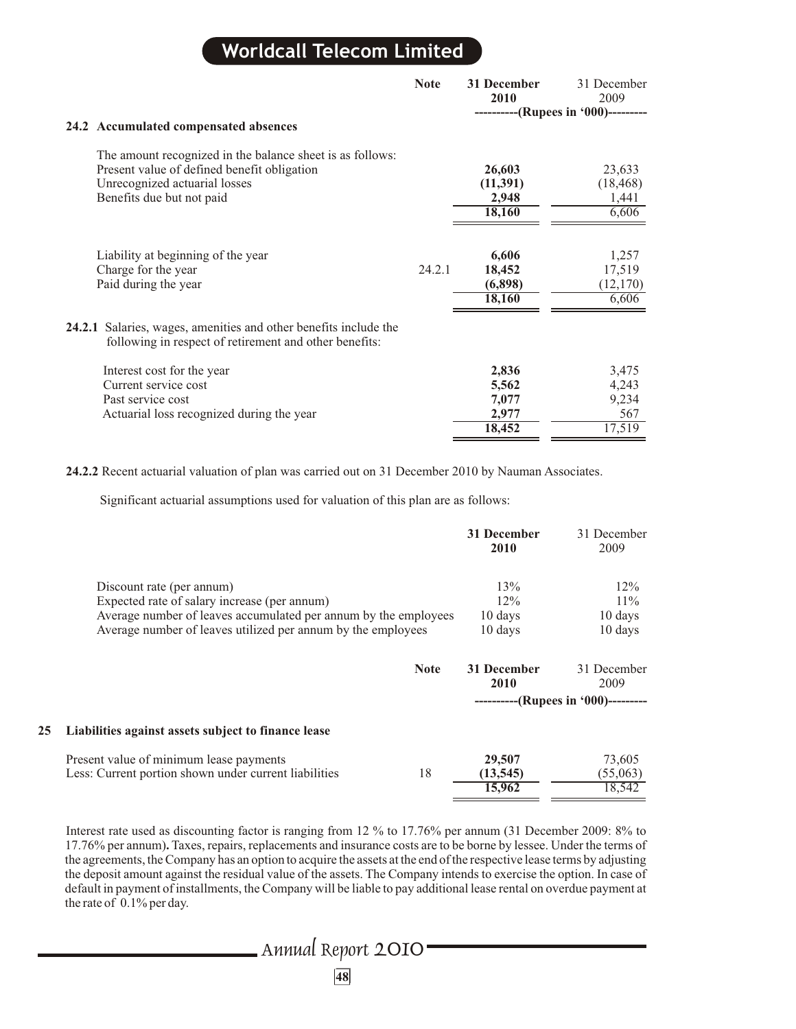| | Note | 31 December 2010 | 31 December 2009 |
|---|---|---|---|
| | | ----------(Rupees in '000)--------- | |

### 24.2 Accumulated compensated absences

The amount recognized in the balance sheet is as follows:

| | Note | 31 December 2010 | 31 December 2009 |
|---|---|---|---|
| Present value of defined benefit obligation | | **26,603** | 23,633 |
| Unrecognized actuarial losses | | **(11,391)** | (18,468) |
| Benefits due but not paid | | **2,948** | 1,441 |
| | | **18,160** | 6,606 |
| Liability at beginning of the year | | **6,606** | 1,257 |
| Charge for the year | 24.2.1 | **18,452** | 17,519 |
| Paid during the year | | **(6,898)** | (12,170) |
| | | **18,160** | 6,606 |

**24.2.1** Salaries, wages, amenities and other benefits include the following in respect of retirement and other benefits:

| | 31 December 2010 | 31 December 2009 |
|---|---|---|
| Interest cost for the year | **2,836** | 3,475 |
| Current service cost | **5,562** | 4,243 |
| Past service cost | **7,077** | 9,234 |
| Actuarial loss recognized during the year | **2,977** | 567 |
| | **18,452** | 17,519 |

**24.2.2** Recent actuarial valuation of plan was carried out on 31 December 2010 by Nauman Associates.

Significant actuarial assumptions used for valuation of this plan are as follows:

| | 31 December 2010 | 31 December 2009 |
|---|---|---|
| Discount rate (per annum) | 13% | 12% |
| Expected rate of salary increase (per annum) | 12% | 11% |
| Average number of leaves accumulated per annum by the employees | 10 days | 10 days |
| Average number of leaves utilized per annum by the employees | 10 days | 10 days |

## 25 Liabilities against assets subject to finance lease

| | Note | 31 December 2010 | 31 December 2009 |
|---|---|---|---|
| | | ----------(Rupees in '000)--------- | |
| Present value of minimum lease payments | | **29,507** | 73,605 |
| Less: Current portion shown under current liabilities | 18 | **(13,545)** | (55,063) |
| | | **15,962** | 18,542 |

Interest rate used as discounting factor is ranging from 12 % to 17.76% per annum (31 December 2009: 8% to 17.76% per annum). Taxes, repairs, replacements and insurance costs are to be borne by lessee. Under the terms of the agreements, the Company has an option to acquire the assets at the end of the respective lease terms by adjusting the deposit amount against the residual value of the assets. The Company intends to exercise the option. In case of default in payment of installments, the Company will be liable to pay additional lease rental on overdue payment at the rate of 0.1% per day.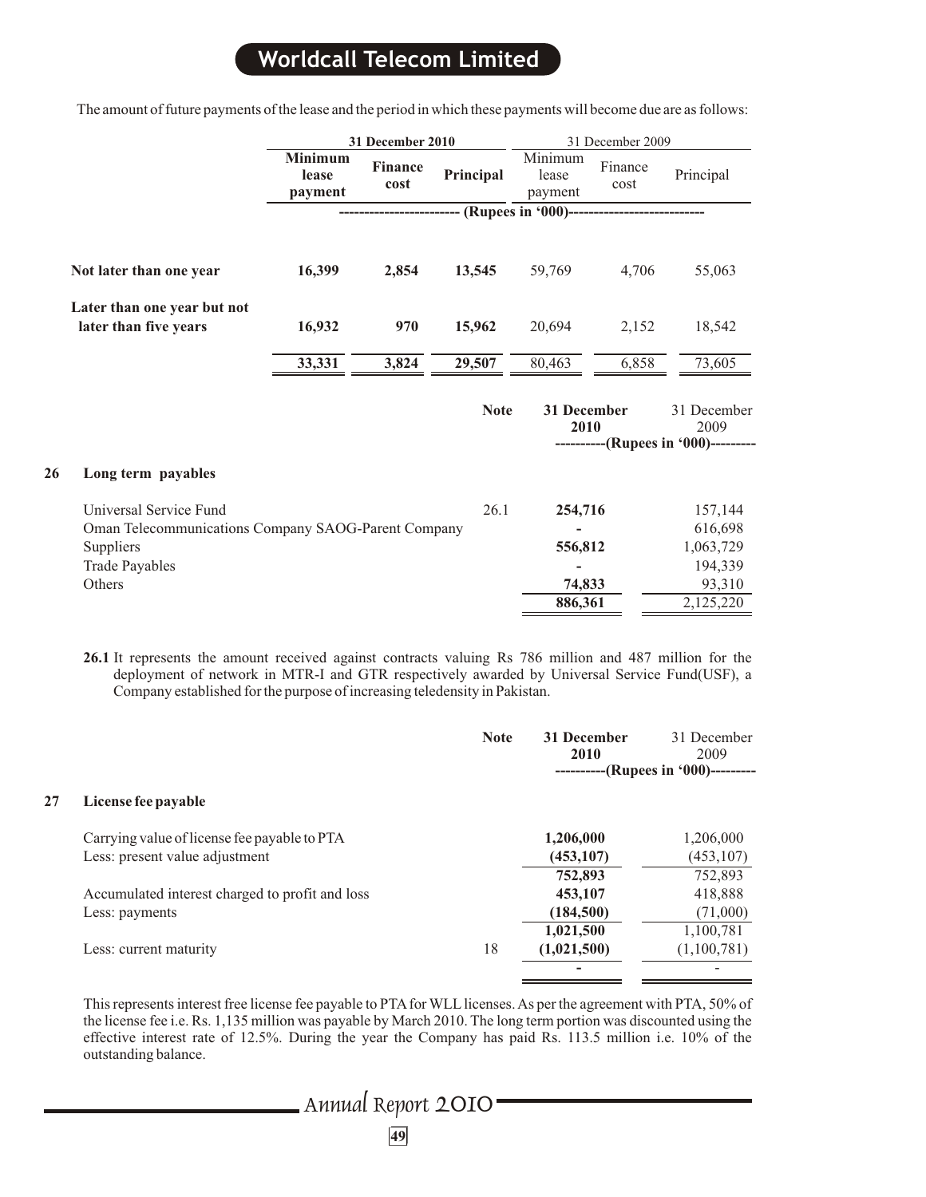The amount of future payments of the lease and the period in which these payments will become due are as follows:

| | 31 December 2010 | | | 31 December 2009 | | |
|---|---|---|---|---|---|---|
| | **Minimum lease payment** | **Finance cost** | **Principal** | Minimum lease payment | Finance cost | Principal |
| | ------------------------ (Rupees in '000)--------------------------- | | | | | |
| **Not later than one year** | **16,399** | **2,854** | **13,545** | 59,769 | 4,706 | 55,063 |
| **Later than one year but not later than five years** | **16,932** | **970** | **15,962** | 20,694 | 2,152 | 18,542 |
| | **33,331** | **3,824** | **29,507** | 80,463 | 6,858 | 73,605 |

## 26 Long term payables

| | Note | 31 December 2010 | 31 December 2009 |
|---|---|---|---|
| | | ----------(Rupees in '000)--------- | |
| Universal Service Fund | 26.1 | **254,716** | 157,144 |
| Oman Telecommunications Company SAOG-Parent Company | | **-** | 616,698 |
| Suppliers | | **556,812** | 1,063,729 |
| Trade Payables | | **-** | 194,339 |
| Others | | **74,833** | 93,310 |
| | | **886,361** | 2,125,220 |

**26.1** It represents the amount received against contracts valuing Rs 786 million and 487 million for the deployment of network in MTR-I and GTR respectively awarded by Universal Service Fund(USF), a Company established for the purpose of increasing teledensity in Pakistan.

## 27 License fee payable

| | Note | 31 December 2010 | 31 December 2009 |
|---|---|---|---|
| | | ----------(Rupees in '000)--------- | |
| Carrying value of license fee payable to PTA | | **1,206,000** | 1,206,000 |
| Less: present value adjustment | | **(453,107)** | (453,107) |
| | | **752,893** | 752,893 |
| Accumulated interest charged to profit and loss | | **453,107** | 418,888 |
| Less: payments | | **(184,500)** | (71,000) |
| | | **1,021,500** | 1,100,781 |
| Less: current maturity | 18 | **(1,021,500)** | (1,100,781) |
| | | **-** | - |

This represents interest free license fee payable to PTA for WLL licenses. As per the agreement with PTA, 50% of the license fee i.e. Rs. 1,135 million was payable by March 2010. The long term portion was discounted using the effective interest rate of 12.5%. During the year the Company has paid Rs. 113.5 million i.e. 10% of the outstanding balance.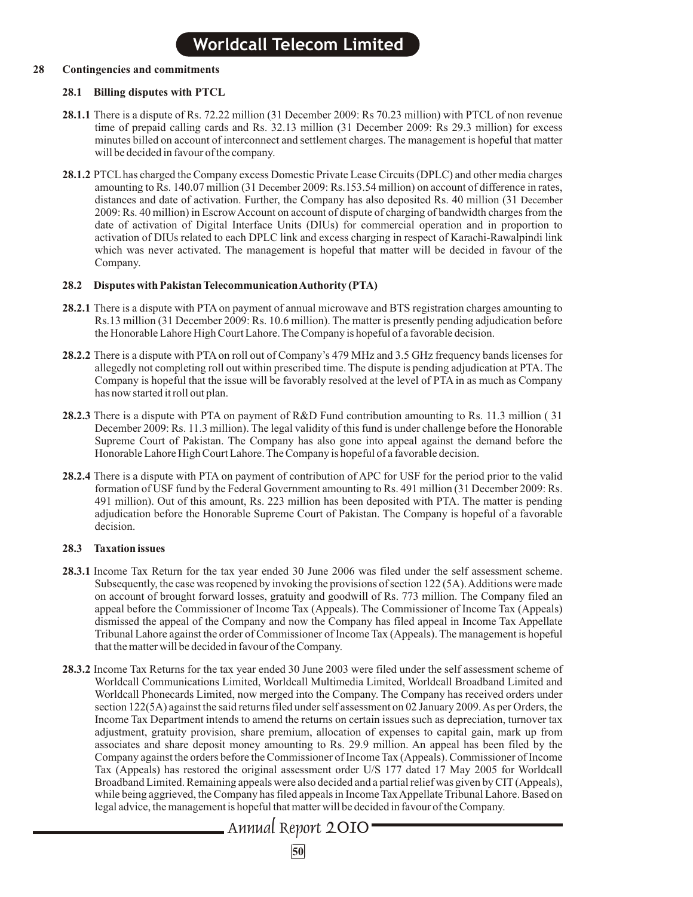## 28 Contingencies and commitments

### 28.1 Billing disputes with PTCL

**28.1.1** There is a dispute of Rs. 72.22 million (31 December 2009: Rs 70.23 million) with PTCL of non revenue time of prepaid calling cards and Rs. 32.13 million (31 December 2009: Rs 29.3 million) for excess minutes billed on account of interconnect and settlement charges. The management is hopeful that matter will be decided in favour of the company.

**28.1.2** PTCL has charged the Company excess Domestic Private Lease Circuits (DPLC) and other media charges amounting to Rs. 140.07 million (31 December 2009: Rs.153.54 million) on account of difference in rates, distances and date of activation. Further, the Company has also deposited Rs. 40 million (31 December 2009: Rs. 40 million) in Escrow Account on account of dispute of charging of bandwidth charges from the date of activation of Digital Interface Units (DIUs) for commercial operation and in proportion to activation of DIUs related to each DPLC link and excess charging in respect of Karachi-Rawalpindi link which was never activated. The management is hopeful that matter will be decided in favour of the Company.

### 28.2 Disputes with Pakistan Telecommunication Authority (PTA)

**28.2.1** There is a dispute with PTA on payment of annual microwave and BTS registration charges amounting to Rs.13 million (31 December 2009: Rs. 10.6 million). The matter is presently pending adjudication before the Honorable Lahore High Court Lahore. The Company is hopeful of a favorable decision.

**28.2.2** There is a dispute with PTA on roll out of Company's 479 MHz and 3.5 GHz frequency bands licenses for allegedly not completing roll out within prescribed time. The dispute is pending adjudication at PTA. The Company is hopeful that the issue will be favorably resolved at the level of PTA in as much as Company has now started it roll out plan.

**28.2.3** There is a dispute with PTA on payment of R&D Fund contribution amounting to Rs. 11.3 million ( 31 December 2009: Rs. 11.3 million). The legal validity of this fund is under challenge before the Honorable Supreme Court of Pakistan. The Company has also gone into appeal against the demand before the Honorable Lahore High Court Lahore. The Company is hopeful of a favorable decision.

**28.2.4** There is a dispute with PTA on payment of contribution of APC for USF for the period prior to the valid formation of USF fund by the Federal Government amounting to Rs. 491 million (31 December 2009: Rs. 491 million). Out of this amount, Rs. 223 million has been deposited with PTA. The matter is pending adjudication before the Honorable Supreme Court of Pakistan. The Company is hopeful of a favorable decision.

### 28.3 Taxation issues

**28.3.1** Income Tax Return for the tax year ended 30 June 2006 was filed under the self assessment scheme. Subsequently, the case was reopened by invoking the provisions of section 122 (5A). Additions were made on account of brought forward losses, gratuity and goodwill of Rs. 773 million. The Company filed an appeal before the Commissioner of Income Tax (Appeals). The Commissioner of Income Tax (Appeals) dismissed the appeal of the Company and now the Company has filed appeal in Income Tax Appellate Tribunal Lahore against the order of Commissioner of Income Tax (Appeals). The management is hopeful that the matter will be decided in favour of the Company.

**28.3.2** Income Tax Returns for the tax year ended 30 June 2003 were filed under the self assessment scheme of Worldcall Communications Limited, Worldcall Multimedia Limited, Worldcall Broadband Limited and Worldcall Phonecards Limited, now merged into the Company. The Company has received orders under section 122(5A) against the said returns filed under self assessment on 02 January 2009. As per Orders, the Income Tax Department intends to amend the returns on certain issues such as depreciation, turnover tax adjustment, gratuity provision, share premium, allocation of expenses to capital gain, mark up from associates and share deposit money amounting to Rs. 29.9 million. An appeal has been filed by the Company against the orders before the Commissioner of Income Tax (Appeals). Commissioner of Income Tax (Appeals) has restored the original assessment order U/S 177 dated 17 May 2005 for Worldcall Broadband Limited. Remaining appeals were also decided and a partial relief was given by CIT (Appeals), while being aggrieved, the Company has filed appeals in Income Tax Appellate Tribunal Lahore. Based on legal advice, the management is hopeful that matter will be decided in favour of the Company.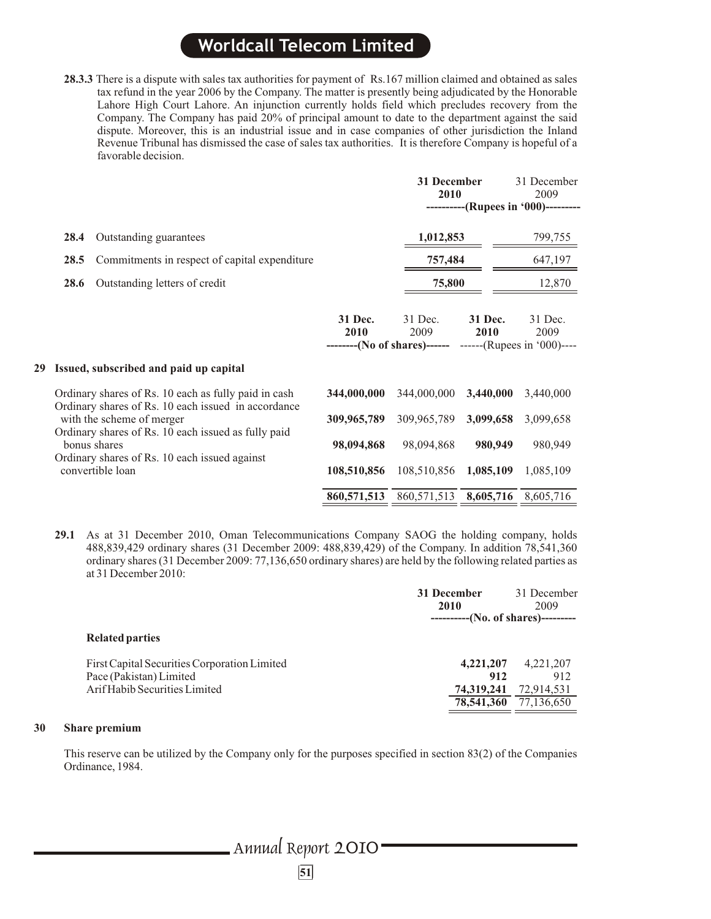**28.3.3** There is a dispute with sales tax authorities for payment of Rs.167 million claimed and obtained as sales tax refund in the year 2006 by the Company. The matter is presently being adjudicated by the Honorable Lahore High Court Lahore. An injunction currently holds field which precludes recovery from the Company. The Company has paid 20% of principal amount to date to the department against the said dispute. Moreover, this is an industrial issue and in case companies of other jurisdiction the Inland Revenue Tribunal has dismissed the case of sales tax authorities. It is therefore Company is hopeful of a favorable decision.

| | | **31 December 2010** | 31 December 2009 |
|---|---|---|---|
| | | **----------(Rupees in '000)---------** | |
| **28.4** | Outstanding guarantees | **1,012,853** | 799,755 |
| **28.5** | Commitments in respect of capital expenditure | **757,484** | 647,197 |
| **28.6** | Outstanding letters of credit | **75,800** | 12,870 |

## 29 Issued, subscribed and paid up capital

| | **31 Dec. 2010** | 31 Dec. 2009 | **31 Dec. 2010** | 31 Dec. 2009 |
|---|---|---|---|---|
| | **--------(No of shares)------** | | ------(Rupees in '000)---- | |
| Ordinary shares of Rs. 10 each as fully paid in cash | **344,000,000** | 344,000,000 | **3,440,000** | 3,440,000 |
| Ordinary shares of Rs. 10 each issued in accordance with the scheme of merger | **309,965,789** | 309,965,789 | **3,099,658** | 3,099,658 |
| Ordinary shares of Rs. 10 each issued as fully paid bonus shares | **98,094,868** | 98,094,868 | **980,949** | 980,949 |
| Ordinary shares of Rs. 10 each issued against convertible loan | **108,510,856** | 108,510,856 | **1,085,109** | 1,085,109 |
| | **860,571,513** | 860,571,513 | **8,605,716** | 8,605,716 |

**29.1** As at 31 December 2010, Oman Telecommunications Company SAOG the holding company, holds 488,839,429 ordinary shares (31 December 2009: 488,839,429) of the Company. In addition 78,541,360 ordinary shares (31 December 2009: 77,136,650 ordinary shares) are held by the following related parties as at 31 December 2010:

| | **31 December 2010** | 31 December 2009 |
|---|---|---|
| | **----------(No. of shares)---------** | |
| **Related parties** | | |
| First Capital Securities Corporation Limited | **4,221,207** | 4,221,207 |
| Pace (Pakistan) Limited | **912** | 912 |
| Arif Habib Securities Limited | **74,319,241** | 72,914,531 |
| | **78,541,360** | 77,136,650 |

## 30 Share premium

This reserve can be utilized by the Company only for the purposes specified in section 83(2) of the Companies Ordinance, 1984.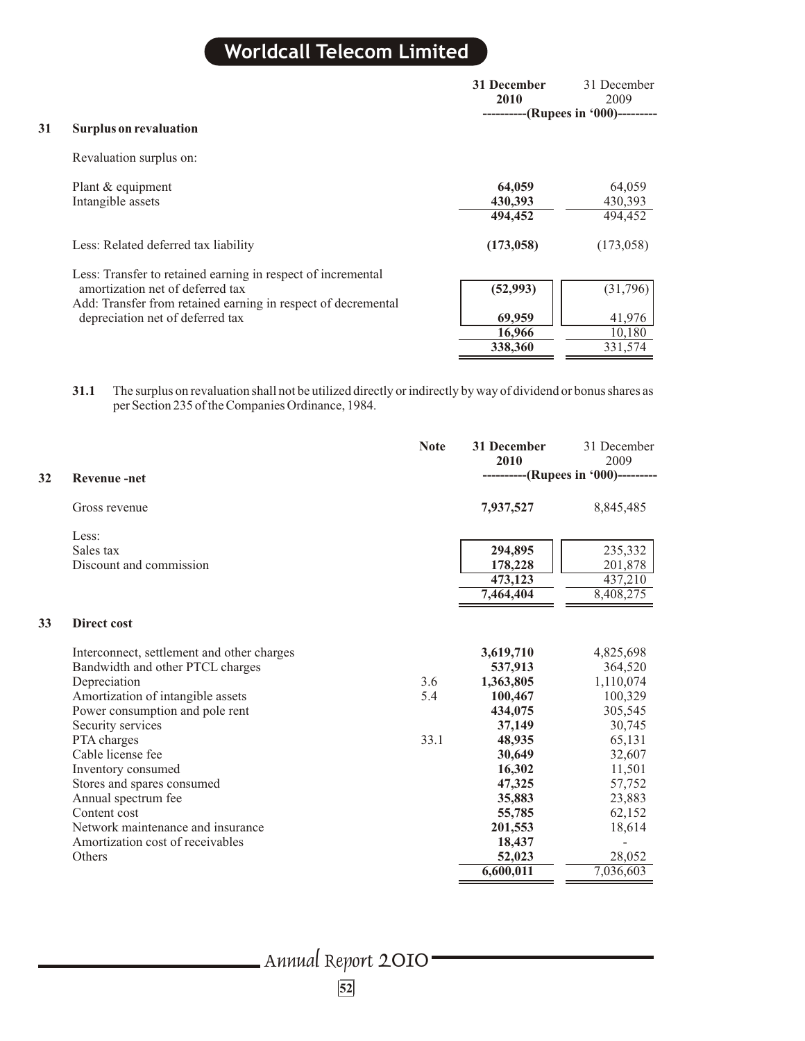| | 31 December 2010 | 31 December 2009 |
|---|---|---|
| | ----------(Rupees in '000)--------- | |

## 31 Surplus on revaluation

| | 31 December 2010 | 31 December 2009 |
|---|---|---|
| Revaluation surplus on: | | |
| Plant & equipment | **64,059** | 64,059 |
| Intangible assets | **430,393** | 430,393 |
| | **494,452** | 494,452 |
| Less: Related deferred tax liability | **(173,058)** | (173,058) |
| Less: Transfer to retained earning in respect of incremental amortization net of deferred tax | **(52,993)** | (31,796) |
| Add: Transfer from retained earning in respect of decremental depreciation net of deferred tax | **69,959** | 41,976 |
| | **16,966** | 10,180 |
| | **338,360** | 331,574 |

**31.1** The surplus on revaluation shall not be utilized directly or indirectly by way of dividend or bonus shares as per Section 235 of the Companies Ordinance, 1984.

## 32 Revenue -net

| | Note | 31 December 2010 | 31 December 2009 |
|---|---|---|---|
| | | ----------(Rupees in '000)--------- | |
| Gross revenue | | **7,937,527** | 8,845,485 |
| Less: | | | |
| Sales tax | | **294,895** | 235,332 |
| Discount and commission | | **178,228** | 201,878 |
| | | **473,123** | 437,210 |
| | | **7,464,404** | 8,408,275 |

## 33 Direct cost

| | Note | 31 December 2010 | 31 December 2009 |
|---|---|---|---|
| Interconnect, settlement and other charges | | **3,619,710** | 4,825,698 |
| Bandwidth and other PTCL charges | | **537,913** | 364,520 |
| Depreciation | 3.6 | **1,363,805** | 1,110,074 |
| Amortization of intangible assets | 5.4 | **100,467** | 100,329 |
| Power consumption and pole rent | | **434,075** | 305,545 |
| Security services | | **37,149** | 30,745 |
| PTA charges | 33.1 | **48,935** | 65,131 |
| Cable license fee | | **30,649** | 32,607 |
| Inventory consumed | | **16,302** | 11,501 |
| Stores and spares consumed | | **47,325** | 57,752 |
| Annual spectrum fee | | **35,883** | 23,883 |
| Content cost | | **55,785** | 62,152 |
| Network maintenance and insurance | | **201,553** | 18,614 |
| Amortization cost of receivables | | **18,437** | - |
| Others | | **52,023** | 28,052 |
| | | **6,600,011** | 7,036,603 |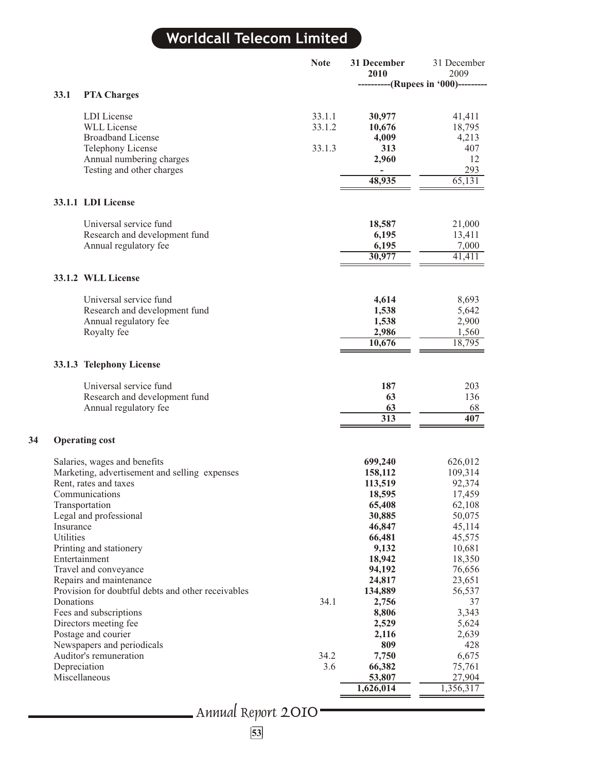| | Note | 31 December 2010 | 31 December 2009 |
|---|---|---|---|
| | | ----------(Rupees in '000)--------- | |

### 33.1 PTA Charges

| | Note | 31 December 2010 | 31 December 2009 |
|---|---|---|---|
| LDI License | 33.1.1 | **30,977** | 41,411 |
| WLL License | 33.1.2 | **10,676** | 18,795 |
| Broadband License | | **4,009** | 4,213 |
| Telephony License | 33.1.3 | **313** | 407 |
| Annual numbering charges | | **2,960** | 12 |
| Testing and other charges | | **-** | 293 |
| | | **48,935** | 65,131 |

### 33.1.1 LDI License

| | 31 December 2010 | 31 December 2009 |
|---|---|---|
| Universal service fund | **18,587** | 21,000 |
| Research and development fund | **6,195** | 13,411 |
| Annual regulatory fee | **6,195** | 7,000 |
| | **30,977** | 41,411 |

### 33.1.2 WLL License

| | 31 December 2010 | 31 December 2009 |
|---|---|---|
| Universal service fund | **4,614** | 8,693 |
| Research and development fund | **1,538** | 5,642 |
| Annual regulatory fee | **1,538** | 2,900 |
| Royalty fee | **2,986** | 1,560 |
| | **10,676** | 18,795 |

### 33.1.3 Telephony License

| | 31 December 2010 | 31 December 2009 |
|---|---|---|
| Universal service fund | **187** | 203 |
| Research and development fund | **63** | 136 |
| Annual regulatory fee | **63** | 68 |
| | **313** | **407** |

## 34 Operating cost

| | Note | 31 December 2010 | 31 December 2009 |
|---|---|---|---|
| Salaries, wages and benefits | | **699,240** | 626,012 |
| Marketing, advertisement and selling expenses | | **158,112** | 109,314 |
| Rent, rates and taxes | | **113,519** | 92,374 |
| Communications | | **18,595** | 17,459 |
| Transportation | | **65,408** | 62,108 |
| Legal and professional | | **30,885** | 50,075 |
| Insurance | | **46,847** | 45,114 |
| Utilities | | **66,481** | 45,575 |
| Printing and stationery | | **9,132** | 10,681 |
| Entertainment | | **18,942** | 18,350 |
| Travel and conveyance | | **94,192** | 76,656 |
| Repairs and maintenance | | **24,817** | 23,651 |
| Provision for doubtful debts and other receivables | | **134,889** | 56,537 |
| Donations | 34.1 | **2,756** | 37 |
| Fees and subscriptions | | **8,806** | 3,343 |
| Directors meeting fee | | **2,529** | 5,624 |
| Postage and courier | | **2,116** | 2,639 |
| Newspapers and periodicals | | **809** | 428 |
| Auditor's remuneration | 34.2 | **7,750** | 6,675 |
| Depreciation | 3.6 | **66,382** | 75,761 |
| Miscellaneous | | **53,807** | 27,904 |
| | | **1,626,014** | 1,356,317 |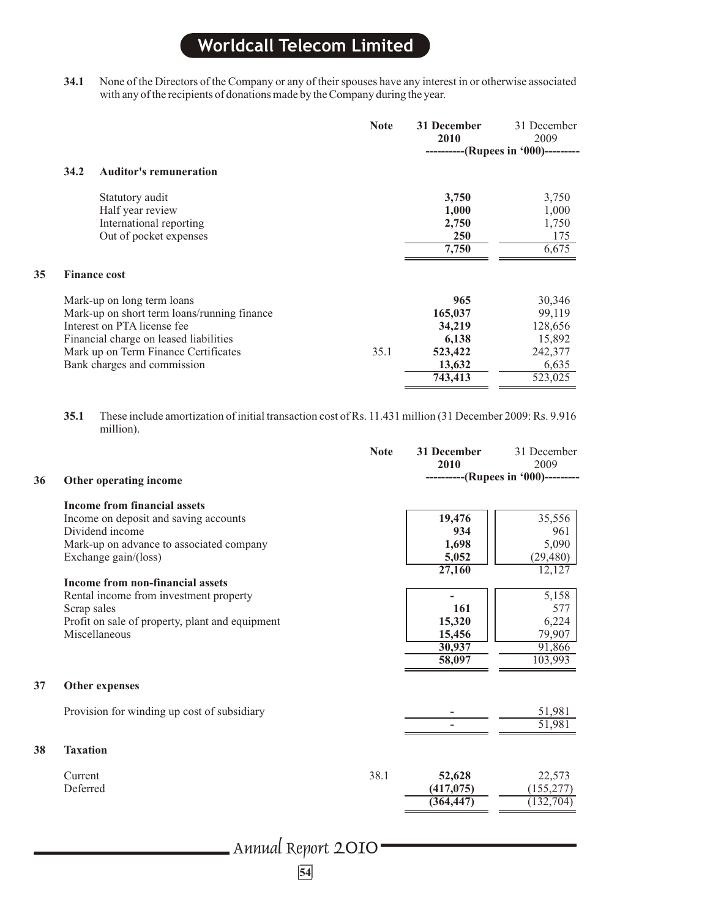**34.1** None of the Directors of the Company or any of their spouses have any interest in or otherwise associated with any of the recipients of donations made by the Company during the year.

| | Note | 31 December 2010 | 31 December 2009 |
|---|---|---|---|
| | | (Rupees in '000) | |
| **34.2 Auditor's remuneration** | | | |
| Statutory audit | | **3,750** | 3,750 |
| Half year review | | **1,000** | 1,000 |
| International reporting | | **2,750** | 1,750 |
| Out of pocket expenses | | **250** | 175 |
| | | **7,750** | 6,675 |

## 35 Finance cost

| | Note | 31 December 2010 | 31 December 2009 |
|---|---|---|---|
| Mark-up on long term loans | | **965** | 30,346 |
| Mark-up on short term loans/running finance | | **165,037** | 99,119 |
| Interest on PTA license fee | | **34,219** | 128,656 |
| Financial charge on leased liabilities | | **6,138** | 15,892 |
| Mark up on Term Finance Certificates | 35.1 | **523,422** | 242,377 |
| Bank charges and commission | | **13,632** | 6,635 |
| | | **743,413** | 523,025 |

**35.1** These include amortization of initial transaction cost of Rs. 11.431 million (31 December 2009: Rs. 9.916 million).

## 36 Other operating income

| | Note | 31 December 2010 | 31 December 2009 |
|---|---|---|---|
| | | (Rupees in '000) | |
| **Income from financial assets** | | | |
| Income on deposit and saving accounts | | **19,476** | 35,556 |
| Dividend income | | **934** | 961 |
| Mark-up on advance to associated company | | **1,698** | 5,090 |
| Exchange gain/(loss) | | **5,052** | (29,480) |
| | | **27,160** | 12,127 |
| **Income from non-financial assets** | | | |
| Rental income from investment property | | **-** | 5,158 |
| Scrap sales | | **161** | 577 |
| Profit on sale of property, plant and equipment | | **15,320** | 6,224 |
| Miscellaneous | | **15,456** | 79,907 |
| | | **30,937** | 91,866 |
| | | **58,097** | 103,993 |

## 37 Other expenses

| | Note | 31 December 2010 | 31 December 2009 |
|---|---|---|---|
| Provision for winding up cost of subsidiary | | **-** | 51,981 |
| | | **-** | 51,981 |

## 38 Taxation

| | Note | 31 December 2010 | 31 December 2009 |
|---|---|---|---|
| Current | 38.1 | **52,628** | 22,573 |
| Deferred | | **(417,075)** | (155,277) |
| | | **(364,447)** | (132,704) |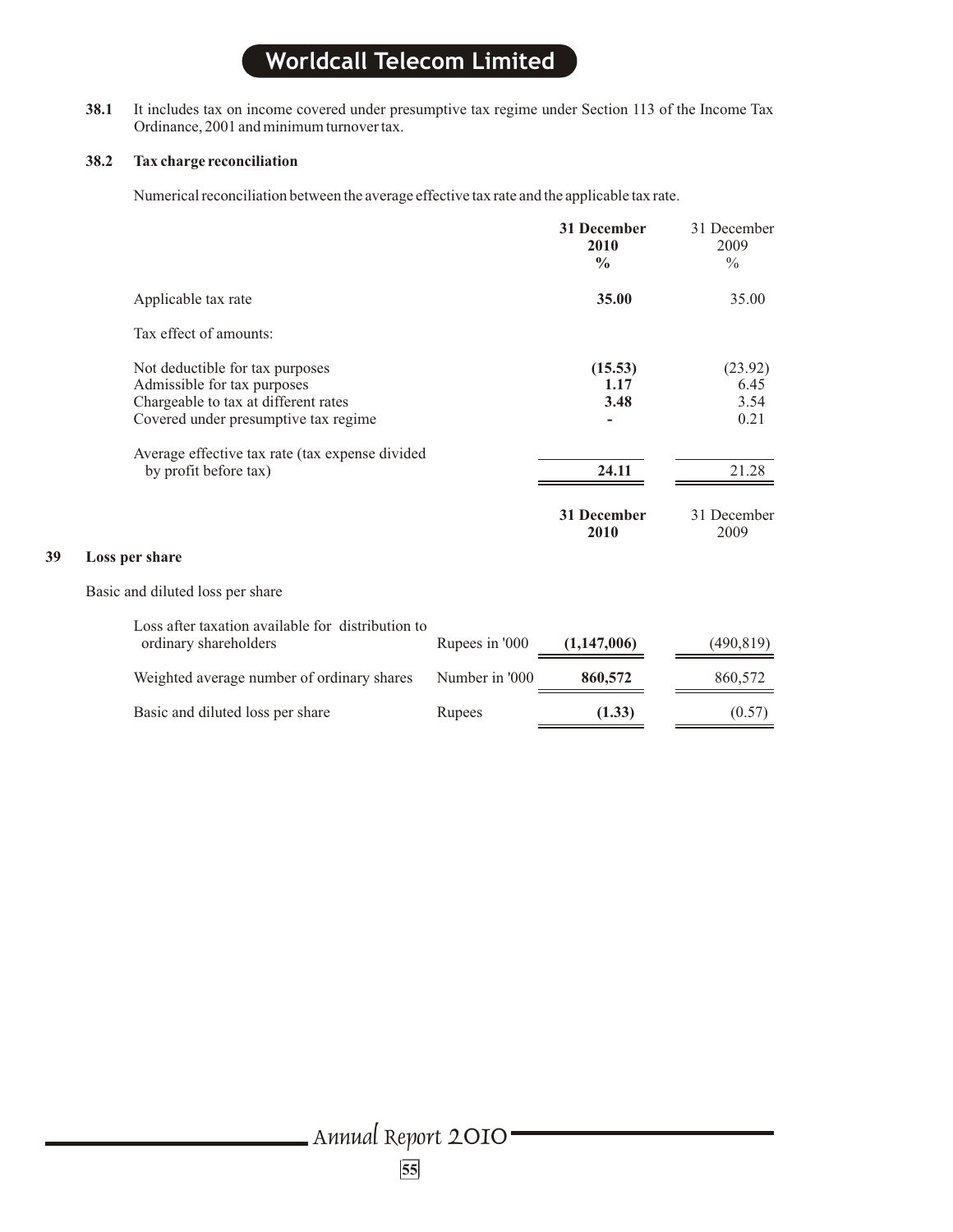**38.1** It includes tax on income covered under presumptive tax regime under Section 113 of the Income Tax Ordinance, 2001 and minimum turnover tax.

**38.2 Tax charge reconciliation**

Numerical reconciliation between the average effective tax rate and the applicable tax rate.

| | **31 December 2010 %** | 31 December 2009 % |
|---|---|---|
| Applicable tax rate | **35.00** | 35.00 |
| Tax effect of amounts: | | |
| Not deductible for tax purposes | **(15.53)** | (23.92) |
| Admissible for tax purposes | **1.17** | 6.45 |
| Chargeable to tax at different rates | **3.48** | 3.54 |
| Covered under presumptive tax regime | **-** | 0.21 |
| Average effective tax rate (tax expense divided by profit before tax) | **24.11** | 21.28 |

## 39 Loss per share

Basic and diluted loss per share

| | | **31 December 2010** | 31 December 2009 |
|---|---|---|---|
| Loss after taxation available for distribution to ordinary shareholders | Rupees in '000 | **(1,147,006)** | (490,819) |
| Weighted average number of ordinary shares | Number in '000 | **860,572** | 860,572 |
| Basic and diluted loss per share | Rupees | **(1.33)** | (0.57) |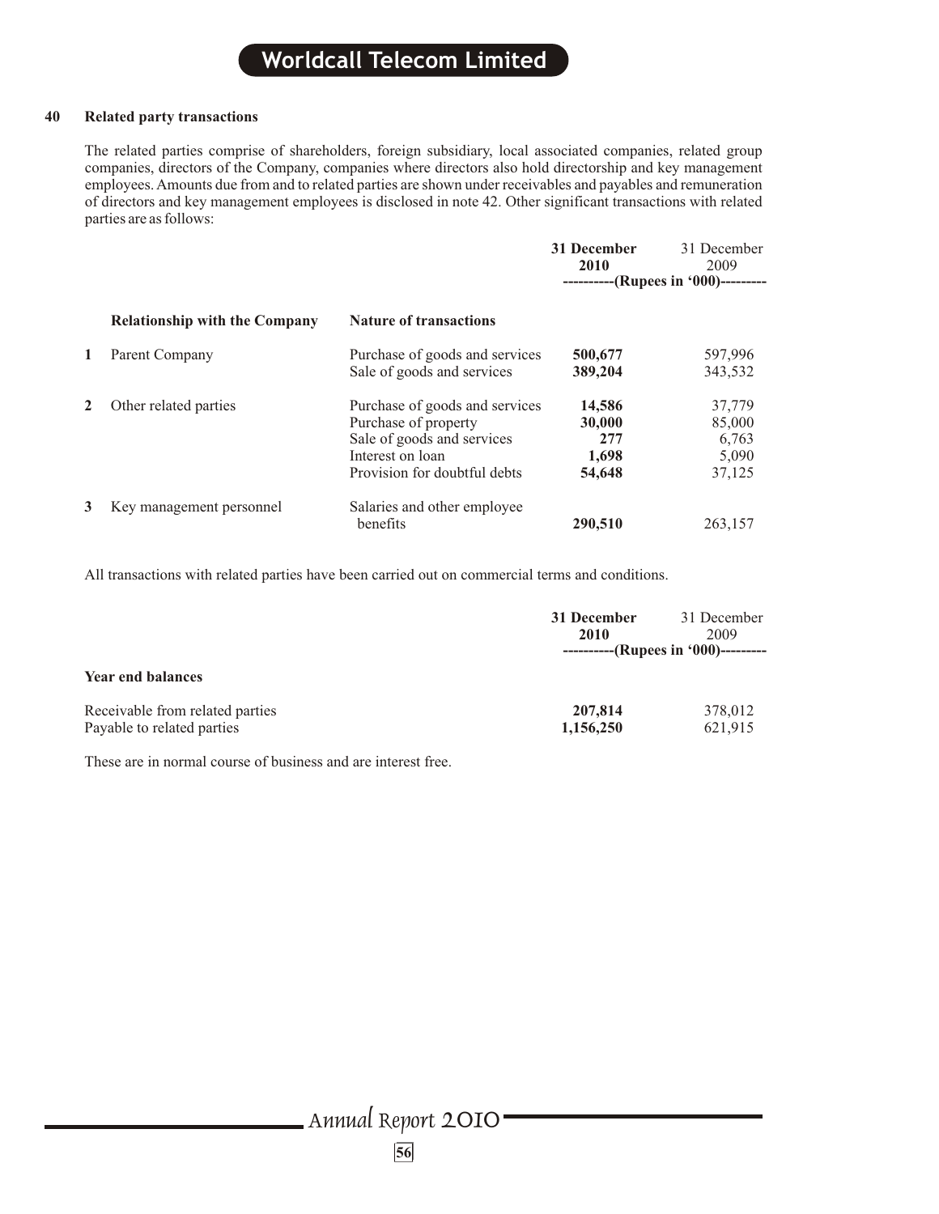## 40 Related party transactions

The related parties comprise of shareholders, foreign subsidiary, local associated companies, related group companies, directors of the Company, companies where directors also hold directorship and key management employees. Amounts due from and to related parties are shown under receivables and payables and remuneration of directors and key management employees is disclosed in note 42. Other significant transactions with related parties are as follows:

| | Relationship with the Company | Nature of transactions | 31 December 2010 | 31 December 2009 |
|---|---|---|---|---|
| | | | (Rupees in '000) | |
| 1 | Parent Company | Purchase of goods and services | **500,677** | 597,996 |
| | | Sale of goods and services | **389,204** | 343,532 |
| 2 | Other related parties | Purchase of goods and services | **14,586** | 37,779 |
| | | Purchase of property | **30,000** | 85,000 |
| | | Sale of goods and services | **277** | 6,763 |
| | | Interest on loan | **1,698** | 5,090 |
| | | Provision for doubtful debts | **54,648** | 37,125 |
| 3 | Key management personnel | Salaries and other employee benefits | **290,510** | 263,157 |

All transactions with related parties have been carried out on commercial terms and conditions.

| | 31 December 2010 | 31 December 2009 |
|---|---|---|
| | (Rupees in '000) | |
| **Year end balances** | | |
| Receivable from related parties | **207,814** | 378,012 |
| Payable to related parties | **1,156,250** | 621,915 |

These are in normal course of business and are interest free.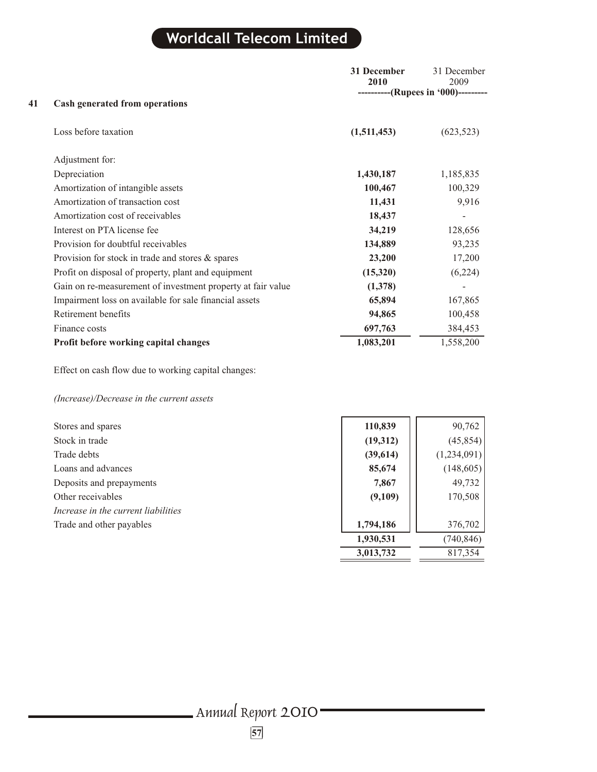## 41 Cash generated from operations

| | 31 December 2010 | 31 December 2009 |
|---|---|---|
| | ----------(Rupees in '000)--------- | |
| Loss before taxation | **(1,511,453)** | (623,523) |
| Adjustment for: | | |
| Depreciation | **1,430,187** | 1,185,835 |
| Amortization of intangible assets | **100,467** | 100,329 |
| Amortization of transaction cost | **11,431** | 9,916 |
| Amortization cost of receivables | **18,437** | - |
| Interest on PTA license fee | **34,219** | 128,656 |
| Provision for doubtful receivables | **134,889** | 93,235 |
| Provision for stock in trade and stores & spares | **23,200** | 17,200 |
| Profit on disposal of property, plant and equipment | **(15,320)** | (6,224) |
| Gain on re-measurement of investment property at fair value | **(1,378)** | - |
| Impairment loss on available for sale financial assets | **65,894** | 167,865 |
| Retirement benefits | **94,865** | 100,458 |
| Finance costs | **697,763** | 384,453 |
| **Profit before working capital changes** | **1,083,201** | 1,558,200 |
| Effect on cash flow due to working capital changes: | | |
| *(Increase)/Decrease in the current assets* | | |
| Stores and spares | **110,839** | 90,762 |
| Stock in trade | **(19,312)** | (45,854) |
| Trade debts | **(39,614)** | (1,234,091) |
| Loans and advances | **85,674** | (148,605) |
| Deposits and prepayments | **7,867** | 49,732 |
| Other receivables | **(9,109)** | 170,508 |
| *Increase in the current liabilities* | | |
| Trade and other payables | **1,794,186** | 376,702 |
| | **1,930,531** | (740,846) |
| | **3,013,732** | 817,354 |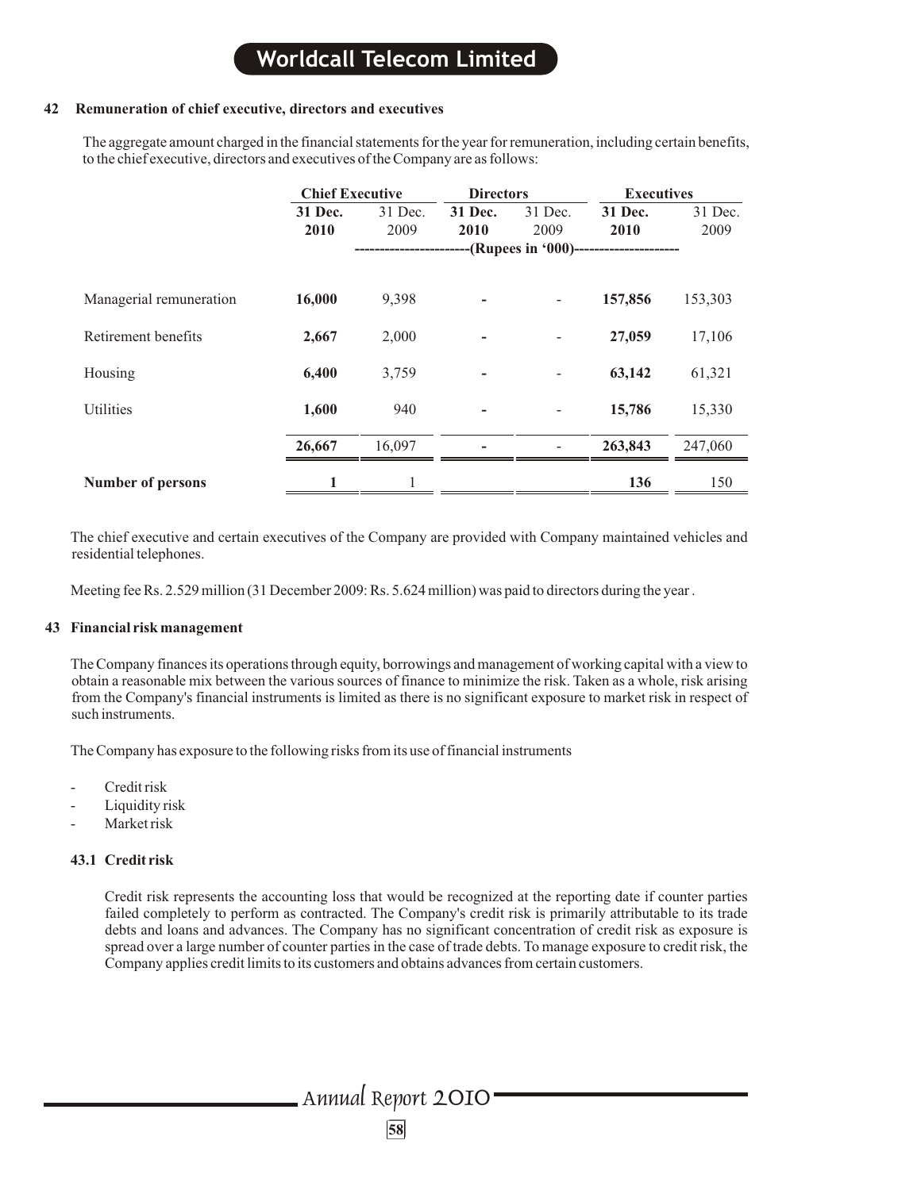## 42 Remuneration of chief executive, directors and executives

The aggregate amount charged in the financial statements for the year for remuneration, including certain benefits, to the chief executive, directors and executives of the Company are as follows:

| | Chief Executive | | Directors | | Executives | |
|---|---|---|---|---|---|---|
| | **31 Dec. 2010** | 31 Dec. 2009 | **31 Dec. 2010** | 31 Dec. 2009 | **31 Dec. 2010** | 31 Dec. 2009 |
| | -----------------------(Rupees in '000)--------------------- | | | | | |
| Managerial remuneration | **16,000** | 9,398 | **-** | - | **157,856** | 153,303 |
| Retirement benefits | **2,667** | 2,000 | **-** | - | **27,059** | 17,106 |
| Housing | **6,400** | 3,759 | **-** | - | **63,142** | 61,321 |
| Utilities | **1,600** | 940 | **-** | - | **15,786** | 15,330 |
| | **26,667** | 16,097 | **-** | - | **263,843** | 247,060 |
| **Number of persons** | **1** | 1 | | | **136** | 150 |

The chief executive and certain executives of the Company are provided with Company maintained vehicles and residential telephones.

Meeting fee Rs. 2.529 million (31 December 2009: Rs. 5.624 million) was paid to directors during the year .

## 43 Financial risk management

The Company finances its operations through equity, borrowings and management of working capital with a view to obtain a reasonable mix between the various sources of finance to minimize the risk. Taken as a whole, risk arising from the Company's financial instruments is limited as there is no significant exposure to market risk in respect of such instruments.

The Company has exposure to the following risks from its use of financial instruments

- Credit risk
- Liquidity risk
- Market risk

### 43.1 Credit risk

Credit risk represents the accounting loss that would be recognized at the reporting date if counter parties failed completely to perform as contracted. The Company's credit risk is primarily attributable to its trade debts and loans and advances. The Company has no significant concentration of credit risk as exposure is spread over a large number of counter parties in the case of trade debts. To manage exposure to credit risk, the Company applies credit limits to its customers and obtains advances from certain customers.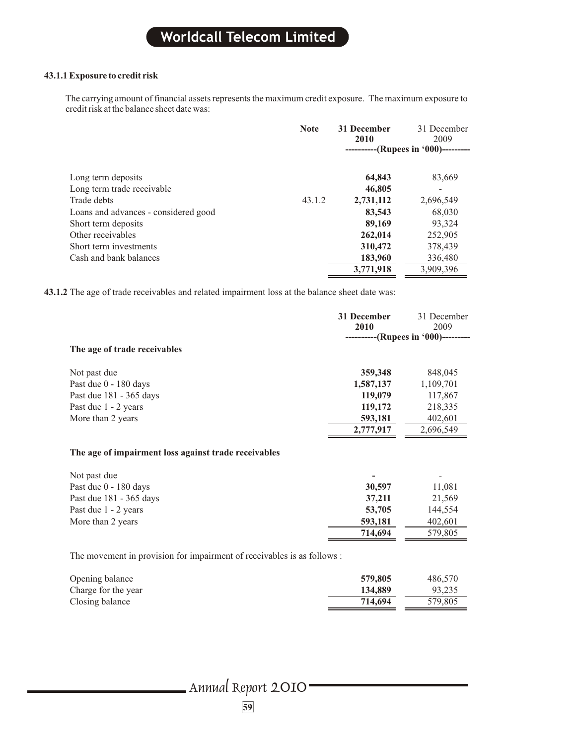#### 43.1.1 Exposure to credit risk

The carrying amount of financial assets represents the maximum credit exposure. The maximum exposure to credit risk at the balance sheet date was:

| | Note | 31 December 2010 | 31 December 2009 |
|---|---|---|---|
| | | ----------(Rupees in '000)--------- | |
| Long term deposits | | **64,843** | 83,669 |
| Long term trade receivable | | **46,805** | - |
| Trade debts | 43.1.2 | **2,731,112** | 2,696,549 |
| Loans and advances - considered good | | **83,543** | 68,030 |
| Short term deposits | | **89,169** | 93,324 |
| Other receivables | | **262,014** | 252,905 |
| Short term investments | | **310,472** | 378,439 |
| Cash and bank balances | | **183,960** | 336,480 |
| | | **3,771,918** | 3,909,396 |

**43.1.2** The age of trade receivables and related impairment loss at the balance sheet date was:

| | 31 December 2010 | 31 December 2009 |
|---|---|---|
| | ----------(Rupees in '000)--------- | |
| **The age of trade receivables** | | |
| Not past due | **359,348** | 848,045 |
| Past due 0 - 180 days | **1,587,137** | 1,109,701 |
| Past due 181 - 365 days | **119,079** | 117,867 |
| Past due 1 - 2 years | **119,172** | 218,335 |
| More than 2 years | **593,181** | 402,601 |
| | **2,777,917** | 2,696,549 |
| **The age of impairment loss against trade receivables** | | |
| Not past due | **-** | - |
| Past due 0 - 180 days | **30,597** | 11,081 |
| Past due 181 - 365 days | **37,211** | 21,569 |
| Past due 1 - 2 years | **53,705** | 144,554 |
| More than 2 years | **593,181** | 402,601 |
| | **714,694** | 579,805 |

The movement in provision for impairment of receivables is as follows :

| | 31 December 2010 | 31 December 2009 |
|---|---|---|
| Opening balance | **579,805** | 486,570 |
| Charge for the year | **134,889** | 93,235 |
| Closing balance | **714,694** | 579,805 |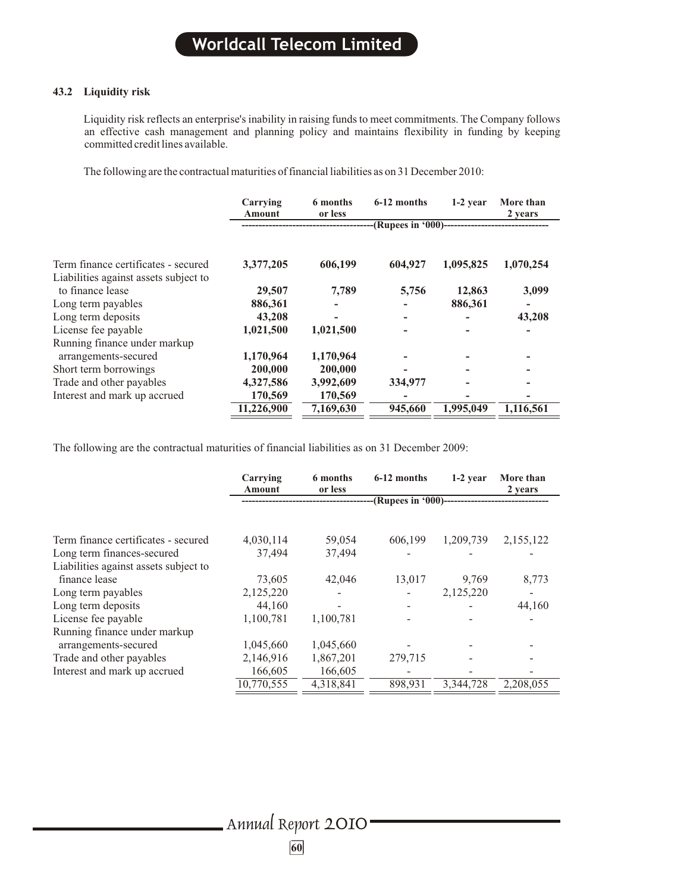### 43.2 Liquidity risk

Liquidity risk reflects an enterprise's inability in raising funds to meet commitments. The Company follows an effective cash management and planning policy and maintains flexibility in funding by keeping committed credit lines available.

The following are the contractual maturities of financial liabilities as on 31 December 2010:

| | Carrying Amount | 6 months or less | 6-12 months | 1-2 year | More than 2 years |
|---|---|---|---|---|---|
| | (Rupees in '000) | | | | |
| Term finance certificates - secured | **3,377,205** | **606,199** | **604,927** | **1,095,825** | **1,070,254** |
| Liabilities against assets subject to finance lease | **29,507** | **7,789** | **5,756** | **12,863** | **3,099** |
| Long term payables | **886,361** | **-** | **-** | **886,361** | **-** |
| Long term deposits | **43,208** | **-** | **-** | **-** | **43,208** |
| License fee payable | **1,021,500** | **1,021,500** | **-** | **-** | **-** |
| Running finance under markup arrangements-secured | **1,170,964** | **1,170,964** | **-** | **-** | **-** |
| Short term borrowings | **200,000** | **200,000** | **-** | **-** | **-** |
| Trade and other payables | **4,327,586** | **3,992,609** | **334,977** | **-** | **-** |
| Interest and mark up accrued | **170,569** | **170,569** | **-** | **-** | **-** |
| | **11,226,900** | **7,169,630** | **945,660** | **1,995,049** | **1,116,561** |

The following are the contractual maturities of financial liabilities as on 31 December 2009:

| | Carrying Amount | 6 months or less | 6-12 months | 1-2 year | More than 2 years |
|---|---|---|---|---|---|
| | (Rupees in '000) | | | | |
| Term finance certificates - secured | 4,030,114 | 59,054 | 606,199 | 1,209,739 | 2,155,122 |
| Long term finances-secured | 37,494 | 37,494 | - | - | - |
| Liabilities against assets subject to finance lease | 73,605 | 42,046 | 13,017 | 9,769 | 8,773 |
| Long term payables | 2,125,220 | - | - | 2,125,220 | - |
| Long term deposits | 44,160 | - | - | - | 44,160 |
| License fee payable | 1,100,781 | 1,100,781 | - | - | - |
| Running finance under markup arrangements-secured | 1,045,660 | 1,045,660 | - | - | - |
| Trade and other payables | 2,146,916 | 1,867,201 | 279,715 | - | - |
| Interest and mark up accrued | 166,605 | 166,605 | - | - | - |
| | 10,770,555 | 4,318,841 | 898,931 | 3,344,728 | 2,208,055 |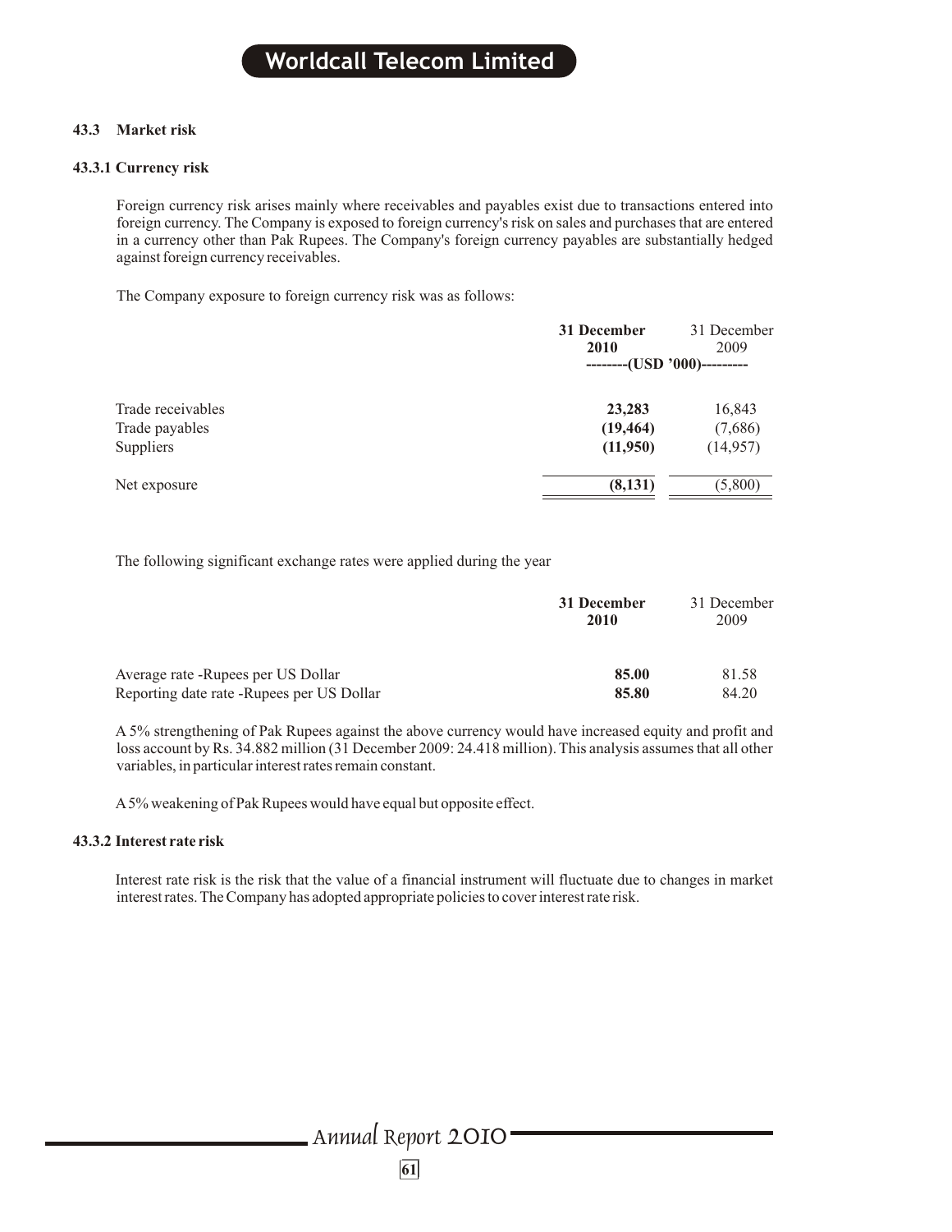### 43.3 Market risk

#### 43.3.1 Currency risk

Foreign currency risk arises mainly where receivables and payables exist due to transactions entered into foreign currency. The Company is exposed to foreign currency's risk on sales and purchases that are entered in a currency other than Pak Rupees. The Company's foreign currency payables are substantially hedged against foreign currency receivables.

The Company exposure to foreign currency risk was as follows:

| | **31 December 2010** | 31 December 2009 |
|---|---|---|
| | --------(USD '000)--------- | |
| Trade receivables | **23,283** | 16,843 |
| Trade payables | **(19,464)** | (7,686) |
| Suppliers | **(11,950)** | (14,957) |
| Net exposure | **(8,131)** | (5,800) |

The following significant exchange rates were applied during the year

| | **31 December 2010** | 31 December 2009 |
|---|---|---|
| Average rate -Rupees per US Dollar | **85.00** | 81.58 |
| Reporting date rate -Rupees per US Dollar | **85.80** | 84.20 |

A 5% strengthening of Pak Rupees against the above currency would have increased equity and profit and loss account by Rs. 34.882 million (31 December 2009: 24.418 million). This analysis assumes that all other variables, in particular interest rates remain constant.

A 5% weakening of Pak Rupees would have equal but opposite effect.

#### 43.3.2 Interest rate risk

Interest rate risk is the risk that the value of a financial instrument will fluctuate due to changes in market interest rates. The Company has adopted appropriate policies to cover interest rate risk.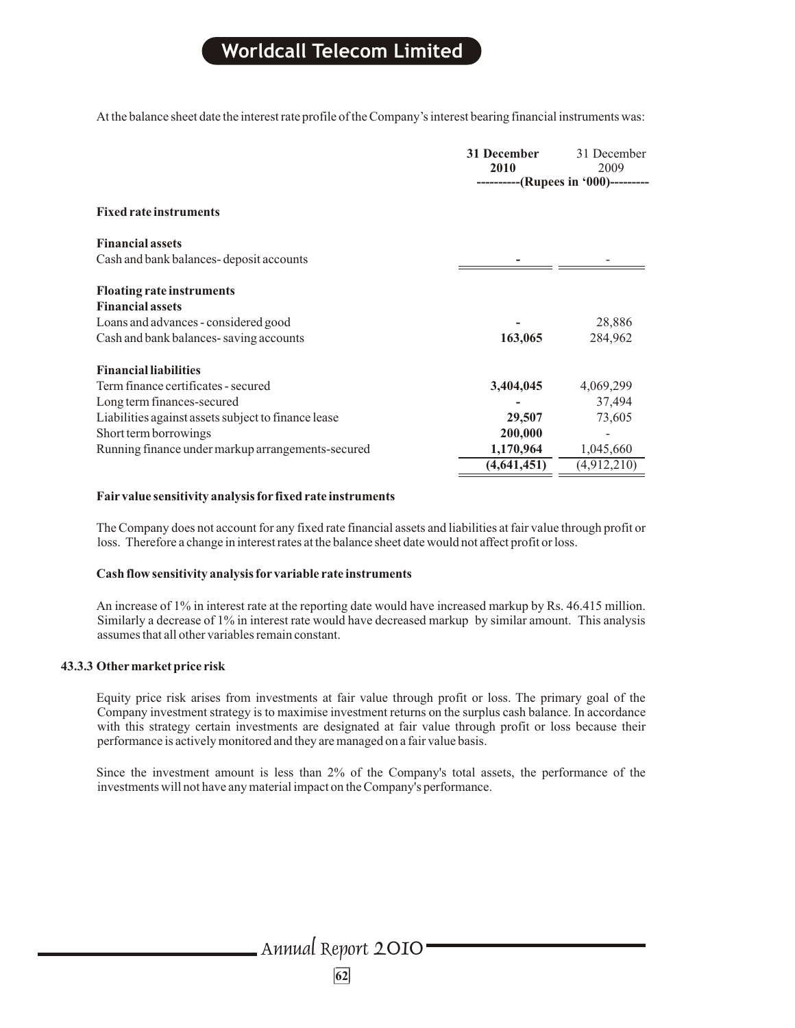At the balance sheet date the interest rate profile of the Company's interest bearing financial instruments was:

| | 31 December 2010 | 31 December 2009 |
|---|---|---|
| | ----------(Rupees in '000)--------- | |
| **Fixed rate instruments** | | |
| **Financial assets** | | |
| Cash and bank balances- deposit accounts | - | - |
| **Floating rate instruments** | | |
| **Financial assets** | | |
| Loans and advances - considered good | - | 28,886 |
| Cash and bank balances- saving accounts | 163,065 | 284,962 |
| **Financial liabilities** | | |
| Term finance certificates - secured | 3,404,045 | 4,069,299 |
| Long term finances-secured | - | 37,494 |
| Liabilities against assets subject to finance lease | 29,507 | 73,605 |
| Short term borrowings | 200,000 | - |
| Running finance under markup arrangements-secured | 1,170,964 | 1,045,660 |
| | (4,641,451) | (4,912,210) |

**Fair value sensitivity analysis for fixed rate instruments**

The Company does not account for any fixed rate financial assets and liabilities at fair value through profit or loss. Therefore a change in interest rates at the balance sheet date would not affect profit or loss.

**Cash flow sensitivity analysis for variable rate instruments**

An increase of 1% in interest rate at the reporting date would have increased markup by Rs. 46.415 million. Similarly a decrease of 1% in interest rate would have decreased markup by similar amount. This analysis assumes that all other variables remain constant.

### 43.3.3 Other market price risk

Equity price risk arises from investments at fair value through profit or loss. The primary goal of the Company investment strategy is to maximise investment returns on the surplus cash balance. In accordance with this strategy certain investments are designated at fair value through profit or loss because their performance is actively monitored and they are managed on a fair value basis.

Since the investment amount is less than 2% of the Company's total assets, the performance of the investments will not have any material impact on the Company's performance.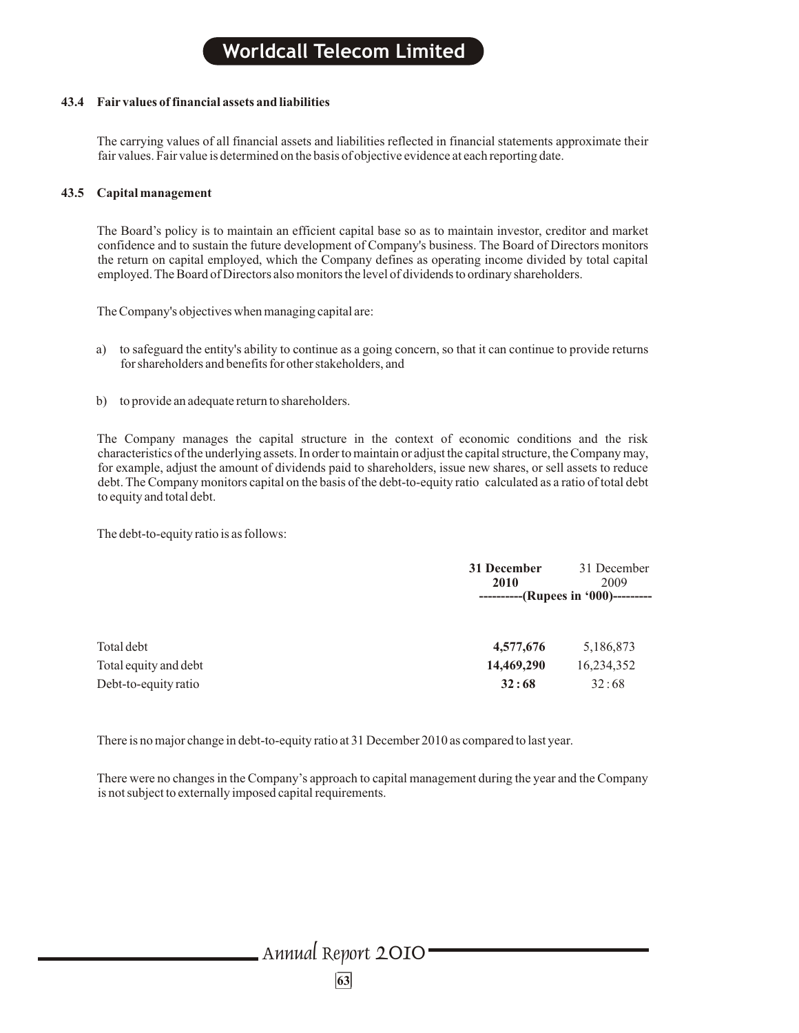### 43.4 Fair values of financial assets and liabilities

The carrying values of all financial assets and liabilities reflected in financial statements approximate their fair values. Fair value is determined on the basis of objective evidence at each reporting date.

### 43.5 Capital management

The Board's policy is to maintain an efficient capital base so as to maintain investor, creditor and market confidence and to sustain the future development of Company's business. The Board of Directors monitors the return on capital employed, which the Company defines as operating income divided by total capital employed. The Board of Directors also monitors the level of dividends to ordinary shareholders.

The Company's objectives when managing capital are:

a) to safeguard the entity's ability to continue as a going concern, so that it can continue to provide returns for shareholders and benefits for other stakeholders, and

b) to provide an adequate return to shareholders.

The Company manages the capital structure in the context of economic conditions and the risk characteristics of the underlying assets. In order to maintain or adjust the capital structure, the Company may, for example, adjust the amount of dividends paid to shareholders, issue new shares, or sell assets to reduce debt. The Company monitors capital on the basis of the debt-to-equity ratio calculated as a ratio of total debt to equity and total debt.

The debt-to-equity ratio is as follows:

| | **31 December 2010** | 31 December 2009 |
|---|---|---|
| | (Rupees in '000) | |
| Total debt | **4,577,676** | 5,186,873 |
| Total equity and debt | **14,469,290** | 16,234,352 |
| Debt-to-equity ratio | **32 : 68** | 32 : 68 |

There is no major change in debt-to-equity ratio at 31 December 2010 as compared to last year.

There were no changes in the Company's approach to capital management during the year and the Company is not subject to externally imposed capital requirements.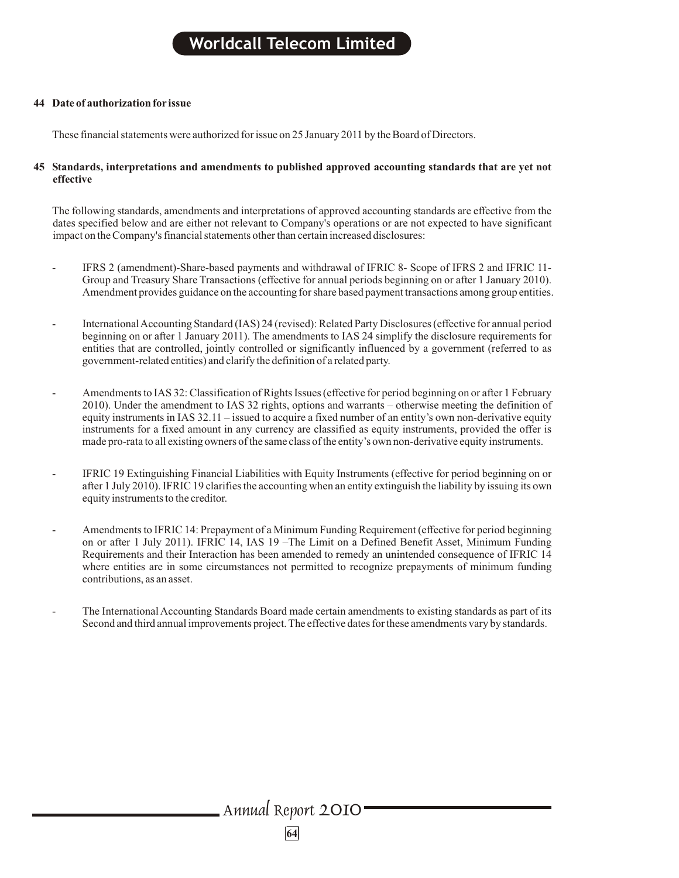## 44 Date of authorization for issue

These financial statements were authorized for issue on 25 January 2011 by the Board of Directors.

## 45 Standards, interpretations and amendments to published approved accounting standards that are yet not effective

The following standards, amendments and interpretations of approved accounting standards are effective from the dates specified below and are either not relevant to Company's operations or are not expected to have significant impact on the Company's financial statements other than certain increased disclosures:

- IFRS 2 (amendment)-Share-based payments and withdrawal of IFRIC 8- Scope of IFRS 2 and IFRIC 11- Group and Treasury Share Transactions (effective for annual periods beginning on or after 1 January 2010). Amendment provides guidance on the accounting for share based payment transactions among group entities.

- International Accounting Standard (IAS) 24 (revised): Related Party Disclosures (effective for annual period beginning on or after 1 January 2011). The amendments to IAS 24 simplify the disclosure requirements for entities that are controlled, jointly controlled or significantly influenced by a government (referred to as government-related entities) and clarify the definition of a related party.

- Amendments to IAS 32: Classification of Rights Issues (effective for period beginning on or after 1 February 2010). Under the amendment to IAS 32 rights, options and warrants – otherwise meeting the definition of equity instruments in IAS 32.11 – issued to acquire a fixed number of an entity's own non-derivative equity instruments for a fixed amount in any currency are classified as equity instruments, provided the offer is made pro-rata to all existing owners of the same class of the entity's own non-derivative equity instruments.

- IFRIC 19 Extinguishing Financial Liabilities with Equity Instruments (effective for period beginning on or after 1 July 2010). IFRIC 19 clarifies the accounting when an entity extinguish the liability by issuing its own equity instruments to the creditor.

- Amendments to IFRIC 14: Prepayment of a Minimum Funding Requirement (effective for period beginning on or after 1 July 2011). IFRIC 14, IAS 19 –The Limit on a Defined Benefit Asset, Minimum Funding Requirements and their Interaction has been amended to remedy an unintended consequence of IFRIC 14 where entities are in some circumstances not permitted to recognize prepayments of minimum funding contributions, as an asset.

- The International Accounting Standards Board made certain amendments to existing standards as part of its Second and third annual improvements project. The effective dates for these amendments vary by standards.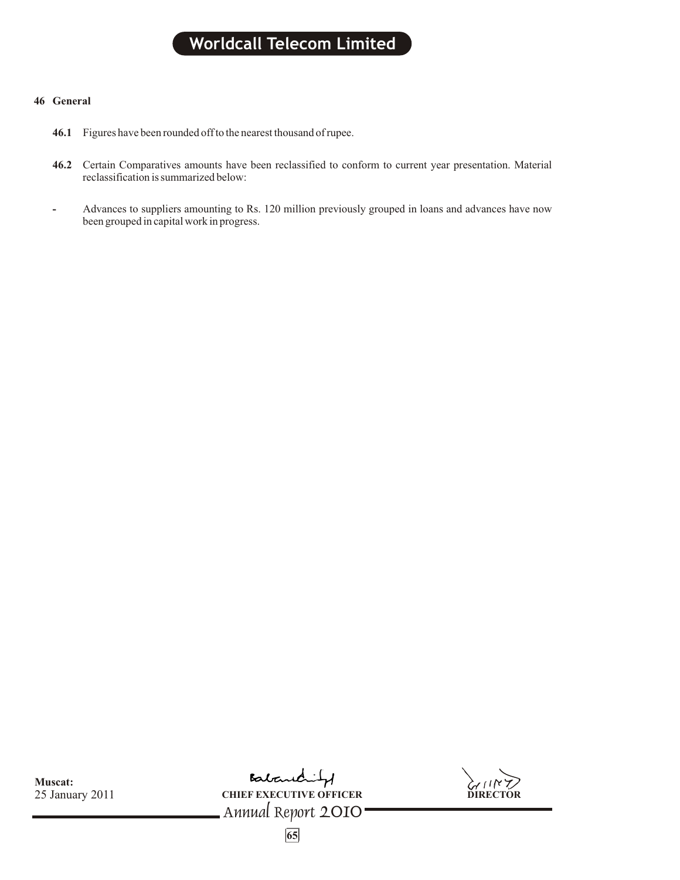## 46 General

**46.1** Figures have been rounded off to the nearest thousand of rupee.

**46.2** Certain Comparatives amounts have been reclassified to conform to current year presentation. Material reclassification is summarized below:

- Advances to suppliers amounting to Rs. 120 million previously grouped in loans and advances have now been grouped in capital work in progress.

**Muscat:**
25 January 2011

**CHIEF EXECUTIVE OFFICER**

**DIRECTOR**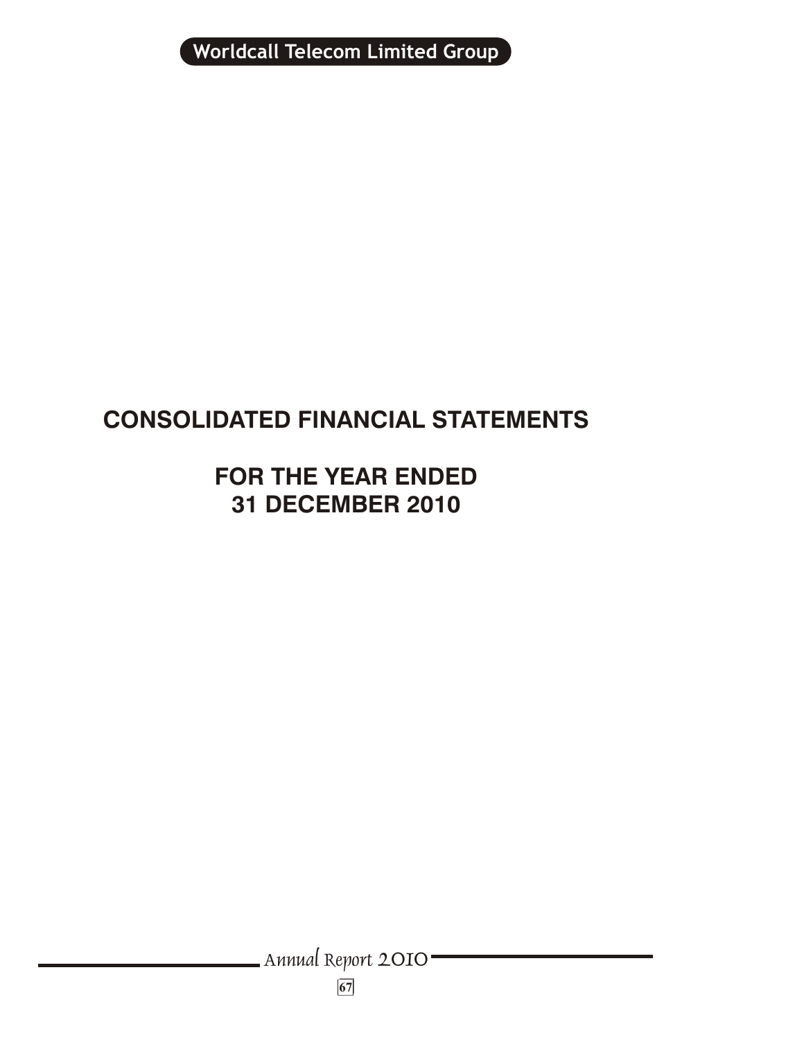# CONSOLIDATED FINANCIAL STATEMENTS

## FOR THE YEAR ENDED 31 DECEMBER 2010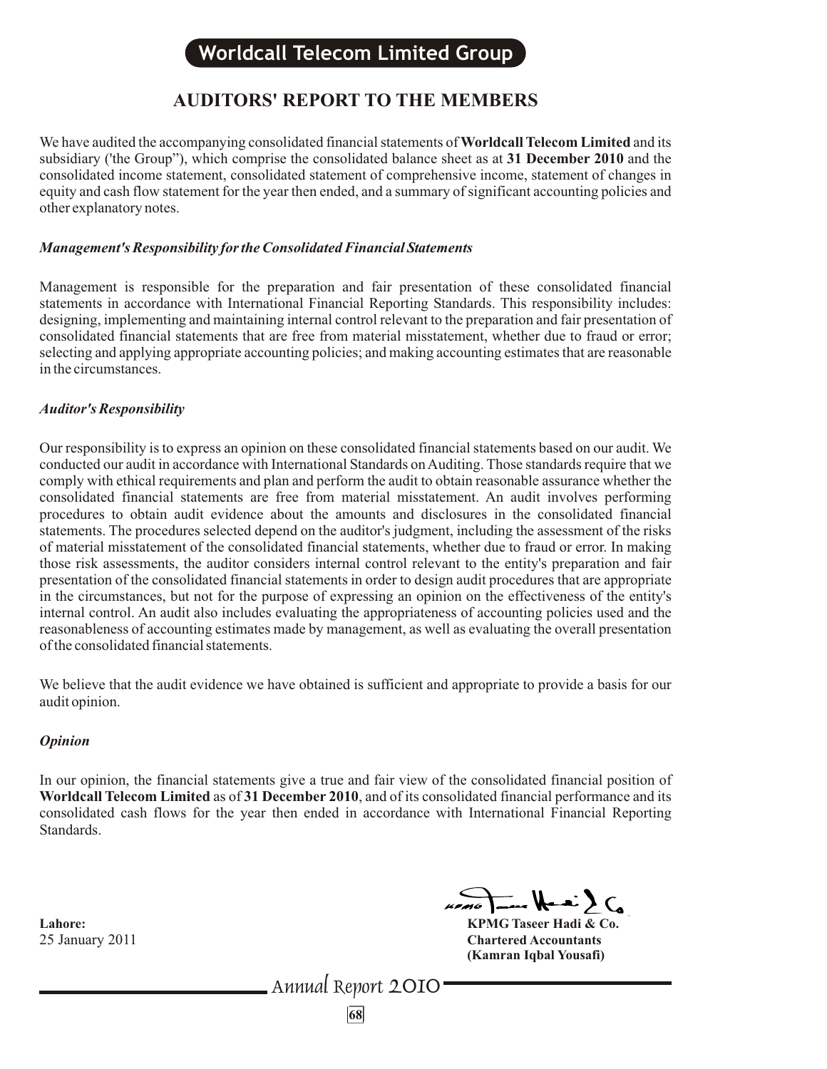# AUDITORS' REPORT TO THE MEMBERS

We have audited the accompanying consolidated financial statements of **Worldcall Telecom Limited** and its subsidiary ('the Group"), which comprise the consolidated balance sheet as at **31 December 2010** and the consolidated income statement, consolidated statement of comprehensive income, statement of changes in equity and cash flow statement for the year then ended, and a summary of significant accounting policies and other explanatory notes.

### *Management's Responsibility for the Consolidated Financial Statements*

Management is responsible for the preparation and fair presentation of these consolidated financial statements in accordance with International Financial Reporting Standards. This responsibility includes: designing, implementing and maintaining internal control relevant to the preparation and fair presentation of consolidated financial statements that are free from material misstatement, whether due to fraud or error; selecting and applying appropriate accounting policies; and making accounting estimates that are reasonable in the circumstances.

### *Auditor's Responsibility*

Our responsibility is to express an opinion on these consolidated financial statements based on our audit. We conducted our audit in accordance with International Standards on Auditing. Those standards require that we comply with ethical requirements and plan and perform the audit to obtain reasonable assurance whether the consolidated financial statements are free from material misstatement. An audit involves performing procedures to obtain audit evidence about the amounts and disclosures in the consolidated financial statements. The procedures selected depend on the auditor's judgment, including the assessment of the risks of material misstatement of the consolidated financial statements, whether due to fraud or error. In making those risk assessments, the auditor considers internal control relevant to the entity's preparation and fair presentation of the consolidated financial statements in order to design audit procedures that are appropriate in the circumstances, but not for the purpose of expressing an opinion on the effectiveness of the entity's internal control. An audit also includes evaluating the appropriateness of accounting policies used and the reasonableness of accounting estimates made by management, as well as evaluating the overall presentation of the consolidated financial statements.

We believe that the audit evidence we have obtained is sufficient and appropriate to provide a basis for our audit opinion.

### *Opinion*

In our opinion, the financial statements give a true and fair view of the consolidated financial position of **Worldcall Telecom Limited** as of **31 December 2010**, and of its consolidated financial performance and its consolidated cash flows for the year then ended in accordance with International Financial Reporting Standards.

**Lahore:**
25 January 2011

**KPMG Taseer Hadi & Co.**
**Chartered Accountants**
**(Kamran Iqbal Yousafi)**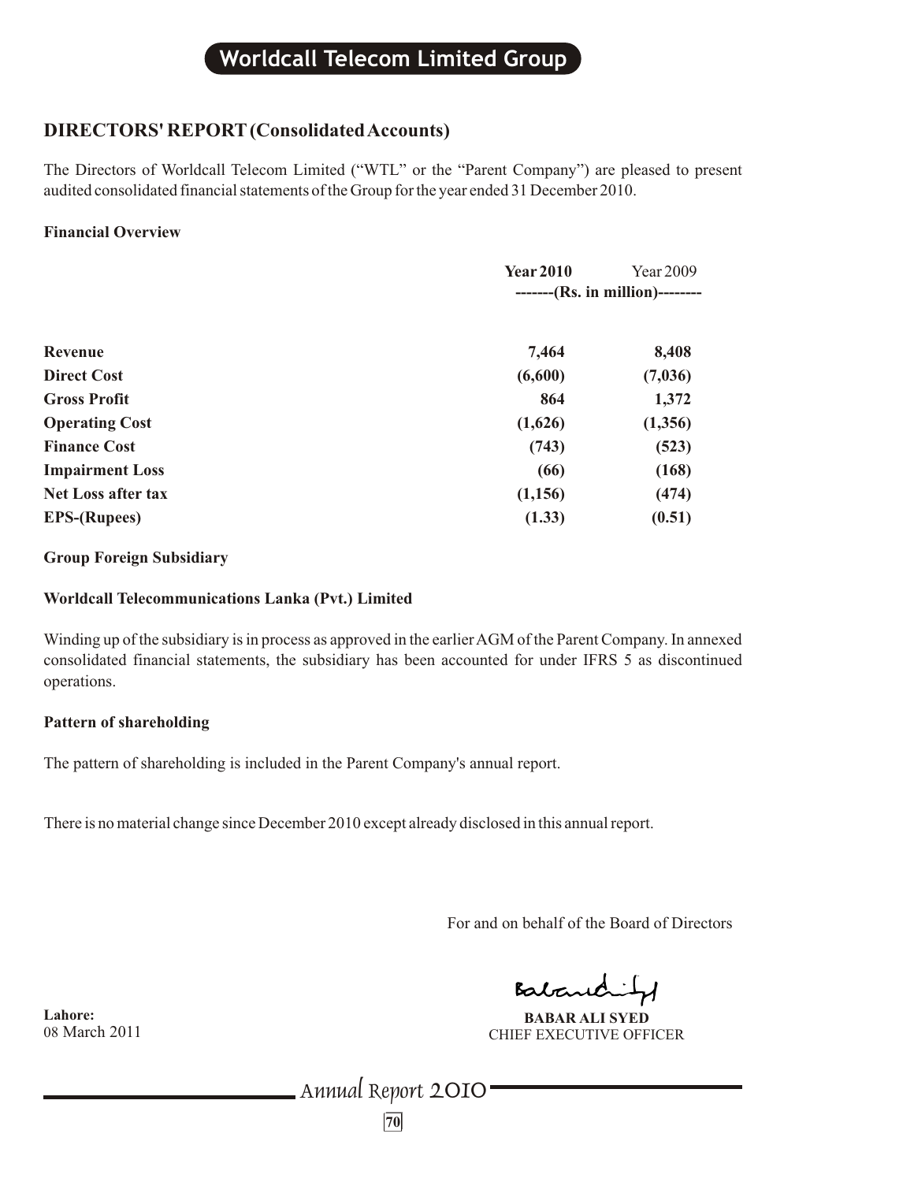## DIRECTORS' REPORT (Consolidated Accounts)

The Directors of Worldcall Telecom Limited ("WTL" or the "Parent Company") are pleased to present audited consolidated financial statements of the Group for the year ended 31 December 2010.

**Financial Overview**

| | **Year 2010** | Year 2009 |
|---|---|---|
| | -------(Rs. in million)-------- | |
| **Revenue** | **7,464** | **8,408** |
| **Direct Cost** | **(6,600)** | **(7,036)** |
| **Gross Profit** | **864** | **1,372** |
| **Operating Cost** | **(1,626)** | **(1,356)** |
| **Finance Cost** | **(743)** | **(523)** |
| **Impairment Loss** | **(66)** | **(168)** |
| **Net Loss after tax** | **(1,156)** | **(474)** |
| **EPS-(Rupees)** | **(1.33)** | **(0.51)** |

**Group Foreign Subsidiary**

**Worldcall Telecommunications Lanka (Pvt.) Limited**

Winding up of the subsidiary is in process as approved in the earlier AGM of the Parent Company. In annexed consolidated financial statements, the subsidiary has been accounted for under IFRS 5 as discontinued operations.

**Pattern of shareholding**

The pattern of shareholding is included in the Parent Company's annual report.

There is no material change since December 2010 except already disclosed in this annual report.

For and on behalf of the Board of Directors

**BABAR ALI SYED**
CHIEF EXECUTIVE OFFICER

**Lahore:**
08 March 2011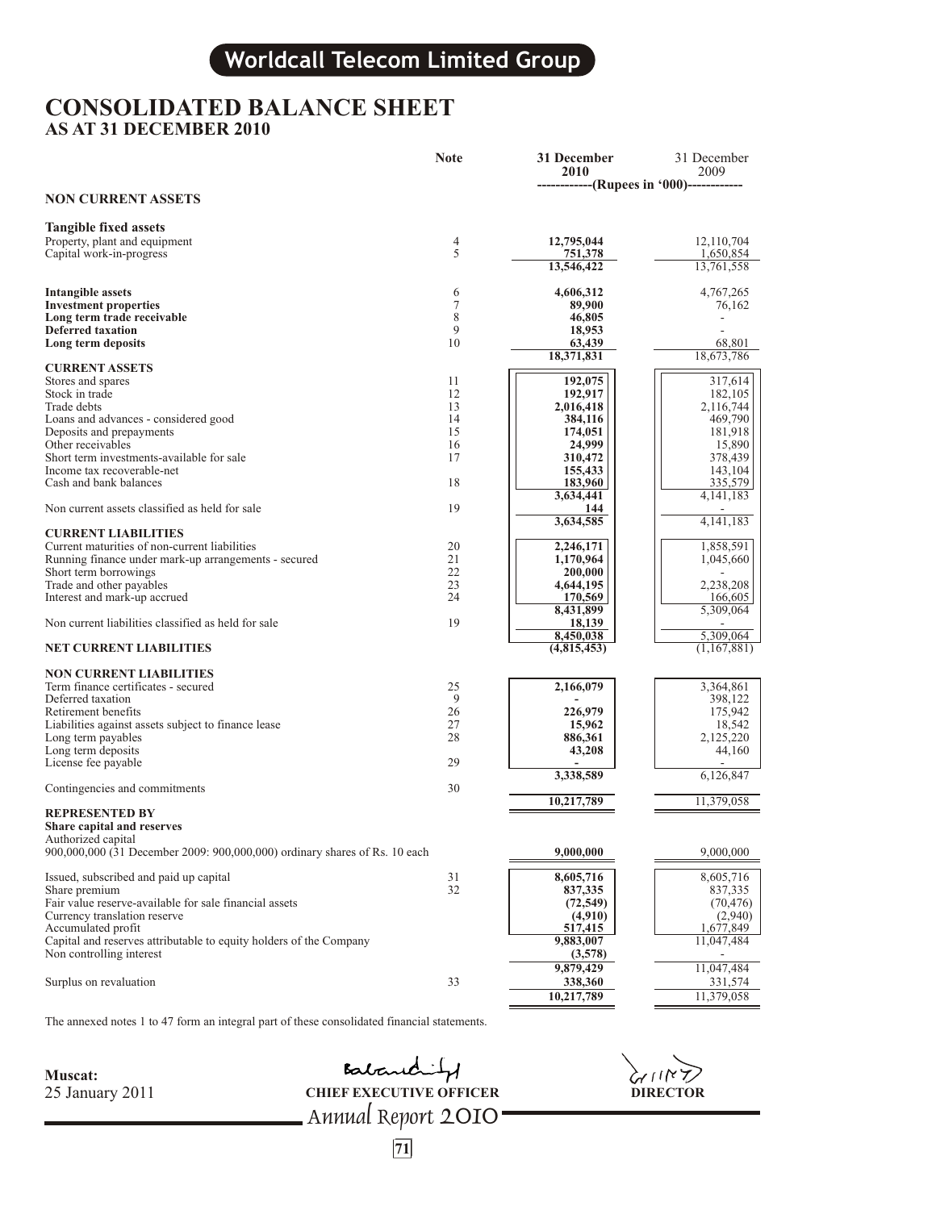# Worldcall Telecom Limited Group

## CONSOLIDATED BALANCE SHEET
### AS AT 31 DECEMBER 2010

| | Note | 31 December 2010 | 31 December 2009 |
|---|---|---|---|
| | | ------------(Rupees in '000)------------ | |
| **NON CURRENT ASSETS** | | | |
| **Tangible fixed assets** | | | |
| Property, plant and equipment | 4 | **12,795,044** | 12,110,704 |
| Capital work-in-progress | 5 | **751,378** | 1,650,854 |
| | | **13,546,422** | 13,761,558 |
| **Intangible assets** | 6 | **4,606,312** | 4,767,265 |
| **Investment properties** | 7 | **89,900** | 76,162 |
| **Long term trade receivable** | 8 | **46,805** | - |
| **Deferred taxation** | 9 | **18,953** | - |
| **Long term deposits** | 10 | **63,439** | 68,801 |
| | | **18,371,831** | 18,673,786 |
| **CURRENT ASSETS** | | | |
| Stores and spares | 11 | **192,075** | 317,614 |
| Stock in trade | 12 | **192,917** | 182,105 |
| Trade debts | 13 | **2,016,418** | 2,116,744 |
| Loans and advances - considered good | 14 | **384,116** | 469,790 |
| Deposits and prepayments | 15 | **174,051** | 181,918 |
| Other receivables | 16 | **24,999** | 15,890 |
| Short term investments-available for sale | 17 | **310,472** | 378,439 |
| Income tax recoverable-net | | **155,433** | 143,104 |
| Cash and bank balances | 18 | **183,960** | 335,579 |
| | | **3,634,441** | 4,141,183 |
| Non current assets classified as held for sale | 19 | **144** | - |
| | | **3,634,585** | 4,141,183 |
| **CURRENT LIABILITIES** | | | |
| Current maturities of non-current liabilities | 20 | **2,246,171** | 1,858,591 |
| Running finance under mark-up arrangements - secured | 21 | **1,170,964** | 1,045,660 |
| Short term borrowings | 22 | **200,000** | - |
| Trade and other payables | 23 | **4,644,195** | 2,238,208 |
| Interest and mark-up accrued | 24 | **170,569** | 166,605 |
| | | **8,431,899** | 5,309,064 |
| Non current liabilities classified as held for sale | 19 | **18,139** | - |
| | | **8,450,038** | 5,309,064 |
| **NET CURRENT LIABILITIES** | | **(4,815,453)** | (1,167,881) |
| **NON CURRENT LIABILITIES** | | | |
| Term finance certificates - secured | 25 | **2,166,079** | 3,364,861 |
| Deferred taxation | 9 | **-** | 398,122 |
| Retirement benefits | 26 | **226,979** | 175,942 |
| Liabilities against assets subject to finance lease | 27 | **15,962** | 18,542 |
| Long term payables | 28 | **886,361** | 2,125,220 |
| Long term deposits | | **43,208** | 44,160 |
| License fee payable | 29 | **-** | - |
| | | **3,338,589** | 6,126,847 |
| Contingencies and commitments | 30 | | |
| | | **10,217,789** | 11,379,058 |
| **REPRESENTED BY** | | | |
| **Share capital and reserves** | | | |
| Authorized capital | | | |
| 900,000,000 (31 December 2009: 900,000,000) ordinary shares of Rs. 10 each | | **9,000,000** | 9,000,000 |
| Issued, subscribed and paid up capital | 31 | **8,605,716** | 8,605,716 |
| Share premium | 32 | **837,335** | 837,335 |
| Fair value reserve-available for sale financial assets | | **(72,549)** | (70,476) |
| Currency translation reserve | | **(4,910)** | (2,940) |
| Accumulated profit | | **517,415** | 1,677,849 |
| Capital and reserves attributable to equity holders of the Company | | **9,883,007** | 11,047,484 |
| Non controlling interest | | **(3,578)** | - |
| | | **9,879,429** | 11,047,484 |
| Surplus on revaluation | 33 | **338,360** | 331,574 |
| | | **10,217,789** | 11,379,058 |

The annexed notes 1 to 47 form an integral part of these consolidated financial statements.

**Muscat:**
25 January 2011

**CHIEF EXECUTIVE OFFICER**

**DIRECTOR**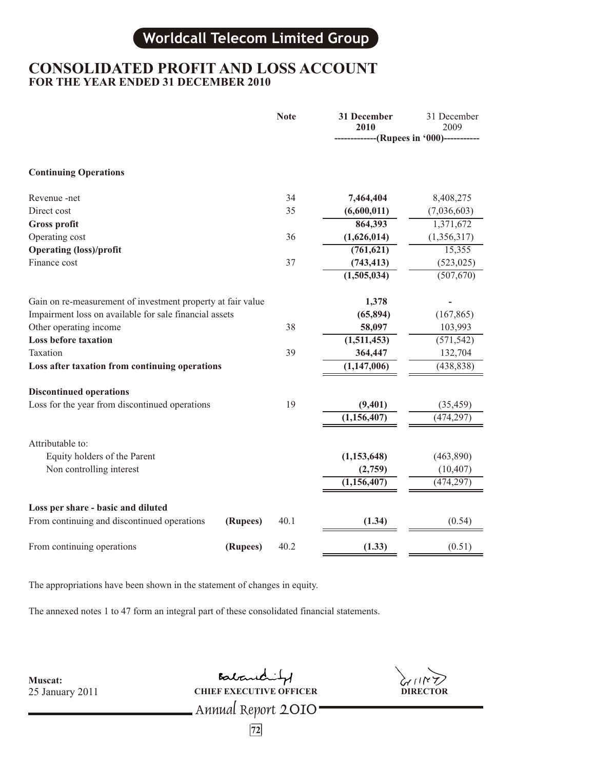# Worldcall Telecom Limited Group

## CONSOLIDATED PROFIT AND LOSS ACCOUNT
### FOR THE YEAR ENDED 31 DECEMBER 2010

| | | Note | 31 December 2010 | 31 December 2009 |
|---|---|---|---|---|
| | | | (Rupees in '000) | |
| **Continuing Operations** | | | | |
| Revenue -net | | 34 | **7,464,404** | 8,408,275 |
| Direct cost | | 35 | **(6,600,011)** | (7,036,603) |
| **Gross profit** | | | **864,393** | 1,371,672 |
| Operating cost | | 36 | **(1,626,014)** | (1,356,317) |
| **Operating (loss)/profit** | | | **(761,621)** | 15,355 |
| Finance cost | | 37 | **(743,413)** | (523,025) |
| | | | **(1,505,034)** | (507,670) |
| Gain on re-measurement of investment property at fair value | | | **1,378** | - |
| Impairment loss on available for sale financial assets | | | **(65,894)** | (167,865) |
| Other operating income | | 38 | **58,097** | 103,993 |
| **Loss before taxation** | | | **(1,511,453)** | (571,542) |
| Taxation | | 39 | **364,447** | 132,704 |
| **Loss after taxation from continuing operations** | | | **(1,147,006)** | (438,838) |
| **Discontinued operations** | | | | |
| Loss for the year from discontinued operations | | 19 | **(9,401)** | (35,459) |
| | | | **(1,156,407)** | (474,297) |
| Attributable to: | | | | |
| Equity holders of the Parent | | | **(1,153,648)** | (463,890) |
| Non controlling interest | | | **(2,759)** | (10,407) |
| | | | **(1,156,407)** | (474,297) |
| **Loss per share - basic and diluted** | | | | |
| From continuing and discontinued operations | **(Rupees)** | 40.1 | **(1.34)** | (0.54) |
| From continuing operations | **(Rupees)** | 40.2 | **(1.33)** | (0.51) |

The appropriations have been shown in the statement of changes in equity.

The annexed notes 1 to 47 form an integral part of these consolidated financial statements.

**Muscat:**
25 January 2011

**CHIEF EXECUTIVE OFFICER** **DIRECTOR**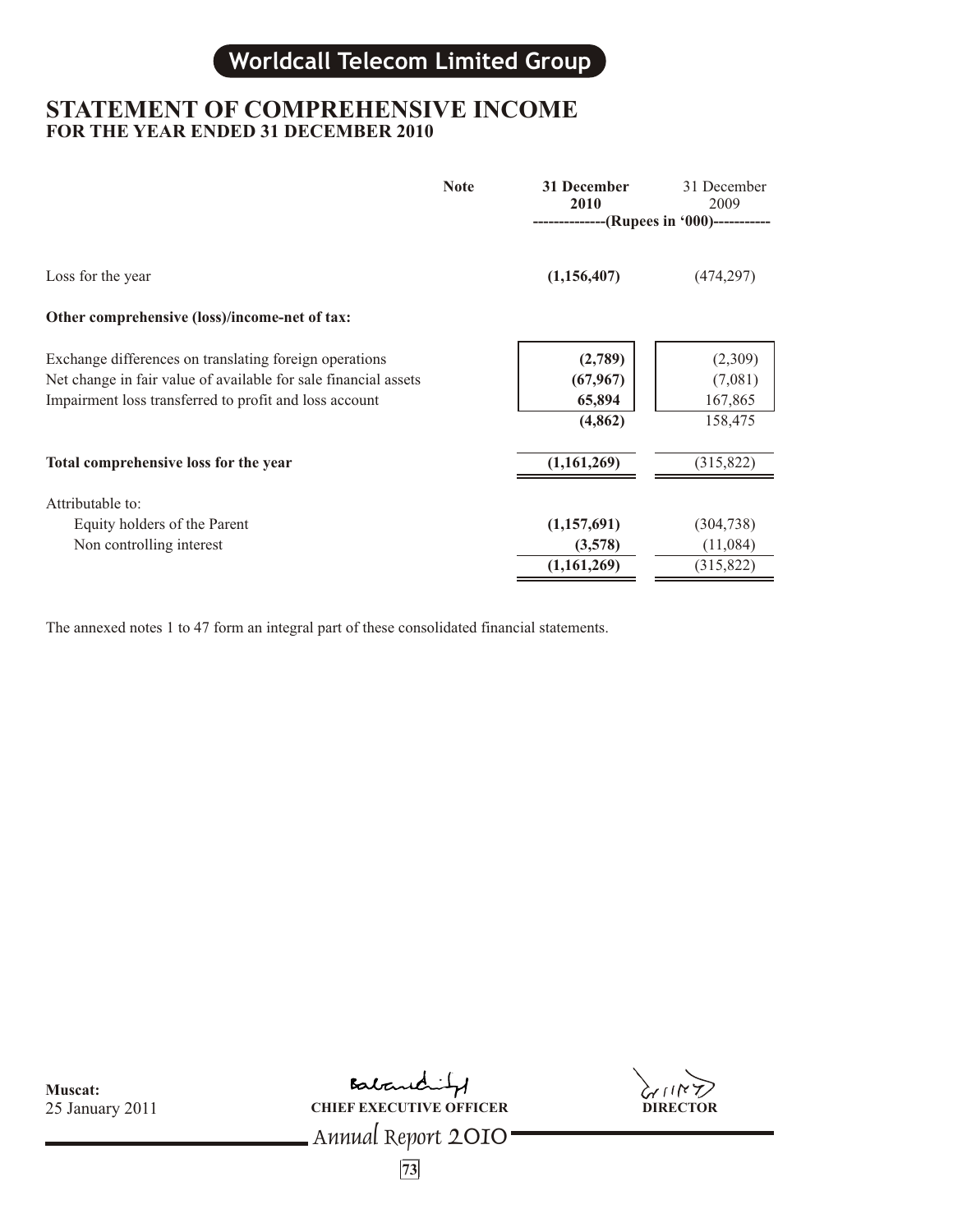# Worldcall Telecom Limited Group

## STATEMENT OF COMPREHENSIVE INCOME
### FOR THE YEAR ENDED 31 DECEMBER 2010

| | Note | 31 December 2010 | 31 December 2009 |
|---|---|---|---|
| | | --------------(Rupees in '000)----------- | |
| Loss for the year | | **(1,156,407)** | (474,297) |
| **Other comprehensive (loss)/income-net of tax:** | | | |
| Exchange differences on translating foreign operations | | **(2,789)** | (2,309) |
| Net change in fair value of available for sale financial assets | | **(67,967)** | (7,081) |
| Impairment loss transferred to profit and loss account | | **65,894** | 167,865 |
| | | **(4,862)** | 158,475 |
| **Total comprehensive loss for the year** | | **(1,161,269)** | (315,822) |
| Attributable to: | | | |
| Equity holders of the Parent | | **(1,157,691)** | (304,738) |
| Non controlling interest | | **(3,578)** | (11,084) |
| | | **(1,161,269)** | (315,822) |

The annexed notes 1 to 47 form an integral part of these consolidated financial statements.

**Muscat:**
25 January 2011

**CHIEF EXECUTIVE OFFICER**

**DIRECTOR**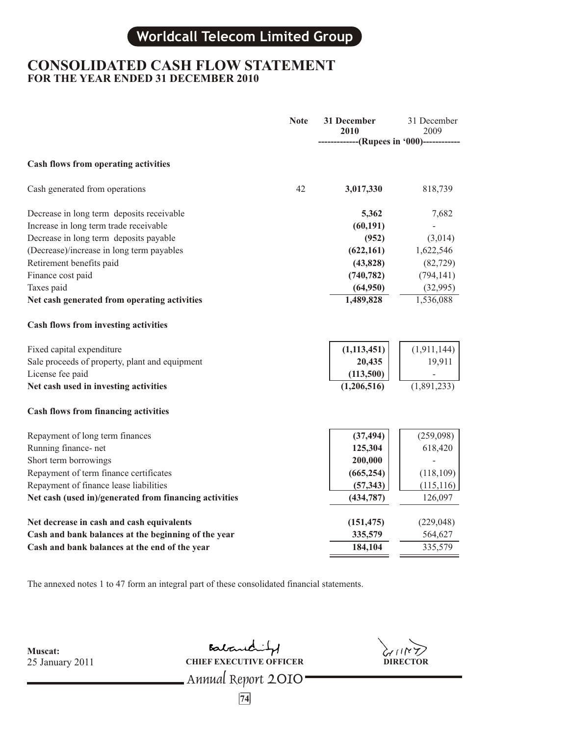# Worldcall Telecom Limited Group

## CONSOLIDATED CASH FLOW STATEMENT
### FOR THE YEAR ENDED 31 DECEMBER 2010

| | Note | 31 December 2010 | 31 December 2009 |
|---|---|---|---|
| | | -------------(Rupees in '000)------------ | |
| **Cash flows from operating activities** | | | |
| Cash generated from operations | 42 | **3,017,330** | 818,739 |
| Decrease in long term deposits receivable | | **5,362** | 7,682 |
| Increase in long term trade receivable | | **(60,191)** | - |
| Decrease in long term deposits payable | | **(952)** | (3,014) |
| (Decrease)/increase in long term payables | | **(622,161)** | 1,622,546 |
| Retirement benefits paid | | **(43,828)** | (82,729) |
| Finance cost paid | | **(740,782)** | (794,141) |
| Taxes paid | | **(64,950)** | (32,995) |
| **Net cash generated from operating activities** | | **1,489,828** | 1,536,088 |
| **Cash flows from investing activities** | | | |
| Fixed capital expenditure | | **(1,113,451)** | (1,911,144) |
| Sale proceeds of property, plant and equipment | | **20,435** | 19,911 |
| License fee paid | | **(113,500)** | - |
| **Net cash used in investing activities** | | **(1,206,516)** | (1,891,233) |
| **Cash flows from financing activities** | | | |
| Repayment of long term finances | | **(37,494)** | (259,098) |
| Running finance- net | | **125,304** | 618,420 |
| Short term borrowings | | **200,000** | - |
| Repayment of term finance certificates | | **(665,254)** | (118,109) |
| Repayment of finance lease liabilities | | **(57,343)** | (115,116) |
| **Net cash (used in)/generated from financing activities** | | **(434,787)** | 126,097 |
| **Net decrease in cash and cash equivalents** | | **(151,475)** | (229,048) |
| **Cash and bank balances at the beginning of the year** | | **335,579** | 564,627 |
| **Cash and bank balances at the end of the year** | | **184,104** | 335,579 |

The annexed notes 1 to 47 form an integral part of these consolidated financial statements.

**Muscat:**
25 January 2011

**CHIEF EXECUTIVE OFFICER**

**DIRECTOR**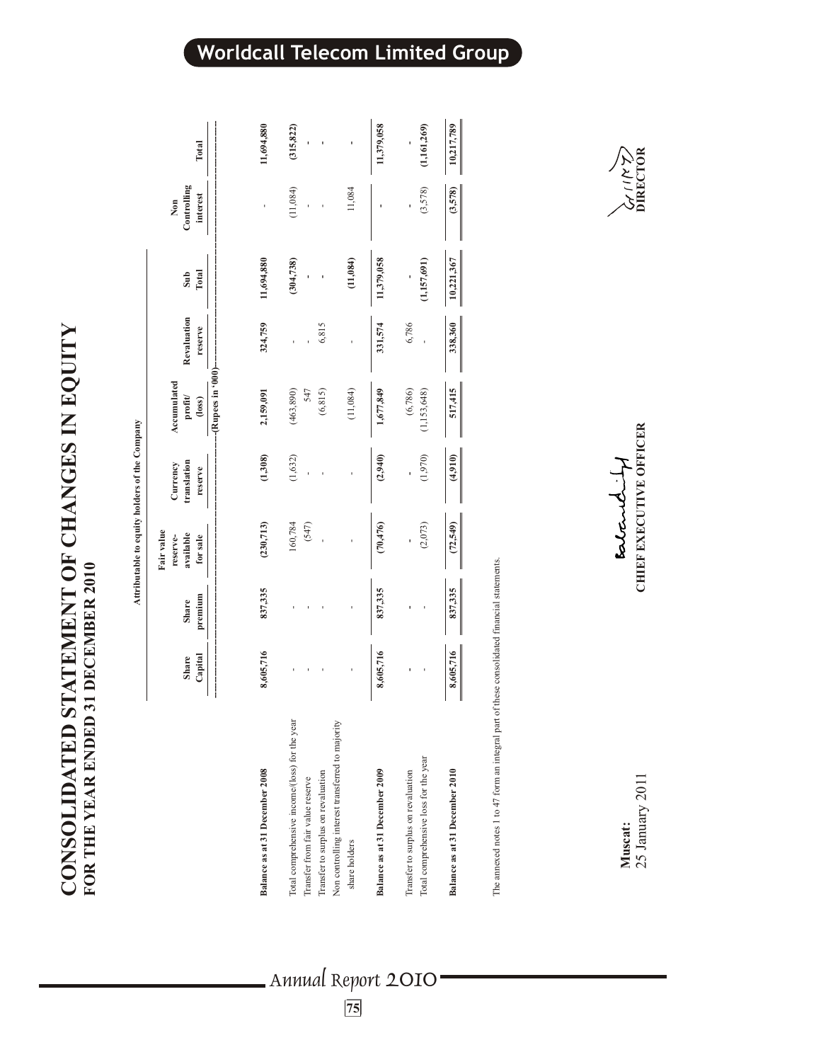# CONSOLIDATED STATEMENT OF CHANGES IN EQUITY
## FOR THE YEAR ENDED 31 DECEMBER 2010

| | Attributable to equity holders of the Company | | | | | | | | |
|---|---|---|---|---|---|---|---|---|---|
| | Share Capital | Share premium | Fair value reserve- available for sale | Currency translation reserve | Accumulated profit/ (loss) | Revaluation reserve | Sub Total | Non Controlling interest | Total |
| | (Rupees in '000) | | | | | | | | |
| **Balance as at 31 December 2008** | **8,605,716** | **837,335** | **(230,713)** | **(1,308)** | **2,159,091** | **324,759** | **11,694,880** | **-** | **11,694,880** |
| Total comprehensive income/(loss) for the year | - | - | 160,784 | (1,632) | (463,890) | - | **(304,738)** | (11,084) | **(315,822)** |
| Transfer from fair value reserve | - | - | (547) | - | 547 | - | **-** | - | **-** |
| Transfer to surplus on revaluation | - | - | - | - | (6,815) | 6,815 | **-** | - | **-** |
| Non controlling interest transferred to majority share holders | - | - | - | - | (11,084) | - | **(11,084)** | 11,084 | **-** |
| **Balance as at 31 December 2009** | **8,605,716** | **837,335** | **(70,476)** | **(2,940)** | **1,677,849** | **331,574** | **11,379,058** | **-** | **11,379,058** |
| Transfer to surplus on revaluation | - | - | - | - | (6,786) | 6,786 | **-** | - | **-** |
| Total comprehensive loss for the year | - | - | (2,073) | (1,970) | (1,153,648) | - | **(1,157,691)** | (3,578) | **(1,161,269)** |
| **Balance as at 31 December 2010** | **8,605,716** | **837,335** | **(72,549)** | **(4,910)** | **517,415** | **338,360** | **10,221,367** | **(3,578)** | **10,217,789** |

The annexed notes 1 to 47 form an integral part of these consolidated financial statements.

**Muscat:**
25 January 2011

**CHIEF EXECUTIVE OFFICER**

**DIRECTOR**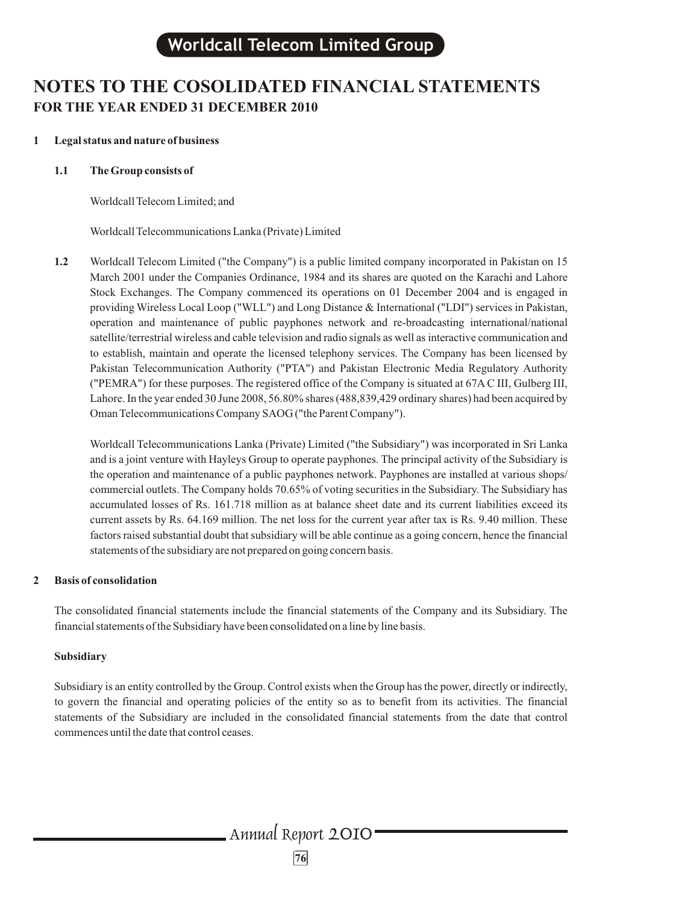# NOTES TO THE COSOLIDATED FINANCIAL STATEMENTS
## FOR THE YEAR ENDED 31 DECEMBER 2010

**1 Legal status and nature of business**

**1.1 The Group consists of**

Worldcall Telecom Limited; and

Worldcall Telecommunications Lanka (Private) Limited

**1.2** Worldcall Telecom Limited ("the Company") is a public limited company incorporated in Pakistan on 15 March 2001 under the Companies Ordinance, 1984 and its shares are quoted on the Karachi and Lahore Stock Exchanges. The Company commenced its operations on 01 December 2004 and is engaged in providing Wireless Local Loop ("WLL") and Long Distance & International ("LDI") services in Pakistan, operation and maintenance of public payphones network and re-broadcasting international/national satellite/terrestrial wireless and cable television and radio signals as well as interactive communication and to establish, maintain and operate the licensed telephony services. The Company has been licensed by Pakistan Telecommunication Authority ("PTA") and Pakistan Electronic Media Regulatory Authority ("PEMRA") for these purposes. The registered office of the Company is situated at 67A C III, Gulberg III, Lahore. In the year ended 30 June 2008, 56.80% shares (488,839,429 ordinary shares) had been acquired by Oman Telecommunications Company SAOG ("the Parent Company").

Worldcall Telecommunications Lanka (Private) Limited ("the Subsidiary") was incorporated in Sri Lanka and is a joint venture with Hayleys Group to operate payphones. The principal activity of the Subsidiary is the operation and maintenance of a public payphones network. Payphones are installed at various shops/ commercial outlets. The Company holds 70.65% of voting securities in the Subsidiary. The Subsidiary has accumulated losses of Rs. 161.718 million as at balance sheet date and its current liabilities exceed its current assets by Rs. 64.169 million. The net loss for the current year after tax is Rs. 9.40 million. These factors raised substantial doubt that subsidiary will be able continue as a going concern, hence the financial statements of the subsidiary are not prepared on going concern basis.

**2 Basis of consolidation**

The consolidated financial statements include the financial statements of the Company and its Subsidiary. The financial statements of the Subsidiary have been consolidated on a line by line basis.

**Subsidiary**

Subsidiary is an entity controlled by the Group. Control exists when the Group has the power, directly or indirectly, to govern the financial and operating policies of the entity so as to benefit from its activities. The financial statements of the Subsidiary are included in the consolidated financial statements from the date that control commences until the date that control ceases.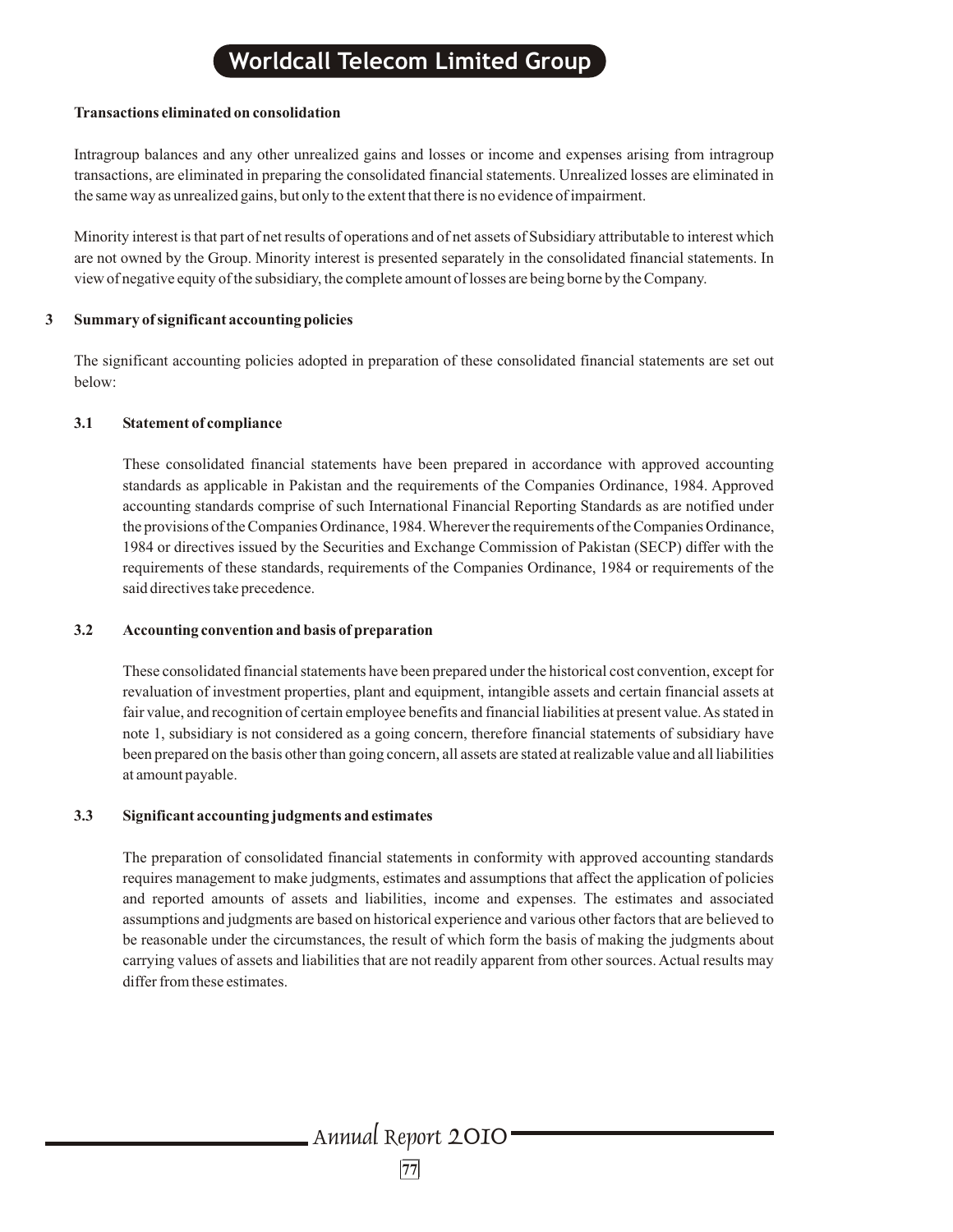**Transactions eliminated on consolidation**

Intragroup balances and any other unrealized gains and losses or income and expenses arising from intragroup transactions, are eliminated in preparing the consolidated financial statements. Unrealized losses are eliminated in the same way as unrealized gains, but only to the extent that there is no evidence of impairment.

Minority interest is that part of net results of operations and of net assets of Subsidiary attributable to interest which are not owned by the Group. Minority interest is presented separately in the consolidated financial statements. In view of negative equity of the subsidiary, the complete amount of losses are being borne by the Company.

## 3 Summary of significant accounting policies

The significant accounting policies adopted in preparation of these consolidated financial statements are set out below:

### 3.1 Statement of compliance

These consolidated financial statements have been prepared in accordance with approved accounting standards as applicable in Pakistan and the requirements of the Companies Ordinance, 1984. Approved accounting standards comprise of such International Financial Reporting Standards as are notified under the provisions of the Companies Ordinance, 1984. Wherever the requirements of the Companies Ordinance, 1984 or directives issued by the Securities and Exchange Commission of Pakistan (SECP) differ with the requirements of these standards, requirements of the Companies Ordinance, 1984 or requirements of the said directives take precedence.

### 3.2 Accounting convention and basis of preparation

These consolidated financial statements have been prepared under the historical cost convention, except for revaluation of investment properties, plant and equipment, intangible assets and certain financial assets at fair value, and recognition of certain employee benefits and financial liabilities at present value. As stated in note 1, subsidiary is not considered as a going concern, therefore financial statements of subsidiary have been prepared on the basis other than going concern, all assets are stated at realizable value and all liabilities at amount payable.

### 3.3 Significant accounting judgments and estimates

The preparation of consolidated financial statements in conformity with approved accounting standards requires management to make judgments, estimates and assumptions that affect the application of policies and reported amounts of assets and liabilities, income and expenses. The estimates and associated assumptions and judgments are based on historical experience and various other factors that are believed to be reasonable under the circumstances, the result of which form the basis of making the judgments about carrying values of assets and liabilities that are not readily apparent from other sources. Actual results may differ from these estimates.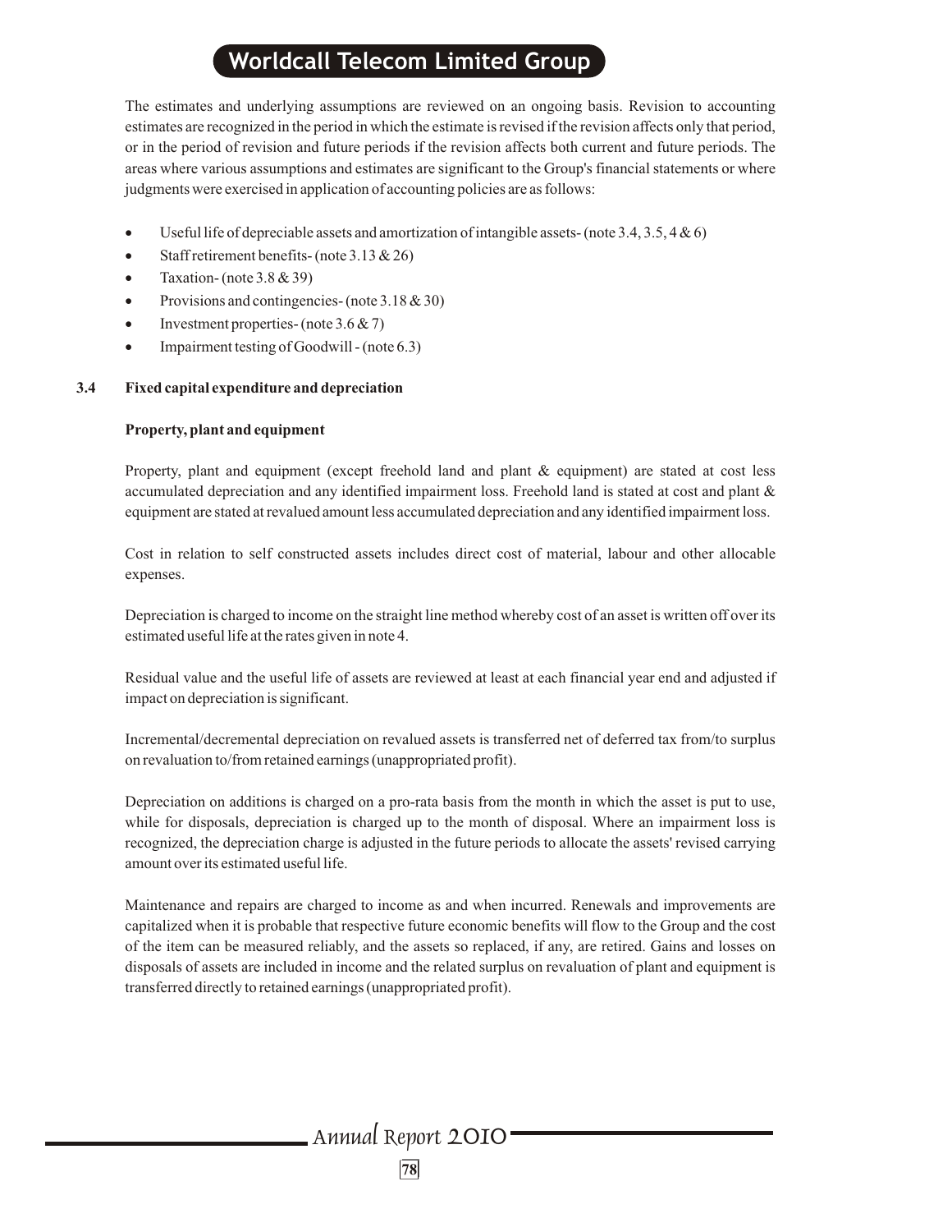The estimates and underlying assumptions are reviewed on an ongoing basis. Revision to accounting estimates are recognized in the period in which the estimate is revised if the revision affects only that period, or in the period of revision and future periods if the revision affects both current and future periods. The areas where various assumptions and estimates are significant to the Group's financial statements or where judgments were exercised in application of accounting policies are as follows:

- Useful life of depreciable assets and amortization of intangible assets- (note 3.4, 3.5, 4 & 6)
- Staff retirement benefits- (note 3.13 & 26)
- Taxation- (note 3.8 & 39)
- Provisions and contingencies- (note 3.18 & 30)
- Investment properties- (note 3.6 & 7)
- Impairment testing of Goodwill - (note 6.3)

### 3.4 Fixed capital expenditure and depreciation

**Property, plant and equipment**

Property, plant and equipment (except freehold land and plant & equipment) are stated at cost less accumulated depreciation and any identified impairment loss. Freehold land is stated at cost and plant & equipment are stated at revalued amount less accumulated depreciation and any identified impairment loss.

Cost in relation to self constructed assets includes direct cost of material, labour and other allocable expenses.

Depreciation is charged to income on the straight line method whereby cost of an asset is written off over its estimated useful life at the rates given in note 4.

Residual value and the useful life of assets are reviewed at least at each financial year end and adjusted if impact on depreciation is significant.

Incremental/decremental depreciation on revalued assets is transferred net of deferred tax from/to surplus on revaluation to/from retained earnings (unappropriated profit).

Depreciation on additions is charged on a pro-rata basis from the month in which the asset is put to use, while for disposals, depreciation is charged up to the month of disposal. Where an impairment loss is recognized, the depreciation charge is adjusted in the future periods to allocate the assets' revised carrying amount over its estimated useful life.

Maintenance and repairs are charged to income as and when incurred. Renewals and improvements are capitalized when it is probable that respective future economic benefits will flow to the Group and the cost of the item can be measured reliably, and the assets so replaced, if any, are retired. Gains and losses on disposals of assets are included in income and the related surplus on revaluation of plant and equipment is transferred directly to retained earnings (unappropriated profit).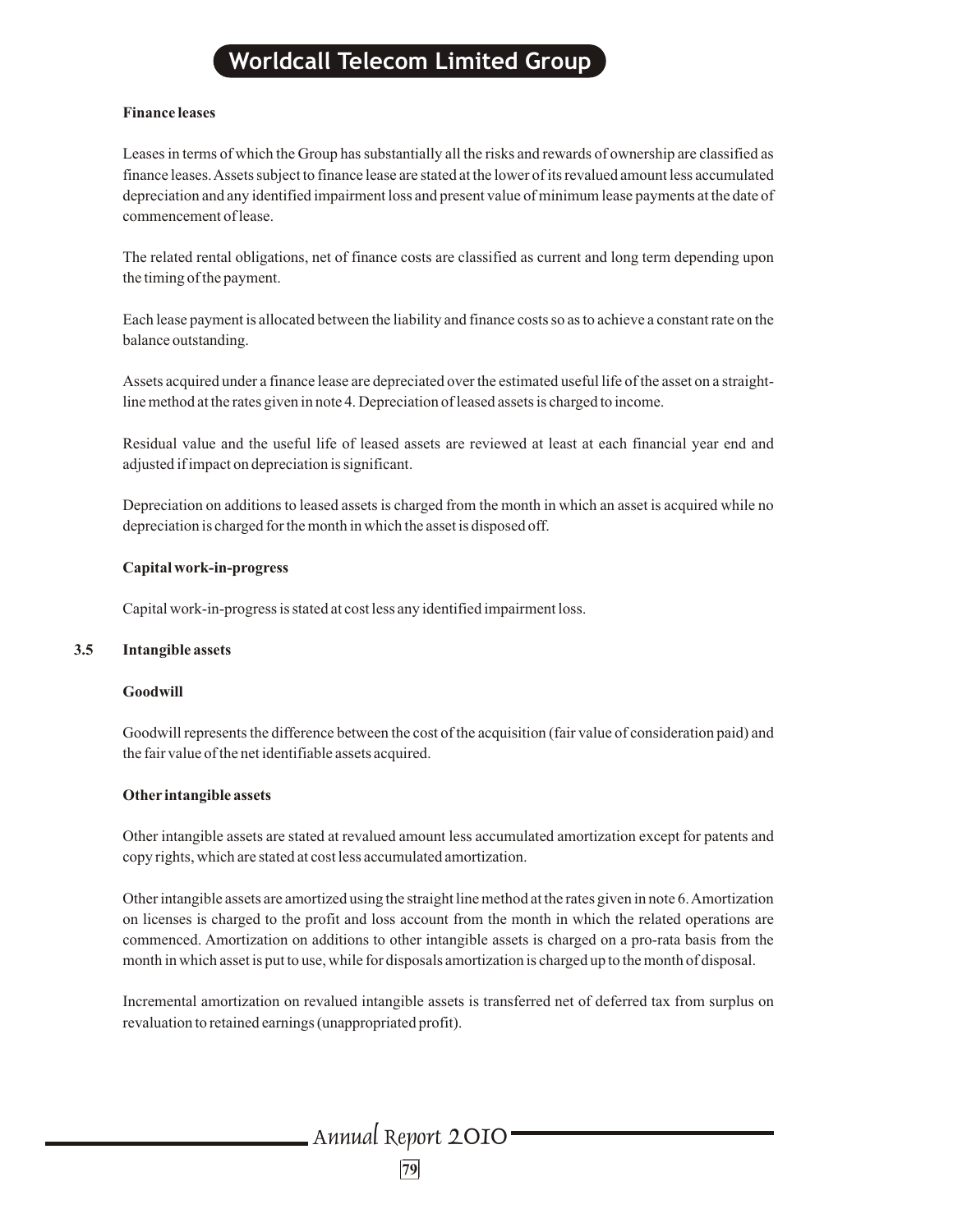**Finance leases**

Leases in terms of which the Group has substantially all the risks and rewards of ownership are classified as finance leases. Assets subject to finance lease are stated at the lower of its revalued amount less accumulated depreciation and any identified impairment loss and present value of minimum lease payments at the date of commencement of lease.

The related rental obligations, net of finance costs are classified as current and long term depending upon the timing of the payment.

Each lease payment is allocated between the liability and finance costs so as to achieve a constant rate on the balance outstanding.

Assets acquired under a finance lease are depreciated over the estimated useful life of the asset on a straight-line method at the rates given in note 4. Depreciation of leased assets is charged to income.

Residual value and the useful life of leased assets are reviewed at least at each financial year end and adjusted if impact on depreciation is significant.

Depreciation on additions to leased assets is charged from the month in which an asset is acquired while no depreciation is charged for the month in which the asset is disposed off.

**Capital work-in-progress**

Capital work-in-progress is stated at cost less any identified impairment loss.

### 3.5 Intangible assets

**Goodwill**

Goodwill represents the difference between the cost of the acquisition (fair value of consideration paid) and the fair value of the net identifiable assets acquired.

**Other intangible assets**

Other intangible assets are stated at revalued amount less accumulated amortization except for patents and copy rights, which are stated at cost less accumulated amortization.

Other intangible assets are amortized using the straight line method at the rates given in note 6. Amortization on licenses is charged to the profit and loss account from the month in which the related operations are commenced. Amortization on additions to other intangible assets is charged on a pro-rata basis from the month in which asset is put to use, while for disposals amortization is charged up to the month of disposal.

Incremental amortization on revalued intangible assets is transferred net of deferred tax from surplus on revaluation to retained earnings (unappropriated profit).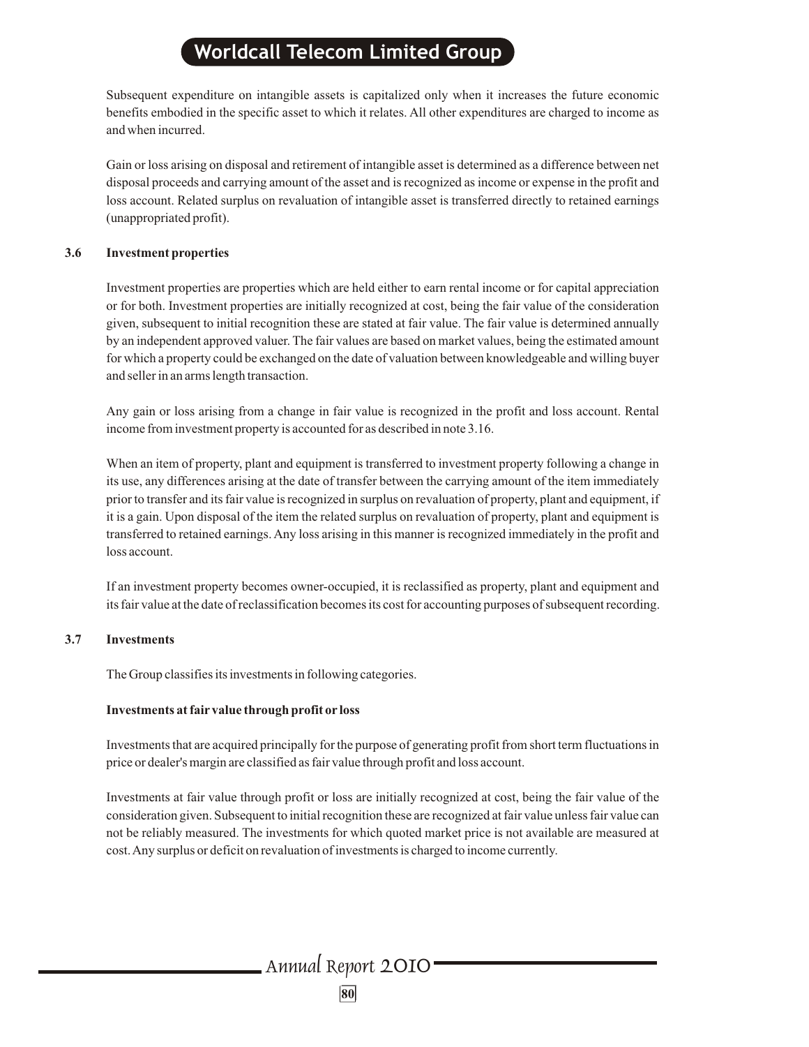Subsequent expenditure on intangible assets is capitalized only when it increases the future economic benefits embodied in the specific asset to which it relates. All other expenditures are charged to income as and when incurred.

Gain or loss arising on disposal and retirement of intangible asset is determined as a difference between net disposal proceeds and carrying amount of the asset and is recognized as income or expense in the profit and loss account. Related surplus on revaluation of intangible asset is transferred directly to retained earnings (unappropriated profit).

### 3.6 Investment properties

Investment properties are properties which are held either to earn rental income or for capital appreciation or for both. Investment properties are initially recognized at cost, being the fair value of the consideration given, subsequent to initial recognition these are stated at fair value. The fair value is determined annually by an independent approved valuer. The fair values are based on market values, being the estimated amount for which a property could be exchanged on the date of valuation between knowledgeable and willing buyer and seller in an arms length transaction.

Any gain or loss arising from a change in fair value is recognized in the profit and loss account. Rental income from investment property is accounted for as described in note 3.16.

When an item of property, plant and equipment is transferred to investment property following a change in its use, any differences arising at the date of transfer between the carrying amount of the item immediately prior to transfer and its fair value is recognized in surplus on revaluation of property, plant and equipment, if it is a gain. Upon disposal of the item the related surplus on revaluation of property, plant and equipment is transferred to retained earnings. Any loss arising in this manner is recognized immediately in the profit and loss account.

If an investment property becomes owner-occupied, it is reclassified as property, plant and equipment and its fair value at the date of reclassification becomes its cost for accounting purposes of subsequent recording.

### 3.7 Investments

The Group classifies its investments in following categories.

**Investments at fair value through profit or loss**

Investments that are acquired principally for the purpose of generating profit from short term fluctuations in price or dealer's margin are classified as fair value through profit and loss account.

Investments at fair value through profit or loss are initially recognized at cost, being the fair value of the consideration given. Subsequent to initial recognition these are recognized at fair value unless fair value can not be reliably measured. The investments for which quoted market price is not available are measured at cost. Any surplus or deficit on revaluation of investments is charged to income currently.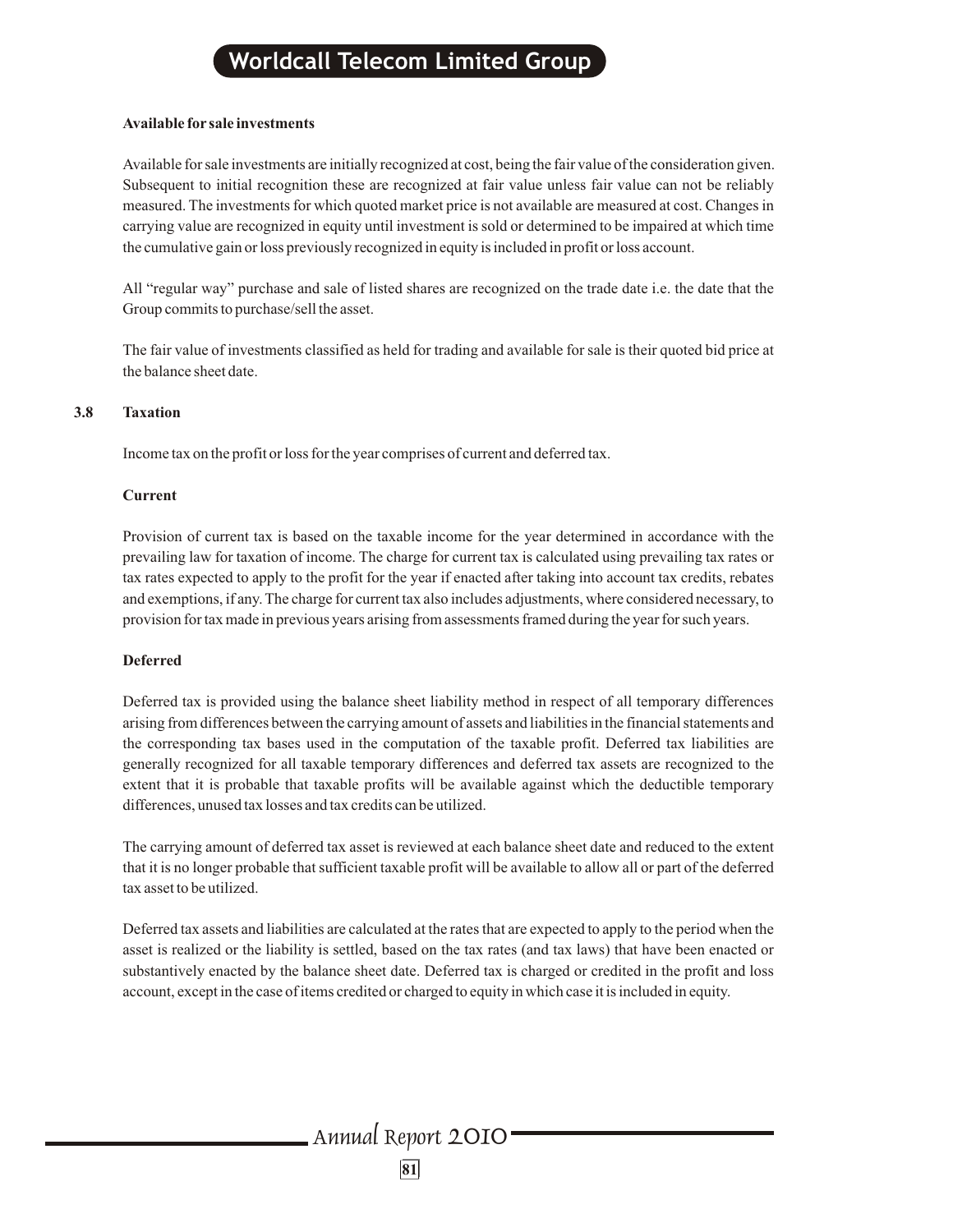**Available for sale investments**

Available for sale investments are initially recognized at cost, being the fair value of the consideration given. Subsequent to initial recognition these are recognized at fair value unless fair value can not be reliably measured. The investments for which quoted market price is not available are measured at cost. Changes in carrying value are recognized in equity until investment is sold or determined to be impaired at which time the cumulative gain or loss previously recognized in equity is included in profit or loss account.

All "regular way" purchase and sale of listed shares are recognized on the trade date i.e. the date that the Group commits to purchase/sell the asset.

The fair value of investments classified as held for trading and available for sale is their quoted bid price at the balance sheet date.

### 3.8 Taxation

Income tax on the profit or loss for the year comprises of current and deferred tax.

**Current**

Provision of current tax is based on the taxable income for the year determined in accordance with the prevailing law for taxation of income. The charge for current tax is calculated using prevailing tax rates or tax rates expected to apply to the profit for the year if enacted after taking into account tax credits, rebates and exemptions, if any. The charge for current tax also includes adjustments, where considered necessary, to provision for tax made in previous years arising from assessments framed during the year for such years.

**Deferred**

Deferred tax is provided using the balance sheet liability method in respect of all temporary differences arising from differences between the carrying amount of assets and liabilities in the financial statements and the corresponding tax bases used in the computation of the taxable profit. Deferred tax liabilities are generally recognized for all taxable temporary differences and deferred tax assets are recognized to the extent that it is probable that taxable profits will be available against which the deductible temporary differences, unused tax losses and tax credits can be utilized.

The carrying amount of deferred tax asset is reviewed at each balance sheet date and reduced to the extent that it is no longer probable that sufficient taxable profit will be available to allow all or part of the deferred tax asset to be utilized.

Deferred tax assets and liabilities are calculated at the rates that are expected to apply to the period when the asset is realized or the liability is settled, based on the tax rates (and tax laws) that have been enacted or substantively enacted by the balance sheet date. Deferred tax is charged or credited in the profit and loss account, except in the case of items credited or charged to equity in which case it is included in equity.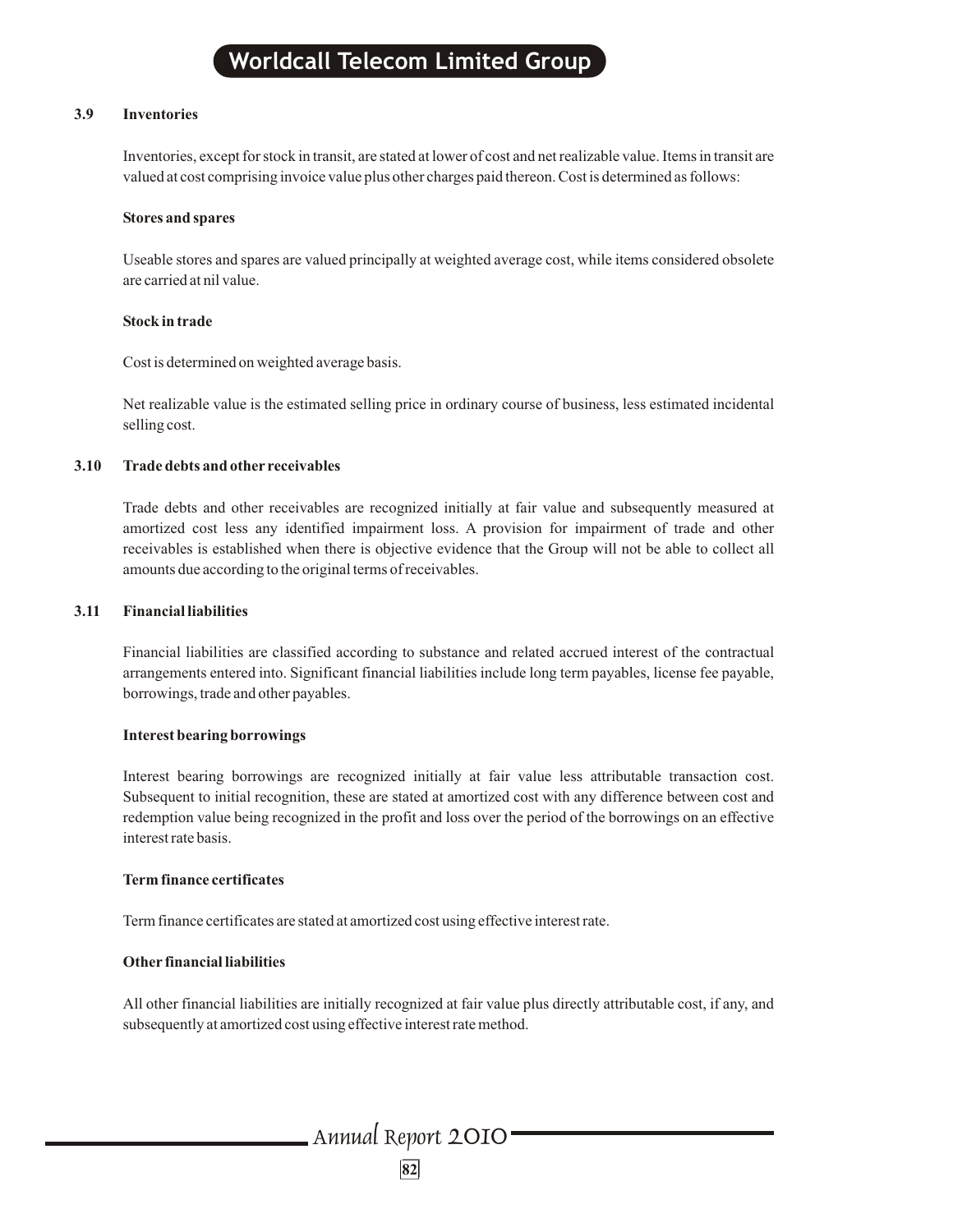### 3.9 Inventories

Inventories, except for stock in transit, are stated at lower of cost and net realizable value. Items in transit are valued at cost comprising invoice value plus other charges paid thereon. Cost is determined as follows:

**Stores and spares**

Useable stores and spares are valued principally at weighted average cost, while items considered obsolete are carried at nil value.

**Stock in trade**

Cost is determined on weighted average basis.

Net realizable value is the estimated selling price in ordinary course of business, less estimated incidental selling cost.

### 3.10 Trade debts and other receivables

Trade debts and other receivables are recognized initially at fair value and subsequently measured at amortized cost less any identified impairment loss. A provision for impairment of trade and other receivables is established when there is objective evidence that the Group will not be able to collect all amounts due according to the original terms of receivables.

### 3.11 Financial liabilities

Financial liabilities are classified according to substance and related accrued interest of the contractual arrangements entered into. Significant financial liabilities include long term payables, license fee payable, borrowings, trade and other payables.

**Interest bearing borrowings**

Interest bearing borrowings are recognized initially at fair value less attributable transaction cost. Subsequent to initial recognition, these are stated at amortized cost with any difference between cost and redemption value being recognized in the profit and loss over the period of the borrowings on an effective interest rate basis.

**Term finance certificates**

Term finance certificates are stated at amortized cost using effective interest rate.

**Other financial liabilities**

All other financial liabilities are initially recognized at fair value plus directly attributable cost, if any, and subsequently at amortized cost using effective interest rate method.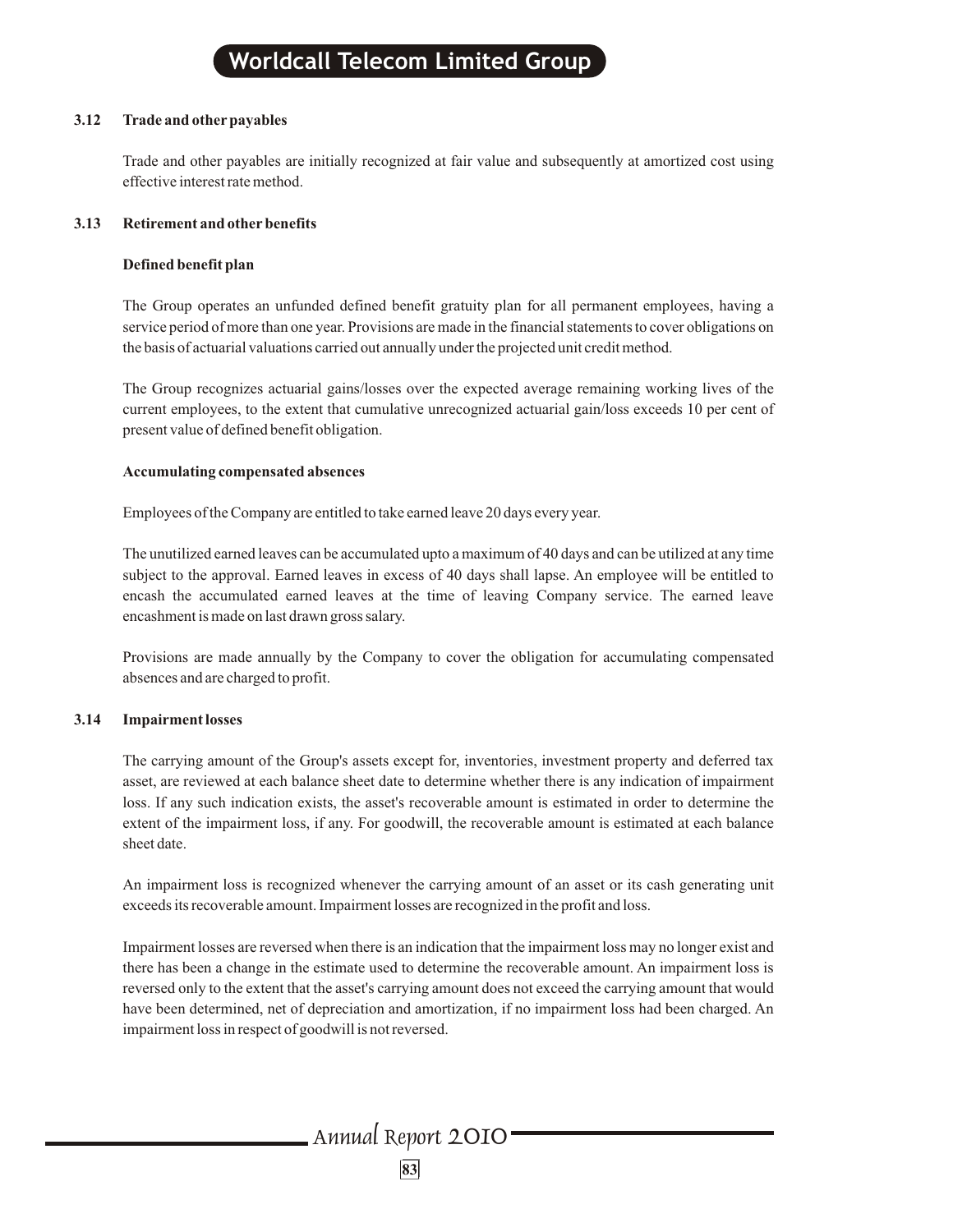### 3.12 Trade and other payables

Trade and other payables are initially recognized at fair value and subsequently at amortized cost using effective interest rate method.

### 3.13 Retirement and other benefits

**Defined benefit plan**

The Group operates an unfunded defined benefit gratuity plan for all permanent employees, having a service period of more than one year. Provisions are made in the financial statements to cover obligations on the basis of actuarial valuations carried out annually under the projected unit credit method.

The Group recognizes actuarial gains/losses over the expected average remaining working lives of the current employees, to the extent that cumulative unrecognized actuarial gain/loss exceeds 10 per cent of present value of defined benefit obligation.

**Accumulating compensated absences**

Employees of the Company are entitled to take earned leave 20 days every year.

The unutilized earned leaves can be accumulated upto a maximum of 40 days and can be utilized at any time subject to the approval. Earned leaves in excess of 40 days shall lapse. An employee will be entitled to encash the accumulated earned leaves at the time of leaving Company service. The earned leave encashment is made on last drawn gross salary.

Provisions are made annually by the Company to cover the obligation for accumulating compensated absences and are charged to profit.

### 3.14 Impairment losses

The carrying amount of the Group's assets except for, inventories, investment property and deferred tax asset, are reviewed at each balance sheet date to determine whether there is any indication of impairment loss. If any such indication exists, the asset's recoverable amount is estimated in order to determine the extent of the impairment loss, if any. For goodwill, the recoverable amount is estimated at each balance sheet date.

An impairment loss is recognized whenever the carrying amount of an asset or its cash generating unit exceeds its recoverable amount. Impairment losses are recognized in the profit and loss.

Impairment losses are reversed when there is an indication that the impairment loss may no longer exist and there has been a change in the estimate used to determine the recoverable amount. An impairment loss is reversed only to the extent that the asset's carrying amount does not exceed the carrying amount that would have been determined, net of depreciation and amortization, if no impairment loss had been charged. An impairment loss in respect of goodwill is not reversed.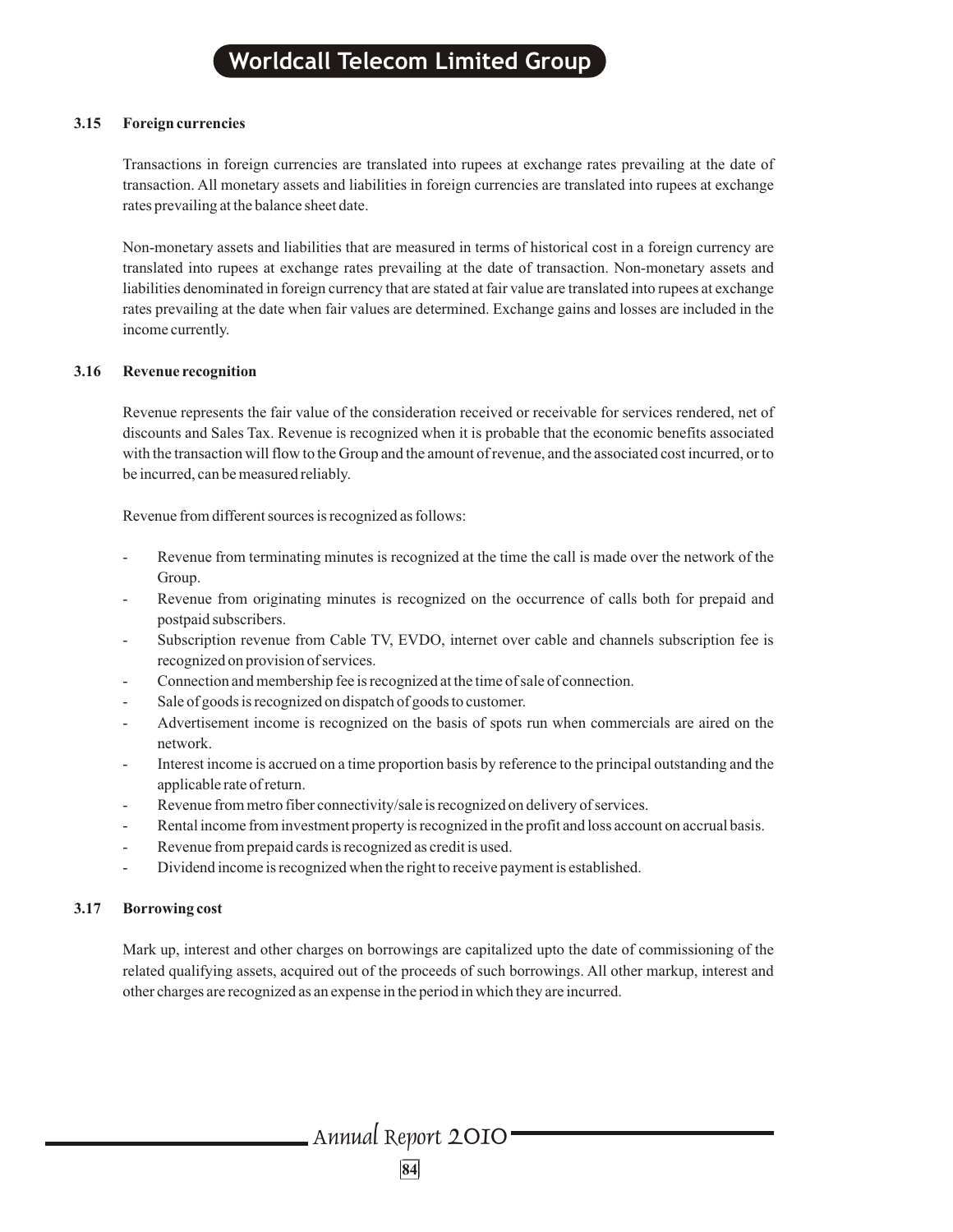### 3.15 Foreign currencies

Transactions in foreign currencies are translated into rupees at exchange rates prevailing at the date of transaction. All monetary assets and liabilities in foreign currencies are translated into rupees at exchange rates prevailing at the balance sheet date.

Non-monetary assets and liabilities that are measured in terms of historical cost in a foreign currency are translated into rupees at exchange rates prevailing at the date of transaction. Non-monetary assets and liabilities denominated in foreign currency that are stated at fair value are translated into rupees at exchange rates prevailing at the date when fair values are determined. Exchange gains and losses are included in the income currently.

### 3.16 Revenue recognition

Revenue represents the fair value of the consideration received or receivable for services rendered, net of discounts and Sales Tax. Revenue is recognized when it is probable that the economic benefits associated with the transaction will flow to the Group and the amount of revenue, and the associated cost incurred, or to be incurred, can be measured reliably.

Revenue from different sources is recognized as follows:

- Revenue from terminating minutes is recognized at the time the call is made over the network of the Group.
- Revenue from originating minutes is recognized on the occurrence of calls both for prepaid and postpaid subscribers.
- Subscription revenue from Cable TV, EVDO, internet over cable and channels subscription fee is recognized on provision of services.
- Connection and membership fee is recognized at the time of sale of connection.
- Sale of goods is recognized on dispatch of goods to customer.
- Advertisement income is recognized on the basis of spots run when commercials are aired on the network.
- Interest income is accrued on a time proportion basis by reference to the principal outstanding and the applicable rate of return.
- Revenue from metro fiber connectivity/sale is recognized on delivery of services.
- Rental income from investment property is recognized in the profit and loss account on accrual basis.
- Revenue from prepaid cards is recognized as credit is used.
- Dividend income is recognized when the right to receive payment is established.

### 3.17 Borrowing cost

Mark up, interest and other charges on borrowings are capitalized upto the date of commissioning of the related qualifying assets, acquired out of the proceeds of such borrowings. All other markup, interest and other charges are recognized as an expense in the period in which they are incurred.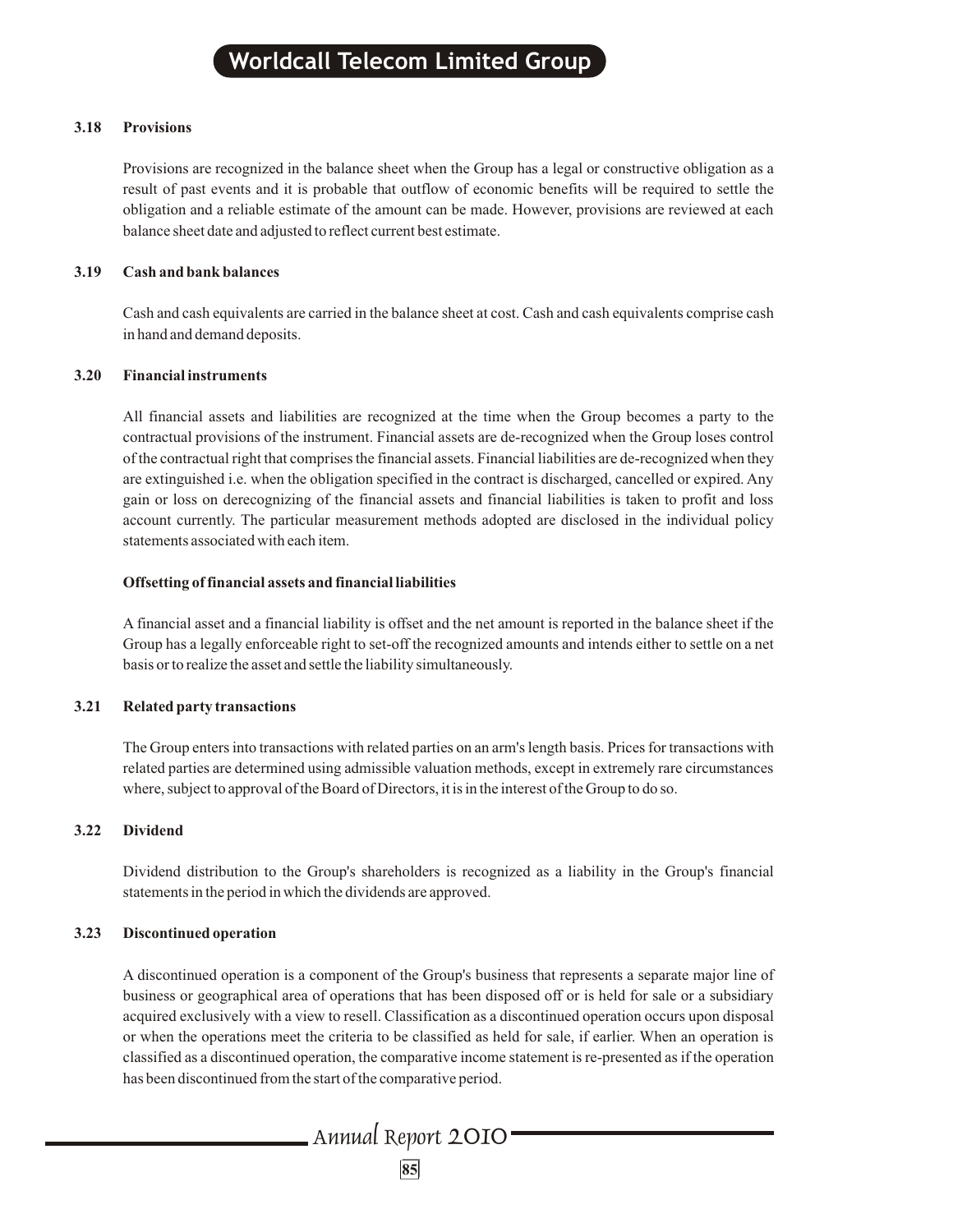### 3.18 Provisions

Provisions are recognized in the balance sheet when the Group has a legal or constructive obligation as a result of past events and it is probable that outflow of economic benefits will be required to settle the obligation and a reliable estimate of the amount can be made. However, provisions are reviewed at each balance sheet date and adjusted to reflect current best estimate.

### 3.19 Cash and bank balances

Cash and cash equivalents are carried in the balance sheet at cost. Cash and cash equivalents comprise cash in hand and demand deposits.

### 3.20 Financial instruments

All financial assets and liabilities are recognized at the time when the Group becomes a party to the contractual provisions of the instrument. Financial assets are de-recognized when the Group loses control of the contractual right that comprises the financial assets. Financial liabilities are de-recognized when they are extinguished i.e. when the obligation specified in the contract is discharged, cancelled or expired. Any gain or loss on derecognizing of the financial assets and financial liabilities is taken to profit and loss account currently. The particular measurement methods adopted are disclosed in the individual policy statements associated with each item.

**Offsetting of financial assets and financial liabilities**

A financial asset and a financial liability is offset and the net amount is reported in the balance sheet if the Group has a legally enforceable right to set-off the recognized amounts and intends either to settle on a net basis or to realize the asset and settle the liability simultaneously.

### 3.21 Related party transactions

The Group enters into transactions with related parties on an arm's length basis. Prices for transactions with related parties are determined using admissible valuation methods, except in extremely rare circumstances where, subject to approval of the Board of Directors, it is in the interest of the Group to do so.

### 3.22 Dividend

Dividend distribution to the Group's shareholders is recognized as a liability in the Group's financial statements in the period in which the dividends are approved.

### 3.23 Discontinued operation

A discontinued operation is a component of the Group's business that represents a separate major line of business or geographical area of operations that has been disposed off or is held for sale or a subsidiary acquired exclusively with a view to resell. Classification as a discontinued operation occurs upon disposal or when the operations meet the criteria to be classified as held for sale, if earlier. When an operation is classified as a discontinued operation, the comparative income statement is re-presented as if the operation has been discontinued from the start of the comparative period.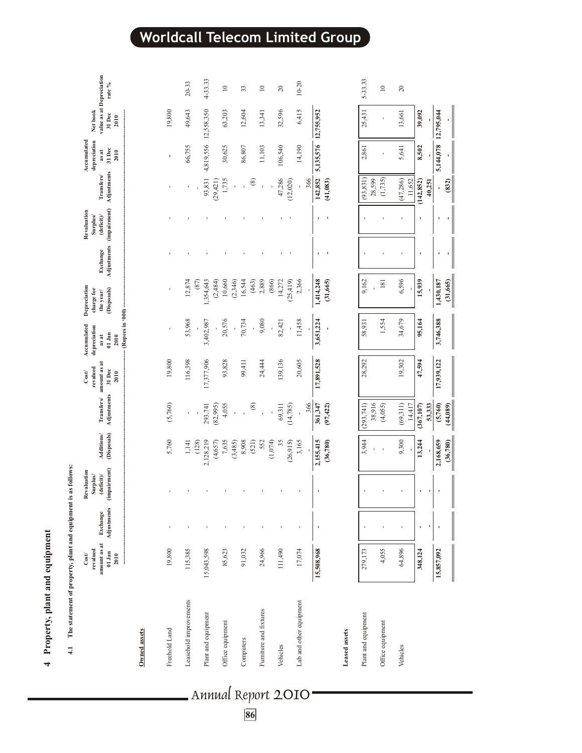## 4 Property, plant and equipment

### 4.1 The statement of property, plant and equipment is as follows:

| | Cost/ revalued amount as at 01 Jan 2010 | Exchange Adjustments | Revaluation Surplus/ (deficit)/ (impairment) | Additions/ (Disposals) | Transfers/ Adjustments | Cost/ revalued amount as at 31 Dec 2010 | Accumulated depreciation as at 01 Jan 2010 | Depreciation charge for the year/ (Disposals) | Exchange Adjustments | Revaluation Surplus/ (deficit)/ (impairment) | Transfers/ Adjustments | Accumulated depreciation as at 31 Dec 2010 | Net book value as at 31 Dec 2010 | Depreciation rate % |
|---|---|---|---|---|---|---|---|---|---|---|---|---|---|---|
| | (Rupees in '000) | | | | | | | | | | | | | |
| **Owned assets** | | | | | | | | | | | | | | |
| Freehold Land | 19,800 | - | - | 5,760 | (5,760) | 19,800 | - | - | - | - | - | - | 19,800 | |
| Leasehold improvements | 115,385 | - | - | 1,141 | - | 116,398 | 53,968 | 12,874 | - | - | - | 66,755 | 49,643 | 20-33 |
| | | | | (128) | - | | - | (87) | | | - | | | |
| Plant and equipment | 15,043,598 | - | - | 2,128,219 | 293,741 | 17,377,906 | 3,402,987 | 1,354,643 | - | - | 93,831 | 4,819,556 | 12,558,350 | 4-33.33 |
| | | | | (4,657) | (82,995) | | - | (2,484) | | | (29,421) | | | |
| Office equipment | 85,623 | - | - | 7,635 | 4,055 | 93,828 | 20,576 | 10,660 | - | - | 1,735 | 30,625 | 63,203 | 10 |
| | | | | (3,485) | - | | - | (2,346) | | | - | | | |
| Computers | 91,032 | - | - | 8,908 | - | 99,411 | 70,734 | 16,544 | - | - | - | 86,807 | 12,604 | 33 |
| | | | | (521) | (8) | | - | (463) | | | (8) | | | |
| Furniture and fixtures | 24,966 | - | - | 552 | - | 24,444 | 9,080 | 2,889 | - | - | - | 11,103 | 13,341 | 10 |
| | | | | (1,074) | - | | - | (866) | | | - | | | |
| Vehicles | 111,490 | - | - | 35 | 69,311 | 139,136 | 82,421 | 14,272 | - | - | 47,286 | 106,540 | 32,596 | 20 |
| | | | | (26,915) | (14,785) | | - | (25,419) | - | | (12,020) | | | |
| Lab and other equipment | 17,074 | - | - | 3,165 | - | 20,605 | 11,458 | 2,366 | | | - | 14,190 | 6,415 | 10-20 |
| | | | | - | 366 | | - | - | | | 366 | | | |
| | **15,508,968** | **-** | **-** | **2,155,415** | **361,347** | **17,891,528** | **3,651,224** | **1,414,248** | **-** | **-** | **142,852** | **5,135,576** | **12,755,952** | |
| | | | | **(36,780)** | **(97,422)** | | **-** | **(31,665)** | **-** | **-** | **(41,083)** | | | |
| **Leased assets** | | | | | | | | | | | | | | |
| Plant and equipment | 279,173 | - | - | 3,944 | (293,741) | 28,292 | 58,931 | 9,162 | - | - | (93,831) | 2,861 | 25,431 | 5-33.33 |
| | | | | - | 38,916 | | | - | | | 28,599 | | | |
| Office equipment | 4,055 | - | - | - | (4,055) | | 1,554 | 181 | - | - | (1,735) | - | - | 10 |
| Vehicles | 64,896 | - | - | 9,300 | (69,311) | 19,302 | 34,679 | 6,596 | - | - | (47,286) | 5,641 | 13,661 | 20 |
| | | | | - | 14,417 | | | - | | | 11,652 | | | |
| | **348,124** | **-** | **-** | **13,244** | **(367,107)** | **47,594** | **95,164** | **15,939** | **-** | **-** | **(142,852)** | **8,502** | **39,092** | |
| | | **-** | **-** | **-** | **53,333** | | | **-** | | | **40,251** | **-** | **-** | |
| | **15,857,092** | **-** | **-** | **2,168,659** | **(5,760)** | **17,939,122** | **3,746,388** | **1,430,187** | **-** | **-** | **-** | **5,144,078** | **12,795,044** | |
| | | | | **(36,780)** | **(44,089)** | | | **(31,665)** | **-** | **-** | **(832)** | **-** | **-** | |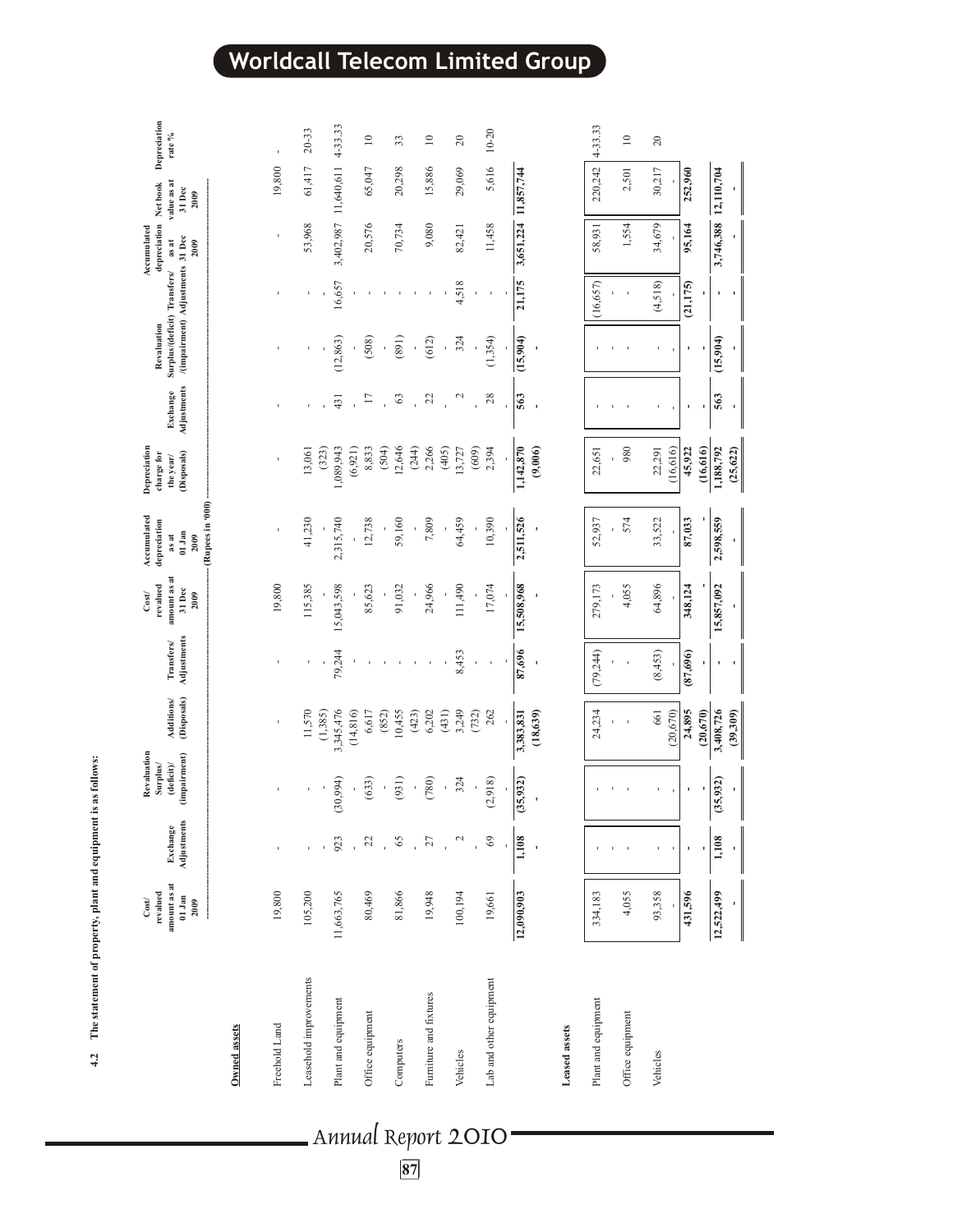**4.2 The statement of property, plant and equipment is as follows:**

(Rupees in '000)

| | Cost/ revalued amount as at 01 Jan 2009 | Exchange Adjustments | Revaluation Surplus/ (deficit)/ (impairment) | Additions/ (Disposals) | Transfers/ Adjustments | Cost/ revalued amount as at 31 Dec 2009 | Accumulated depreciation as at 01 Jan 2009 | Depreciation charge for the year/ (Disposals) | Exchange Adjustments | Revaluation Surplus/(deficit) /(impairment) | Transfers/ Adjustments | Accumulated depreciation as at 31 Dec 2009 | Net book value as at 31 Dec 2009 | Depreciation rate % |
|---|---|---|---|---|---|---|---|---|---|---|---|---|---|---|
| **Owned assets** | | | | | | | | | | | | | | |
| Freehold Land | 19,800 | - | - | - | - | 19,800 | - | - | - | - | - | - | 19,800 | - |
| Leasehold improvements | 105,200 | - | - | 11,570 | - | 115,385 | 41,230 | 13,061 | - | - | - | 53,968 | 61,417 | 20-33 |
| | - | - | - | (1,385) | - | - | - | (323) | - | - | - | - | | |
| Plant and equipment | 11,663,765 | 923 | (30,994) | 3,345,476 | 79,244 | 15,043,598 | 2,315,740 | 1,089,943 | 431 | (12,863) | 16,657 | 3,402,987 | 11,640,611 | 4-33.33 |
| | - | - | - | (14,816) | - | - | - | (6,921) | - | - | - | - | | |
| Office equipment | 80,469 | 22 | (633) | 6,617 | - | 85,623 | 12,738 | 8,833 | 17 | (508) | - | 20,576 | 65,047 | 10 |
| | - | - | - | (852) | - | - | - | (504) | - | - | - | - | | |
| Computers | 81,866 | 65 | (931) | 10,455 | - | 91,032 | 59,160 | 12,646 | 63 | (891) | - | 70,734 | 20,298 | 33 |
| | - | - | - | (423) | - | - | - | (244) | - | - | - | - | | |
| Furniture and fixtures | 19,948 | 27 | (780) | 6,202 | - | 24,966 | 7,809 | 2,266 | 22 | (612) | - | 9,080 | 15,886 | 10 |
| | - | - | - | (431) | - | - | - | (405) | - | - | - | - | | |
| Vehicles | 100,194 | 2 | 324 | 3,249 | 8,453 | 111,490 | 64,459 | 13,727 | 2 | 324 | 4,518 | 82,421 | 29,069 | 20 |
| | - | - | - | (732) | - | - | - | (609) | - | - | - | - | | |
| Lab and other equipment | 19,661 | 69 | (2,918) | 262 | - | 17,074 | 10,390 | 2,394 | 28 | (1,354) | - | 11,458 | 5,616 | 10-20 |
| | - | - | - | - | - | - | - | - | - | - | - | - | | |
| | **12,090,903** | **1,108** | **(35,932)** | **3,383,831** | **87,696** | **15,508,968** | **2,511,526** | **1,142,870** | **563** | **(15,904)** | **21,175** | **3,651,224** | **11,857,744** | |
| | - | - | - | (18,639) | - | - | - | (9,006) | - | - | - | - | | |
| **Leased assets** | | | | | | | | | | | | | | |
| Plant and equipment | 334,183 | - | - | 24,234 | (79,244) | 279,173 | 52,937 | 22,651 | - | - | (16,657) | 58,931 | 220,242 | 4-33.33 |
| | - | - | - | - | - | - | - | - | - | - | - | - | | |
| Office equipment | 4,055 | - | - | - | - | 4,055 | 574 | 980 | - | - | - | 1,554 | 2,501 | 10 |
| | - | - | - | - | - | - | - | - | - | - | - | - | | |
| Vehicles | 93,358 | - | - | 661 | (8,453) | 64,896 | 33,522 | 22,291 | - | - | (4,518) | 34,679 | 30,217 | 20 |
| | - | - | - | (20,670) | - | - | - | (16,616) | - | - | - | - | - | |
| | **431,596** | - | - | **24,895** | **(87,696)** | **348,124** | **87,033** | **45,922** | - | - | **(21,175)** | **95,164** | **252,960** | |
| | - | - | - | **(20,670)** | - | - | - | **(16,616)** | - | - | - | - | - | |
| | **12,522,499** | **1,108** | **(35,932)** | **3,408,726** | - | **15,857,092** | **2,598,559** | **1,188,792** | **563** | **(15,904)** | - | **3,746,388** | **12,110,704** | |
| | - | - | - | **(39,309)** | - | - | - | **(25,622)** | - | - | - | - | - | |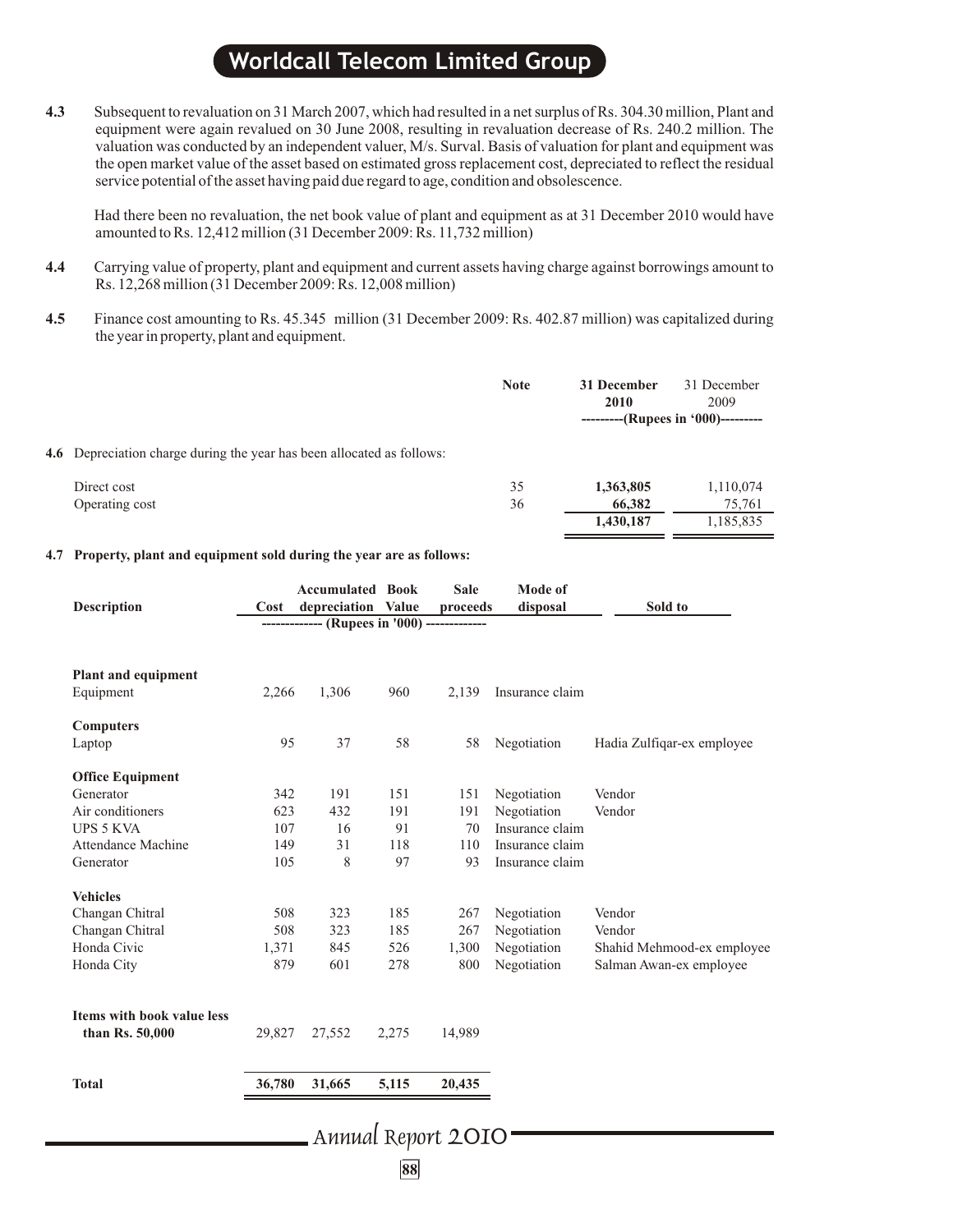**4.3** Subsequent to revaluation on 31 March 2007, which had resulted in a net surplus of Rs. 304.30 million, Plant and equipment were again revalued on 30 June 2008, resulting in revaluation decrease of Rs. 240.2 million. The valuation was conducted by an independent valuer, M/s. Surval. Basis of valuation for plant and equipment was the open market value of the asset based on estimated gross replacement cost, depreciated to reflect the residual service potential of the asset having paid due regard to age, condition and obsolescence.

Had there been no revaluation, the net book value of plant and equipment as at 31 December 2010 would have amounted to Rs. 12,412 million (31 December 2009: Rs. 11,732 million)

**4.4** Carrying value of property, plant and equipment and current assets having charge against borrowings amount to Rs. 12,268 million (31 December 2009: Rs. 12,008 million)

**4.5** Finance cost amounting to Rs. 45.345 million (31 December 2009: Rs. 402.87 million) was capitalized during the year in property, plant and equipment.

| | Note | **31 December 2010** | 31 December 2009 |
|---|---|---|---|
| | | ---------(Rupees in '000)--------- | |
| **4.6** Depreciation charge during the year has been allocated as follows: | | | |
| Direct cost | 35 | **1,363,805** | 1,110,074 |
| Operating cost | 36 | **66,382** | 75,761 |
| | | **1,430,187** | 1,185,835 |

**4.7 Property, plant and equipment sold during the year are as follows:**

| Description | Cost | Accumulated depreciation | Book Value | Sale proceeds | Mode of disposal | Sold to |
|---|---|---|---|---|---|---|
| | ------------- (Rupees in '000) ------------- | | | | | |
| **Plant and equipment** | | | | | | |
| Equipment | 2,266 | 1,306 | 960 | 2,139 | Insurance claim | |
| **Computers** | | | | | | |
| Laptop | 95 | 37 | 58 | 58 | Negotiation | Hadia Zulfiqar-ex employee |
| **Office Equipment** | | | | | | |
| Generator | 342 | 191 | 151 | 151 | Negotiation | Vendor |
| Air conditioners | 623 | 432 | 191 | 191 | Negotiation | Vendor |
| UPS 5 KVA | 107 | 16 | 91 | 70 | Insurance claim | |
| Attendance Machine | 149 | 31 | 118 | 110 | Insurance claim | |
| Generator | 105 | 8 | 97 | 93 | Insurance claim | |
| **Vehicles** | | | | | | |
| Changan Chitral | 508 | 323 | 185 | 267 | Negotiation | Vendor |
| Changan Chitral | 508 | 323 | 185 | 267 | Negotiation | Vendor |
| Honda Civic | 1,371 | 845 | 526 | 1,300 | Negotiation | Shahid Mehmood-ex employee |
| Honda City | 879 | 601 | 278 | 800 | Negotiation | Salman Awan-ex employee |
| **Items with book value less than Rs. 50,000** | 29,827 | 27,552 | 2,275 | 14,989 | | |
| **Total** | **36,780** | **31,665** | **5,115** | **20,435** | | |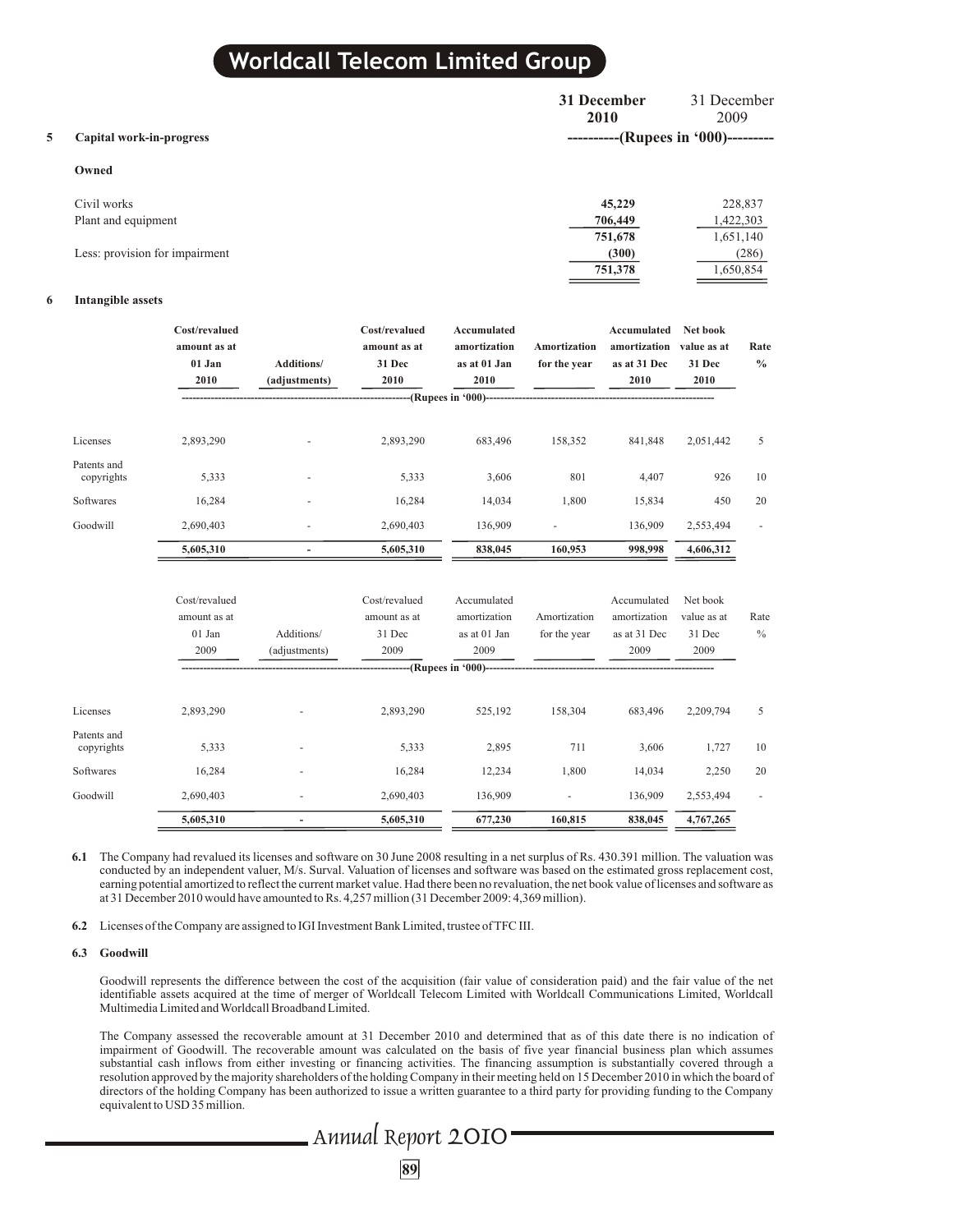## 5 Capital work-in-progress

| | 31 December 2010 | 31 December 2009 |
|---|---|---|
| | ----------(Rupees in '000)--------- | |
| **Owned** | | |
| Civil works | **45,229** | 228,837 |
| Plant and equipment | **706,449** | 1,422,303 |
| | **751,678** | 1,651,140 |
| Less: provision for impairment | **(300)** | (286) |
| | **751,378** | 1,650,854 |

## 6 Intangible assets

| | Cost/revalued amount as at 01 Jan 2010 | Additions/ (adjustments) | Cost/revalued amount as at 31 Dec 2010 | Accumulated amortization as at 01 Jan 2010 | Amortization for the year | Accumulated amortization as at 31 Dec 2010 | Net book value as at 31 Dec 2010 | Rate % |
|---|---|---|---|---|---|---|---|---|
| | ----------------(Rupees in '000)---------------- | | | | | | | |
| Licenses | 2,893,290 | - | 2,893,290 | 683,496 | 158,352 | 841,848 | 2,051,442 | 5 |
| Patents and copyrights | 5,333 | - | 5,333 | 3,606 | 801 | 4,407 | 926 | 10 |
| Softwares | 16,284 | - | 16,284 | 14,034 | 1,800 | 15,834 | 450 | 20 |
| Goodwill | 2,690,403 | - | 2,690,403 | 136,909 | - | 136,909 | 2,553,494 | - |
| | **5,605,310** | **-** | **5,605,310** | **838,045** | **160,953** | **998,998** | **4,606,312** | |

| | Cost/revalued amount as at 01 Jan 2009 | Additions/ (adjustments) | Cost/revalued amount as at 31 Dec 2009 | Accumulated amortization as at 01 Jan 2009 | Amortization for the year | Accumulated amortization as at 31 Dec 2009 | Net book value as at 31 Dec 2009 | Rate % |
|---|---|---|---|---|---|---|---|---|
| | ----------------(Rupees in '000)---------------- | | | | | | | |
| Licenses | 2,893,290 | - | 2,893,290 | 525,192 | 158,304 | 683,496 | 2,209,794 | 5 |
| Patents and copyrights | 5,333 | - | 5,333 | 2,895 | 711 | 3,606 | 1,727 | 10 |
| Softwares | 16,284 | - | 16,284 | 12,234 | 1,800 | 14,034 | 2,250 | 20 |
| Goodwill | 2,690,403 | - | 2,690,403 | 136,909 | - | 136,909 | 2,553,494 | - |
| | **5,605,310** | **-** | **5,605,310** | **677,230** | **160,815** | **838,045** | **4,767,265** | |

**6.1** The Company had revalued its licenses and software on 30 June 2008 resulting in a net surplus of Rs. 430.391 million. The valuation was conducted by an independent valuer, M/s. Surval. Valuation of licenses and software was based on the estimated gross replacement cost, earning potential amortized to reflect the current market value. Had there been no revaluation, the net book value of licenses and software as at 31 December 2010 would have amounted to Rs. 4,257 million (31 December 2009: 4,369 million).

**6.2** Licenses of the Company are assigned to IGI Investment Bank Limited, trustee of TFC III.

### 6.3 Goodwill

Goodwill represents the difference between the cost of the acquisition (fair value of consideration paid) and the fair value of the net identifiable assets acquired at the time of merger of Worldcall Telecom Limited with Worldcall Communications Limited, Worldcall Multimedia Limited and Worldcall Broadband Limited.

The Company assessed the recoverable amount at 31 December 2010 and determined that as of this date there is no indication of impairment of Goodwill. The recoverable amount was calculated on the basis of five year financial business plan which assumes substantial cash inflows from either investing or financing activities. The financing assumption is substantially covered through a resolution approved by the majority shareholders of the holding Company in their meeting held on 15 December 2010 in which the board of directors of the holding Company has been authorized to issue a written guarantee to a third party for providing funding to the Company equivalent to USD 35 million.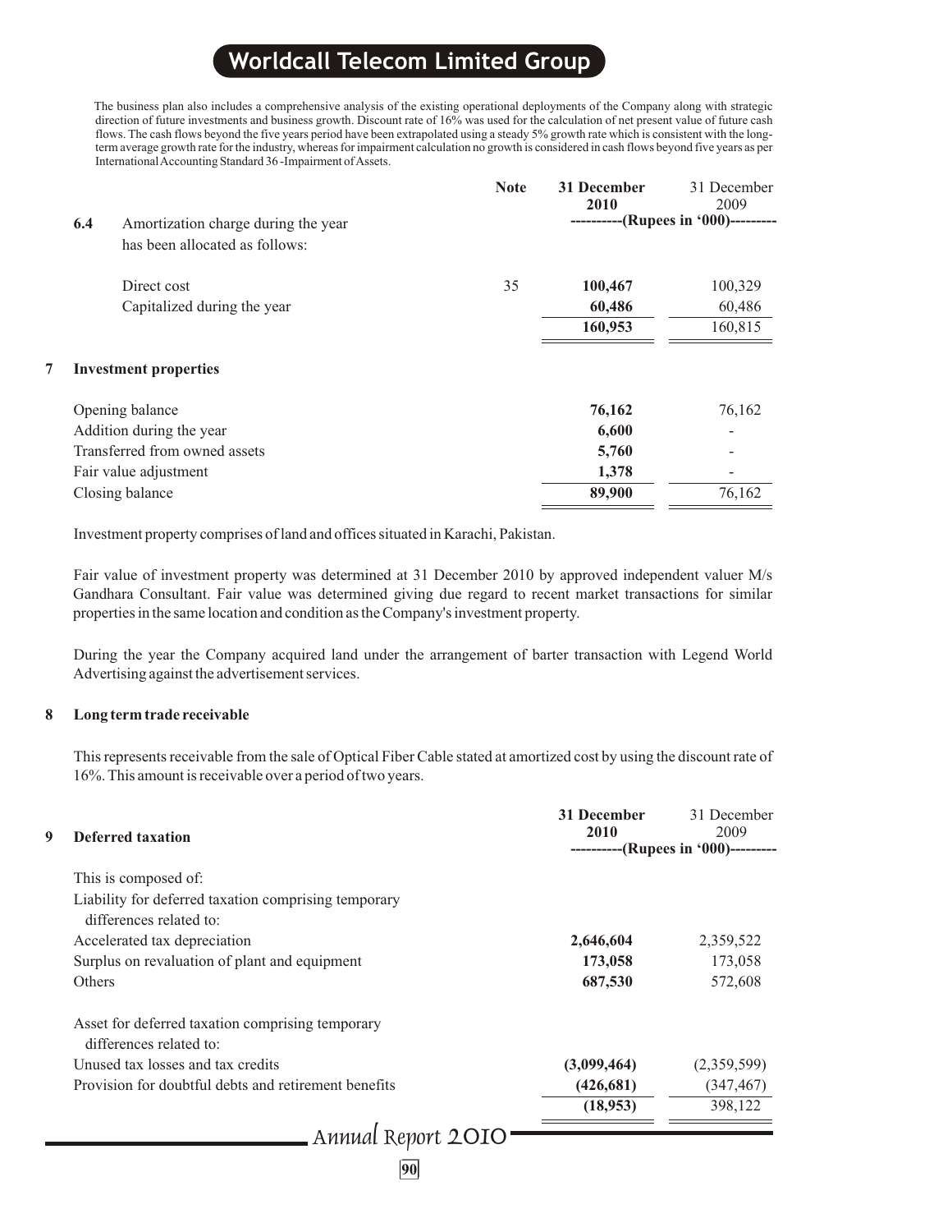The business plan also includes a comprehensive analysis of the existing operational deployments of the Company along with strategic direction of future investments and business growth. Discount rate of 16% was used for the calculation of net present value of future cash flows. The cash flows beyond the five years period have been extrapolated using a steady 5% growth rate which is consistent with the long-term average growth rate for the industry, whereas for impairment calculation no growth is considered in cash flows beyond five years as per International Accounting Standard 36 -Impairment of Assets.

| | | Note | 31 December 2010 | 31 December 2009 |
|---|---|---|---|---|
| | | | (Rupees in '000) | |
| 6.4 | Amortization charge during the year has been allocated as follows: | | | |
| | Direct cost | 35 | **100,467** | 100,329 |
| | Capitalized during the year | | **60,486** | 60,486 |
| | | | **160,953** | 160,815 |

## 7 Investment properties

| | 31 December 2010 | 31 December 2009 |
|---|---|---|
| Opening balance | **76,162** | 76,162 |
| Addition during the year | **6,600** | - |
| Transferred from owned assets | **5,760** | - |
| Fair value adjustment | **1,378** | - |
| Closing balance | **89,900** | 76,162 |

Investment property comprises of land and offices situated in Karachi, Pakistan.

Fair value of investment property was determined at 31 December 2010 by approved independent valuer M/s Gandhara Consultant. Fair value was determined giving due regard to recent market transactions for similar properties in the same location and condition as the Company's investment property.

During the year the Company acquired land under the arrangement of barter transaction with Legend World Advertising against the advertisement services.

## 8 Long term trade receivable

This represents receivable from the sale of Optical Fiber Cable stated at amortized cost by using the discount rate of 16%. This amount is receivable over a period of two years.

## 9 Deferred taxation

| | 31 December 2010 | 31 December 2009 |
|---|---|---|
| | (Rupees in '000) | |
| This is composed of: | | |
| Liability for deferred taxation comprising temporary differences related to: | | |
| Accelerated tax depreciation | **2,646,604** | 2,359,522 |
| Surplus on revaluation of plant and equipment | **173,058** | 173,058 |
| Others | **687,530** | 572,608 |
| Asset for deferred taxation comprising temporary differences related to: | | |
| Unused tax losses and tax credits | **(3,099,464)** | (2,359,599) |
| Provision for doubtful debts and retirement benefits | **(426,681)** | (347,467) |
| | **(18,953)** | 398,122 |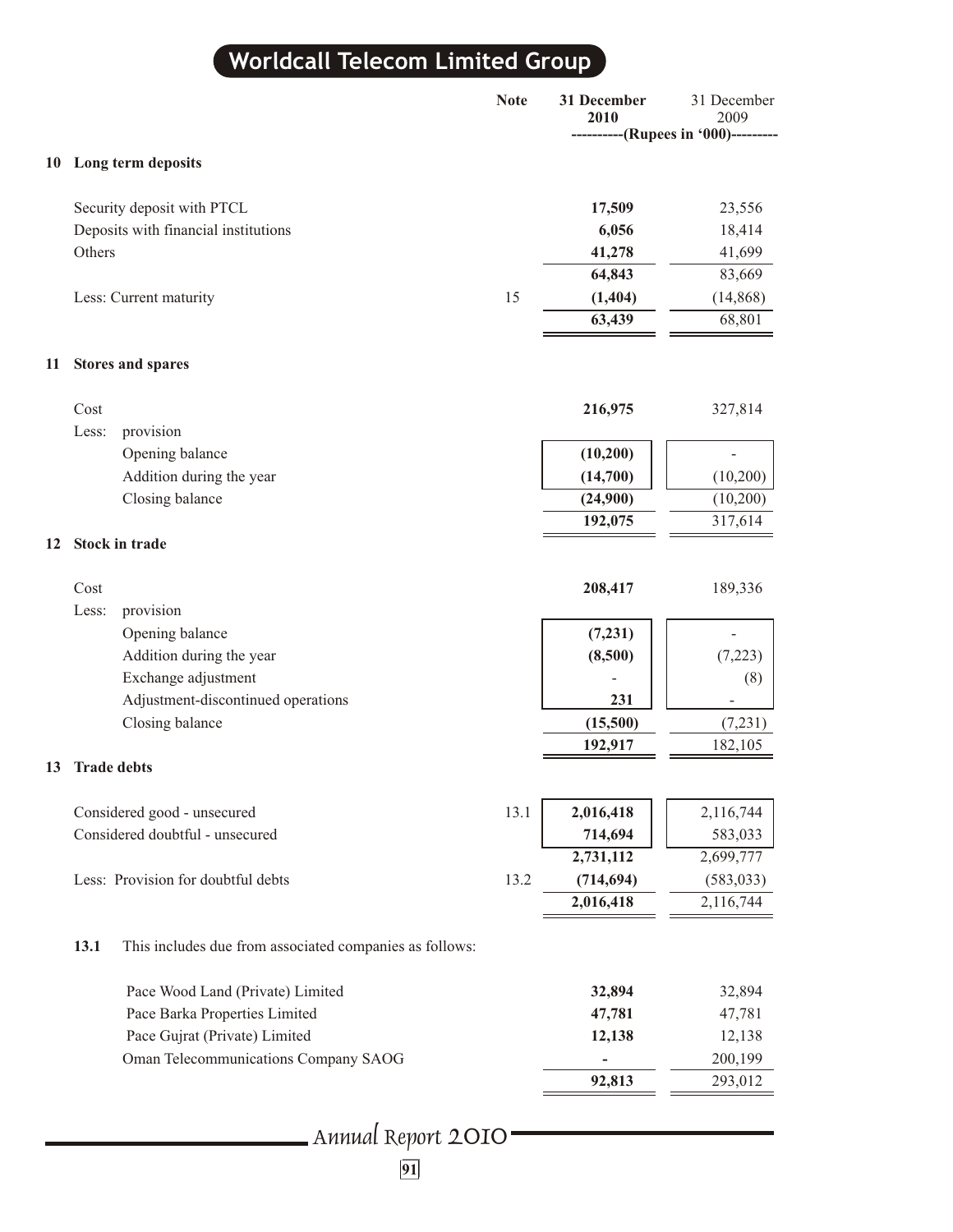| | Note | 31 December 2010 | 31 December 2009 |
|---|---|---|---|
| | | ----------(Rupees in '000)--------- | |
| **10 Long term deposits** | | | |
| Security deposit with PTCL | | **17,509** | 23,556 |
| Deposits with financial institutions | | **6,056** | 18,414 |
| Others | | **41,278** | 41,699 |
| | | **64,843** | 83,669 |
| Less: Current maturity | 15 | **(1,404)** | (14,868) |
| | | **63,439** | 68,801 |
| **11 Stores and spares** | | | |
| Cost | | **216,975** | 327,814 |
| Less: provision | | | |
| Opening balance | | **(10,200)** | - |
| Addition during the year | | **(14,700)** | (10,200) |
| Closing balance | | **(24,900)** | (10,200) |
| | | **192,075** | 317,614 |
| **12 Stock in trade** | | | |
| Cost | | **208,417** | 189,336 |
| Less: provision | | | |
| Opening balance | | **(7,231)** | - |
| Addition during the year | | **(8,500)** | (7,223) |
| Exchange adjustment | | - | (8) |
| Adjustment-discontinued operations | | **231** | - |
| Closing balance | | **(15,500)** | (7,231) |
| | | **192,917** | 182,105 |
| **13 Trade debts** | | | |
| Considered good - unsecured | 13.1 | **2,016,418** | 2,116,744 |
| Considered doubtful - unsecured | | **714,694** | 583,033 |
| | | **2,731,112** | 2,699,777 |
| Less: Provision for doubtful debts | 13.2 | **(714,694)** | (583,033) |
| | | **2,016,418** | 2,116,744 |

**13.1** This includes due from associated companies as follows:

| | 31 December 2010 | 31 December 2009 |
|---|---|---|
| Pace Wood Land (Private) Limited | **32,894** | 32,894 |
| Pace Barka Properties Limited | **47,781** | 47,781 |
| Pace Gujrat (Private) Limited | **12,138** | 12,138 |
| Oman Telecommunications Company SAOG | **-** | 200,199 |
| | **92,813** | 293,012 |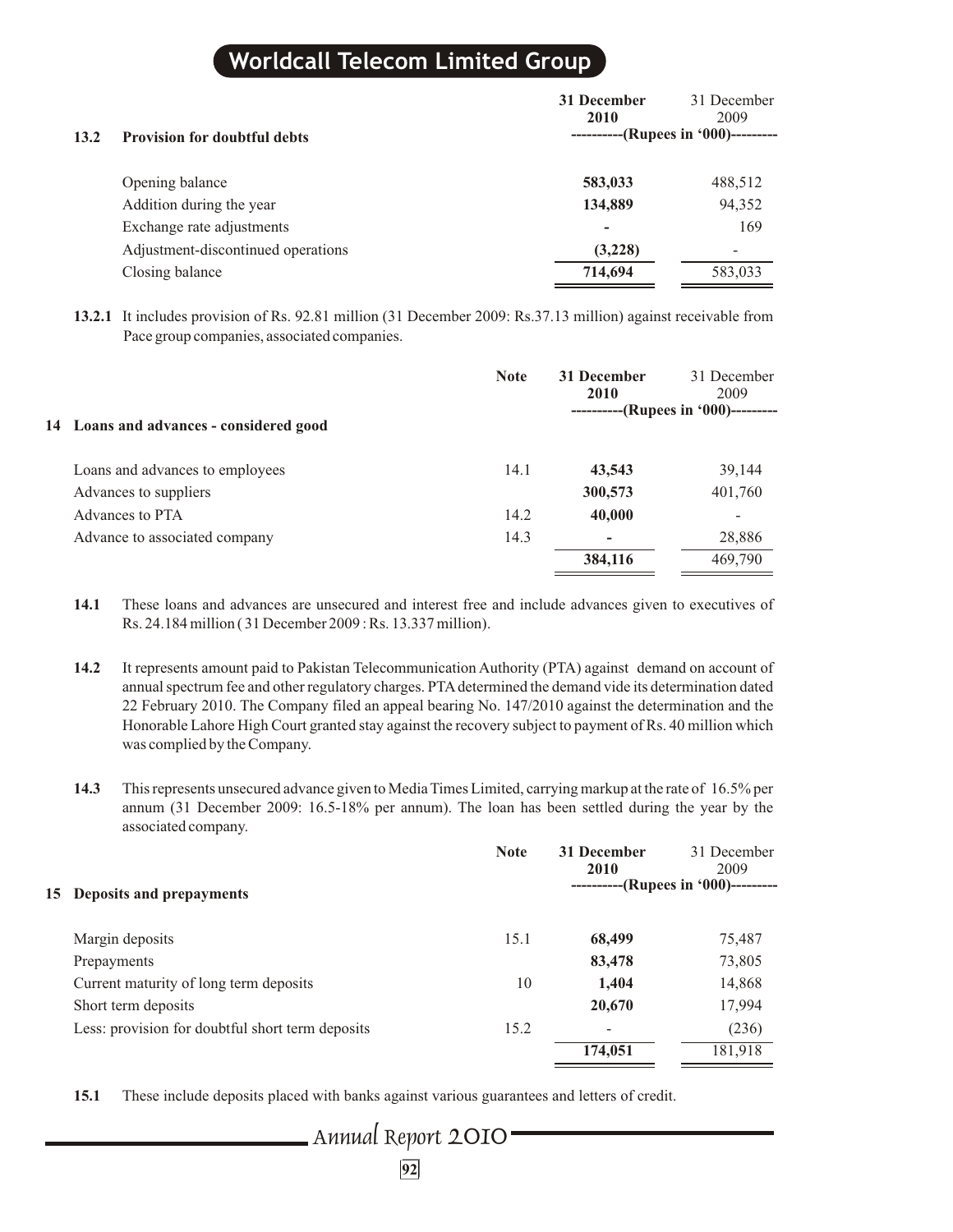### 13.2 Provision for doubtful debts

| | 31 December 2010 | 31 December 2009 |
|---|---|---|
| | ----------(Rupees in '000)--------- | |
| Opening balance | **583,033** | 488,512 |
| Addition during the year | **134,889** | 94,352 |
| Exchange rate adjustments | **-** | 169 |
| Adjustment-discontinued operations | **(3,228)** | - |
| Closing balance | **714,694** | 583,033 |

**13.2.1** It includes provision of Rs. 92.81 million (31 December 2009: Rs.37.13 million) against receivable from Pace group companies, associated companies.

## 14 Loans and advances - considered good

| | Note | 31 December 2010 | 31 December 2009 |
|---|---|---|---|
| | | ----------(Rupees in '000)--------- | |
| Loans and advances to employees | 14.1 | **43,543** | 39,144 |
| Advances to suppliers | | **300,573** | 401,760 |
| Advances to PTA | 14.2 | **40,000** | - |
| Advance to associated company | 14.3 | **-** | 28,886 |
| | | **384,116** | 469,790 |

**14.1** These loans and advances are unsecured and interest free and include advances given to executives of Rs. 24.184 million ( 31 December 2009 : Rs. 13.337 million).

**14.2** It represents amount paid to Pakistan Telecommunication Authority (PTA) against demand on account of annual spectrum fee and other regulatory charges. PTA determined the demand vide its determination dated 22 February 2010. The Company filed an appeal bearing No. 147/2010 against the determination and the Honorable Lahore High Court granted stay against the recovery subject to payment of Rs. 40 million which was complied by the Company.

**14.3** This represents unsecured advance given to Media Times Limited, carrying markup at the rate of 16.5% per annum (31 December 2009: 16.5-18% per annum). The loan has been settled during the year by the associated company.

## 15 Deposits and prepayments

| | Note | 31 December 2010 | 31 December 2009 |
|---|---|---|---|
| | | ----------(Rupees in '000)--------- | |
| Margin deposits | 15.1 | **68,499** | 75,487 |
| Prepayments | | **83,478** | 73,805 |
| Current maturity of long term deposits | 10 | **1,404** | 14,868 |
| Short term deposits | | **20,670** | 17,994 |
| Less: provision for doubtful short term deposits | 15.2 | - | (236) |
| | | **174,051** | 181,918 |

**15.1** These include deposits placed with banks against various guarantees and letters of credit.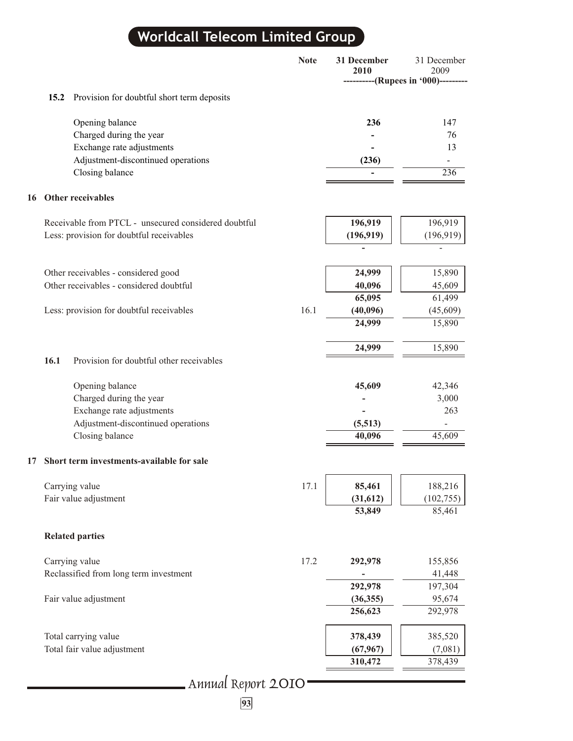| | Note | 31 December 2010 | 31 December 2009 |
|---|---|---|---|
| | | ----------(Rupees in '000)--------- | |
| **15.2** Provision for doubtful short term deposits | | | |
| Opening balance | | **236** | 147 |
| Charged during the year | | **-** | 76 |
| Exchange rate adjustments | | **-** | 13 |
| Adjustment-discontinued operations | | **(236)** | - |
| Closing balance | | **-** | 236 |

## 16 Other receivables

| | Note | 31 December 2010 | 31 December 2009 |
|---|---|---|---|
| Receivable from PTCL - unsecured considered doubtful | | **196,919** | 196,919 |
| Less: provision for doubtful receivables | | **(196,919)** | (196,919) |
| | | **-** | - |
| Other receivables - considered good | | **24,999** | 15,890 |
| Other receivables - considered doubtful | | **40,096** | 45,609 |
| | | **65,095** | 61,499 |
| Less: provision for doubtful receivables | 16.1 | **(40,096)** | (45,609) |
| | | **24,999** | 15,890 |
| | | **24,999** | 15,890 |

**16.1** Provision for doubtful other receivables

| | | 31 December 2010 | 31 December 2009 |
|---|---|---|---|
| Opening balance | | **45,609** | 42,346 |
| Charged during the year | | **-** | 3,000 |
| Exchange rate adjustments | | **-** | 263 |
| Adjustment-discontinued operations | | **(5,513)** | - |
| Closing balance | | **40,096** | 45,609 |

## 17 Short term investments-available for sale

| | Note | 31 December 2010 | 31 December 2009 |
|---|---|---|---|
| Carrying value | 17.1 | **85,461** | 188,216 |
| Fair value adjustment | | **(31,612)** | (102,755) |
| | | **53,849** | 85,461 |
| **Related parties** | | | |
| Carrying value | 17.2 | **292,978** | 155,856 |
| Reclassified from long term investment | | **-** | 41,448 |
| | | **292,978** | 197,304 |
| Fair value adjustment | | **(36,355)** | 95,674 |
| | | **256,623** | 292,978 |
| Total carrying value | | **378,439** | 385,520 |
| Total fair value adjustment | | **(67,967)** | (7,081) |
| | | **310,472** | 378,439 |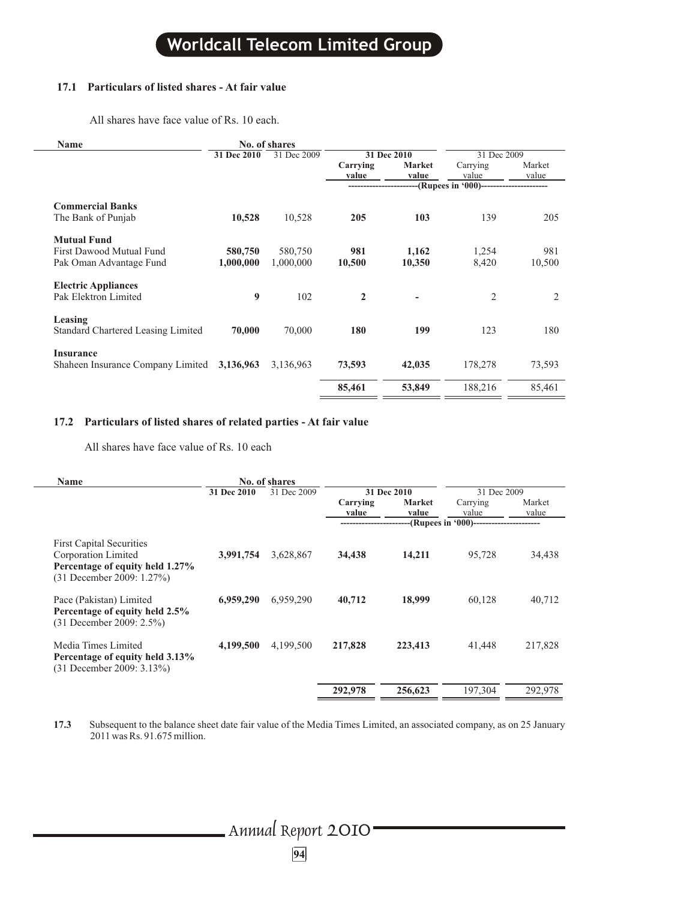### 17.1 Particulars of listed shares - At fair value

All shares have face value of Rs. 10 each.

| Name | No. of shares | | 31 Dec 2010 | | 31 Dec 2009 | |
|---|---|---|---|---|---|---|
| | **31 Dec 2010** | 31 Dec 2009 | **Carrying value** | **Market value** | Carrying value | Market value |
| | | | -----------------------(Rupees in '000)---------------------- | | | |
| **Commercial Banks** | | | | | | |
| The Bank of Punjab | **10,528** | 10,528 | **205** | **103** | 139 | 205 |
| **Mutual Fund** | | | | | | |
| First Dawood Mutual Fund | **580,750** | 580,750 | **981** | **1,162** | 1,254 | 981 |
| Pak Oman Advantage Fund | **1,000,000** | 1,000,000 | **10,500** | **10,350** | 8,420 | 10,500 |
| **Electric Appliances** | | | | | | |
| Pak Elektron Limited | **9** | 102 | **2** | **-** | 2 | 2 |
| **Leasing** | | | | | | |
| Standard Chartered Leasing Limited | **70,000** | 70,000 | **180** | **199** | 123 | 180 |
| **Insurance** | | | | | | |
| Shaheen Insurance Company Limited | **3,136,963** | 3,136,963 | **73,593** | **42,035** | 178,278 | 73,593 |
| | | | **85,461** | **53,849** | 188,216 | 85,461 |

### 17.2 Particulars of listed shares of related parties - At fair value

All shares have face value of Rs. 10 each

| Name | No. of shares | | 31 Dec 2010 | | 31 Dec 2009 | |
|---|---|---|---|---|---|---|
| | **31 Dec 2010** | 31 Dec 2009 | **Carrying value** | **Market value** | Carrying value | Market value |
| | | | -----------------------(Rupees in '000)---------------------- | | | |
| First Capital Securities Corporation Limited<br>**Percentage of equity held 1.27%**<br>(31 December 2009: 1.27%) | **3,991,754** | 3,628,867 | **34,438** | **14,211** | 95,728 | 34,438 |
| Pace (Pakistan) Limited<br>**Percentage of equity held 2.5%**<br>(31 December 2009: 2.5%) | **6,959,290** | 6,959,290 | **40,712** | **18,999** | 60,128 | 40,712 |
| Media Times Limited<br>**Percentage of equity held 3.13%**<br>(31 December 2009: 3.13%) | **4,199,500** | 4,199,500 | **217,828** | **223,413** | 41,448 | 217,828 |
| | | | **292,978** | **256,623** | 197,304 | 292,978 |

**17.3** Subsequent to the balance sheet date fair value of the Media Times Limited, an associated company, as on 25 January 2011 was Rs. 91.675 million.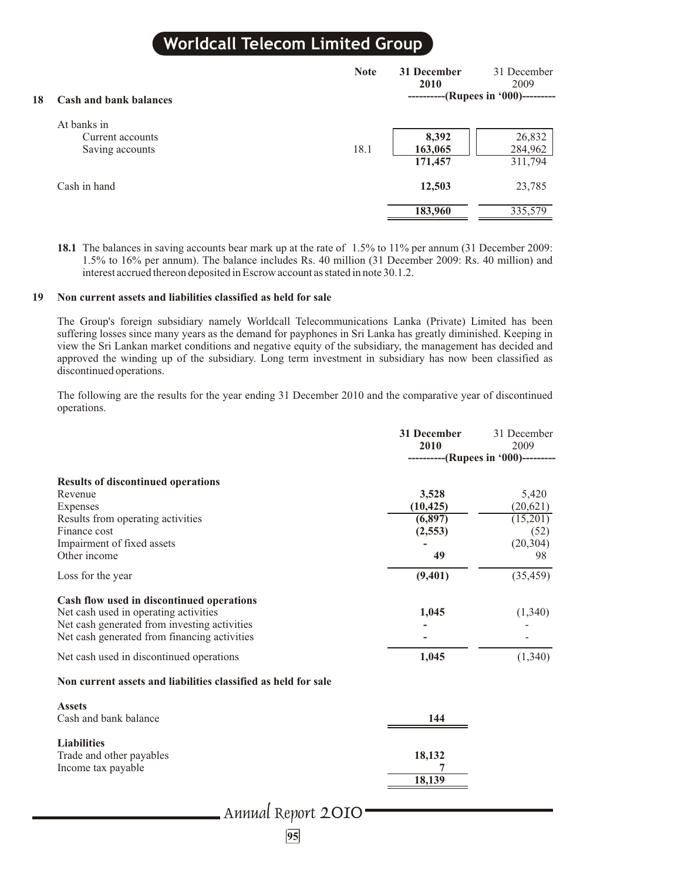## 18 Cash and bank balances

| | Note | 31 December 2010 | 31 December 2009 |
|---|---|---|---|
| | | (Rupees in '000) | |
| At banks in | | | |
| Current accounts | | **8,392** | 26,832 |
| Saving accounts | 18.1 | **163,065** | 284,962 |
| | | **171,457** | 311,794 |
| Cash in hand | | **12,503** | 23,785 |
| | | **183,960** | 335,579 |

**18.1** The balances in saving accounts bear mark up at the rate of 1.5% to 11% per annum (31 December 2009: 1.5% to 16% per annum). The balance includes Rs. 40 million (31 December 2009: Rs. 40 million) and interest accrued thereon deposited in Escrow account as stated in note 30.1.2.

## 19 Non current assets and liabilities classified as held for sale

The Group's foreign subsidiary namely Worldcall Telecommunications Lanka (Private) Limited has been suffering losses since many years as the demand for payphones in Sri Lanka has greatly diminished. Keeping in view the Sri Lankan market conditions and negative equity of the subsidiary, the management has decided and approved the winding up of the subsidiary. Long term investment in subsidiary has now been classified as discontinued operations.

The following are the results for the year ending 31 December 2010 and the comparative year of discontinued operations.

| | 31 December 2010 | 31 December 2009 |
|---|---|---|
| | (Rupees in '000) | |
| **Results of discontinued operations** | | |
| Revenue | **3,528** | 5,420 |
| Expenses | **(10,425)** | (20,621) |
| Results from operating activities | **(6,897)** | (15,201) |
| Finance cost | **(2,553)** | (52) |
| Impairment of fixed assets | **-** | (20,304) |
| Other income | **49** | 98 |
| Loss for the year | **(9,401)** | (35,459) |
| **Cash flow used in discontinued operations** | | |
| Net cash used in operating activities | **1,045** | (1,340) |
| Net cash generated from investing activities | **-** | - |
| Net cash generated from financing activities | **-** | - |
| Net cash used in discontinued operations | **1,045** | (1,340) |
| **Non current assets and liabilities classified as held for sale** | | |
| **Assets** | | |
| Cash and bank balance | **144** | |
| **Liabilities** | | |
| Trade and other payables | **18,132** | |
| Income tax payable | **7** | |
| | **18,139** | |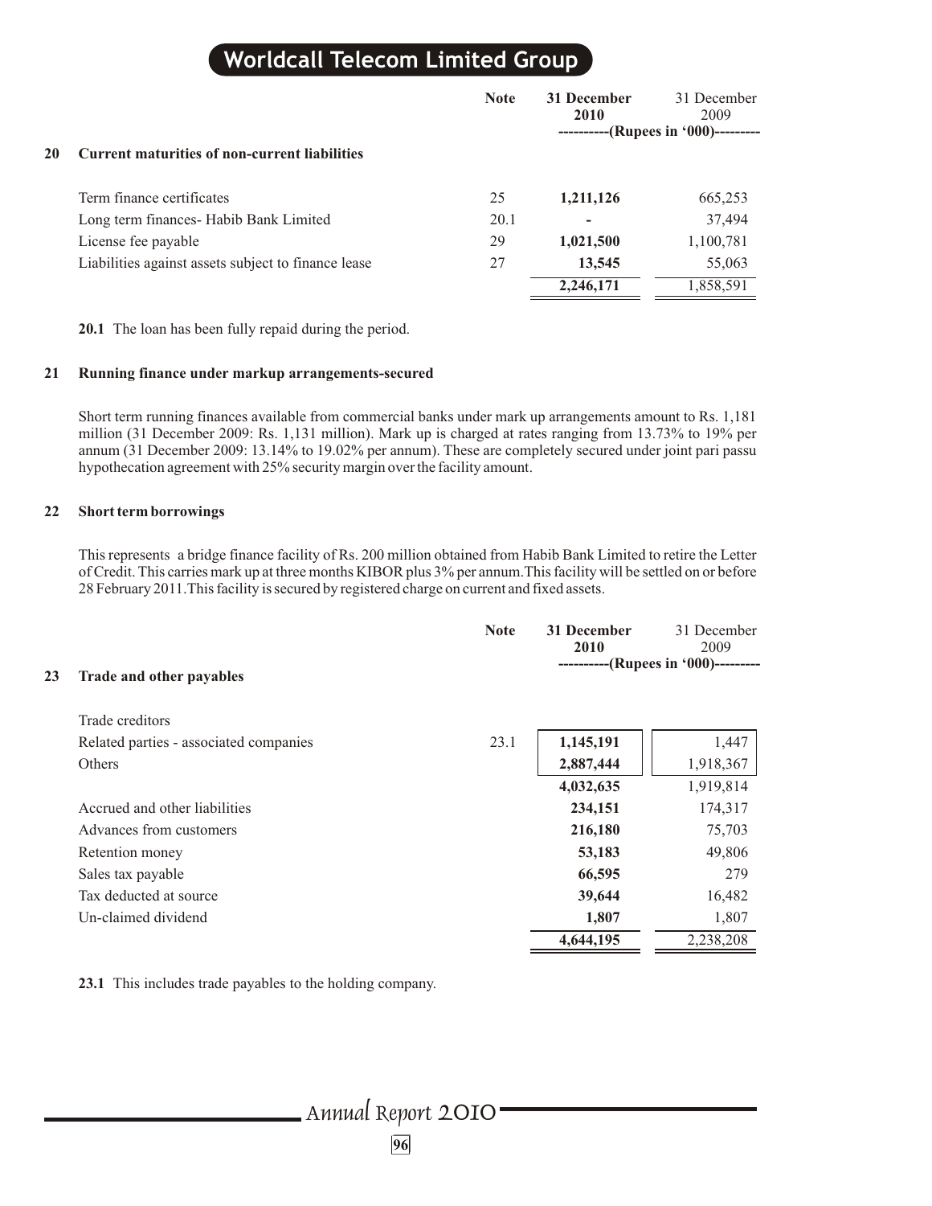| | | Note | 31 December 2010 | 31 December 2009 |
|---|---|---|---|---|
| | | | ----------(Rupees in '000)--------- | |
| **20** | **Current maturities of non-current liabilities** | | | |
| | Term finance certificates | 25 | **1,211,126** | 665,253 |
| | Long term finances- Habib Bank Limited | 20.1 | **-** | 37,494 |
| | License fee payable | 29 | **1,021,500** | 1,100,781 |
| | Liabilities against assets subject to finance lease | 27 | **13,545** | 55,063 |
| | | | **2,246,171** | 1,858,591 |

**20.1** The loan has been fully repaid during the period.

**21 Running finance under markup arrangements-secured**

Short term running finances available from commercial banks under mark up arrangements amount to Rs. 1,181 million (31 December 2009: Rs. 1,131 million). Mark up is charged at rates ranging from 13.73% to 19% per annum (31 December 2009: 13.14% to 19.02% per annum). These are completely secured under joint pari passu hypothecation agreement with 25% security margin over the facility amount.

**22 Short term borrowings**

This represents a bridge finance facility of Rs. 200 million obtained from Habib Bank Limited to retire the Letter of Credit. This carries mark up at three months KIBOR plus 3% per annum. This facility will be settled on or before 28 February 2011. This facility is secured by registered charge on current and fixed assets.

| | | Note | 31 December 2010 | 31 December 2009 |
|---|---|---|---|---|
| | | | ----------(Rupees in '000)--------- | |
| **23** | **Trade and other payables** | | | |
| | Trade creditors | | | |
| | Related parties - associated companies | 23.1 | **1,145,191** | 1,447 |
| | Others | | **2,887,444** | 1,918,367 |
| | | | **4,032,635** | 1,919,814 |
| | Accrued and other liabilities | | **234,151** | 174,317 |
| | Advances from customers | | **216,180** | 75,703 |
| | Retention money | | **53,183** | 49,806 |
| | Sales tax payable | | **66,595** | 279 |
| | Tax deducted at source | | **39,644** | 16,482 |
| | Un-claimed dividend | | **1,807** | 1,807 |
| | | | **4,644,195** | 2,238,208 |

**23.1** This includes trade payables to the holding company.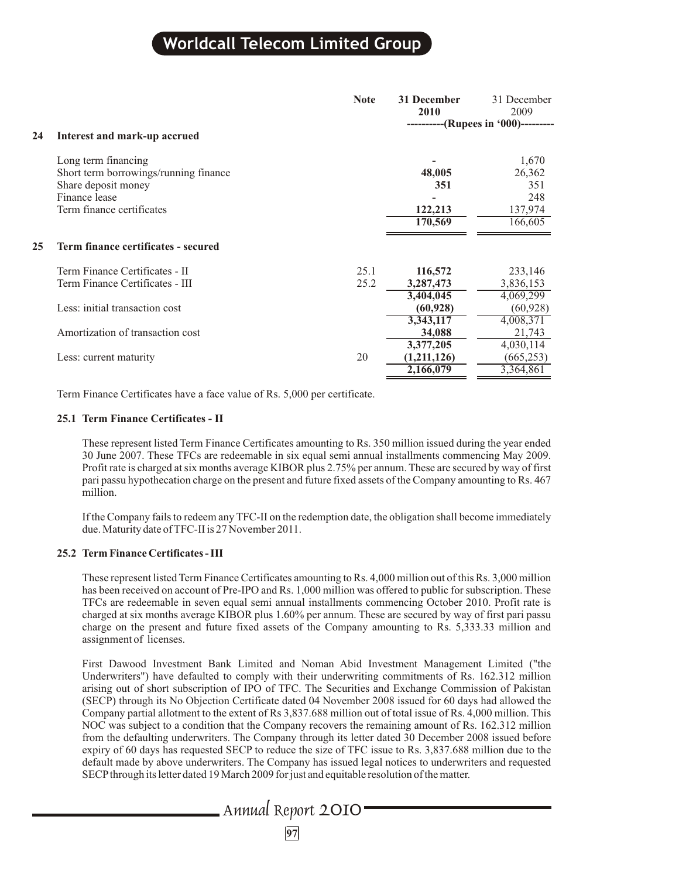| | Note | 31 December 2010 | 31 December 2009 |
|---|---|---|---|
| | | ----------(Rupees in '000)--------- | |
| **24 Interest and mark-up accrued** | | | |
| Long term financing | | **-** | 1,670 |
| Short term borrowings/running finance | | **48,005** | 26,362 |
| Share deposit money | | **351** | 351 |
| Finance lease | | **-** | 248 |
| Term finance certificates | | **122,213** | 137,974 |
| | | **170,569** | 166,605 |
| **25 Term finance certificates - secured** | | | |
| Term Finance Certificates - II | 25.1 | **116,572** | 233,146 |
| Term Finance Certificates - III | 25.2 | **3,287,473** | 3,836,153 |
| | | **3,404,045** | 4,069,299 |
| Less: initial transaction cost | | **(60,928)** | (60,928) |
| | | **3,343,117** | 4,008,371 |
| Amortization of transaction cost | | **34,088** | 21,743 |
| | | **3,377,205** | 4,030,114 |
| Less: current maturity | 20 | **(1,211,126)** | (665,253) |
| | | **2,166,079** | 3,364,861 |

Term Finance Certificates have a face value of Rs. 5,000 per certificate.

### 25.1 Term Finance Certificates - II

These represent listed Term Finance Certificates amounting to Rs. 350 million issued during the year ended 30 June 2007. These TFCs are redeemable in six equal semi annual installments commencing May 2009. Profit rate is charged at six months average KIBOR plus 2.75% per annum. These are secured by way of first pari passu hypothecation charge on the present and future fixed assets of the Company amounting to Rs. 467 million.

If the Company fails to redeem any TFC-II on the redemption date, the obligation shall become immediately due. Maturity date of TFC-II is 27 November 2011.

### 25.2 Term Finance Certificates - III

These represent listed Term Finance Certificates amounting to Rs. 4,000 million out of this Rs. 3,000 million has been received on account of Pre-IPO and Rs. 1,000 million was offered to public for subscription. These TFCs are redeemable in seven equal semi annual installments commencing October 2010. Profit rate is charged at six months average KIBOR plus 1.60% per annum. These are secured by way of first pari passu charge on the present and future fixed assets of the Company amounting to Rs. 5,333.33 million and assignment of licenses.

First Dawood Investment Bank Limited and Noman Abid Investment Management Limited ("the Underwriters") have defaulted to comply with their underwriting commitments of Rs. 162.312 million arising out of short subscription of IPO of TFC. The Securities and Exchange Commission of Pakistan (SECP) through its No Objection Certificate dated 04 November 2008 issued for 60 days had allowed the Company partial allotment to the extent of Rs 3,837.688 million out of total issue of Rs. 4,000 million. This NOC was subject to a condition that the Company recovers the remaining amount of Rs. 162.312 million from the defaulting underwriters. The Company through its letter dated 30 December 2008 issued before expiry of 60 days has requested SECP to reduce the size of TFC issue to Rs. 3,837.688 million due to the default made by above underwriters. The Company has issued legal notices to underwriters and requested SECP through its letter dated 19 March 2009 for just and equitable resolution of the matter.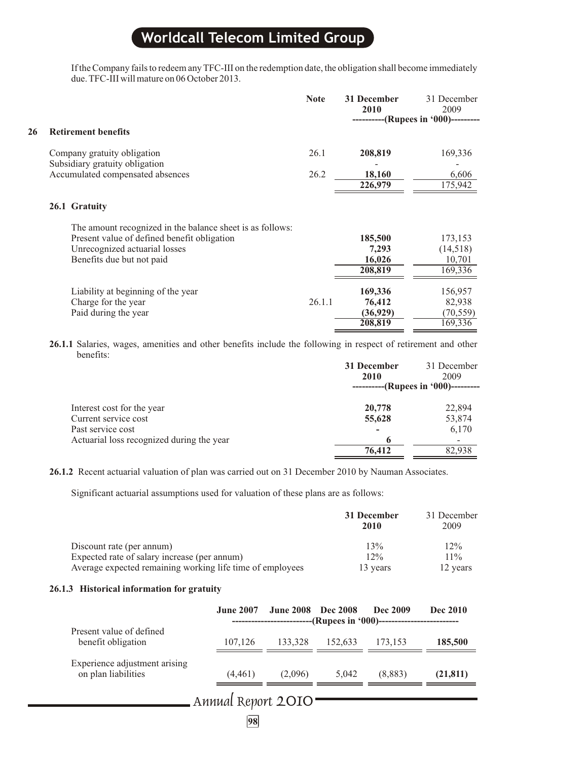If the Company fails to redeem any TFC-III on the redemption date, the obligation shall become immediately due. TFC-III will mature on 06 October 2013.

| | Note | 31 December 2010 | 31 December 2009 |
|---|---|---|---|
| | | ----------(Rupees in '000)--------- | |

## 26 Retirement benefits

| | Note | 31 December 2010 | 31 December 2009 |
|---|---|---|---|
| Company gratuity obligation | 26.1 | **208,819** | 169,336 |
| Subsidiary gratuity obligation | | - | - |
| Accumulated compensated absences | 26.2 | **18,160** | 6,606 |
| | | **226,979** | 175,942 |

### 26.1 Gratuity

The amount recognized in the balance sheet is as follows:

| | Note | 31 December 2010 | 31 December 2009 |
|---|---|---|---|
| Present value of defined benefit obligation | | **185,500** | 173,153 |
| Unrecognized actuarial losses | | **7,293** | (14,518) |
| Benefits due but not paid | | **16,026** | 10,701 |
| | | **208,819** | 169,336 |
| Liability at beginning of the year | | **169,336** | 156,957 |
| Charge for the year | 26.1.1 | **76,412** | 82,938 |
| Paid during the year | | **(36,929)** | (70,559) |
| | | **208,819** | 169,336 |

**26.1.1** Salaries, wages, amenities and other benefits include the following in respect of retirement and other benefits:

| | 31 December 2010 | 31 December 2009 |
|---|---|---|
| | ----------(Rupees in '000)--------- | |
| Interest cost for the year | **20,778** | 22,894 |
| Current service cost | **55,628** | 53,874 |
| Past service cost | **-** | 6,170 |
| Actuarial loss recognized during the year | **6** | - |
| | **76,412** | 82,938 |

**26.1.2** Recent actuarial valuation of plan was carried out on 31 December 2010 by Nauman Associates.

Significant actuarial assumptions used for valuation of these plans are as follows:

| | 31 December 2010 | 31 December 2009 |
|---|---|---|
| Discount rate (per annum) | 13% | 12% |
| Expected rate of salary increase (per annum) | 12% | 11% |
| Average expected remaining working life time of employees | 13 years | 12 years |

**26.1.3 Historical information for gratuity**

| | June 2007 | June 2008 | Dec 2008 | Dec 2009 | Dec 2010 |
|---|---|---|---|---|---|
| | -------------------------(Rupees in '000)------------------------- | | | | |
| Present value of defined benefit obligation | 107,126 | 133,328 | 152,633 | 173,153 | **185,500** |
| Experience adjustment arising on plan liabilities | (4,461) | (2,096) | 5,042 | (8,883) | **(21,811)** |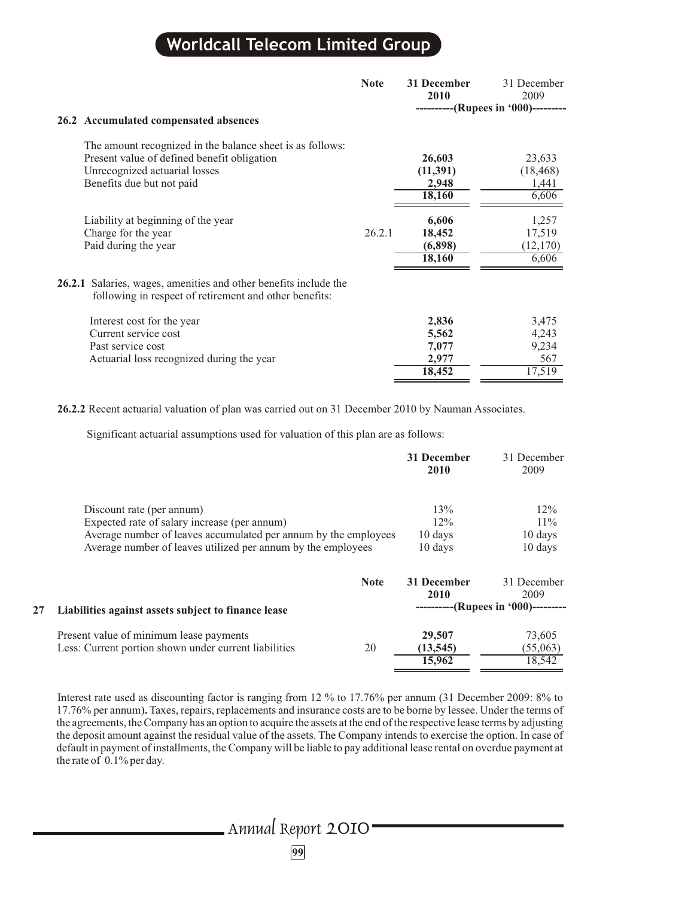| | Note | 31 December 2010 | 31 December 2009 |
|---|---|---|---|
| | | ----------(Rupees in '000)--------- | |

### 26.2 Accumulated compensated absences

| | Note | 31 December 2010 | 31 December 2009 |
|---|---|---|---|
| The amount recognized in the balance sheet is as follows: | | | |
| Present value of defined benefit obligation | | **26,603** | 23,633 |
| Unrecognized actuarial losses | | **(11,391)** | (18,468) |
| Benefits due but not paid | | **2,948** | 1,441 |
| | | **18,160** | 6,606 |
| Liability at beginning of the year | | **6,606** | 1,257 |
| Charge for the year | 26.2.1 | **18,452** | 17,519 |
| Paid during the year | | **(6,898)** | (12,170) |
| | | **18,160** | 6,606 |

**26.2.1** Salaries, wages, amenities and other benefits include the following in respect of retirement and other benefits:

| | 31 December 2010 | 31 December 2009 |
|---|---|---|
| Interest cost for the year | **2,836** | 3,475 |
| Current service cost | **5,562** | 4,243 |
| Past service cost | **7,077** | 9,234 |
| Actuarial loss recognized during the year | **2,977** | 567 |
| | **18,452** | 17,519 |

**26.2.2** Recent actuarial valuation of plan was carried out on 31 December 2010 by Nauman Associates.

Significant actuarial assumptions used for valuation of this plan are as follows:

| | 31 December 2010 | 31 December 2009 |
|---|---|---|
| Discount rate (per annum) | 13% | 12% |
| Expected rate of salary increase (per annum) | 12% | 11% |
| Average number of leaves accumulated per annum by the employees | 10 days | 10 days |
| Average number of leaves utilized per annum by the employees | 10 days | 10 days |

## 27 Liabilities against assets subject to finance lease

| | Note | 31 December 2010 | 31 December 2009 |
|---|---|---|---|
| | | ----------(Rupees in '000)--------- | |
| Present value of minimum lease payments | | **29,507** | 73,605 |
| Less: Current portion shown under current liabilities | 20 | **(13,545)** | (55,063) |
| | | **15,962** | 18,542 |

Interest rate used as discounting factor is ranging from 12 % to 17.76% per annum (31 December 2009: 8% to 17.76% per annum). Taxes, repairs, replacements and insurance costs are to be borne by lessee. Under the terms of the agreements, the Company has an option to acquire the assets at the end of the respective lease terms by adjusting the deposit amount against the residual value of the assets. The Company intends to exercise the option. In case of default in payment of installments, the Company will be liable to pay additional lease rental on overdue payment at the rate of 0.1% per day.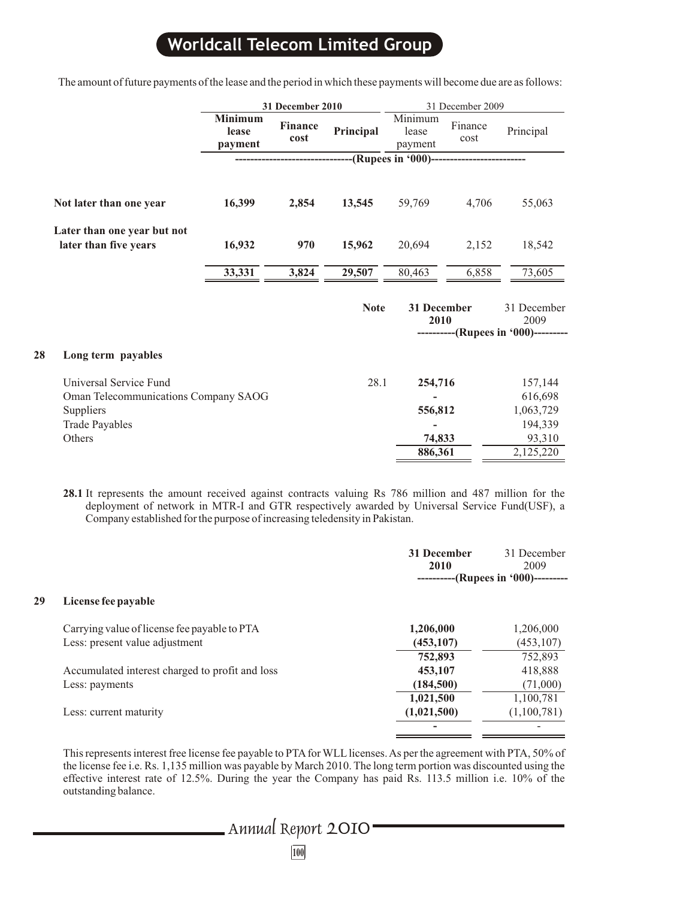The amount of future payments of the lease and the period in which these payments will become due are as follows:

| | 31 December 2010 | | | 31 December 2009 | | |
|---|---|---|---|---|---|---|
| | **Minimum lease payment** | **Finance cost** | **Principal** | Minimum lease payment | Finance cost | Principal |
| | -------(Rupees in '000)------- | | | | | |
| **Not later than one year** | **16,399** | **2,854** | **13,545** | 59,769 | 4,706 | 55,063 |
| **Later than one year but not later than five years** | **16,932** | **970** | **15,962** | 20,694 | 2,152 | 18,542 |
| | **33,331** | **3,824** | **29,507** | 80,463 | 6,858 | 73,605 |

## 28 Long term payables

| | Note | 31 December 2010 | 31 December 2009 |
|---|---|---|---|
| | | ----------(Rupees in '000)--------- | |
| Universal Service Fund | 28.1 | **254,716** | 157,144 |
| Oman Telecommunications Company SAOG | | **-** | 616,698 |
| Suppliers | | **556,812** | 1,063,729 |
| Trade Payables | | **-** | 194,339 |
| Others | | **74,833** | 93,310 |
| | | **886,361** | 2,125,220 |

**28.1** It represents the amount received against contracts valuing Rs 786 million and 487 million for the deployment of network in MTR-I and GTR respectively awarded by Universal Service Fund(USF), a Company established for the purpose of increasing teledensity in Pakistan.

## 29 License fee payable

| | 31 December 2010 | 31 December 2009 |
|---|---|---|
| | ----------(Rupees in '000)--------- | |
| Carrying value of license fee payable to PTA | **1,206,000** | 1,206,000 |
| Less: present value adjustment | **(453,107)** | (453,107) |
| | **752,893** | 752,893 |
| Accumulated interest charged to profit and loss | **453,107** | 418,888 |
| Less: payments | **(184,500)** | (71,000) |
| | **1,021,500** | 1,100,781 |
| Less: current maturity | **(1,021,500)** | (1,100,781) |
| | **-** | - |

This represents interest free license fee payable to PTA for WLL licenses. As per the agreement with PTA, 50% of the license fee i.e. Rs. 1,135 million was payable by March 2010. The long term portion was discounted using the effective interest rate of 12.5%. During the year the Company has paid Rs. 113.5 million i.e. 10% of the outstanding balance.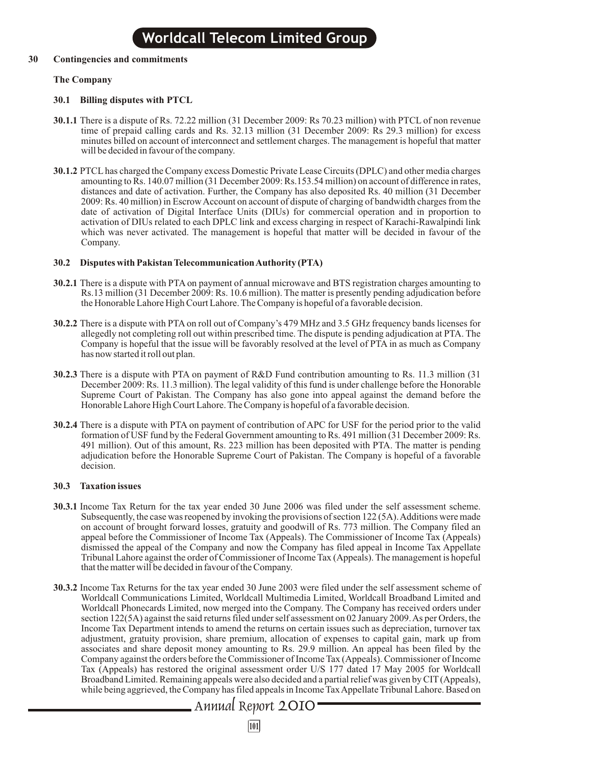## 30 Contingencies and commitments

### The Company

#### 30.1 Billing disputes with PTCL

**30.1.1** There is a dispute of Rs. 72.22 million (31 December 2009: Rs 70.23 million) with PTCL of non revenue time of prepaid calling cards and Rs. 32.13 million (31 December 2009: Rs 29.3 million) for excess minutes billed on account of interconnect and settlement charges. The management is hopeful that matter will be decided in favour of the company.

**30.1.2** PTCL has charged the Company excess Domestic Private Lease Circuits (DPLC) and other media charges amounting to Rs. 140.07 million (31 December 2009: Rs.153.54 million) on account of difference in rates, distances and date of activation. Further, the Company has also deposited Rs. 40 million (31 December 2009: Rs. 40 million) in Escrow Account on account of dispute of charging of bandwidth charges from the date of activation of Digital Interface Units (DIUs) for commercial operation and in proportion to activation of DIUs related to each DPLC link and excess charging in respect of Karachi-Rawalpindi link which was never activated. The management is hopeful that matter will be decided in favour of the Company.

#### 30.2 Disputes with Pakistan Telecommunication Authority (PTA)

**30.2.1** There is a dispute with PTA on payment of annual microwave and BTS registration charges amounting to Rs.13 million (31 December 2009: Rs. 10.6 million). The matter is presently pending adjudication before the Honorable Lahore High Court Lahore. The Company is hopeful of a favorable decision.

**30.2.2** There is a dispute with PTA on roll out of Company's 479 MHz and 3.5 GHz frequency bands licenses for allegedly not completing roll out within prescribed time. The dispute is pending adjudication at PTA. The Company is hopeful that the issue will be favorably resolved at the level of PTA in as much as Company has now started it roll out plan.

**30.2.3** There is a dispute with PTA on payment of R&D Fund contribution amounting to Rs. 11.3 million (31 December 2009: Rs. 11.3 million). The legal validity of this fund is under challenge before the Honorable Supreme Court of Pakistan. The Company has also gone into appeal against the demand before the Honorable Lahore High Court Lahore. The Company is hopeful of a favorable decision.

**30.2.4** There is a dispute with PTA on payment of contribution of APC for USF for the period prior to the valid formation of USF fund by the Federal Government amounting to Rs. 491 million (31 December 2009: Rs. 491 million). Out of this amount, Rs. 223 million has been deposited with PTA. The matter is pending adjudication before the Honorable Supreme Court of Pakistan. The Company is hopeful of a favorable decision.

#### 30.3 Taxation issues

**30.3.1** Income Tax Return for the tax year ended 30 June 2006 was filed under the self assessment scheme. Subsequently, the case was reopened by invoking the provisions of section 122 (5A). Additions were made on account of brought forward losses, gratuity and goodwill of Rs. 773 million. The Company filed an appeal before the Commissioner of Income Tax (Appeals). The Commissioner of Income Tax (Appeals) dismissed the appeal of the Company and now the Company has filed appeal in Income Tax Appellate Tribunal Lahore against the order of Commissioner of Income Tax (Appeals). The management is hopeful that the matter will be decided in favour of the Company.

**30.3.2** Income Tax Returns for the tax year ended 30 June 2003 were filed under the self assessment scheme of Worldcall Communications Limited, Worldcall Multimedia Limited, Worldcall Broadband Limited and Worldcall Phonecards Limited, now merged into the Company. The Company has received orders under section 122(5A) against the said returns filed under self assessment on 02 January 2009. As per Orders, the Income Tax Department intends to amend the returns on certain issues such as depreciation, turnover tax adjustment, gratuity provision, share premium, allocation of expenses to capital gain, mark up from associates and share deposit money amounting to Rs. 29.9 million. An appeal has been filed by the Company against the orders before the Commissioner of Income Tax (Appeals). Commissioner of Income Tax (Appeals) has restored the original assessment order U/S 177 dated 17 May 2005 for Worldcall Broadband Limited. Remaining appeals were also decided and a partial relief was given by CIT (Appeals), while being aggrieved, the Company has filed appeals in Income Tax Appellate Tribunal Lahore. Based on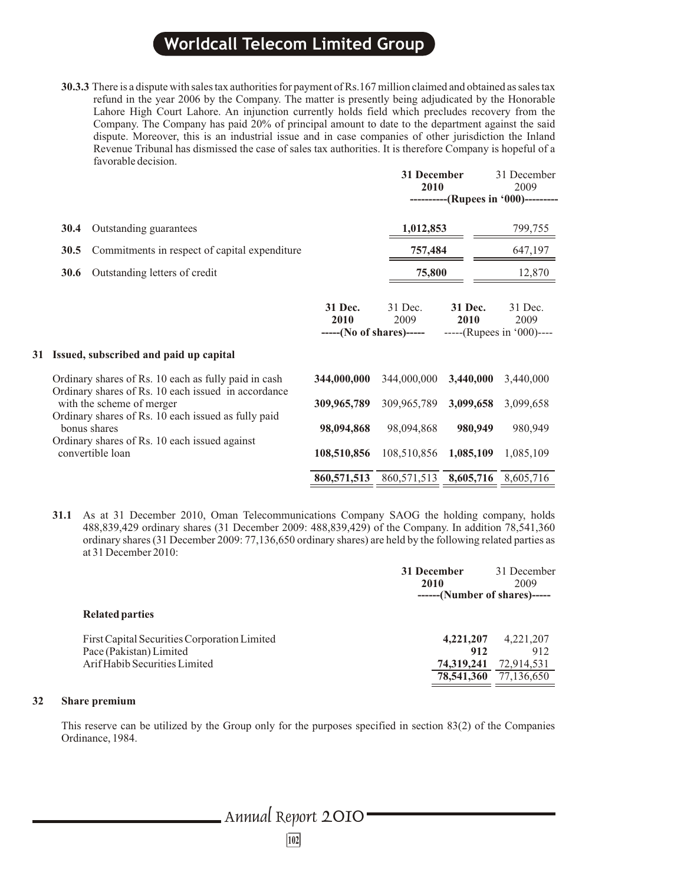**30.3.3** There is a dispute with sales tax authorities for payment of Rs.167 million claimed and obtained as sales tax refund in the year 2006 by the Company. The matter is presently being adjudicated by the Honorable Lahore High Court Lahore. An injunction currently holds field which precludes recovery from the Company. The Company has paid 20% of principal amount to date to the department against the said dispute. Moreover, this is an industrial issue and in case companies of other jurisdiction the Inland Revenue Tribunal has dismissed the case of sales tax authorities. It is therefore Company is hopeful of a favorable decision.

| | | 31 December 2010 | 31 December 2009 |
|---|---|---|---|
| | | ----------(Rupees in '000)--------- | |
| **30.4** | Outstanding guarantees | **1,012,853** | 799,755 |
| **30.5** | Commitments in respect of capital expenditure | **757,484** | 647,197 |
| **30.6** | Outstanding letters of credit | **75,800** | 12,870 |

## 31 Issued, subscribed and paid up capital

| | 31 Dec. 2010 | 31 Dec. 2009 | 31 Dec. 2010 | 31 Dec. 2009 |
|---|---|---|---|---|
| | -----(No of shares)----- | | -----(Rupees in '000)---- | |
| Ordinary shares of Rs. 10 each as fully paid in cash | **344,000,000** | 344,000,000 | **3,440,000** | 3,440,000 |
| Ordinary shares of Rs. 10 each issued in accordance with the scheme of merger | **309,965,789** | 309,965,789 | **3,099,658** | 3,099,658 |
| Ordinary shares of Rs. 10 each issued as fully paid bonus shares | **98,094,868** | 98,094,868 | **980,949** | 980,949 |
| Ordinary shares of Rs. 10 each issued against convertible loan | **108,510,856** | 108,510,856 | **1,085,109** | 1,085,109 |
| | **860,571,513** | 860,571,513 | **8,605,716** | 8,605,716 |

**31.1** As at 31 December 2010, Oman Telecommunications Company SAOG the holding company, holds 488,839,429 ordinary shares (31 December 2009: 488,839,429) of the Company. In addition 78,541,360 ordinary shares (31 December 2009: 77,136,650 ordinary shares) are held by the following related parties as at 31 December 2010:

| | 31 December 2010 | 31 December 2009 |
|---|---|---|
| | ------(Number of shares)----- | |
| **Related parties** | | |
| First Capital Securities Corporation Limited | **4,221,207** | 4,221,207 |
| Pace (Pakistan) Limited | **912** | 912 |
| Arif Habib Securities Limited | **74,319,241** | 72,914,531 |
| | **78,541,360** | 77,136,650 |

## 32 Share premium

This reserve can be utilized by the Group only for the purposes specified in section 83(2) of the Companies Ordinance, 1984.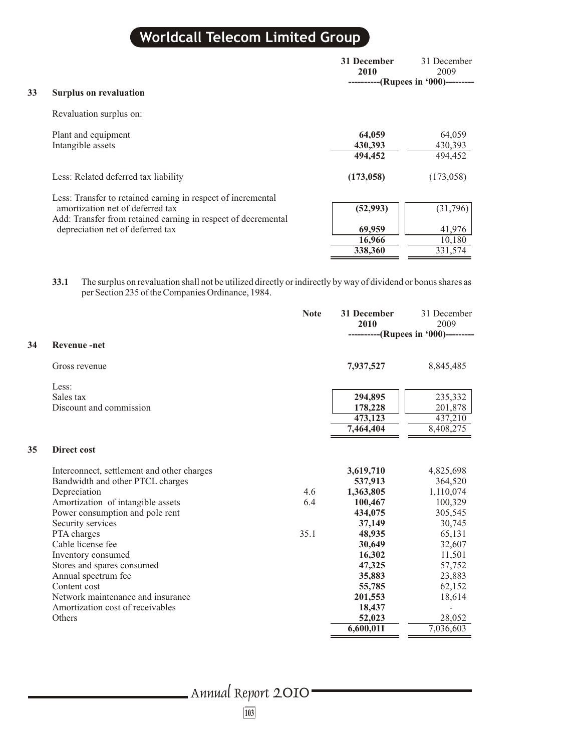| | 31 December 2010 | 31 December 2009 |
|---|---|---|
| | ----------(Rupees in '000)--------- | |

## 33 Surplus on revaluation

| | 31 December 2010 | 31 December 2009 |
|---|---|---|
| | (Rupees in '000) | (Rupees in '000) |
| Revaluation surplus on: | | |
| Plant and equipment | **64,059** | 64,059 |
| Intangible assets | **430,393** | 430,393 |
| | **494,452** | 494,452 |
| Less: Related deferred tax liability | **(173,058)** | (173,058) |
| Less: Transfer to retained earning in respect of incremental amortization net of deferred tax | **(52,993)** | (31,796) |
| Add: Transfer from retained earning in respect of decremental depreciation net of deferred tax | **69,959** | 41,976 |
| | **16,966** | 10,180 |
| | **338,360** | 331,574 |

**33.1** The surplus on revaluation shall not be utilized directly or indirectly by way of dividend or bonus shares as per Section 235 of the Companies Ordinance, 1984.

## 34 Revenue -net

| | Note | 31 December 2010 | 31 December 2009 |
|---|---|---|---|
| | | (Rupees in '000) | (Rupees in '000) |
| Gross revenue | | **7,937,527** | 8,845,485 |
| Less: | | | |
| Sales tax | | **294,895** | 235,332 |
| Discount and commission | | **178,228** | 201,878 |
| | | **473,123** | 437,210 |
| | | **7,464,404** | 8,408,275 |

## 35 Direct cost

| | Note | 31 December 2010 | 31 December 2009 |
|---|---|---|---|
| Interconnect, settlement and other charges | | **3,619,710** | 4,825,698 |
| Bandwidth and other PTCL charges | | **537,913** | 364,520 |
| Depreciation | 4.6 | **1,363,805** | 1,110,074 |
| Amortization of intangible assets | 6.4 | **100,467** | 100,329 |
| Power consumption and pole rent | | **434,075** | 305,545 |
| Security services | | **37,149** | 30,745 |
| PTA charges | 35.1 | **48,935** | 65,131 |
| Cable license fee | | **30,649** | 32,607 |
| Inventory consumed | | **16,302** | 11,501 |
| Stores and spares consumed | | **47,325** | 57,752 |
| Annual spectrum fee | | **35,883** | 23,883 |
| Content cost | | **55,785** | 62,152 |
| Network maintenance and insurance | | **201,553** | 18,614 |
| Amortization cost of receivables | | **18,437** | - |
| Others | | **52,023** | 28,052 |
| | | **6,600,011** | 7,036,603 |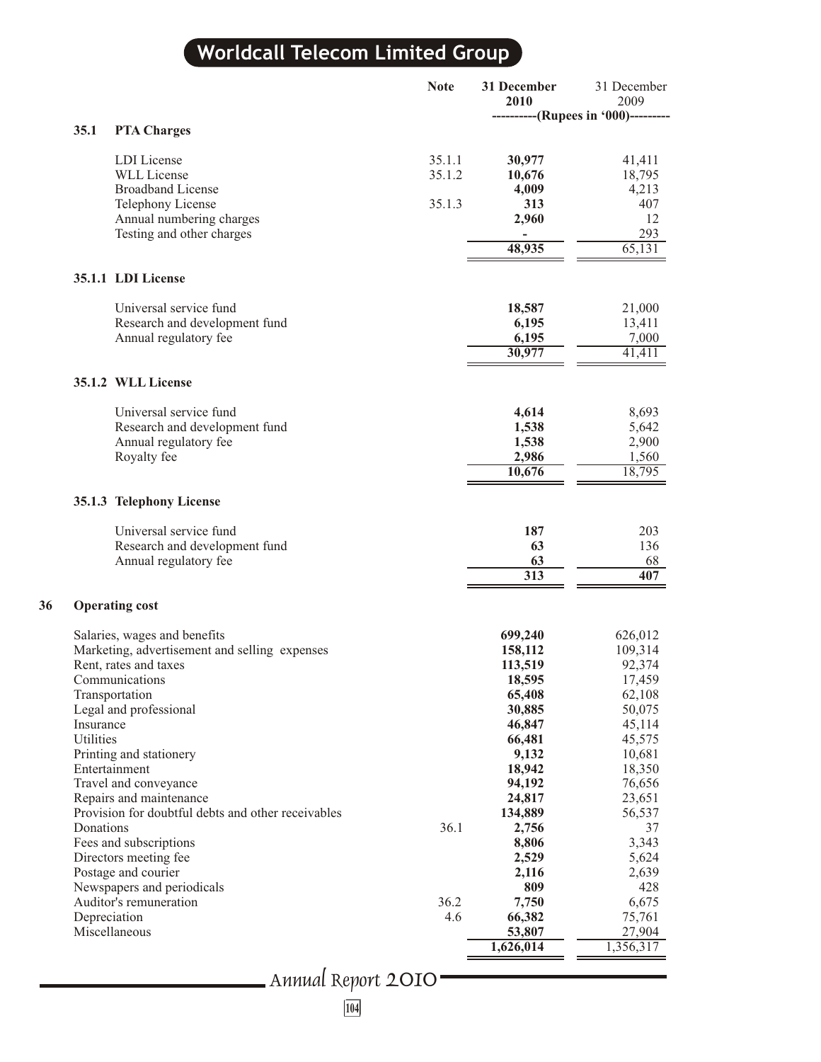| | Note | 31 December 2010 | 31 December 2009 |
|---|---|---|---|
| | | ----------(Rupees in '000)--------- | |

### 35.1 PTA Charges

| | Note | 31 December 2010 | 31 December 2009 |
|---|---|---|---|
| LDI License | 35.1.1 | **30,977** | 41,411 |
| WLL License | 35.1.2 | **10,676** | 18,795 |
| Broadband License | | **4,009** | 4,213 |
| Telephony License | 35.1.3 | **313** | 407 |
| Annual numbering charges | | **2,960** | 12 |
| Testing and other charges | | **-** | 293 |
| | | **48,935** | 65,131 |

### 35.1.1 LDI License

| | 31 December 2010 | 31 December 2009 |
|---|---|---|
| Universal service fund | **18,587** | 21,000 |
| Research and development fund | **6,195** | 13,411 |
| Annual regulatory fee | **6,195** | 7,000 |
| | **30,977** | 41,411 |

### 35.1.2 WLL License

| | 31 December 2010 | 31 December 2009 |
|---|---|---|
| Universal service fund | **4,614** | 8,693 |
| Research and development fund | **1,538** | 5,642 |
| Annual regulatory fee | **1,538** | 2,900 |
| Royalty fee | **2,986** | 1,560 |
| | **10,676** | 18,795 |

### 35.1.3 Telephony License

| | 31 December 2010 | 31 December 2009 |
|---|---|---|
| Universal service fund | **187** | 203 |
| Research and development fund | **63** | 136 |
| Annual regulatory fee | **63** | 68 |
| | **313** | **407** |

## 36 Operating cost

| | Note | 31 December 2010 | 31 December 2009 |
|---|---|---|---|
| Salaries, wages and benefits | | **699,240** | 626,012 |
| Marketing, advertisement and selling expenses | | **158,112** | 109,314 |
| Rent, rates and taxes | | **113,519** | 92,374 |
| Communications | | **18,595** | 17,459 |
| Transportation | | **65,408** | 62,108 |
| Legal and professional | | **30,885** | 50,075 |
| Insurance | | **46,847** | 45,114 |
| Utilities | | **66,481** | 45,575 |
| Printing and stationery | | **9,132** | 10,681 |
| Entertainment | | **18,942** | 18,350 |
| Travel and conveyance | | **94,192** | 76,656 |
| Repairs and maintenance | | **24,817** | 23,651 |
| Provision for doubtful debts and other receivables | | **134,889** | 56,537 |
| Donations | 36.1 | **2,756** | 37 |
| Fees and subscriptions | | **8,806** | 3,343 |
| Directors meeting fee | | **2,529** | 5,624 |
| Postage and courier | | **2,116** | 2,639 |
| Newspapers and periodicals | | **809** | 428 |
| Auditor's remuneration | 36.2 | **7,750** | 6,675 |
| Depreciation | 4.6 | **66,382** | 75,761 |
| Miscellaneous | | **53,807** | 27,904 |
| | | **1,626,014** | 1,356,317 |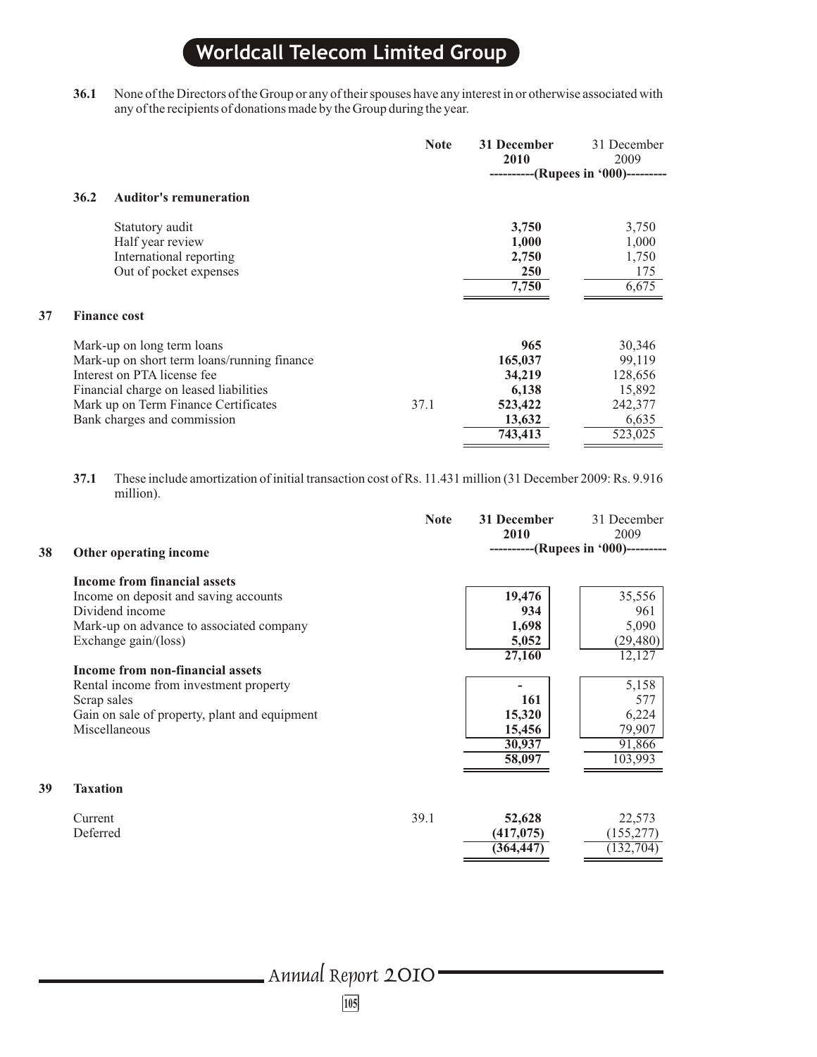**36.1** None of the Directors of the Group or any of their spouses have any interest in or otherwise associated with any of the recipients of donations made by the Group during the year.

| | Note | 31 December 2010 | 31 December 2009 |
|---|---|---|---|
| | | (Rupees in '000) | |
| **36.2 Auditor's remuneration** | | | |
| Statutory audit | | **3,750** | 3,750 |
| Half year review | | **1,000** | 1,000 |
| International reporting | | **2,750** | 1,750 |
| Out of pocket expenses | | **250** | 175 |
| | | **7,750** | 6,675 |

## 37 Finance cost

| | Note | 31 December 2010 | 31 December 2009 |
|---|---|---|---|
| Mark-up on long term loans | | **965** | 30,346 |
| Mark-up on short term loans/running finance | | **165,037** | 99,119 |
| Interest on PTA license fee | | **34,219** | 128,656 |
| Financial charge on leased liabilities | | **6,138** | 15,892 |
| Mark up on Term Finance Certificates | 37.1 | **523,422** | 242,377 |
| Bank charges and commission | | **13,632** | 6,635 |
| | | **743,413** | 523,025 |

**37.1** These include amortization of initial transaction cost of Rs. 11.431 million (31 December 2009: Rs. 9.916 million).

## 38 Other operating income

| | Note | 31 December 2010 | 31 December 2009 |
|---|---|---|---|
| | | (Rupees in '000) | |
| **Income from financial assets** | | | |
| Income on deposit and saving accounts | | **19,476** | 35,556 |
| Dividend income | | **934** | 961 |
| Mark-up on advance to associated company | | **1,698** | 5,090 |
| Exchange gain/(loss) | | **5,052** | (29,480) |
| | | **27,160** | 12,127 |
| **Income from non-financial assets** | | | |
| Rental income from investment property | | **-** | 5,158 |
| Scrap sales | | **161** | 577 |
| Gain on sale of property, plant and equipment | | **15,320** | 6,224 |
| Miscellaneous | | **15,456** | 79,907 |
| | | **30,937** | 91,866 |
| | | **58,097** | 103,993 |

## 39 Taxation

| | Note | 31 December 2010 | 31 December 2009 |
|---|---|---|---|
| Current | 39.1 | **52,628** | 22,573 |
| Deferred | | **(417,075)** | (155,277) |
| | | **(364,447)** | (132,704) |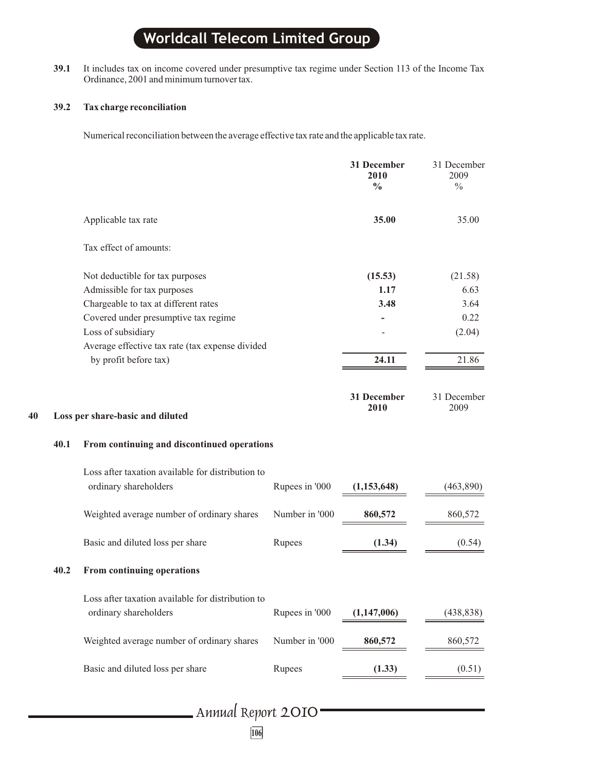**39.1** It includes tax on income covered under presumptive tax regime under Section 113 of the Income Tax Ordinance, 2001 and minimum turnover tax.

**39.2 Tax charge reconciliation**

Numerical reconciliation between the average effective tax rate and the applicable tax rate.

| | **31 December 2010 %** | 31 December 2009 % |
|---|---|---|
| Applicable tax rate | **35.00** | 35.00 |
| Tax effect of amounts: | | |
| Not deductible for tax purposes | **(15.53)** | (21.58) |
| Admissible for tax purposes | **1.17** | 6.63 |
| Chargeable to tax at different rates | **3.48** | 3.64 |
| Covered under presumptive tax regime | **-** | 0.22 |
| Loss of subsidiary | - | (2.04) |
| Average effective tax rate (tax expense divided by profit before tax) | **24.11** | 21.86 |

## 40 Loss per share-basic and diluted

### 40.1 From continuing and discontinued operations

| | | **31 December 2010** | 31 December 2009 |
|---|---|---|---|
| Loss after taxation available for distribution to ordinary shareholders | Rupees in '000 | **(1,153,648)** | (463,890) |
| Weighted average number of ordinary shares | Number in '000 | **860,572** | 860,572 |
| Basic and diluted loss per share | Rupees | **(1.34)** | (0.54) |

### 40.2 From continuing operations

| | | **31 December 2010** | 31 December 2009 |
|---|---|---|---|
| Loss after taxation available for distribution to ordinary shareholders | Rupees in '000 | **(1,147,006)** | (438,838) |
| Weighted average number of ordinary shares | Number in '000 | **860,572** | 860,572 |
| Basic and diluted loss per share | Rupees | **(1.33)** | (0.51) |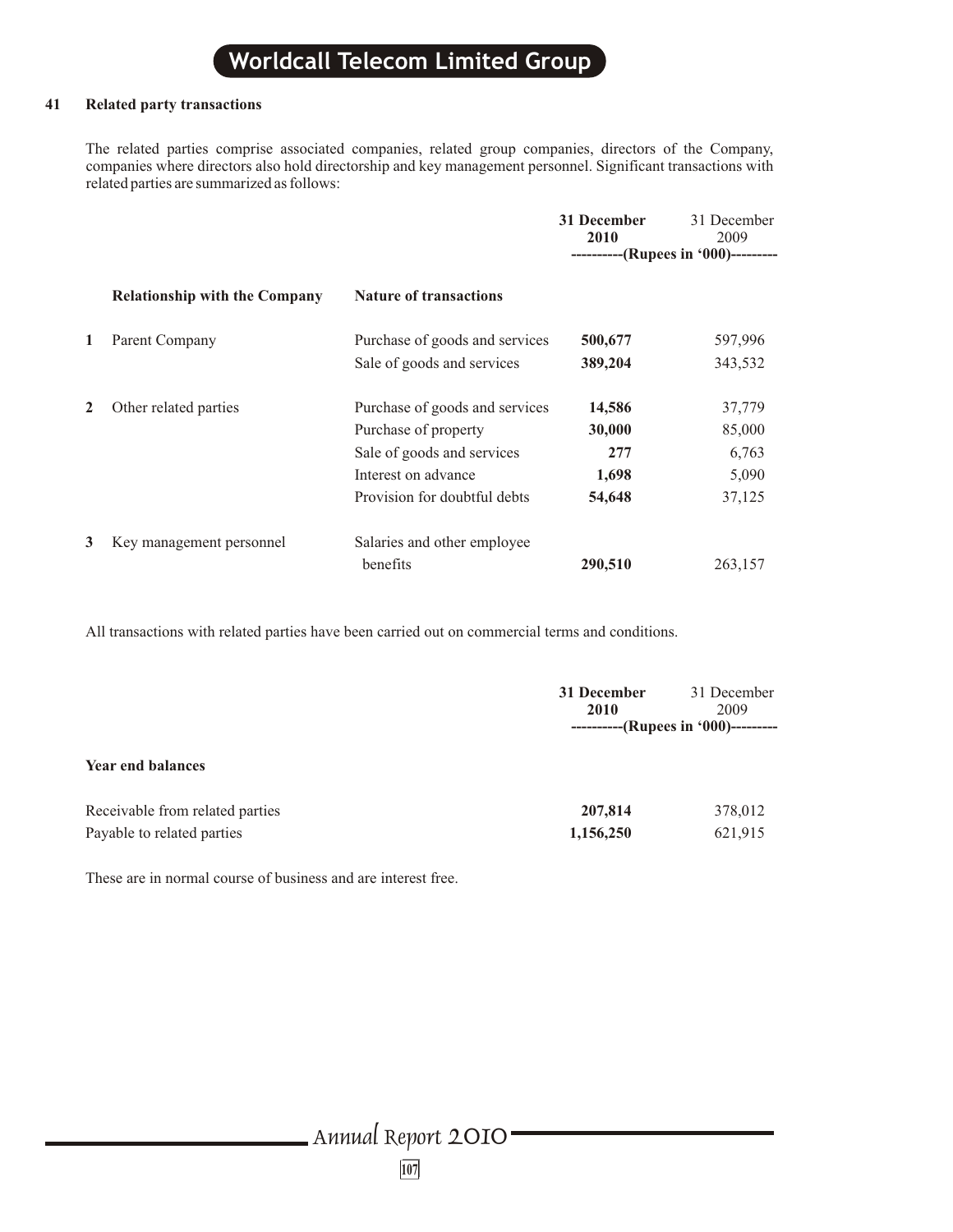## 41 Related party transactions

The related parties comprise associated companies, related group companies, directors of the Company, companies where directors also hold directorship and key management personnel. Significant transactions with related parties are summarized as follows:

| | Relationship with the Company | Nature of transactions | 31 December 2010 | 31 December 2009 |
|---|---|---|---|---|
| | | | ----------(Rupees in '000)--------- | |
| 1 | Parent Company | Purchase of goods and services | **500,677** | 597,996 |
| | | Sale of goods and services | **389,204** | 343,532 |
| 2 | Other related parties | Purchase of goods and services | **14,586** | 37,779 |
| | | Purchase of property | **30,000** | 85,000 |
| | | Sale of goods and services | **277** | 6,763 |
| | | Interest on advance | **1,698** | 5,090 |
| | | Provision for doubtful debts | **54,648** | 37,125 |
| 3 | Key management personnel | Salaries and other employee benefits | **290,510** | 263,157 |

All transactions with related parties have been carried out on commercial terms and conditions.

| | 31 December 2010 | 31 December 2009 |
|---|---|---|
| | ----------(Rupees in '000)--------- | |
| **Year end balances** | | |
| Receivable from related parties | **207,814** | 378,012 |
| Payable to related parties | **1,156,250** | 621,915 |

These are in normal course of business and are interest free.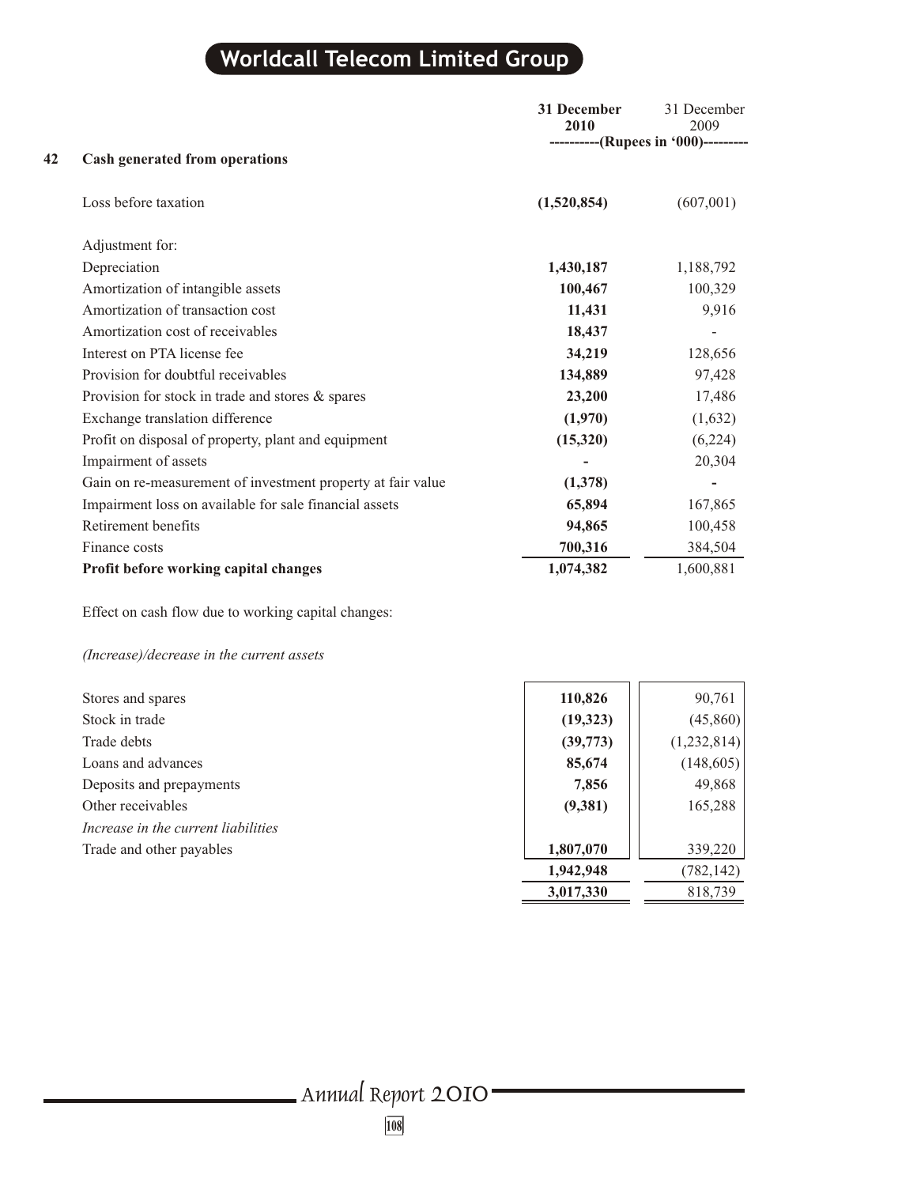| 42 Cash generated from operations | 31 December 2010 | 31 December 2009 |
|---|---|---|
| | ----------(Rupees in '000)--------- | |
| Loss before taxation | **(1,520,854)** | (607,001) |
| Adjustment for: | | |
| Depreciation | **1,430,187** | 1,188,792 |
| Amortization of intangible assets | **100,467** | 100,329 |
| Amortization of transaction cost | **11,431** | 9,916 |
| Amortization cost of receivables | **18,437** | - |
| Interest on PTA license fee | **34,219** | 128,656 |
| Provision for doubtful receivables | **134,889** | 97,428 |
| Provision for stock in trade and stores & spares | **23,200** | 17,486 |
| Exchange translation difference | **(1,970)** | (1,632) |
| Profit on disposal of property, plant and equipment | **(15,320)** | (6,224) |
| Impairment of assets | **-** | 20,304 |
| Gain on re-measurement of investment property at fair value | **(1,378)** | - |
| Impairment loss on available for sale financial assets | **65,894** | 167,865 |
| Retirement benefits | **94,865** | 100,458 |
| Finance costs | **700,316** | 384,504 |
| **Profit before working capital changes** | **1,074,382** | 1,600,881 |
| Effect on cash flow due to working capital changes: | | |
| *(Increase)/decrease in the current assets* | | |
| Stores and spares | **110,826** | 90,761 |
| Stock in trade | **(19,323)** | (45,860) |
| Trade debts | **(39,773)** | (1,232,814) |
| Loans and advances | **85,674** | (148,605) |
| Deposits and prepayments | **7,856** | 49,868 |
| Other receivables | **(9,381)** | 165,288 |
| *Increase in the current liabilities* | | |
| Trade and other payables | **1,807,070** | 339,220 |
| | **1,942,948** | (782,142) |
| | **3,017,330** | 818,739 |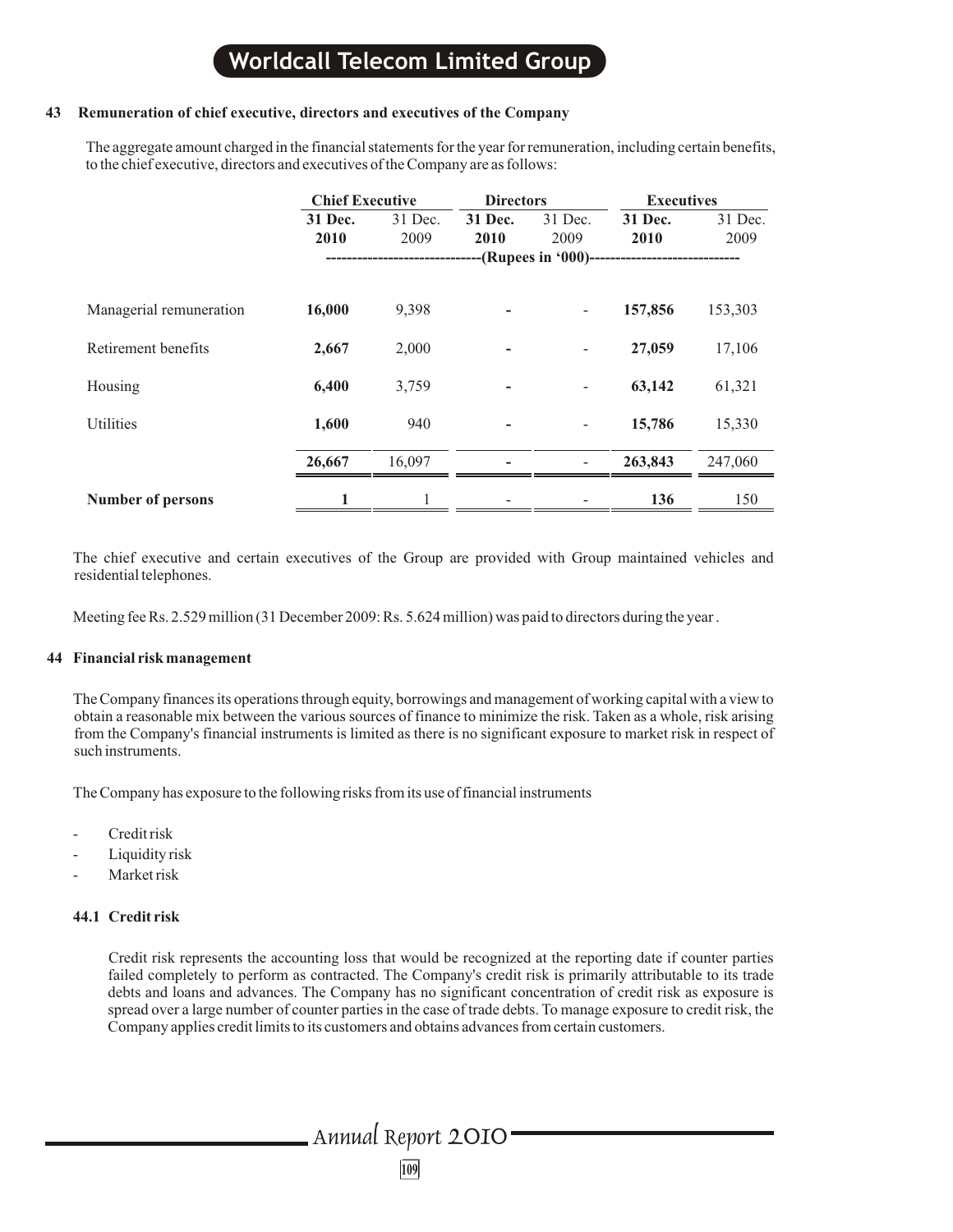## 43 Remuneration of chief executive, directors and executives of the Company

The aggregate amount charged in the financial statements for the year for remuneration, including certain benefits, to the chief executive, directors and executives of the Company are as follows:

| | Chief Executive | | Directors | | Executives | |
|---|---|---|---|---|---|---|
| | **31 Dec. 2010** | 31 Dec. 2009 | **31 Dec. 2010** | 31 Dec. 2009 | **31 Dec. 2010** | 31 Dec. 2009 |
| | -(Rupees in '000)- | | | | | |
| Managerial remuneration | **16,000** | 9,398 | **-** | - | **157,856** | 153,303 |
| Retirement benefits | **2,667** | 2,000 | **-** | - | **27,059** | 17,106 |
| Housing | **6,400** | 3,759 | **-** | - | **63,142** | 61,321 |
| Utilities | **1,600** | 940 | **-** | - | **15,786** | 15,330 |
| | **26,667** | 16,097 | **-** | - | **263,843** | 247,060 |
| **Number of persons** | **1** | 1 | - | - | **136** | 150 |

The chief executive and certain executives of the Group are provided with Group maintained vehicles and residential telephones.

Meeting fee Rs. 2.529 million (31 December 2009: Rs. 5.624 million) was paid to directors during the year .

## 44 Financial risk management

The Company finances its operations through equity, borrowings and management of working capital with a view to obtain a reasonable mix between the various sources of finance to minimize the risk. Taken as a whole, risk arising from the Company's financial instruments is limited as there is no significant exposure to market risk in respect of such instruments.

The Company has exposure to the following risks from its use of financial instruments

- Credit risk
- Liquidity risk
- Market risk

### 44.1 Credit risk

Credit risk represents the accounting loss that would be recognized at the reporting date if counter parties failed completely to perform as contracted. The Company's credit risk is primarily attributable to its trade debts and loans and advances. The Company has no significant concentration of credit risk as exposure is spread over a large number of counter parties in the case of trade debts. To manage exposure to credit risk, the Company applies credit limits to its customers and obtains advances from certain customers.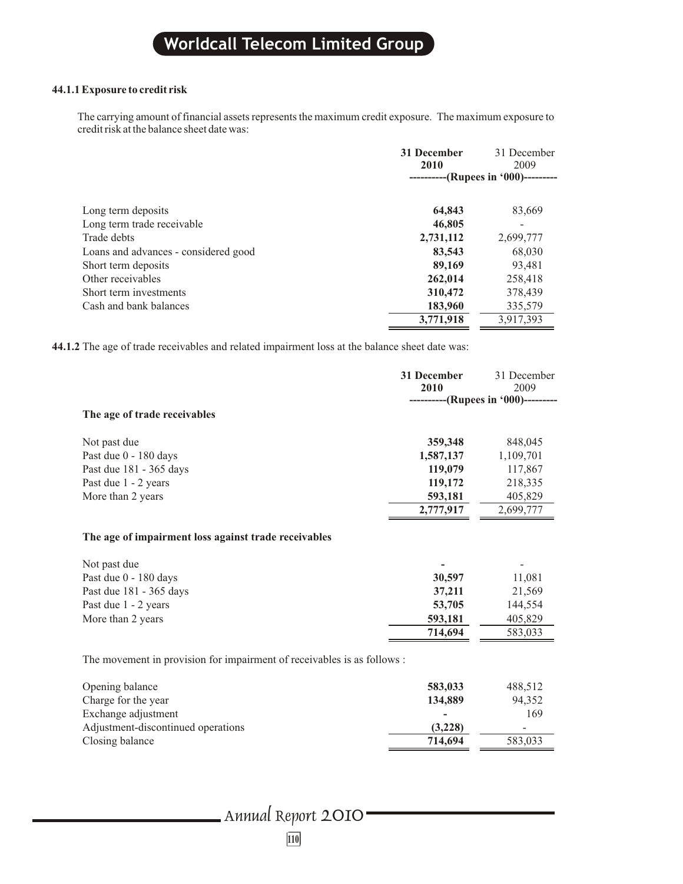#### 44.1.1 Exposure to credit risk

The carrying amount of financial assets represents the maximum credit exposure. The maximum exposure to credit risk at the balance sheet date was:

| | **31 December 2010** | 31 December 2009 |
|---|---|---|
| | **----------(Rupees in '000)---------** | |
| Long term deposits | **64,843** | 83,669 |
| Long term trade receivable | **46,805** | - |
| Trade debts | **2,731,112** | 2,699,777 |
| Loans and advances - considered good | **83,543** | 68,030 |
| Short term deposits | **89,169** | 93,481 |
| Other receivables | **262,014** | 258,418 |
| Short term investments | **310,472** | 378,439 |
| Cash and bank balances | **183,960** | 335,579 |
| | **3,771,918** | 3,917,393 |

**44.1.2** The age of trade receivables and related impairment loss at the balance sheet date was:

| | **31 December 2010** | 31 December 2009 |
|---|---|---|
| | **----------(Rupees in '000)---------** | |
| **The age of trade receivables** | | |
| Not past due | **359,348** | 848,045 |
| Past due 0 - 180 days | **1,587,137** | 1,109,701 |
| Past due 181 - 365 days | **119,079** | 117,867 |
| Past due 1 - 2 years | **119,172** | 218,335 |
| More than 2 years | **593,181** | 405,829 |
| | **2,777,917** | 2,699,777 |
| **The age of impairment loss against trade receivables** | | |
| Not past due | **-** | - |
| Past due 0 - 180 days | **30,597** | 11,081 |
| Past due 181 - 365 days | **37,211** | 21,569 |
| Past due 1 - 2 years | **53,705** | 144,554 |
| More than 2 years | **593,181** | 405,829 |
| | **714,694** | 583,033 |

The movement in provision for impairment of receivables is as follows :

| | **31 December 2010** | 31 December 2009 |
|---|---|---|
| Opening balance | **583,033** | 488,512 |
| Charge for the year | **134,889** | 94,352 |
| Exchange adjustment | **-** | 169 |
| Adjustment-discontinued operations | **(3,228)** | - |
| Closing balance | **714,694** | 583,033 |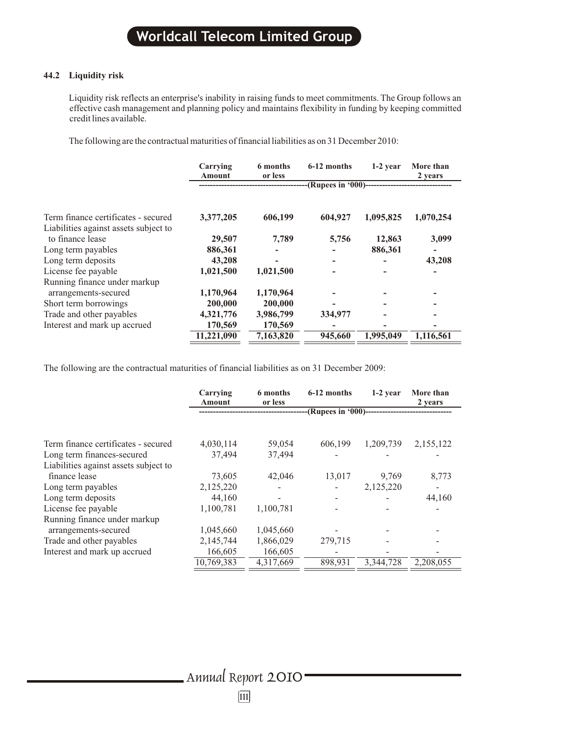### 44.2 Liquidity risk

Liquidity risk reflects an enterprise's inability in raising funds to meet commitments. The Group follows an effective cash management and planning policy and maintains flexibility in funding by keeping committed credit lines available.

The following are the contractual maturities of financial liabilities as on 31 December 2010:

| | Carrying Amount | 6 months or less | 6-12 months | 1-2 year | More than 2 years |
|---|---|---|---|---|---|
| | -----(Rupees in '000)----- | | | | |
| Term finance certificates - secured | **3,377,205** | **606,199** | **604,927** | **1,095,825** | **1,070,254** |
| Liabilities against assets subject to finance lease | **29,507** | **7,789** | **5,756** | **12,863** | **3,099** |
| Long term payables | **886,361** | **-** | **-** | **886,361** | **-** |
| Long term deposits | **43,208** | **-** | **-** | **-** | **43,208** |
| License fee payable | **1,021,500** | **1,021,500** | **-** | **-** | **-** |
| Running finance under markup arrangements-secured | **1,170,964** | **1,170,964** | **-** | **-** | **-** |
| Short term borrowings | **200,000** | **200,000** | **-** | **-** | **-** |
| Trade and other payables | **4,321,776** | **3,986,799** | **334,977** | **-** | **-** |
| Interest and mark up accrued | **170,569** | **170,569** | **-** | **-** | **-** |
| | **11,221,090** | **7,163,820** | **945,660** | **1,995,049** | **1,116,561** |

The following are the contractual maturities of financial liabilities as on 31 December 2009:

| | Carrying Amount | 6 months or less | 6-12 months | 1-2 year | More than 2 years |
|---|---|---|---|---|---|
| | -----(Rupees in '000)----- | | | | |
| Term finance certificates - secured | 4,030,114 | 59,054 | 606,199 | 1,209,739 | 2,155,122 |
| Long term finances-secured | 37,494 | 37,494 | - | - | - |
| Liabilities against assets subject to finance lease | 73,605 | 42,046 | 13,017 | 9,769 | 8,773 |
| Long term payables | 2,125,220 | - | - | 2,125,220 | - |
| Long term deposits | 44,160 | - | - | - | 44,160 |
| License fee payable | 1,100,781 | 1,100,781 | - | - | - |
| Running finance under markup arrangements-secured | 1,045,660 | 1,045,660 | - | - | - |
| Trade and other payables | 2,145,744 | 1,866,029 | 279,715 | - | - |
| Interest and mark up accrued | 166,605 | 166,605 | - | - | - |
| | 10,769,383 | 4,317,669 | 898,931 | 3,344,728 | 2,208,055 |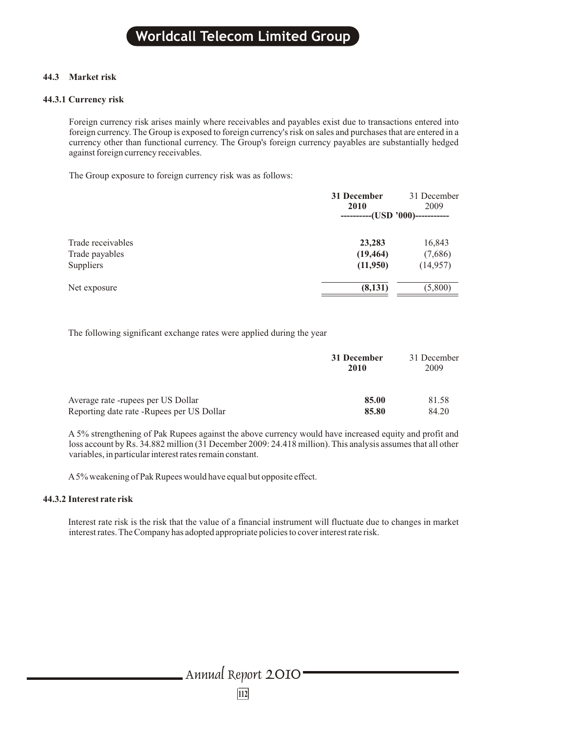### 44.3 Market risk

#### 44.3.1 Currency risk

Foreign currency risk arises mainly where receivables and payables exist due to transactions entered into foreign currency. The Group is exposed to foreign currency's risk on sales and purchases that are entered in a currency other than functional currency. The Group's foreign currency payables are substantially hedged against foreign currency receivables.

The Group exposure to foreign currency risk was as follows:

| | **31 December 2010** | 31 December 2009 |
|---|---|---|
| | ----------(USD '000)---------- | |
| Trade receivables | **23,283** | 16,843 |
| Trade payables | **(19,464)** | (7,686) |
| Suppliers | **(11,950)** | (14,957) |
| Net exposure | **(8,131)** | (5,800) |

The following significant exchange rates were applied during the year

| | **31 December 2010** | 31 December 2009 |
|---|---|---|
| Average rate -rupees per US Dollar | **85.00** | 81.58 |
| Reporting date rate -Rupees per US Dollar | **85.80** | 84.20 |

A 5% strengthening of Pak Rupees against the above currency would have increased equity and profit and loss account by Rs. 34.882 million (31 December 2009: 24.418 million). This analysis assumes that all other variables, in particular interest rates remain constant.

A 5% weakening of Pak Rupees would have equal but opposite effect.

#### 44.3.2 Interest rate risk

Interest rate risk is the risk that the value of a financial instrument will fluctuate due to changes in market interest rates. The Company has adopted appropriate policies to cover interest rate risk.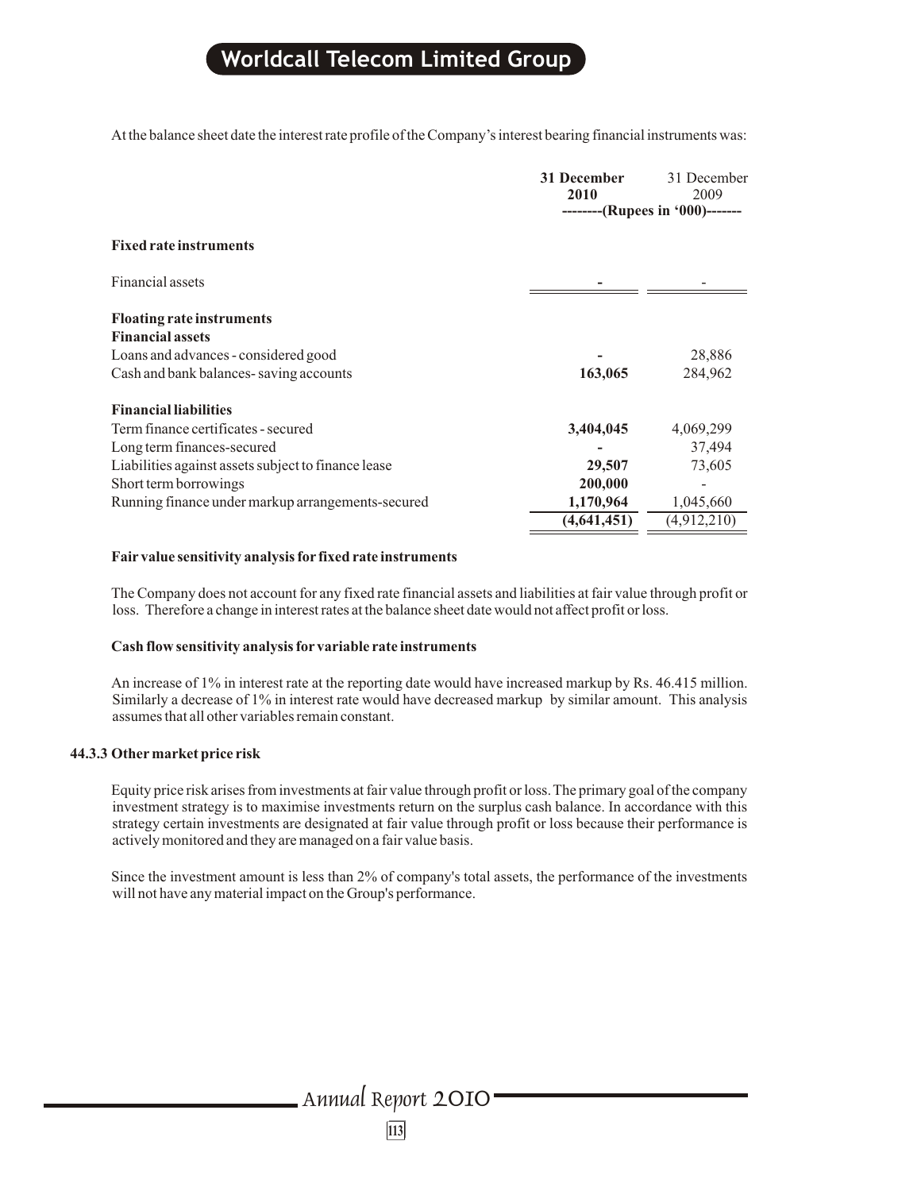At the balance sheet date the interest rate profile of the Company's interest bearing financial instruments was:

| | **31 December 2010** | 31 December 2009 |
|---|---|---|
| | --------(Rupees in '000)------- | |
| **Fixed rate instruments** | | |
| Financial assets | **-** | - |
| **Floating rate instruments** | | |
| **Financial assets** | | |
| Loans and advances - considered good | **-** | 28,886 |
| Cash and bank balances- saving accounts | **163,065** | 284,962 |
| **Financial liabilities** | | |
| Term finance certificates - secured | **3,404,045** | 4,069,299 |
| Long term finances-secured | **-** | 37,494 |
| Liabilities against assets subject to finance lease | **29,507** | 73,605 |
| Short term borrowings | **200,000** | - |
| Running finance under markup arrangements-secured | **1,170,964** | 1,045,660 |
| | **(4,641,451)** | (4,912,210) |

**Fair value sensitivity analysis for fixed rate instruments**

The Company does not account for any fixed rate financial assets and liabilities at fair value through profit or loss. Therefore a change in interest rates at the balance sheet date would not affect profit or loss.

**Cash flow sensitivity analysis for variable rate instruments**

An increase of 1% in interest rate at the reporting date would have increased markup by Rs. 46.415 million. Similarly a decrease of 1% in interest rate would have decreased markup by similar amount. This analysis assumes that all other variables remain constant.

**44.3.3 Other market price risk**

Equity price risk arises from investments at fair value through profit or loss. The primary goal of the company investment strategy is to maximise investments return on the surplus cash balance. In accordance with this strategy certain investments are designated at fair value through profit or loss because their performance is actively monitored and they are managed on a fair value basis.

Since the investment amount is less than 2% of company's total assets, the performance of the investments will not have any material impact on the Group's performance.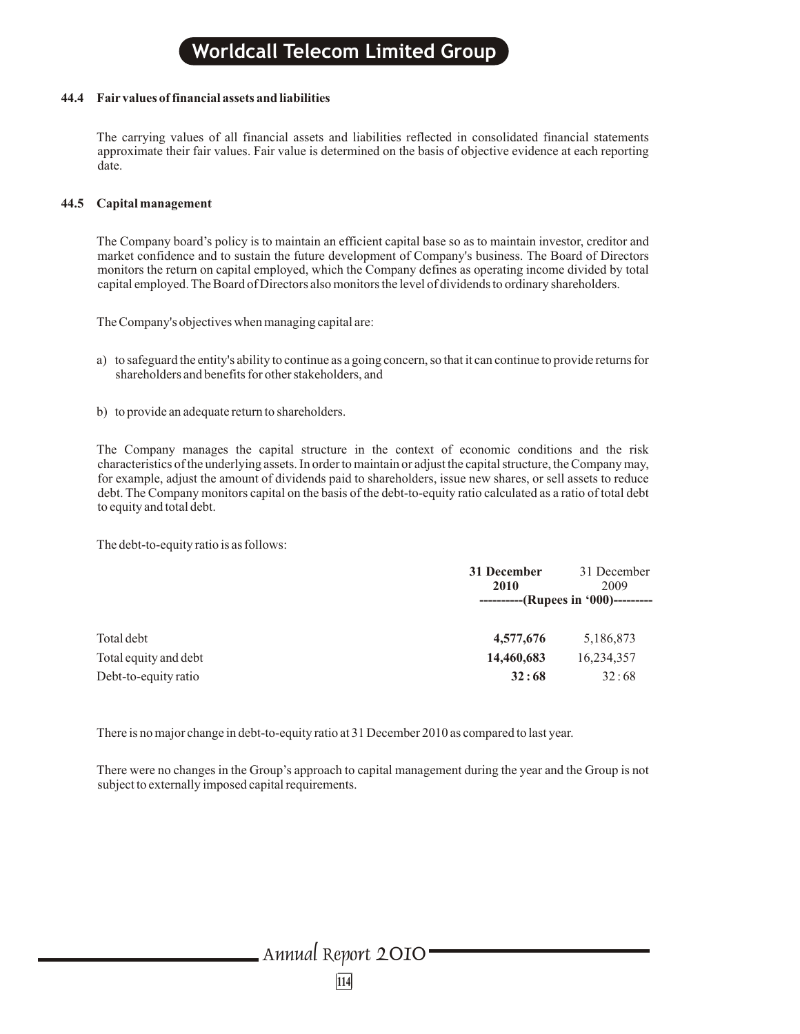### 44.4 Fair values of financial assets and liabilities

The carrying values of all financial assets and liabilities reflected in consolidated financial statements approximate their fair values. Fair value is determined on the basis of objective evidence at each reporting date.

### 44.5 Capital management

The Company board's policy is to maintain an efficient capital base so as to maintain investor, creditor and market confidence and to sustain the future development of Company's business. The Board of Directors monitors the return on capital employed, which the Company defines as operating income divided by total capital employed. The Board of Directors also monitors the level of dividends to ordinary shareholders.

The Company's objectives when managing capital are:

a) to safeguard the entity's ability to continue as a going concern, so that it can continue to provide returns for shareholders and benefits for other stakeholders, and

b) to provide an adequate return to shareholders.

The Company manages the capital structure in the context of economic conditions and the risk characteristics of the underlying assets. In order to maintain or adjust the capital structure, the Company may, for example, adjust the amount of dividends paid to shareholders, issue new shares, or sell assets to reduce debt. The Company monitors capital on the basis of the debt-to-equity ratio calculated as a ratio of total debt to equity and total debt.

The debt-to-equity ratio is as follows:

| | **31 December 2010** | 31 December 2009 |
|---|---|---|
| | ----------(Rupees in '000)--------- | |
| Total debt | **4,577,676** | 5,186,873 |
| Total equity and debt | **14,460,683** | 16,234,357 |
| Debt-to-equity ratio | **32 : 68** | 32 : 68 |

There is no major change in debt-to-equity ratio at 31 December 2010 as compared to last year.

There were no changes in the Group's approach to capital management during the year and the Group is not subject to externally imposed capital requirements.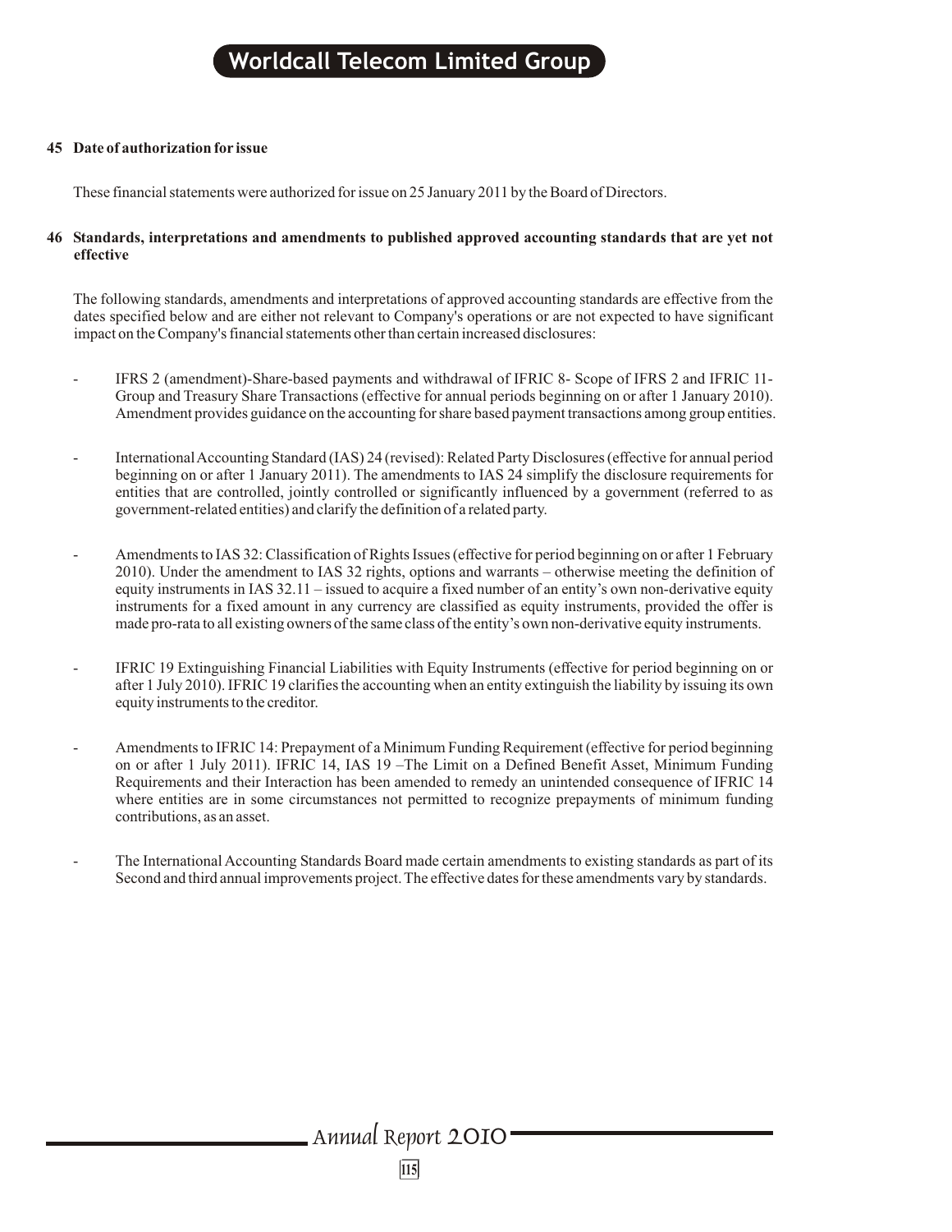## 45 Date of authorization for issue

These financial statements were authorized for issue on 25 January 2011 by the Board of Directors.

## 46 Standards, interpretations and amendments to published approved accounting standards that are yet not effective

The following standards, amendments and interpretations of approved accounting standards are effective from the dates specified below and are either not relevant to Company's operations or are not expected to have significant impact on the Company's financial statements other than certain increased disclosures:

- IFRS 2 (amendment)-Share-based payments and withdrawal of IFRIC 8- Scope of IFRS 2 and IFRIC 11- Group and Treasury Share Transactions (effective for annual periods beginning on or after 1 January 2010). Amendment provides guidance on the accounting for share based payment transactions among group entities.

- International Accounting Standard (IAS) 24 (revised): Related Party Disclosures (effective for annual period beginning on or after 1 January 2011). The amendments to IAS 24 simplify the disclosure requirements for entities that are controlled, jointly controlled or significantly influenced by a government (referred to as government-related entities) and clarify the definition of a related party.

- Amendments to IAS 32: Classification of Rights Issues (effective for period beginning on or after 1 February 2010). Under the amendment to IAS 32 rights, options and warrants – otherwise meeting the definition of equity instruments in IAS 32.11 – issued to acquire a fixed number of an entity's own non-derivative equity instruments for a fixed amount in any currency are classified as equity instruments, provided the offer is made pro-rata to all existing owners of the same class of the entity's own non-derivative equity instruments.

- IFRIC 19 Extinguishing Financial Liabilities with Equity Instruments (effective for period beginning on or after 1 July 2010). IFRIC 19 clarifies the accounting when an entity extinguish the liability by issuing its own equity instruments to the creditor.

- Amendments to IFRIC 14: Prepayment of a Minimum Funding Requirement (effective for period beginning on or after 1 July 2011). IFRIC 14, IAS 19 –The Limit on a Defined Benefit Asset, Minimum Funding Requirements and their Interaction has been amended to remedy an unintended consequence of IFRIC 14 where entities are in some circumstances not permitted to recognize prepayments of minimum funding contributions, as an asset.

- The International Accounting Standards Board made certain amendments to existing standards as part of its Second and third annual improvements project. The effective dates for these amendments vary by standards.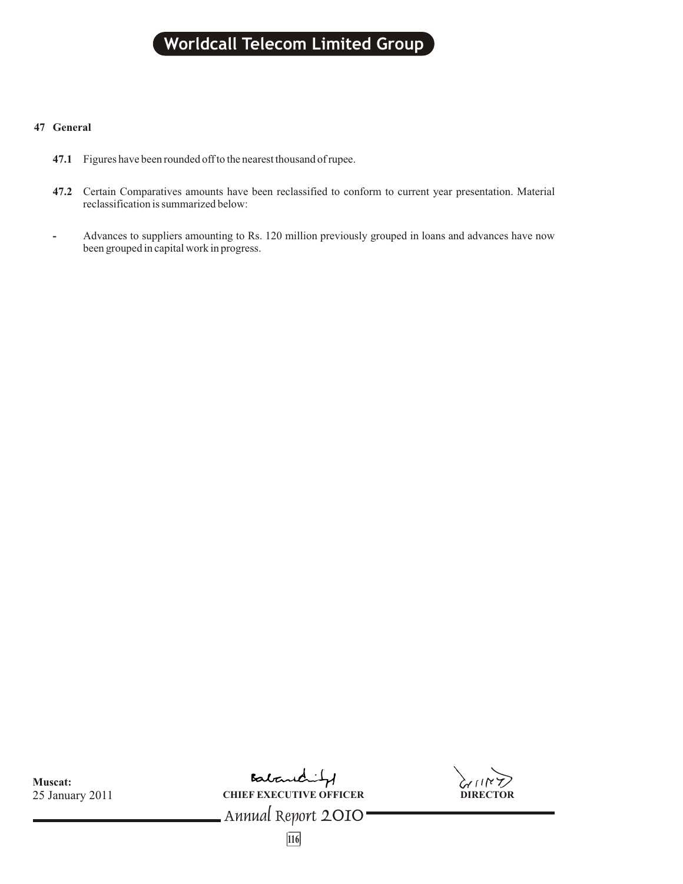## 47 General

**47.1** Figures have been rounded off to the nearest thousand of rupee.

**47.2** Certain Comparatives amounts have been reclassified to conform to current year presentation. Material reclassification is summarized below:

- Advances to suppliers amounting to Rs. 120 million previously grouped in loans and advances have now been grouped in capital work in progress.

**Muscat:**
25 January 2011

**CHIEF EXECUTIVE OFFICER**

**DIRECTOR**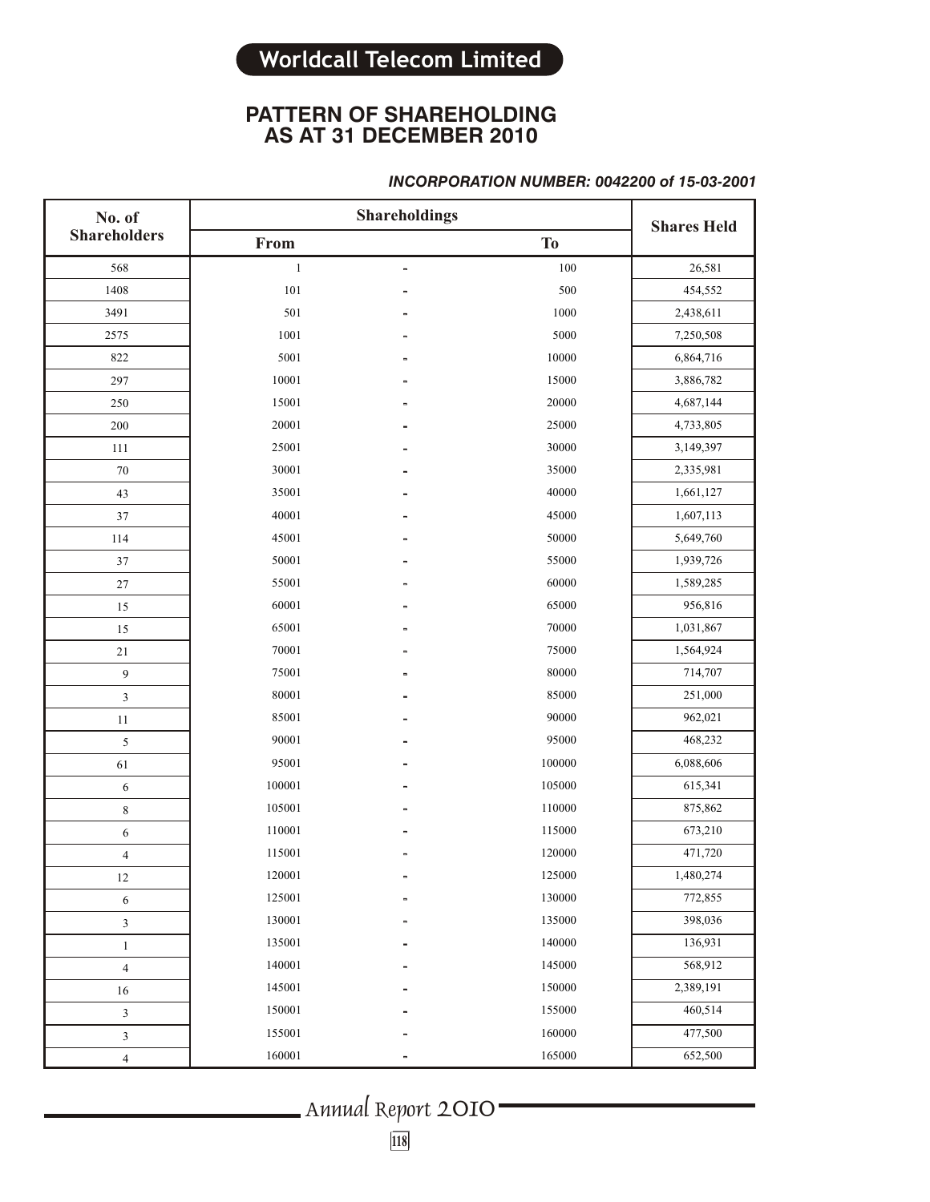# PATTERN OF SHAREHOLDING AS AT 31 DECEMBER 2010

***INCORPORATION NUMBER: 0042200 of 15-03-2001***

| No. of Shareholders | Shareholdings | | | Shares Held |
|---|---|---|---|---|
| | From | | To | |
| 568 | 1 | - | 100 | 26,581 |
| 1408 | 101 | - | 500 | 454,552 |
| 3491 | 501 | - | 1000 | 2,438,611 |
| 2575 | 1001 | - | 5000 | 7,250,508 |
| 822 | 5001 | - | 10000 | 6,864,716 |
| 297 | 10001 | - | 15000 | 3,886,782 |
| 250 | 15001 | - | 20000 | 4,687,144 |
| 200 | 20001 | - | 25000 | 4,733,805 |
| 111 | 25001 | - | 30000 | 3,149,397 |
| 70 | 30001 | - | 35000 | 2,335,981 |
| 43 | 35001 | - | 40000 | 1,661,127 |
| 37 | 40001 | - | 45000 | 1,607,113 |
| 114 | 45001 | - | 50000 | 5,649,760 |
| 37 | 50001 | - | 55000 | 1,939,726 |
| 27 | 55001 | - | 60000 | 1,589,285 |
| 15 | 60001 | - | 65000 | 956,816 |
| 15 | 65001 | - | 70000 | 1,031,867 |
| 21 | 70001 | - | 75000 | 1,564,924 |
| 9 | 75001 | - | 80000 | 714,707 |
| 3 | 80001 | - | 85000 | 251,000 |
| 11 | 85001 | - | 90000 | 962,021 |
| 5 | 90001 | - | 95000 | 468,232 |
| 61 | 95001 | - | 100000 | 6,088,606 |
| 6 | 100001 | - | 105000 | 615,341 |
| 8 | 105001 | - | 110000 | 875,862 |
| 6 | 110001 | - | 115000 | 673,210 |
| 4 | 115001 | - | 120000 | 471,720 |
| 12 | 120001 | - | 125000 | 1,480,274 |
| 6 | 125001 | - | 130000 | 772,855 |
| 3 | 130001 | - | 135000 | 398,036 |
| 1 | 135001 | - | 140000 | 136,931 |
| 4 | 140001 | - | 145000 | 568,912 |
| 16 | 145001 | - | 150000 | 2,389,191 |
| 3 | 150001 | - | 155000 | 460,514 |
| 3 | 155001 | - | 160000 | 477,500 |
| 4 | 160001 | - | 165000 | 652,500 |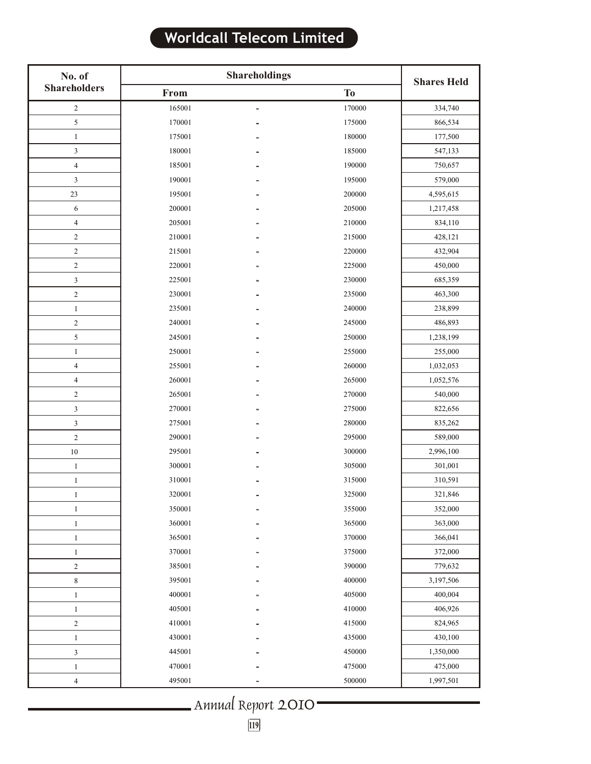| No. of Shareholders | Shareholdings | | | Shares Held |
|---|---|---|---|---|
| | From | | To | |
| 2 | 165001 | - | 170000 | 334,740 |
| 5 | 170001 | - | 175000 | 866,534 |
| 1 | 175001 | - | 180000 | 177,500 |
| 3 | 180001 | - | 185000 | 547,133 |
| 4 | 185001 | - | 190000 | 750,657 |
| 3 | 190001 | - | 195000 | 579,000 |
| 23 | 195001 | - | 200000 | 4,595,615 |
| 6 | 200001 | - | 205000 | 1,217,458 |
| 4 | 205001 | - | 210000 | 834,110 |
| 2 | 210001 | - | 215000 | 428,121 |
| 2 | 215001 | - | 220000 | 432,904 |
| 2 | 220001 | - | 225000 | 450,000 |
| 3 | 225001 | - | 230000 | 685,359 |
| 2 | 230001 | - | 235000 | 463,300 |
| 1 | 235001 | - | 240000 | 238,899 |
| 2 | 240001 | - | 245000 | 486,893 |
| 5 | 245001 | - | 250000 | 1,238,199 |
| 1 | 250001 | - | 255000 | 255,000 |
| 4 | 255001 | - | 260000 | 1,032,053 |
| 4 | 260001 | - | 265000 | 1,052,576 |
| 2 | 265001 | - | 270000 | 540,000 |
| 3 | 270001 | - | 275000 | 822,656 |
| 3 | 275001 | - | 280000 | 835,262 |
| 2 | 290001 | - | 295000 | 589,000 |
| 10 | 295001 | - | 300000 | 2,996,100 |
| 1 | 300001 | - | 305000 | 301,001 |
| 1 | 310001 | - | 315000 | 310,591 |
| 1 | 320001 | - | 325000 | 321,846 |
| 1 | 350001 | - | 355000 | 352,000 |
| 1 | 360001 | - | 365000 | 363,000 |
| 1 | 365001 | - | 370000 | 366,041 |
| 1 | 370001 | - | 375000 | 372,000 |
| 2 | 385001 | - | 390000 | 779,632 |
| 8 | 395001 | - | 400000 | 3,197,506 |
| 1 | 400001 | - | 405000 | 400,004 |
| 1 | 405001 | - | 410000 | 406,926 |
| 2 | 410001 | - | 415000 | 824,965 |
| 1 | 430001 | - | 435000 | 430,100 |
| 3 | 445001 | - | 450000 | 1,350,000 |
| 1 | 470001 | - | 475000 | 475,000 |
| 4 | 495001 | - | 500000 | 1,997,501 |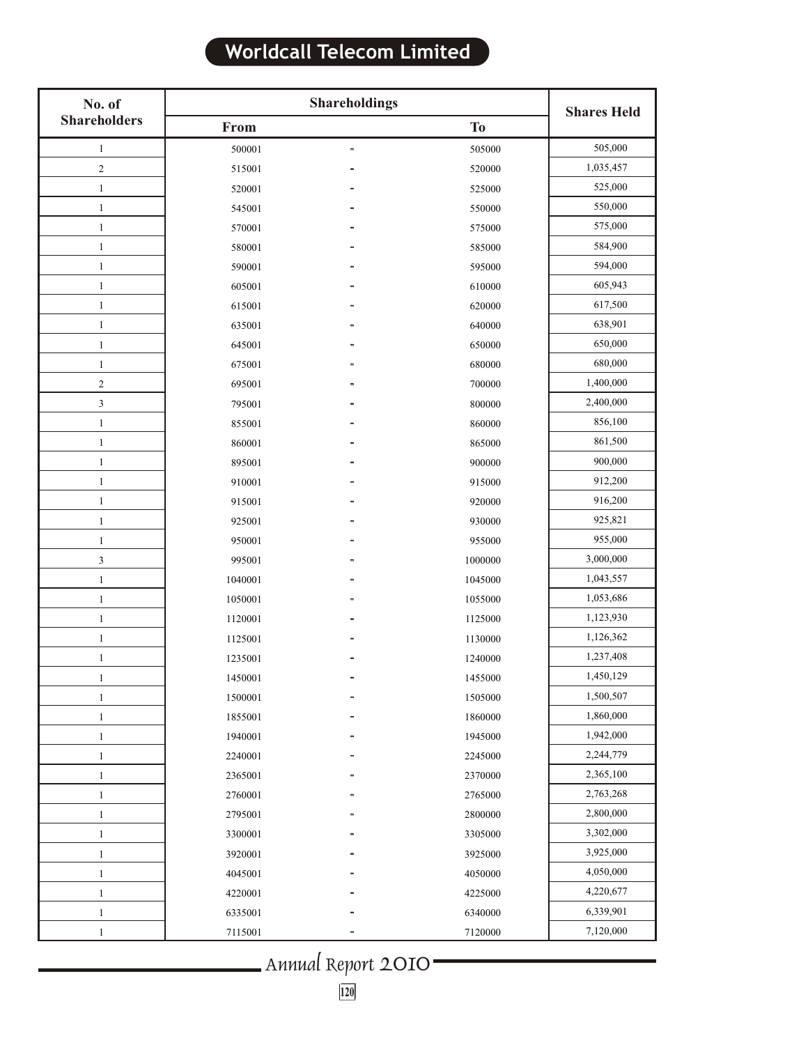| No. of Shareholders | Shareholdings | | | Shares Held |
|---|---|---|---|---|
| | From | | To | |
| 1 | 500001 | - | 505000 | 505,000 |
| 2 | 515001 | - | 520000 | 1,035,457 |
| 1 | 520001 | - | 525000 | 525,000 |
| 1 | 545001 | - | 550000 | 550,000 |
| 1 | 570001 | - | 575000 | 575,000 |
| 1 | 580001 | - | 585000 | 584,900 |
| 1 | 590001 | - | 595000 | 594,000 |
| 1 | 605001 | - | 610000 | 605,943 |
| 1 | 615001 | - | 620000 | 617,500 |
| 1 | 635001 | - | 640000 | 638,901 |
| 1 | 645001 | - | 650000 | 650,000 |
| 1 | 675001 | - | 680000 | 680,000 |
| 2 | 695001 | - | 700000 | 1,400,000 |
| 3 | 795001 | - | 800000 | 2,400,000 |
| 1 | 855001 | - | 860000 | 856,100 |
| 1 | 860001 | - | 865000 | 861,500 |
| 1 | 895001 | - | 900000 | 900,000 |
| 1 | 910001 | - | 915000 | 912,200 |
| 1 | 915001 | - | 920000 | 916,200 |
| 1 | 925001 | - | 930000 | 925,821 |
| 1 | 950001 | - | 955000 | 955,000 |
| 3 | 995001 | - | 1000000 | 3,000,000 |
| 1 | 1040001 | - | 1045000 | 1,043,557 |
| 1 | 1050001 | - | 1055000 | 1,053,686 |
| 1 | 1120001 | - | 1125000 | 1,123,930 |
| 1 | 1125001 | - | 1130000 | 1,126,362 |
| 1 | 1235001 | - | 1240000 | 1,237,408 |
| 1 | 1450001 | - | 1455000 | 1,450,129 |
| 1 | 1500001 | - | 1505000 | 1,500,507 |
| 1 | 1855001 | - | 1860000 | 1,860,000 |
| 1 | 1940001 | - | 1945000 | 1,942,000 |
| 1 | 2240001 | - | 2245000 | 2,244,779 |
| 1 | 2365001 | - | 2370000 | 2,365,100 |
| 1 | 2760001 | - | 2765000 | 2,763,268 |
| 1 | 2795001 | - | 2800000 | 2,800,000 |
| 1 | 3300001 | - | 3305000 | 3,302,000 |
| 1 | 3920001 | - | 3925000 | 3,925,000 |
| 1 | 4045001 | - | 4050000 | 4,050,000 |
| 1 | 4220001 | - | 4225000 | 4,220,677 |
| 1 | 6335001 | - | 6340000 | 6,339,901 |
| 1 | 7115001 | - | 7120000 | 7,120,000 |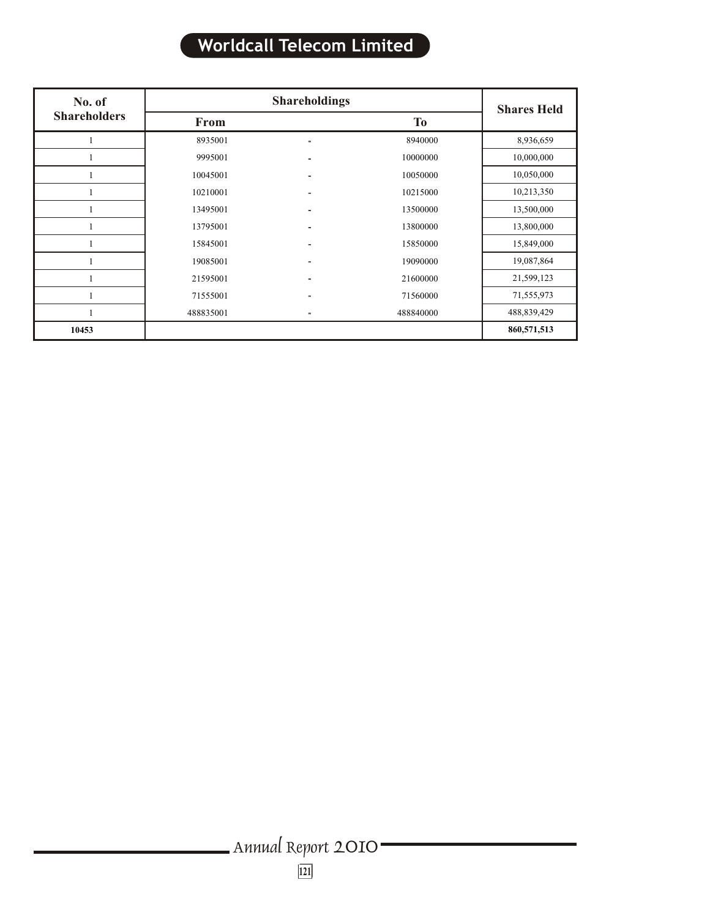| No. of Shareholders | Shareholdings | | | Shares Held |
|---|---|---|---|---|
| | From | | To | |
| 1 | 8935001 | - | 8940000 | 8,936,659 |
| 1 | 9995001 | - | 10000000 | 10,000,000 |
| 1 | 10045001 | - | 10050000 | 10,050,000 |
| 1 | 10210001 | - | 10215000 | 10,213,350 |
| 1 | 13495001 | - | 13500000 | 13,500,000 |
| 1 | 13795001 | - | 13800000 | 13,800,000 |
| 1 | 15845001 | - | 15850000 | 15,849,000 |
| 1 | 19085001 | - | 19090000 | 19,087,864 |
| 1 | 21595001 | - | 21600000 | 21,599,123 |
| 1 | 71555001 | - | 71560000 | 71,555,973 |
| 1 | 488835001 | - | 488840000 | 488,839,429 |
| **10453** | | | | **860,571,513** |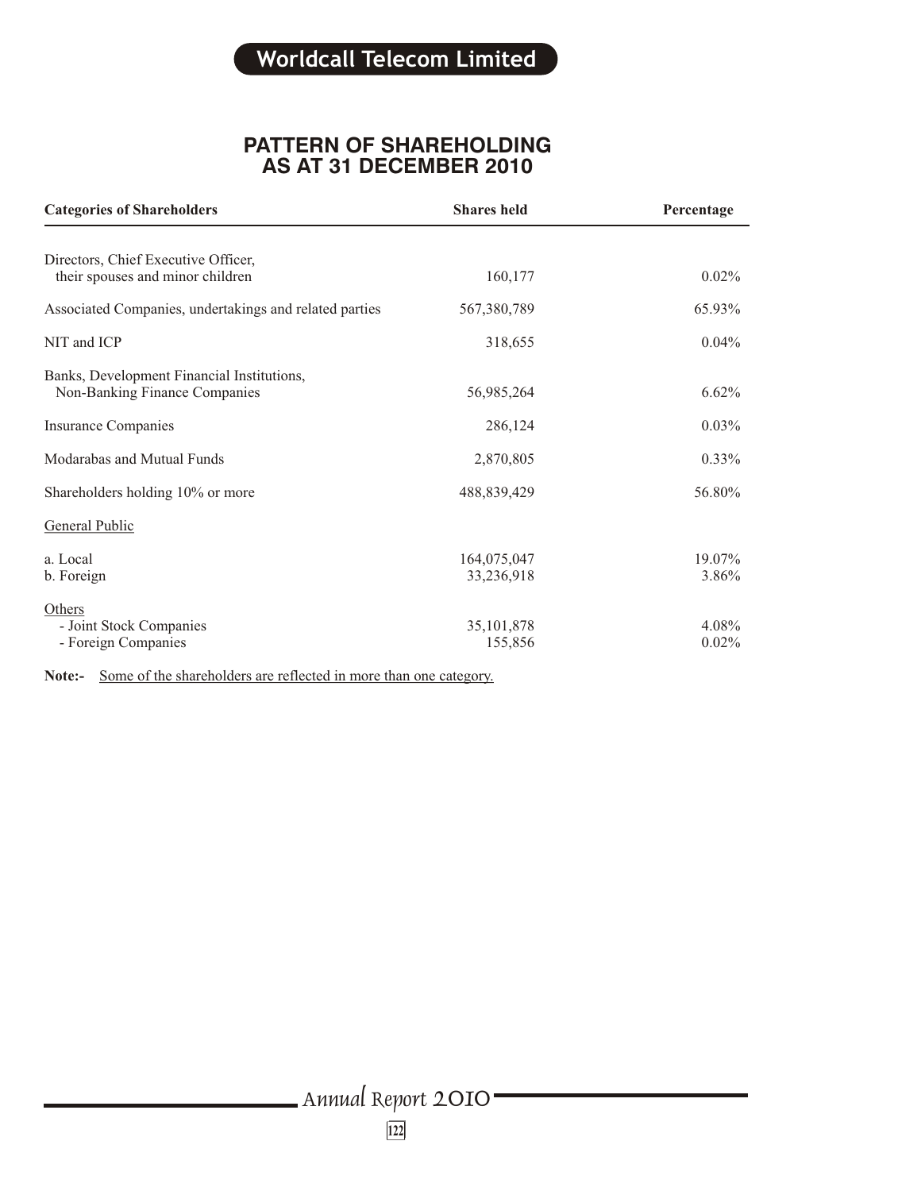# PATTERN OF SHAREHOLDING AS AT 31 DECEMBER 2010

| Categories of Shareholders | Shares held | Percentage |
|---|---|---|
| Directors, Chief Executive Officer, their spouses and minor children | 160,177 | 0.02% |
| Associated Companies, undertakings and related parties | 567,380,789 | 65.93% |
| NIT and ICP | 318,655 | 0.04% |
| Banks, Development Financial Institutions, Non-Banking Finance Companies | 56,985,264 | 6.62% |
| Insurance Companies | 286,124 | 0.03% |
| Modarabas and Mutual Funds | 2,870,805 | 0.33% |
| Shareholders holding 10% or more | 488,839,429 | 56.80% |
| General Public | | |
| a. Local | 164,075,047 | 19.07% |
| b. Foreign | 33,236,918 | 3.86% |
| Others | | |
| - Joint Stock Companies | 35,101,878 | 4.08% |
| - Foreign Companies | 155,856 | 0.02% |

**Note:-** Some of the shareholders are reflected in more than one category.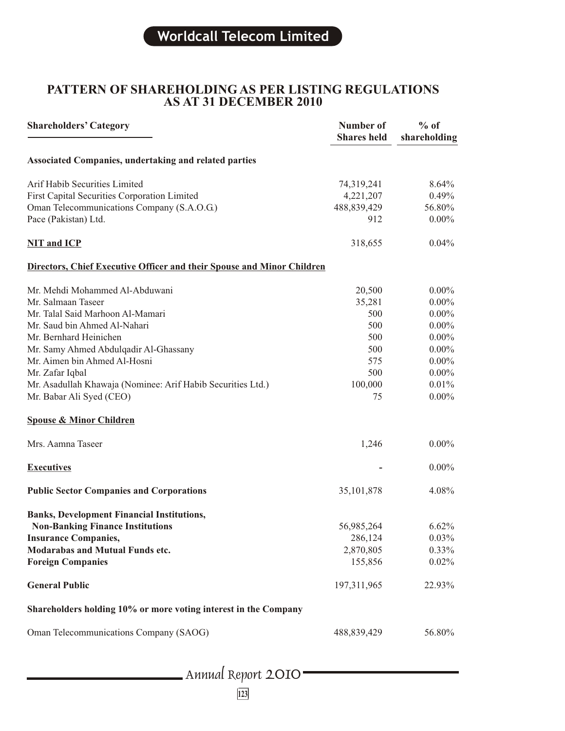# PATTERN OF SHAREHOLDING AS PER LISTING REGULATIONS AS AT 31 DECEMBER 2010

| Shareholders' Category | Number of Shares held | % of shareholding |
|---|---|---|
| **Associated Companies, undertaking and related parties** | | |
| Arif Habib Securities Limited | 74,319,241 | 8.64% |
| First Capital Securities Corporation Limited | 4,221,207 | 0.49% |
| Oman Telecommunications Company (S.A.O.G.) | 488,839,429 | 56.80% |
| Pace (Pakistan) Ltd. | 912 | 0.00% |
| **NIT and ICP** | 318,655 | 0.04% |
| **Directors, Chief Executive Officer and their Spouse and Minor Children** | | |
| Mr. Mehdi Mohammed Al-Abduwani | 20,500 | 0.00% |
| Mr. Salmaan Taseer | 35,281 | 0.00% |
| Mr. Talal Said Marhoon Al-Mamari | 500 | 0.00% |
| Mr. Saud bin Ahmed Al-Nahari | 500 | 0.00% |
| Mr. Bernhard Heinichen | 500 | 0.00% |
| Mr. Samy Ahmed Abdulqadir Al-Ghassany | 500 | 0.00% |
| Mr. Aimen bin Ahmed Al-Hosni | 575 | 0.00% |
| Mr. Zafar Iqbal | 500 | 0.00% |
| Mr. Asadullah Khawaja (Nominee: Arif Habib Securities Ltd.) | 100,000 | 0.01% |
| Mr. Babar Ali Syed (CEO) | 75 | 0.00% |
| **Spouse & Minor Children** | | |
| Mrs. Aamna Taseer | 1,246 | 0.00% |
| **Executives** | - | 0.00% |
| **Public Sector Companies and Corporations** | 35,101,878 | 4.08% |
| **Banks, Development Financial Institutions, Non-Banking Finance Institutions** | 56,985,264 | 6.62% |
| **Insurance Companies,** | 286,124 | 0.03% |
| **Modarabas and Mutual Funds etc.** | 2,870,805 | 0.33% |
| **Foreign Companies** | 155,856 | 0.02% |
| **General Public** | 197,311,965 | 22.93% |
| **Shareholders holding 10% or more voting interest in the Company** | | |
| Oman Telecommunications Company (SAOG) | 488,839,429 | 56.80% |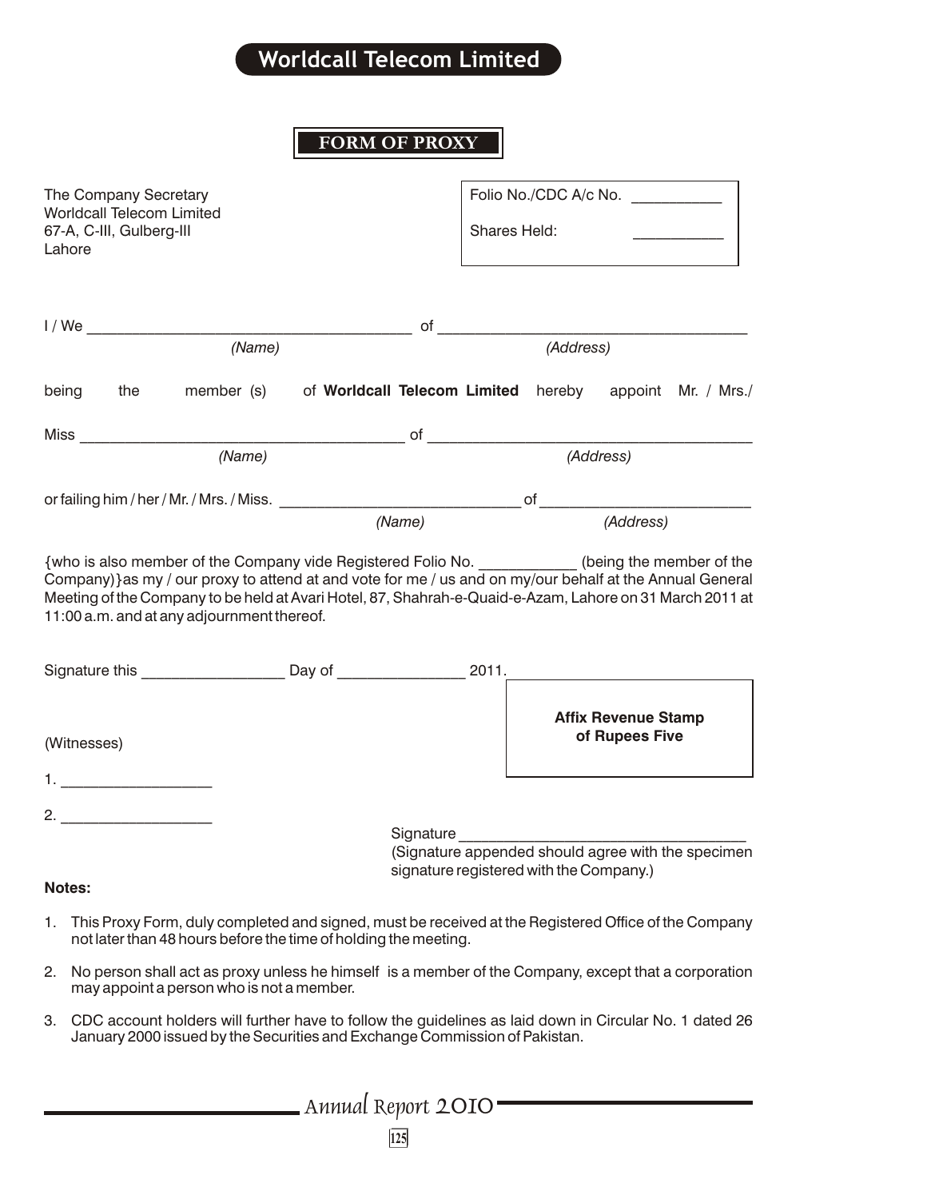# Worldcall Telecom Limited

## FORM OF PROXY

The Company Secretary
Worldcall Telecom Limited
67-A, C-III, Gulberg-III
Lahore

Folio No./CDC A/c No. __________

Shares Held: __________

I / We ______________________________________ of ____________________________________
*(Name)* *(Address)*

being the member (s) of **Worldcall Telecom Limited** hereby appoint Mr. / Mrs./

Miss ______________________________________ of ______________________________________
*(Name)* *(Address)*

or failing him / her / Mr. / Mrs. / Miss. ____________________________ of ________________________
*(Name)* *(Address)*

{who is also member of the Company vide Registered Folio No. ___________ (being the member of the Company)}as my / our proxy to attend at and vote for me / us and on my/our behalf at the Annual General Meeting of the Company to be held at Avari Hotel, 87, Shahrah-e-Quaid-e-Azam, Lahore on 31 March 2011 at 11:00 a.m. and at any adjournment thereof.

Signature this ________________ Day of _______________ 2011.

**Affix Revenue Stamp of Rupees Five**

(Witnesses)

1. __________________

2. __________________

Signature ___________________________________
(Signature appended should agree with the specimen signature registered with the Company.)

**Notes:**

1. This Proxy Form, duly completed and signed, must be received at the Registered Office of the Company not later than 48 hours before the time of holding the meeting.
2. No person shall act as proxy unless he himself is a member of the Company, except that a corporation may appoint a person who is not a member.
3. CDC account holders will further have to follow the guidelines as laid down in Circular No. 1 dated 26 January 2000 issued by the Securities and Exchange Commission of Pakistan.